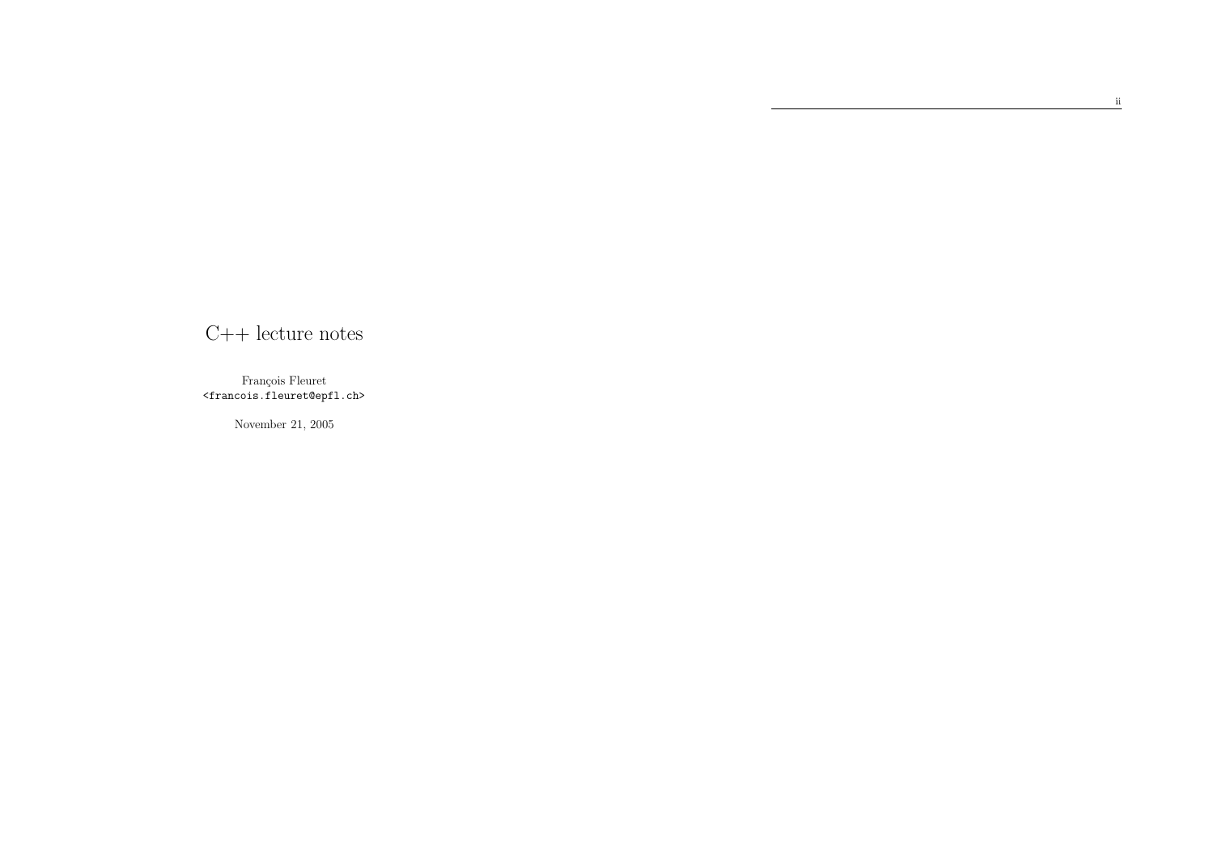# C++ lecture notes

François Fleuret
<francois.fleuret@epfl.ch>

November 21, 2005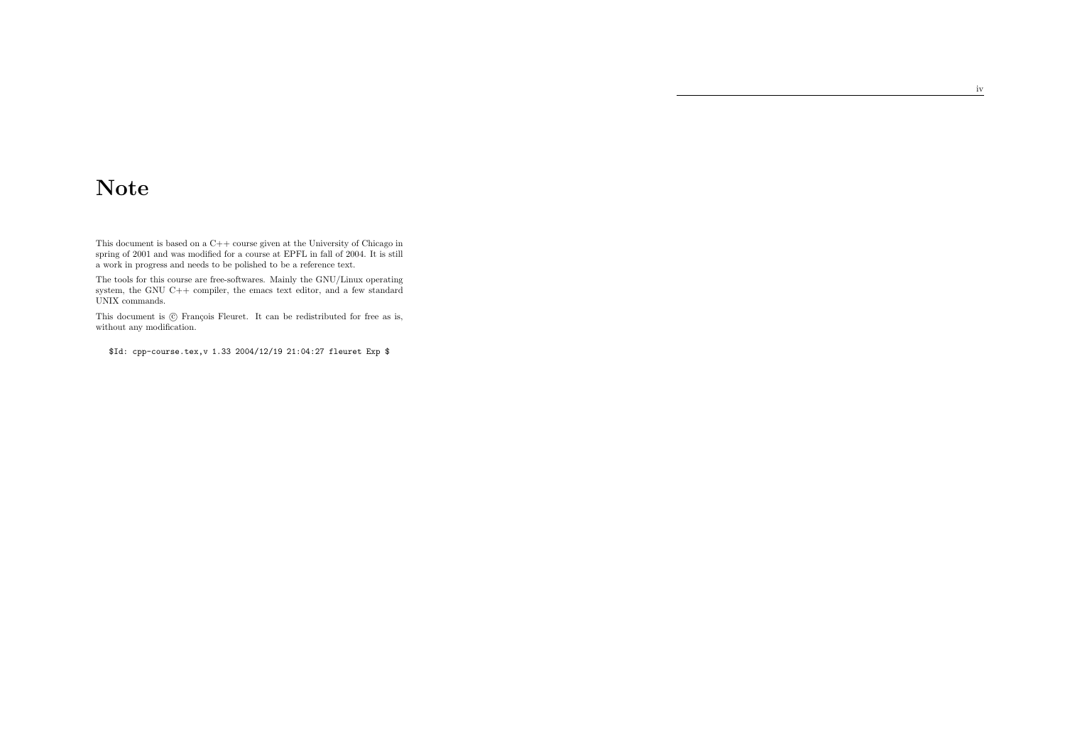# Note

This document is based on a C++ course given at the University of Chicago in spring of 2001 and was modified for a course at EPFL in fall of 2004. It is still a work in progress and needs to be polished to be a reference text.

The tools for this course are free-softwares. Mainly the GNU/Linux operating system, the GNU C++ compiler, the emacs text editor, and a few standard UNIX commands.

This document is © François Fleuret. It can be redistributed for free as is, without any modification.

```
$Id: cpp-course.tex,v 1.33 2004/12/19 21:04:27 fleuret Exp $
```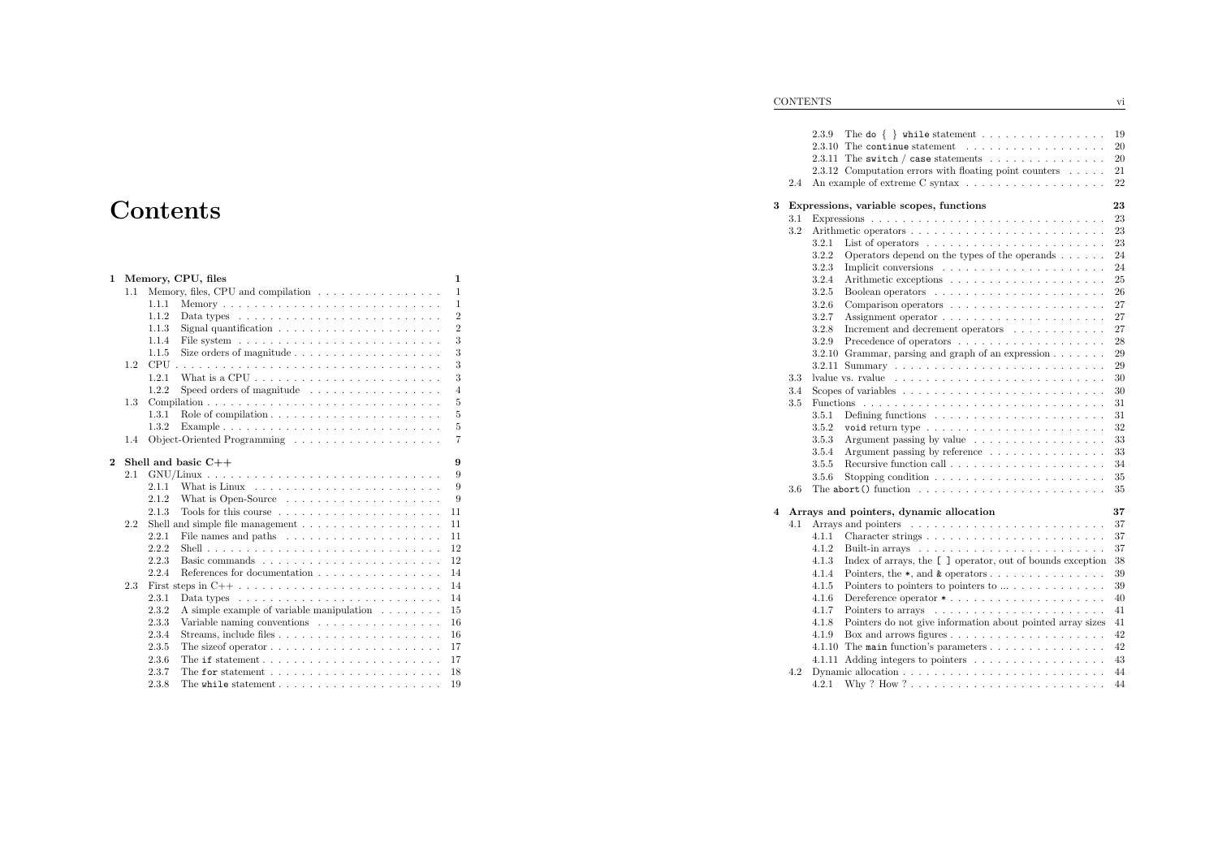# Contents

**1 Memory, CPU, files** — **1**

- 1.1 Memory, files, CPU and compilation — 1
  - 1.1.1 Memory — 1
  - 1.1.2 Data types — 2
  - 1.1.3 Signal quantification — 2
  - 1.1.4 File system — 3
  - 1.1.5 Size orders of magnitude — 3
- 1.2 CPU — 3
  - 1.2.1 What is a CPU — 3
  - 1.2.2 Speed orders of magnitude — 4
- 1.3 Compilation — 5
  - 1.3.1 Role of compilation — 5
  - 1.3.2 Example — 5
- 1.4 Object-Oriented Programming — 7

**2 Shell and basic C++** — **9**

- 2.1 GNU/Linux — 9
  - 2.1.1 What is Linux — 9
  - 2.1.2 What is Open-Source — 9
  - 2.1.3 Tools for this course — 11
- 2.2 Shell and simple file management — 11
  - 2.2.1 File names and paths — 11
  - 2.2.2 Shell — 12
  - 2.2.3 Basic commands — 12
  - 2.2.4 References for documentation — 14
- 2.3 First steps in C++ — 14
  - 2.3.1 Data types — 14
  - 2.3.2 A simple example of variable manipulation — 15
  - 2.3.3 Variable naming conventions — 16
  - 2.3.4 Streams, include files — 16
  - 2.3.5 The sizeof operator — 17
  - 2.3.6 The `if` statement — 17
  - 2.3.7 The `for` statement — 18
  - 2.3.8 The `while` statement — 19
  - 2.3.9 The `do { } while` statement — 19
  - 2.3.10 The `continue` statement — 20
  - 2.3.11 The `switch` / `case` statements — 20
  - 2.3.12 Computation errors with floating point counters — 21
- 2.4 An example of extreme C syntax — 22

**3 Expressions, variable scopes, functions** — **23**

- 3.1 Expressions — 23
- 3.2 Arithmetic operators — 23
  - 3.2.1 List of operators — 23
  - 3.2.2 Operators depend on the types of the operands — 24
  - 3.2.3 Implicit conversions — 24
  - 3.2.4 Arithmetic exceptions — 25
  - 3.2.5 Boolean operators — 26
  - 3.2.6 Comparison operators — 27
  - 3.2.7 Assignment operator — 27
  - 3.2.8 Increment and decrement operators — 27
  - 3.2.9 Precedence of operators — 28
  - 3.2.10 Grammar, parsing and graph of an expression — 29
  - 3.2.11 Summary — 29
- 3.3 lvalue vs. rvalue — 30
- 3.4 Scopes of variables — 30
- 3.5 Functions — 31
  - 3.5.1 Defining functions — 31
  - 3.5.2 `void` return type — 32
  - 3.5.3 Argument passing by value — 33
  - 3.5.4 Argument passing by reference — 33
  - 3.5.5 Recursive function call — 34
  - 3.5.6 Stopping condition — 35
- 3.6 The `abort()` function — 35

**4 Arrays and pointers, dynamic allocation** — **37**

- 4.1 Arrays and pointers — 37
  - 4.1.1 Character strings — 37
  - 4.1.2 Built-in arrays — 37
  - 4.1.3 Index of arrays, the `[ ]` operator, out of bounds exception — 38
  - 4.1.4 Pointers, the `*`, and `&` operators — 39
  - 4.1.5 Pointers to pointers to pointers to ... — 39
  - 4.1.6 Dereference operator `*` — 40
  - 4.1.7 Pointers to arrays — 41
  - 4.1.8 Pointers do not give information about pointed array sizes — 41
  - 4.1.9 Box and arrows figures — 42
  - 4.1.10 The `main` function's parameters — 42
  - 4.1.11 Adding integers to pointers — 43
- 4.2 Dynamic allocation — 44
  - 4.2.1 Why ? How ? — 44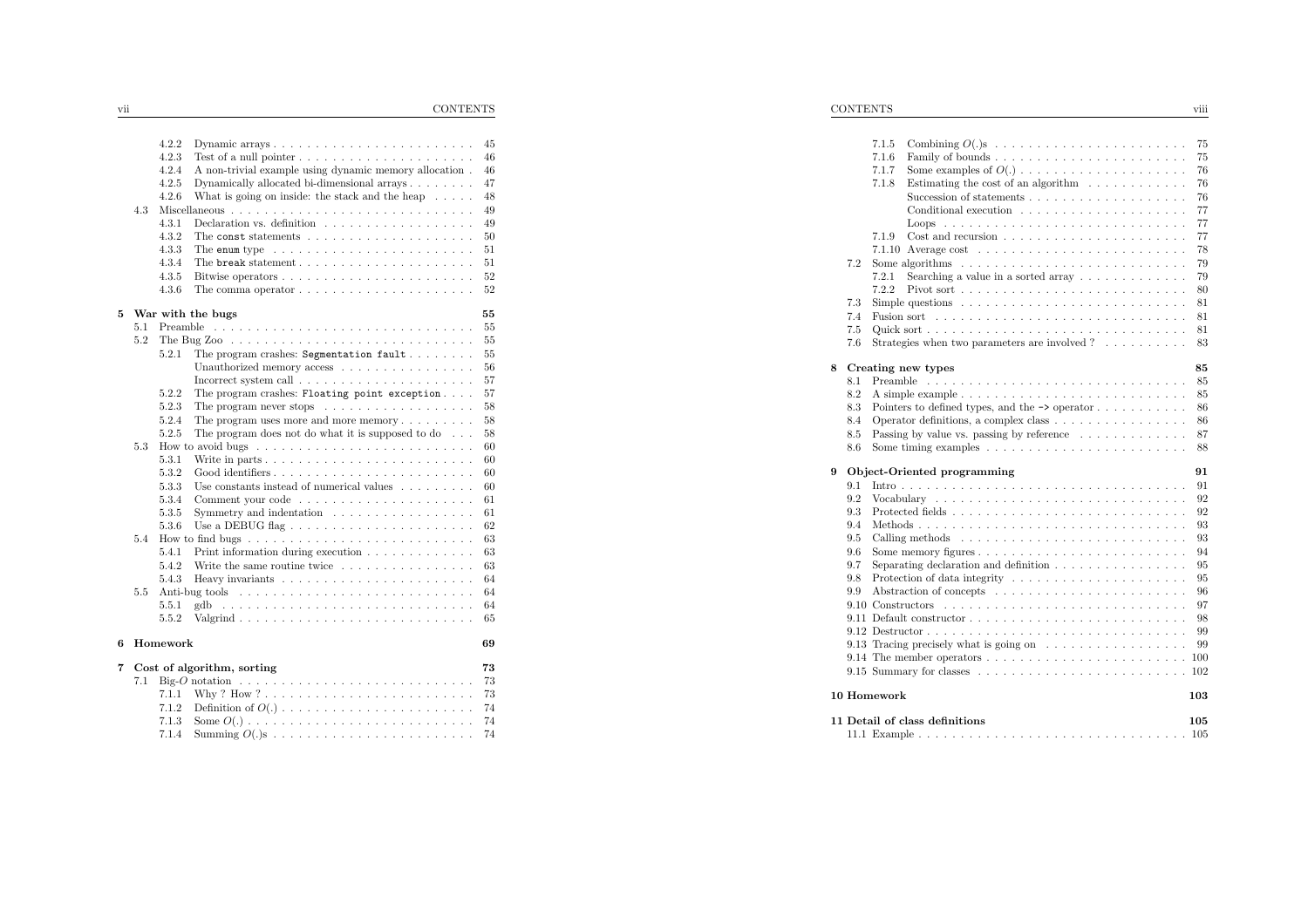4.2.2 Dynamic arrays . . . . . . . . . . . . . . . . . . . . . . . . . 45
4.2.3 Test of a null pointer . . . . . . . . . . . . . . . . . . . . . . 46
4.2.4 A non-trivial example using dynamic memory allocation . 46
4.2.5 Dynamically allocated bi-dimensional arrays . . . . . . . . 47
4.2.6 What is going on inside: the stack and the heap . . . . . 48
4.3 Miscellaneous . . . . . . . . . . . . . . . . . . . . . . . . . . . . . 49
4.3.1 Declaration vs. definition . . . . . . . . . . . . . . . . . . 49
4.3.2 The `const` statements . . . . . . . . . . . . . . . . . . . . 50
4.3.3 The `enum` type . . . . . . . . . . . . . . . . . . . . . . . . 51
4.3.4 The `break` statement . . . . . . . . . . . . . . . . . . . . . 51
4.3.5 Bitwise operators . . . . . . . . . . . . . . . . . . . . . . . 52
4.3.6 The comma operator . . . . . . . . . . . . . . . . . . . . . . 52

**5 War with the bugs** **55**
5.1 Preamble . . . . . . . . . . . . . . . . . . . . . . . . . . . . . . . 55
5.2 The Bug Zoo . . . . . . . . . . . . . . . . . . . . . . . . . . . . . 55
5.2.1 The program crashes: `Segmentation fault` . . . . . . . . 55
Unauthorized memory access . . . . . . . . . . . . . . . . 56
Incorrect system call . . . . . . . . . . . . . . . . . . . . . 57
5.2.2 The program crashes: `Floating point exception` . . . . 57
5.2.3 The program never stops . . . . . . . . . . . . . . . . . . 58
5.2.4 The program uses more and more memory . . . . . . . . . 58
5.2.5 The program does not do what it is supposed to do . . . 58
5.3 How to avoid bugs . . . . . . . . . . . . . . . . . . . . . . . . . . 60
5.3.1 Write in parts . . . . . . . . . . . . . . . . . . . . . . . . . 60
5.3.2 Good identifiers . . . . . . . . . . . . . . . . . . . . . . . . 60
5.3.3 Use constants instead of numerical values . . . . . . . . . 60
5.3.4 Comment your code . . . . . . . . . . . . . . . . . . . . . 61
5.3.5 Symmetry and indentation . . . . . . . . . . . . . . . . . 61
5.3.6 Use a DEBUG flag . . . . . . . . . . . . . . . . . . . . . . 62
5.4 How to find bugs . . . . . . . . . . . . . . . . . . . . . . . . . . . 63
5.4.1 Print information during execution . . . . . . . . . . . . . 63
5.4.2 Write the same routine twice . . . . . . . . . . . . . . . . 63
5.4.3 Heavy invariants . . . . . . . . . . . . . . . . . . . . . . . 64
5.5 Anti-bug tools . . . . . . . . . . . . . . . . . . . . . . . . . . . . 64
5.5.1 gdb . . . . . . . . . . . . . . . . . . . . . . . . . . . . . . . 64
5.5.2 Valgrind . . . . . . . . . . . . . . . . . . . . . . . . . . . . 65

**6 Homework** **69**

**7 Cost of algorithm, sorting** **73**
7.1 Big-$O$ notation . . . . . . . . . . . . . . . . . . . . . . . . . . . 73
7.1.1 Why ? How ? . . . . . . . . . . . . . . . . . . . . . . . . . 73
7.1.2 Definition of $O(.)$ . . . . . . . . . . . . . . . . . . . . . . 74
7.1.3 Some $O(.)$ . . . . . . . . . . . . . . . . . . . . . . . . . . 74
7.1.4 Summing $O(.)$s . . . . . . . . . . . . . . . . . . . . . . . . 74
7.1.5 Combining $O(.)$s . . . . . . . . . . . . . . . . . . . . . . . 75
7.1.6 Family of bounds . . . . . . . . . . . . . . . . . . . . . . . 75
7.1.7 Some examples of $O(.)$ . . . . . . . . . . . . . . . . . . . 76
7.1.8 Estimating the cost of an algorithm . . . . . . . . . . . . 76
Succession of statements . . . . . . . . . . . . . . . . . . . 76
Conditional execution . . . . . . . . . . . . . . . . . . . . 77
Loops . . . . . . . . . . . . . . . . . . . . . . . . . . . . . . 77
7.1.9 Cost and recursion . . . . . . . . . . . . . . . . . . . . . . 77
7.1.10 Average cost . . . . . . . . . . . . . . . . . . . . . . . . . 78
7.2 Some algorithms . . . . . . . . . . . . . . . . . . . . . . . . . . . 79
7.2.1 Searching a value in a sorted array . . . . . . . . . . . . . 79
7.2.2 Pivot sort . . . . . . . . . . . . . . . . . . . . . . . . . . . 80
7.3 Simple questions . . . . . . . . . . . . . . . . . . . . . . . . . . . 81
7.4 Fusion sort . . . . . . . . . . . . . . . . . . . . . . . . . . . . . . 81
7.5 Quick sort . . . . . . . . . . . . . . . . . . . . . . . . . . . . . . . 81
7.6 Strategies when two parameters are involved ? . . . . . . . . . . 83

**8 Creating new types** **85**
8.1 Preamble . . . . . . . . . . . . . . . . . . . . . . . . . . . . . . . 85
8.2 A simple example . . . . . . . . . . . . . . . . . . . . . . . . . . . 85
8.3 Pointers to defined types, and the `->` operator . . . . . . . . . . . 86
8.4 Operator definitions, a complex class . . . . . . . . . . . . . . . . 86
8.5 Passing by value vs. passing by reference . . . . . . . . . . . . . 87
8.6 Some timing examples . . . . . . . . . . . . . . . . . . . . . . . . 88

**9 Object-Oriented programming** **91**
9.1 Intro . . . . . . . . . . . . . . . . . . . . . . . . . . . . . . . . . . 91
9.2 Vocabulary . . . . . . . . . . . . . . . . . . . . . . . . . . . . . . 92
9.3 Protected fields . . . . . . . . . . . . . . . . . . . . . . . . . . . . 92
9.4 Methods . . . . . . . . . . . . . . . . . . . . . . . . . . . . . . . . 93
9.5 Calling methods . . . . . . . . . . . . . . . . . . . . . . . . . . . 93
9.6 Some memory figures . . . . . . . . . . . . . . . . . . . . . . . . 94
9.7 Separating declaration and definition . . . . . . . . . . . . . . . 95
9.8 Protection of data integrity . . . . . . . . . . . . . . . . . . . . . 95
9.9 Abstraction of concepts . . . . . . . . . . . . . . . . . . . . . . . 96
9.10 Constructors . . . . . . . . . . . . . . . . . . . . . . . . . . . . . 97
9.11 Default constructor . . . . . . . . . . . . . . . . . . . . . . . . . 98
9.12 Destructor . . . . . . . . . . . . . . . . . . . . . . . . . . . . . . 99
9.13 Tracing precisely what is going on . . . . . . . . . . . . . . . . . 99
9.14 The member operators . . . . . . . . . . . . . . . . . . . . . . . . 100
9.15 Summary for classes . . . . . . . . . . . . . . . . . . . . . . . . . 102

**10 Homework** **103**

**11 Detail of class definitions** **105**
11.1 Example . . . . . . . . . . . . . . . . . . . . . . . . . . . . . . . . 105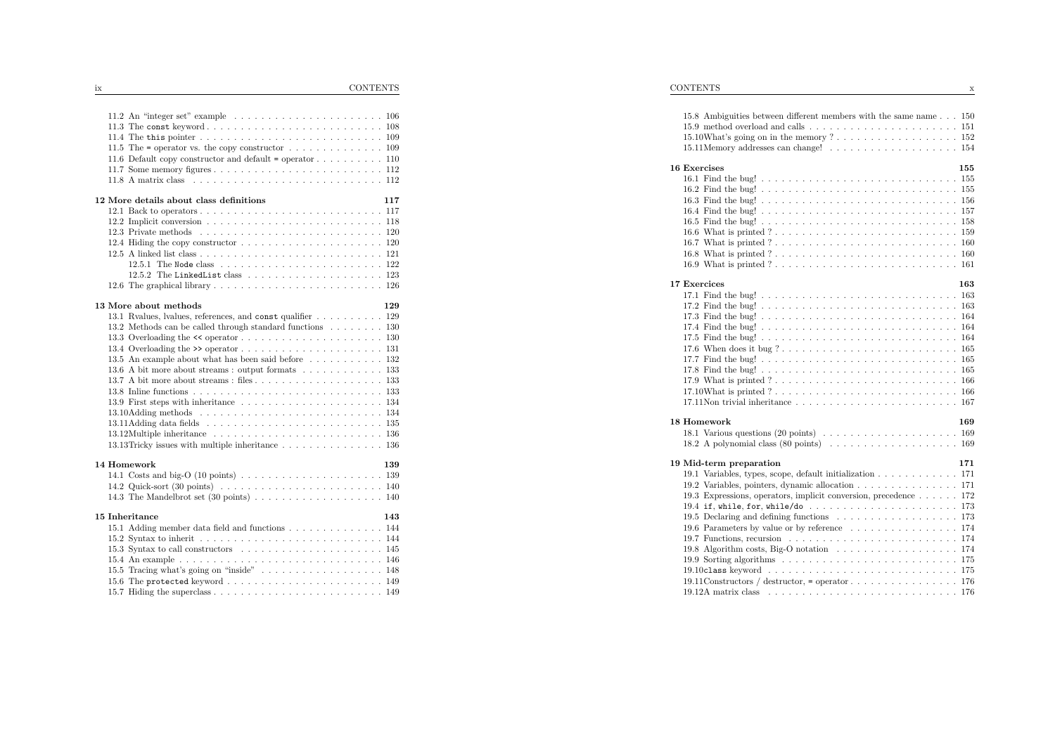11.2 An "integer set" example . . . . . . . . . . . . . . . . . . . . . . . 106
11.3 The `const` keyword . . . . . . . . . . . . . . . . . . . . . . . . . . 108
11.4 The `this` pointer . . . . . . . . . . . . . . . . . . . . . . . . . . . 109
11.5 The `=` operator vs. the copy constructor . . . . . . . . . . . . . . 109
11.6 Default copy constructor and default `=` operator . . . . . . . . . . 110
11.7 Some memory figures . . . . . . . . . . . . . . . . . . . . . . . . . . 112
11.8 A matrix class . . . . . . . . . . . . . . . . . . . . . . . . . . . . 112

**12 More details about class definitions** **117**
12.1 Back to operators . . . . . . . . . . . . . . . . . . . . . . . . . . . 117
12.2 Implicit conversion . . . . . . . . . . . . . . . . . . . . . . . . . . 118
12.3 Private methods . . . . . . . . . . . . . . . . . . . . . . . . . . . . 120
12.4 Hiding the copy constructor . . . . . . . . . . . . . . . . . . . . . . 120
12.5 A linked list class . . . . . . . . . . . . . . . . . . . . . . . . . . . 121
  12.5.1 The `Node` class . . . . . . . . . . . . . . . . . . . . . . . . 122
  12.5.2 The `LinkedList` class . . . . . . . . . . . . . . . . . . . . . 123
12.6 The graphical library . . . . . . . . . . . . . . . . . . . . . . . . . 126

**13 More about methods** **129**
13.1 Rvalues, lvalues, references, and `const` qualifier . . . . . . . . . . 129
13.2 Methods can be called through standard functions . . . . . . . . . 130
13.3 Overloading the `<<` operator . . . . . . . . . . . . . . . . . . . . . 130
13.4 Overloading the `>>` operator . . . . . . . . . . . . . . . . . . . . . 131
13.5 An example about what has been said before . . . . . . . . . . . . 132
13.6 A bit more about streams : output formats . . . . . . . . . . . . . 133
13.7 A bit more about streams : files . . . . . . . . . . . . . . . . . . . . 133
13.8 Inline functions . . . . . . . . . . . . . . . . . . . . . . . . . . . . 133
13.9 First steps with inheritance . . . . . . . . . . . . . . . . . . . . . . 134
13.10Adding methods . . . . . . . . . . . . . . . . . . . . . . . . . . . . 134
13.11Adding data fields . . . . . . . . . . . . . . . . . . . . . . . . . . . 135
13.12Multiple inheritance . . . . . . . . . . . . . . . . . . . . . . . . . . 136
13.13Tricky issues with multiple inheritance . . . . . . . . . . . . . . . . 136

**14 Homework** **139**
14.1 Costs and big-O (10 points) . . . . . . . . . . . . . . . . . . . . . . 139
14.2 Quick-sort (30 points) . . . . . . . . . . . . . . . . . . . . . . . . . 140
14.3 The Mandelbrot set (30 points) . . . . . . . . . . . . . . . . . . . . 140

**15 Inheritance** **143**
15.1 Adding member data field and functions . . . . . . . . . . . . . . . 144
15.2 Syntax to inherit . . . . . . . . . . . . . . . . . . . . . . . . . . . . 144
15.3 Syntax to call constructors . . . . . . . . . . . . . . . . . . . . . . 145
15.4 An example . . . . . . . . . . . . . . . . . . . . . . . . . . . . . . . 146
15.5 Tracing what's going on "inside" . . . . . . . . . . . . . . . . . . . 148
15.6 The `protected` keyword . . . . . . . . . . . . . . . . . . . . . . . . 149
15.7 Hiding the superclass . . . . . . . . . . . . . . . . . . . . . . . . . . 149
15.8 Ambiguities between different members with the same name . . . 150
15.9 method overload and calls . . . . . . . . . . . . . . . . . . . . . . . 151
15.10What's going on in the memory ? . . . . . . . . . . . . . . . . . . . 152
15.11Memory addresses can change! . . . . . . . . . . . . . . . . . . . . 154

**16 Exercises** **155**
16.1 Find the bug! . . . . . . . . . . . . . . . . . . . . . . . . . . . . . . 155
16.2 Find the bug! . . . . . . . . . . . . . . . . . . . . . . . . . . . . . . 155
16.3 Find the bug! . . . . . . . . . . . . . . . . . . . . . . . . . . . . . . 156
16.4 Find the bug! . . . . . . . . . . . . . . . . . . . . . . . . . . . . . . 157
16.5 Find the bug! . . . . . . . . . . . . . . . . . . . . . . . . . . . . . . 158
16.6 What is printed ? . . . . . . . . . . . . . . . . . . . . . . . . . . . . 159
16.7 What is printed ? . . . . . . . . . . . . . . . . . . . . . . . . . . . . 160
16.8 What is printed ? . . . . . . . . . . . . . . . . . . . . . . . . . . . . 160
16.9 What is printed ? . . . . . . . . . . . . . . . . . . . . . . . . . . . . 161

**17 Exercices** **163**
17.1 Find the bug! . . . . . . . . . . . . . . . . . . . . . . . . . . . . . . 163
17.2 Find the bug! . . . . . . . . . . . . . . . . . . . . . . . . . . . . . . 163
17.3 Find the bug! . . . . . . . . . . . . . . . . . . . . . . . . . . . . . . 164
17.4 Find the bug! . . . . . . . . . . . . . . . . . . . . . . . . . . . . . . 164
17.5 Find the bug! . . . . . . . . . . . . . . . . . . . . . . . . . . . . . . 164
17.6 When does it bug ? . . . . . . . . . . . . . . . . . . . . . . . . . . . 165
17.7 Find the bug! . . . . . . . . . . . . . . . . . . . . . . . . . . . . . . 165
17.8 Find the bug! . . . . . . . . . . . . . . . . . . . . . . . . . . . . . . 165
17.9 What is printed ? . . . . . . . . . . . . . . . . . . . . . . . . . . . . 166
17.10What is printed ? . . . . . . . . . . . . . . . . . . . . . . . . . . . . 166
17.11Non trivial inheritance . . . . . . . . . . . . . . . . . . . . . . . . . 167

**18 Homework** **169**
18.1 Various questions (20 points) . . . . . . . . . . . . . . . . . . . . . 169
18.2 A polynomial class (80 points) . . . . . . . . . . . . . . . . . . . . 169

**19 Mid-term preparation** **171**
19.1 Variables, types, scope, default initialization . . . . . . . . . . . . 171
19.2 Variables, pointers, dynamic allocation . . . . . . . . . . . . . . . 171
19.3 Expressions, operators, implicit conversion, precedence . . . . . . 172
19.4 `if`, `while`, `for`, `while/do` . . . . . . . . . . . . . . . . . . . . . . . 173
19.5 Declaring and defining functions . . . . . . . . . . . . . . . . . . . 173
19.6 Parameters by value or by reference . . . . . . . . . . . . . . . . . 174
19.7 Functions, recursion . . . . . . . . . . . . . . . . . . . . . . . . . . 174
19.8 Algorithm costs, Big-O notation . . . . . . . . . . . . . . . . . . . 174
19.9 Sorting algorithms . . . . . . . . . . . . . . . . . . . . . . . . . . . 175
19.10`class` keyword . . . . . . . . . . . . . . . . . . . . . . . . . . . . . 175
19.11Constructors / destructor, `=` operator . . . . . . . . . . . . . . . . 176
19.12A matrix class . . . . . . . . . . . . . . . . . . . . . . . . . . . . . 176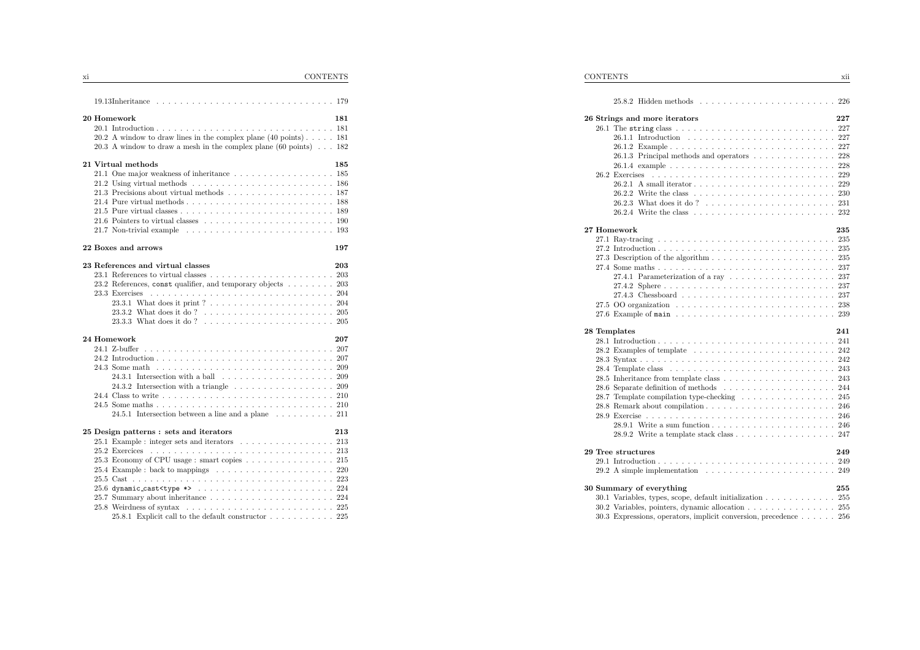19.13 Inheritance . . . . . . . . . . . . . . . . . . . . . . . . . . . . . . 179

**20 Homework** **181**
- 20.1 Introduction . . . . . . . . . . . . . . . . . . . . . . . . . . . . . . 181
- 20.2 A window to draw lines in the complex plane (40 points) . . . . . 181
- 20.3 A window to draw a mesh in the complex plane (60 points) . . . 182

**21 Virtual methods** **185**
- 21.1 One major weakness of inheritance . . . . . . . . . . . . . . . . . 185
- 21.2 Using virtual methods . . . . . . . . . . . . . . . . . . . . . . . . 186
- 21.3 Precisions about virtual methods . . . . . . . . . . . . . . . . . . 187
- 21.4 Pure virtual methods . . . . . . . . . . . . . . . . . . . . . . . . . 188
- 21.5 Pure virtual classes . . . . . . . . . . . . . . . . . . . . . . . . . . 189
- 21.6 Pointers to virtual classes . . . . . . . . . . . . . . . . . . . . . . 190
- 21.7 Non-trivial example . . . . . . . . . . . . . . . . . . . . . . . . . 193

**22 Boxes and arrows** **197**

**23 References and virtual classes** **203**
- 23.1 References to virtual classes . . . . . . . . . . . . . . . . . . . . . 203
- 23.2 References, `const` qualifier, and temporary objects . . . . . . . . 203
- 23.3 Exercises . . . . . . . . . . . . . . . . . . . . . . . . . . . . . . . 204
  - 23.3.1 What does it print ? . . . . . . . . . . . . . . . . . . . . . 204
  - 23.3.2 What does it do ? . . . . . . . . . . . . . . . . . . . . . . 205
  - 23.3.3 What does it do ? . . . . . . . . . . . . . . . . . . . . . . 205

**24 Homework** **207**
- 24.1 Z-buffer . . . . . . . . . . . . . . . . . . . . . . . . . . . . . . . 207
- 24.2 Introduction . . . . . . . . . . . . . . . . . . . . . . . . . . . . . . 207
- 24.3 Some math . . . . . . . . . . . . . . . . . . . . . . . . . . . . . . 209
  - 24.3.1 Intersection with a ball . . . . . . . . . . . . . . . . . . . 209
  - 24.3.2 Intersection with a triangle . . . . . . . . . . . . . . . . . 209
- 24.4 Class to write . . . . . . . . . . . . . . . . . . . . . . . . . . . . . 210
- 24.5 Some maths . . . . . . . . . . . . . . . . . . . . . . . . . . . . . . 210
  - 24.5.1 Intersection between a line and a plane . . . . . . . . . . 211

**25 Design patterns : sets and iterators** **213**
- 25.1 Example : integer sets and iterators . . . . . . . . . . . . . . . . 213
- 25.2 Exercices . . . . . . . . . . . . . . . . . . . . . . . . . . . . . . . 213
- 25.3 Economy of CPU usage : smart copies . . . . . . . . . . . . . . . 215
- 25.4 Example : back to mappings . . . . . . . . . . . . . . . . . . . . 220
- 25.5 Cast . . . . . . . . . . . . . . . . . . . . . . . . . . . . . . . . . . 223
- 25.6 `dynamic_cast<type *>` . . . . . . . . . . . . . . . . . . . . . . . 224
- 25.7 Summary about inheritance . . . . . . . . . . . . . . . . . . . . . 224
- 25.8 Weirdness of syntax . . . . . . . . . . . . . . . . . . . . . . . . . 225
  - 25.8.1 Explicit call to the default constructor . . . . . . . . . . . 225
  - 25.8.2 Hidden methods . . . . . . . . . . . . . . . . . . . . . . . 226

**26 Strings and more iterators** **227**
- 26.1 The `string` class . . . . . . . . . . . . . . . . . . . . . . . . . . 227
  - 26.1.1 Introduction . . . . . . . . . . . . . . . . . . . . . . . . . 227
  - 26.1.2 Example . . . . . . . . . . . . . . . . . . . . . . . . . . . 227
  - 26.1.3 Principal methods and operators . . . . . . . . . . . . . . 228
  - 26.1.4 example . . . . . . . . . . . . . . . . . . . . . . . . . . . 228
- 26.2 Exercises . . . . . . . . . . . . . . . . . . . . . . . . . . . . . . . 229
  - 26.2.1 A small iterator . . . . . . . . . . . . . . . . . . . . . . . 229
  - 26.2.2 Write the class . . . . . . . . . . . . . . . . . . . . . . . 230
  - 26.2.3 What does it do ? . . . . . . . . . . . . . . . . . . . . . . 231
  - 26.2.4 Write the class . . . . . . . . . . . . . . . . . . . . . . . 232

**27 Homework** **235**
- 27.1 Ray-tracing . . . . . . . . . . . . . . . . . . . . . . . . . . . . . . 235
- 27.2 Introduction . . . . . . . . . . . . . . . . . . . . . . . . . . . . . . 235
- 27.3 Description of the algorithm . . . . . . . . . . . . . . . . . . . . . 235
- 27.4 Some maths . . . . . . . . . . . . . . . . . . . . . . . . . . . . . . 237
  - 27.4.1 Parameterization of a ray . . . . . . . . . . . . . . . . . . 237
  - 27.4.2 Sphere . . . . . . . . . . . . . . . . . . . . . . . . . . . . 237
  - 27.4.3 Chessboard . . . . . . . . . . . . . . . . . . . . . . . . . 237
- 27.5 OO organization . . . . . . . . . . . . . . . . . . . . . . . . . . . 238
- 27.6 Example of `main` . . . . . . . . . . . . . . . . . . . . . . . . . . 239

**28 Templates** **241**
- 28.1 Introduction . . . . . . . . . . . . . . . . . . . . . . . . . . . . . . 241
- 28.2 Examples of template . . . . . . . . . . . . . . . . . . . . . . . . 242
- 28.3 Syntax . . . . . . . . . . . . . . . . . . . . . . . . . . . . . . . . . 242
- 28.4 Template class . . . . . . . . . . . . . . . . . . . . . . . . . . . . 243
- 28.5 Inheritance from template class . . . . . . . . . . . . . . . . . . . 243
- 28.6 Separate definition of methods . . . . . . . . . . . . . . . . . . . 244
- 28.7 Template compilation type-checking . . . . . . . . . . . . . . . . 245
- 28.8 Remark about compilation . . . . . . . . . . . . . . . . . . . . . . 246
- 28.9 Exercise . . . . . . . . . . . . . . . . . . . . . . . . . . . . . . . . 246
  - 28.9.1 Write a sum function . . . . . . . . . . . . . . . . . . . . . 246
  - 28.9.2 Write a template stack class . . . . . . . . . . . . . . . . . 247

**29 Tree structures** **249**
- 29.1 Introduction . . . . . . . . . . . . . . . . . . . . . . . . . . . . . . 249
- 29.2 A simple implementation . . . . . . . . . . . . . . . . . . . . . . 249

**30 Summary of everything** **255**
- 30.1 Variables, types, scope, default initialization . . . . . . . . . . . . 255
- 30.2 Variables, pointers, dynamic allocation . . . . . . . . . . . . . . . 255
- 30.3 Expressions, operators, implicit conversion, precedence . . . . . . 256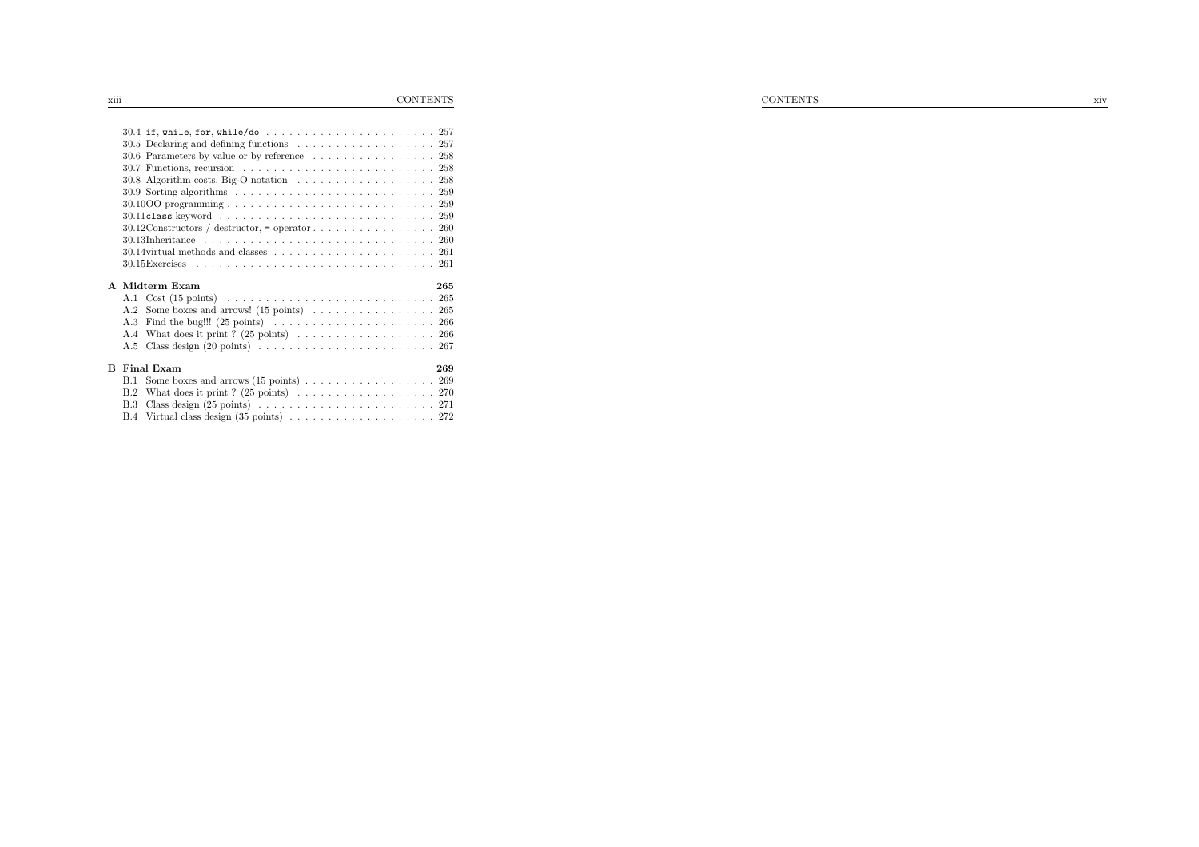30.4 `if`, `while`, `for`, `while/do` . . . . . . . . . . . . . . . . . . . . . . 257
30.5 Declaring and defining functions . . . . . . . . . . . . . . . . . . 257
30.6 Parameters by value or by reference . . . . . . . . . . . . . . . . 258
30.7 Functions, recursion . . . . . . . . . . . . . . . . . . . . . . . . . 258
30.8 Algorithm costs, Big-O notation . . . . . . . . . . . . . . . . . . 258
30.9 Sorting algorithms . . . . . . . . . . . . . . . . . . . . . . . . . . 259
30.10OO programming . . . . . . . . . . . . . . . . . . . . . . . . . . . 259
30.11`class` keyword . . . . . . . . . . . . . . . . . . . . . . . . . . . . 259
30.12Constructors / destructor, `=` operator . . . . . . . . . . . . . . . . 260
30.13Inheritance . . . . . . . . . . . . . . . . . . . . . . . . . . . . . . 260
30.14virtual methods and classes . . . . . . . . . . . . . . . . . . . . . 261
30.15Exercises . . . . . . . . . . . . . . . . . . . . . . . . . . . . . . . 261

**A Midterm Exam** **265**

A.1 Cost (15 points) . . . . . . . . . . . . . . . . . . . . . . . . . . . 265
A.2 Some boxes and arrows! (15 points) . . . . . . . . . . . . . . . . 265
A.3 Find the bug!!! (25 points) . . . . . . . . . . . . . . . . . . . . . 266
A.4 What does it print ? (25 points) . . . . . . . . . . . . . . . . . . 266
A.5 Class design (20 points) . . . . . . . . . . . . . . . . . . . . . . . 267

**B Final Exam** **269**

B.1 Some boxes and arrows (15 points) . . . . . . . . . . . . . . . . . 269
B.2 What does it print ? (25 points) . . . . . . . . . . . . . . . . . . 270
B.3 Class design (25 points) . . . . . . . . . . . . . . . . . . . . . . . 271
B.4 Virtual class design (35 points) . . . . . . . . . . . . . . . . . . . 272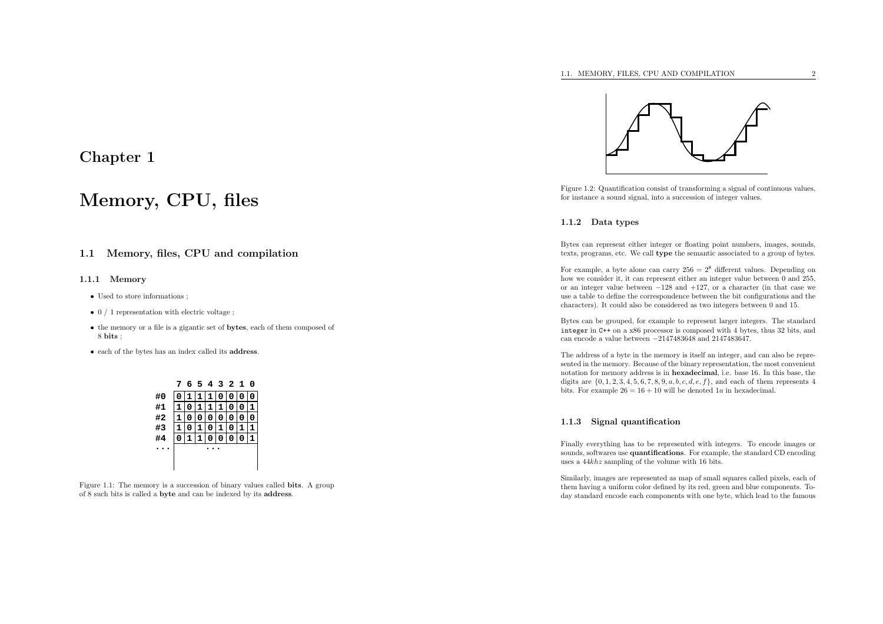# Chapter 1

# Memory, CPU, files

## 1.1 Memory, files, CPU and compilation

### 1.1.1 Memory

- Used to store informations ;
- 0 / 1 representation with electric voltage ;
- the memory or a file is a gigantic set of **bytes**, each of them composed of 8 **bits** ;
- each of the bytes has an index called its **address**.

| | 7 | 6 | 5 | 4 | 3 | 2 | 1 | 0 |
|---|---|---|---|---|---|---|---|---|
| #0 | 0 | 1 | 1 | 1 | 0 | 0 | 0 | 0 |
| #1 | 1 | 0 | 1 | 1 | 1 | 0 | 0 | 1 |
| #2 | 1 | 0 | 0 | 0 | 0 | 0 | 0 | 0 |
| #3 | 1 | 0 | 1 | 0 | 1 | 0 | 1 | 1 |
| #4 | 0 | 1 | 1 | 0 | 0 | 0 | 0 | 1 |
| ... | | | | ... | | | | |

Figure 1.1: The memory is a succession of binary values called **bits**. A group of 8 such bits is called a **byte** and can be indexed by its **address**.

Figure 1.2: Quantification consist of transforming a signal of continuous values, for instance a sound signal, into a succession of integer values.

### 1.1.2 Data types

Bytes can represent either integer or floating point numbers, images, sounds, texts, programs, etc. We call **type** the semantic associated to a group of bytes.

For example, a byte alone can carry $256 = 2^8$ different values. Depending on how we consider it, it can represent either an integer value between 0 and 255, or an integer value between $-128$ and $+127$, or a character (in that case we use a table to define the correspondence between the bit configurations and the characters). It could also be considered as two integers between 0 and 15.

Bytes can be grouped, for example to represent larger integers. The standard `integer` in `C++` on a x86 processor is composed with 4 bytes, thus 32 bits, and can encode a value between $-2147483648$ and $2147483647$.

The address of a byte in the memory is itself an integer, and can also be represented in the memory. Because of the binary representation, the most convenient notation for memory address is in **hexadecimal**, i.e. base 16. In this base, the digits are $\{0, 1, 2, 3, 4, 5, 6, 7, 8, 9, a, b, c, d, e, f\}$, and each of them represents 4 bits. For example $26 = 16 + 10$ will be denoted $1a$ in hexadecimal.

### 1.1.3 Signal quantification

Finally everything has to be represented with integers. To encode images or sounds, softwares use **quantifications**. For example, the standard CD encoding uses a $44khz$ sampling of the volume with 16 bits.

Similarly, images are represented as map of small squares called pixels, each of them having a uniform color defined by its red, green and blue components. Today standard encode each components with one byte, which lead to the famous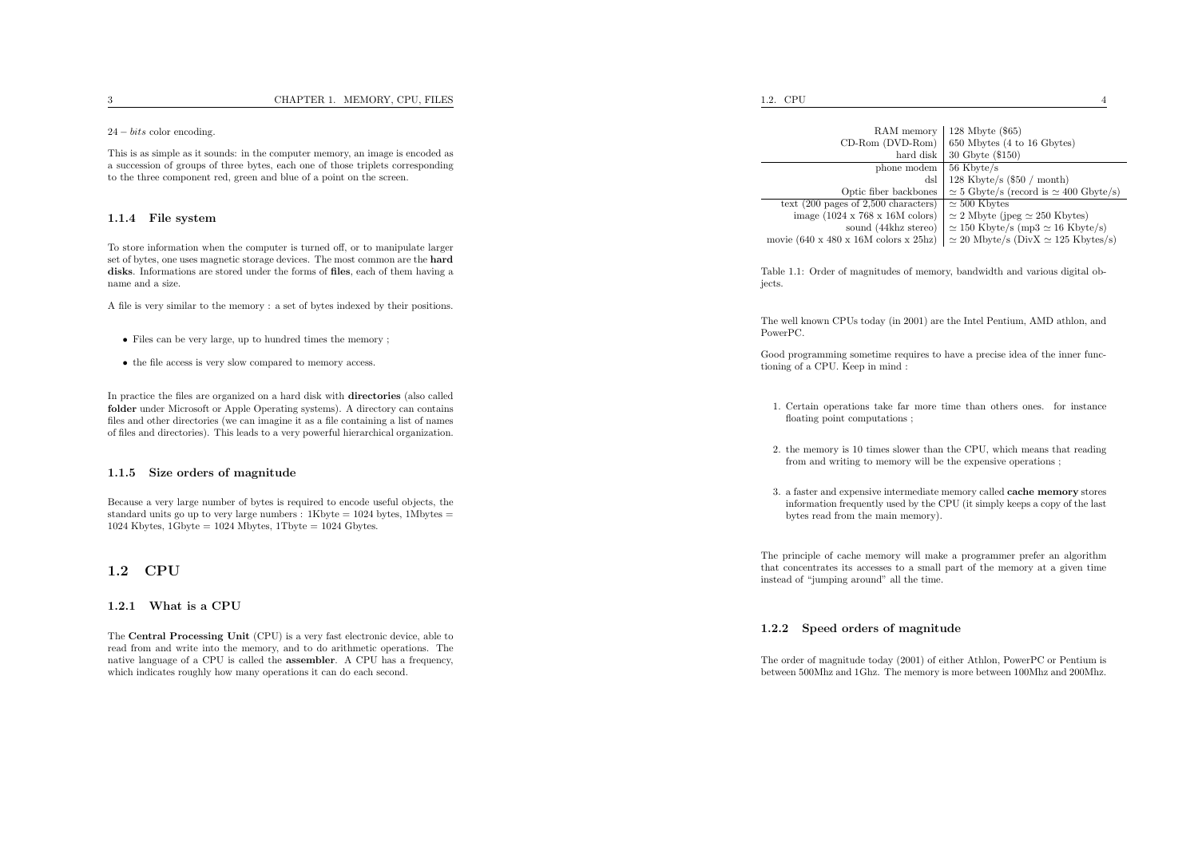$24 - bits$ color encoding.

This is as simple as it sounds: in the computer memory, an image is encoded as a succession of groups of three bytes, each one of those triplets corresponding to the three component red, green and blue of a point on the screen.

### 1.1.4 File system

To store information when the computer is turned off, or to manipulate larger set of bytes, one uses magnetic storage devices. The most common are the **hard disks**. Informations are stored under the forms of **files**, each of them having a name and a size.

A file is very similar to the memory : a set of bytes indexed by their positions.

- Files can be very large, up to hundred times the memory ;
- the file access is very slow compared to memory access.

In practice the files are organized on a hard disk with **directories** (also called **folder** under Microsoft or Apple Operating systems). A directory can contains files and other directories (we can imagine it as a file containing a list of names of files and directories). This leads to a very powerful hierarchical organization.

### 1.1.5 Size orders of magnitude

Because a very large number of bytes is required to encode useful objects, the standard units go up to very large numbers : 1Kbyte = 1024 bytes, 1Mbytes = 1024 Kbytes, 1Gbyte = 1024 Mbytes, 1Tbyte = 1024 Gbytes.

## 1.2 CPU

### 1.2.1 What is a CPU

The **Central Processing Unit** (CPU) is a very fast electronic device, able to read from and write into the memory, and to do arithmetic operations. The native language of a CPU is called the **assembler**. A CPU has a frequency, which indicates roughly how many operations it can do each second.

| | |
|---|---|
| RAM memory | 128 Mbyte ($65) |
| CD-Rom (DVD-Rom) | 650 Mbytes (4 to 16 Gbytes) |
| hard disk | 30 Gbyte ($150) |
| phone modem | 56 Kbyte/s |
| dsl | 128 Kbyte/s ($50 / month) |
| Optic fiber backbones | $\simeq$ 5 Gbyte/s (record is $\simeq$ 400 Gbyte/s) |
| text (200 pages of 2,500 characters) | $\simeq$ 500 Kbytes |
| image (1024 x 768 x 16M colors) | $\simeq$ 2 Mbyte (jpeg $\simeq$ 250 Kbytes) |
| sound (44khz stereo) | $\simeq$ 150 Kbyte/s (mp3 $\simeq$ 16 Kbyte/s) |
| movie (640 x 480 x 16M colors x 25hz) | $\simeq$ 20 Mbyte/s (DivX $\simeq$ 125 Kbytes/s) |

Table 1.1: Order of magnitudes of memory, bandwidth and various digital objects.

The well known CPUs today (in 2001) are the Intel Pentium, AMD athlon, and PowerPC.

Good programming sometime requires to have a precise idea of the inner functioning of a CPU. Keep in mind :

1. Certain operations take far more time than others ones. for instance floating point computations ;
2. the memory is 10 times slower than the CPU, which means that reading from and writing to memory will be the expensive operations ;
3. a faster and expensive intermediate memory called **cache memory** stores information frequently used by the CPU (it simply keeps a copy of the last bytes read from the main memory).

The principle of cache memory will make a programmer prefer an algorithm that concentrates its accesses to a small part of the memory at a given time instead of "jumping around" all the time.

### 1.2.2 Speed orders of magnitude

The order of magnitude today (2001) of either Athlon, PowerPC or Pentium is between 500Mhz and 1Ghz. The memory is more between 100Mhz and 200Mhz.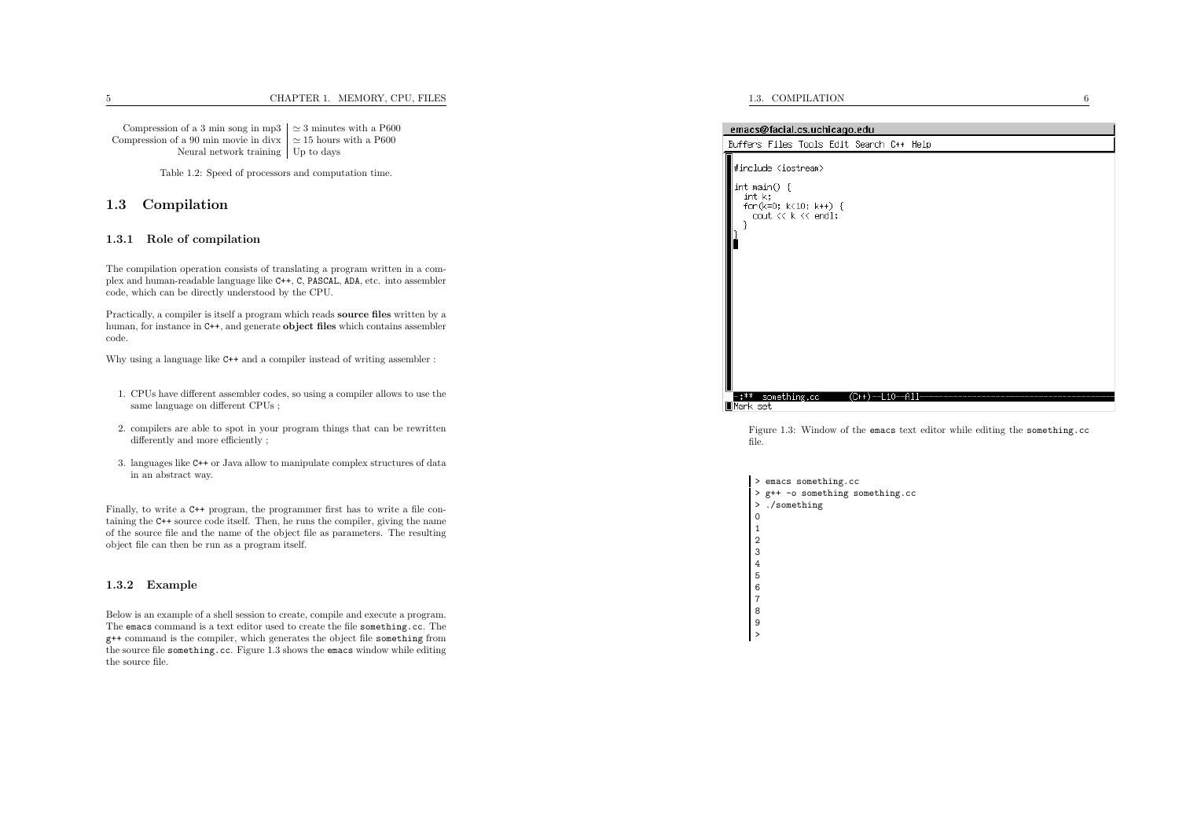| | |
|---|---|
| Compression of a 3 min song in mp3 | $\simeq$ 3 minutes with a P600 |
| Compression of a 90 min movie in divx | $\simeq$ 15 hours with a P600 |
| Neural network training | Up to days |

Table 1.2: Speed of processors and computation time.

## 1.3 Compilation

### 1.3.1 Role of compilation

The compilation operation consists of translating a program written in a complex and human-readable language like C++, C, PASCAL, ADA, etc. into assembler code, which can be directly understood by the CPU.

Practically, a compiler is itself a program which reads **source files** written by a human, for instance in C++, and generate **object files** which contains assembler code.

Why using a language like C++ and a compiler instead of writing assembler :

1. CPUs have different assembler codes, so using a compiler allows to use the same language on different CPUs ;
2. compilers are able to spot in your program things that can be rewritten differently and more efficiently ;
3. languages like C++ or Java allow to manipulate complex structures of data in an abstract way.

Finally, to write a C++ program, the programmer first has to write a file containing the C++ source code itself. Then, he runs the compiler, giving the name of the source file and the name of the object file as parameters. The resulting object file can then be run as a program itself.

### 1.3.2 Example

Below is an example of a shell session to create, compile and execute a program. The emacs command is a text editor used to create the file something.cc. The g++ command is the compiler, which generates the object file something from the source file something.cc. Figure 1.3 shows the emacs window while editing the source file.

```
emacs@facial.cs.uchicago.edu
Buffers Files Tools Edit Search C++ Help
#include <iostream>

int main() {
  int k;
  for(k=0; k<10; k++) {
    cout << k << endl;
  }
}

--:** something.cc      (C++)--L10--All
Mark set
```

Figure 1.3: Window of the emacs text editor while editing the something.cc file.

```
> emacs something.cc
> g++ -o something something.cc
> ./something
0
1
2
3
4
5
6
7
8
9
>
```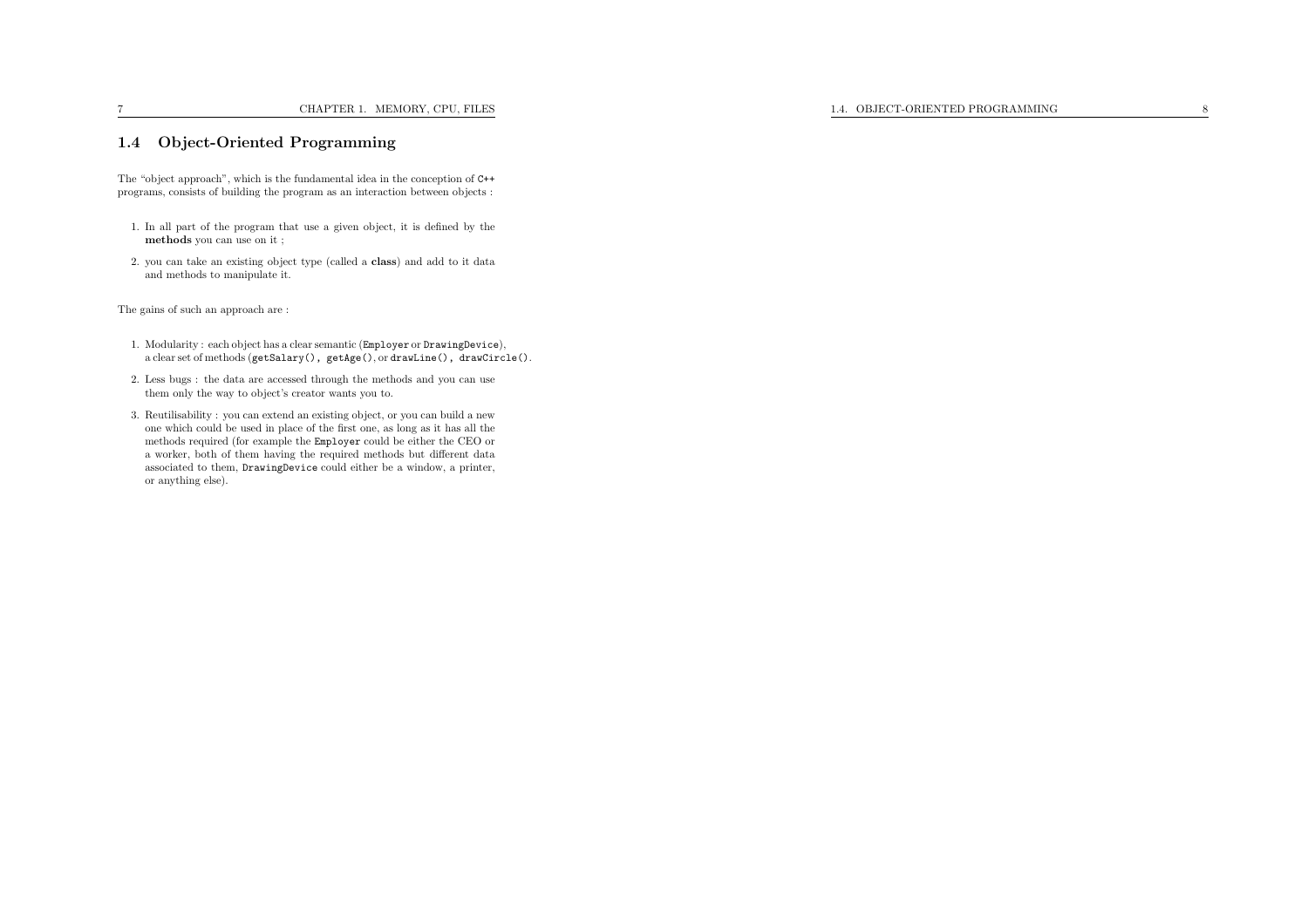## 1.4 Object-Oriented Programming

The "object approach", which is the fundamental idea in the conception of `C++` programs, consists of building the program as an interaction between objects :

1. In all part of the program that use a given object, it is defined by the **methods** you can use on it ;
2. you can take an existing object type (called a **class**) and add to it data and methods to manipulate it.

The gains of such an approach are :

1. Modularity : each object has a clear semantic (`Employer` or `DrawingDevice`), a clear set of methods (`getSalary(), getAge()`, or `drawLine(), drawCircle()`.
2. Less bugs : the data are accessed through the methods and you can use them only the way to object's creator wants you to.
3. Reutilisability : you can extend an existing object, or you can build a new one which could be used in place of the first one, as long as it has all the methods required (for example the `Employer` could be either the CEO or a worker, both of them having the required methods but different data associated to them, `DrawingDevice` could either be a window, a printer, or anything else).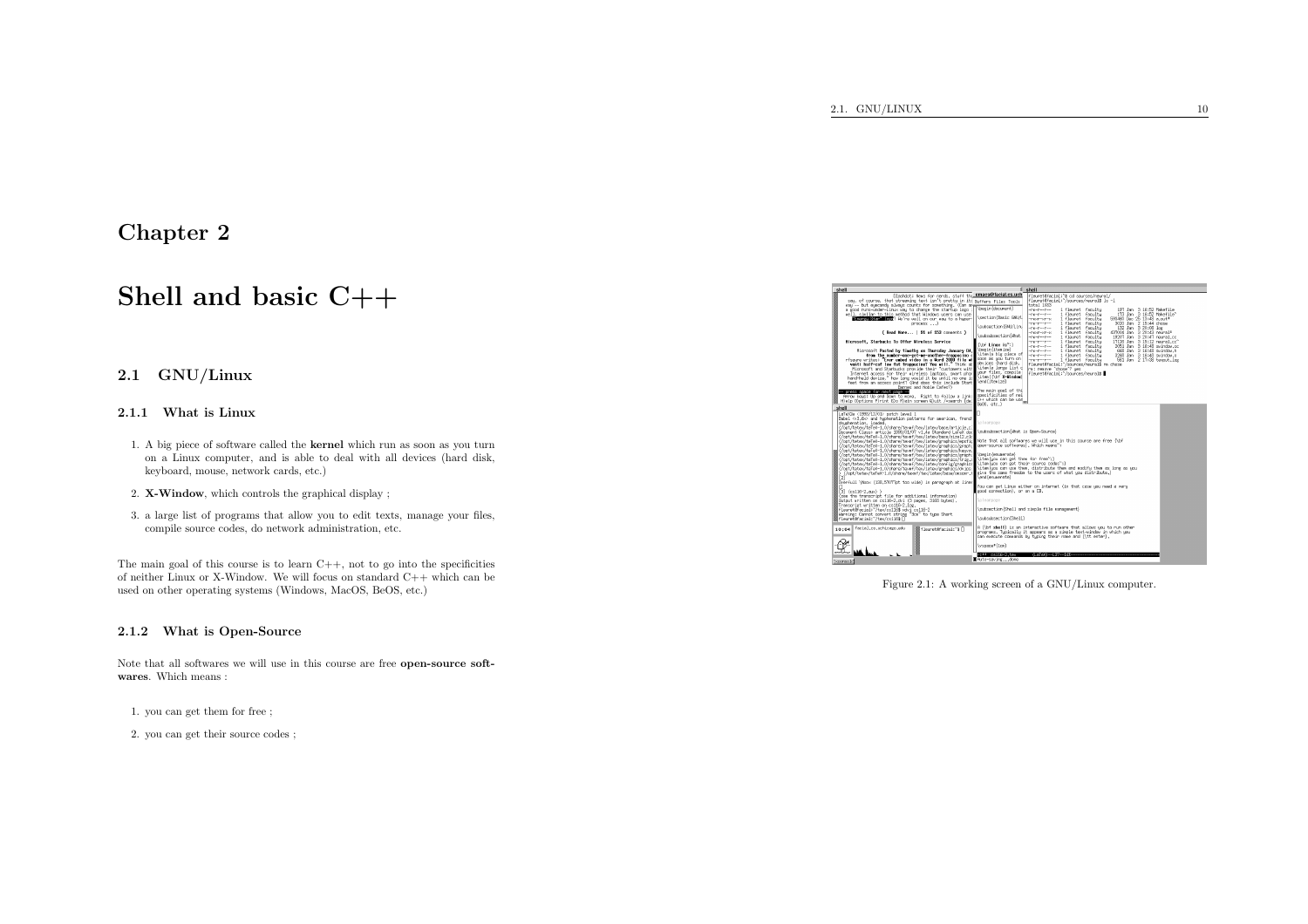# Chapter 2

# Shell and basic C++

## 2.1 GNU/Linux

### 2.1.1 What is Linux

1. A big piece of software called the **kernel** which run as soon as you turn on a Linux computer, and is able to deal with all devices (hard disk, keyboard, mouse, network cards, etc.)
2. **X-Window**, which controls the graphical display ;
3. a large list of programs that allow you to edit texts, manage your files, compile source codes, do network administration, etc.

The main goal of this course is to learn C++, not to go into the specificities of neither Linux or X-Window. We will focus on standard C++ which can be used on other operating systems (Windows, MacOS, BeOS, etc.)

### 2.1.2 What is Open-Source

Note that all softwares we will use in this course are free **open-source softwares**. Which means :

1. you can get them for free ;
2. you can get their source codes ;

Figure 2.1: A working screen of a GNU/Linux computer.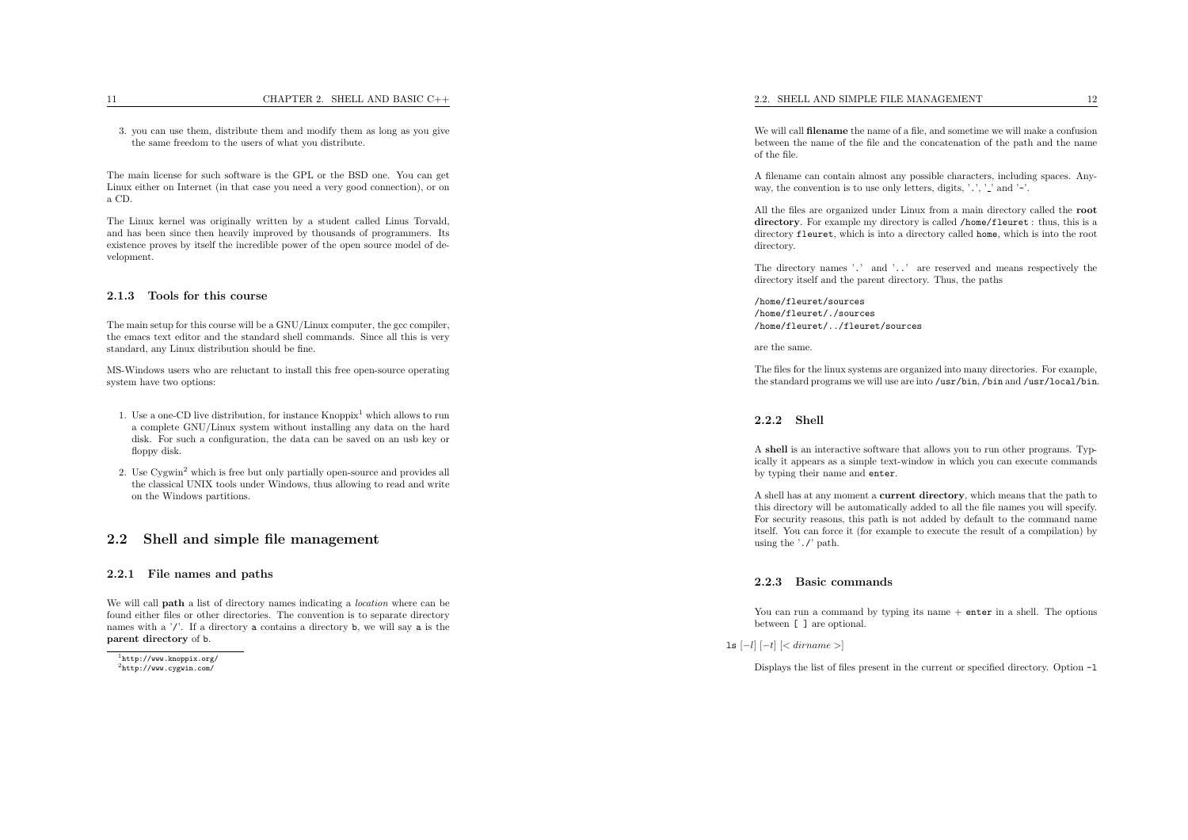3. you can use them, distribute them and modify them as long as you give the same freedom to the users of what you distribute.

The main license for such software is the GPL or the BSD one. You can get Linux either on Internet (in that case you need a very good connection), or on a CD.

The Linux kernel was originally written by a student called Linus Torvald, and has been since then heavily improved by thousands of programmers. Its existence proves by itself the incredible power of the open source model of development.

### 2.1.3 Tools for this course

The main setup for this course will be a GNU/Linux computer, the gcc compiler, the emacs text editor and the standard shell commands. Since all this is very standard, any Linux distribution should be fine.

MS-Windows users who are reluctant to install this free open-source operating system have two options:

1. Use a one-CD live distribution, for instance Knoppix[1] which allows to run a complete GNU/Linux system without installing any data on the hard disk. For such a configuration, the data can be saved on an usb key or floppy disk.
2. Use Cygwin[2] which is free but only partially open-source and provides all the classical UNIX tools under Windows, thus allowing to read and write on the Windows partitions.

## 2.2 Shell and simple file management

### 2.2.1 File names and paths

We will call **path** a list of directory names indicating a *location* where can be found either files or other directories. The convention is to separate directory names with a '/'. If a directory `a` contains a directory `b`, we will say `a` is the **parent directory** of `b`.

[1] http://www.knoppix.org/
[2] http://www.cygwin.com/

We will call **filename** the name of a file, and sometime we will make a confusion between the name of the file and the concatenation of the path and the name of the file.

A filename can contain almost any possible characters, including spaces. Anyway, the convention is to use only letters, digits, '.', '_' and '-'.

All the files are organized under Linux from a main directory called the **root directory**. For example my directory is called `/home/fleuret` : thus, this is a directory `fleuret`, which is into a directory called `home`, which is into the root directory.

The directory names '`.`' and '`..`' are reserved and means respectively the directory itself and the parent directory. Thus, the paths

```
/home/fleuret/sources
/home/fleuret/./sources
/home/fleuret/../fleuret/sources
```

are the same.

The files for the linux systems are organized into many directories. For example, the standard programs we will use are into `/usr/bin`, `/bin` and `/usr/local/bin`.

### 2.2.2 Shell

A **shell** is an interactive software that allows you to run other programs. Typically it appears as a simple text-window in which you can execute commands by typing their name and `enter`.

A shell has at any moment a **current directory**, which means that the path to this directory will be automatically added to all the file names you will specify. For security reasons, this path is not added by default to the command name itself. You can force it (for example to execute the result of a compilation) by using the '`./`' path.

### 2.2.3 Basic commands

You can run a command by typing its name + `enter` in a shell. The options between `[ ]` are optional.

`ls` [$-l$] [$-t$] [< *dirname* >]

Displays the list of files present in the current or specified directory. Option `-l`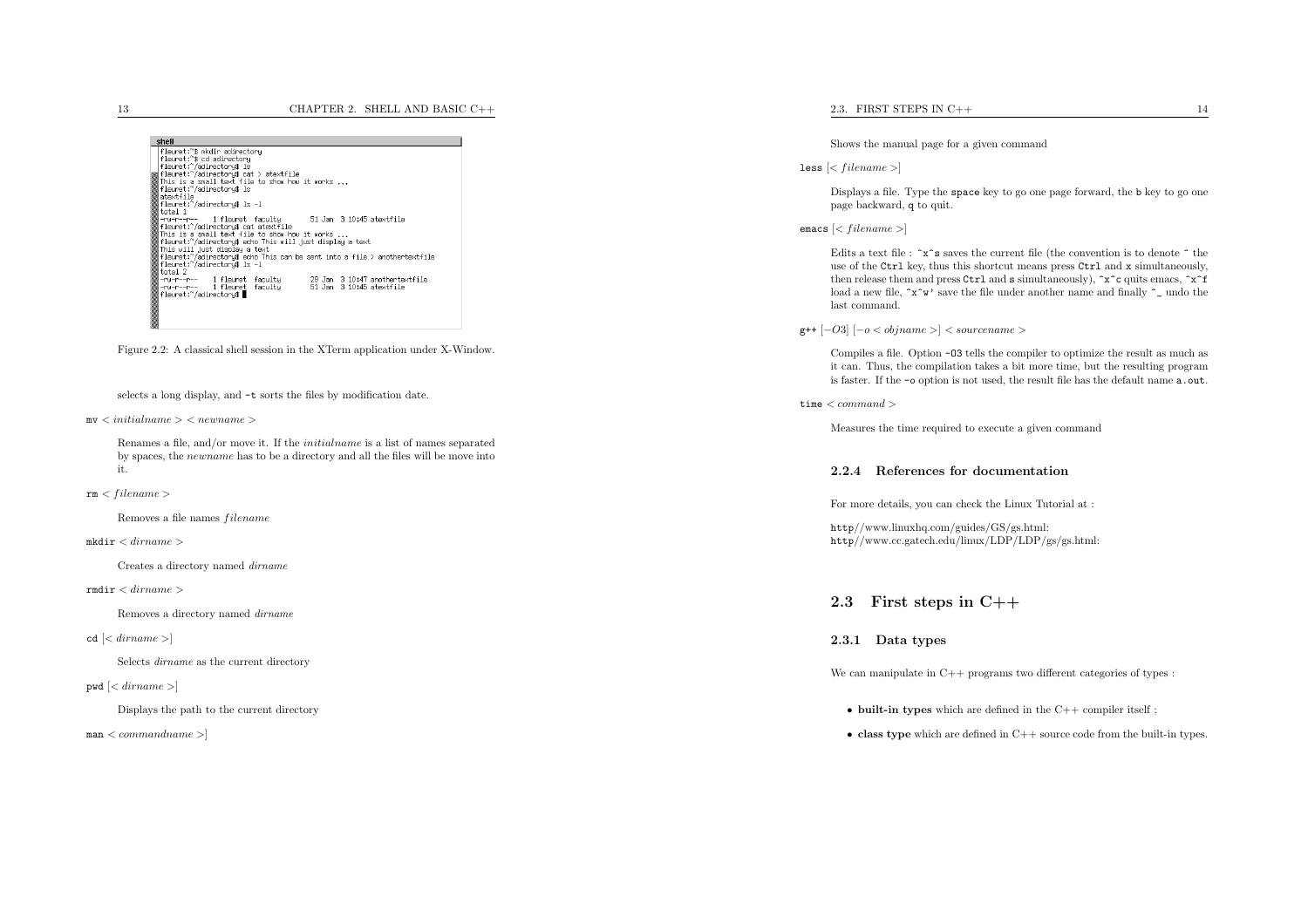shell

```
fleuret:~$ mkdir adirectory
fleuret:~$ cd adirectory
fleuret:~/adirectory$ ls
fleuret:~/adirectory$ cat > atextfile
This is a small text file to show how it works ...
fleuret:~/adirectory$ ls
atextfile
fleuret:~/adirectory$ ls -l
total 1
-rw-r--r--    1 fleuret  faculty        51 Jan  3 10:45 atextfile
fleuret:~/adirectory$ cat atextfile
This is a small text file to show how it works ...
fleuret:~/adirectory$ echo This will just display a text
This will just display a text
fleuret:~/adirectory$ echo This can be sent into a file > anothertextfile
fleuret:~/adirectory$ ls -l
total 2
-rw-r--r--    1 fleuret  faculty        29 Jan  3 10:47 anothertextfile
-rw-r--r--    1 fleuret  faculty        51 Jan  3 10:45 atextfile
fleuret:~/adirectory$ █
```

Figure 2.2: A classical shell session in the XTerm application under X-Window.

selects a long display, and `-t` sorts the files by modification date.

`mv` < *initialname* > < *newname* >

Renames a file, and/or move it. If the *initialname* is a list of names separated by spaces, the *newname* has to be a directory and all the files will be move into it.

`rm` < *filename* >

Removes a file names *filename*

`mkdir` < *dirname* >

Creates a directory named *dirname*

`rmdir` < *dirname* >

Removes a directory named *dirname*

`cd` [< *dirname* >]

Selects *dirname* as the current directory

`pwd` [< *dirname* >]

Displays the path to the current directory

`man` < *commandname* >]

Shows the manual page for a given command

`less` [< *filename* >]

Displays a file. Type the `space` key to go one page forward, the `b` key to go one page backward, `q` to quit.

`emacs` [< *filename* >]

Edits a text file : `^x^s` saves the current file (the convention is to denote `^` the use of the `Ctrl` key, thus this shortcut means press `Ctrl` and `x` simultaneously, then release them and press `Ctrl` and `s` simultaneously), `^x^c` quits emacs, `^x^f` load a new file, `^x^w'` save the file under another name and finally `^_` undo the last command.

`g++` [*−O3*] [*−o* < *objname* >] < *sourcename* >

Compiles a file. Option `-O3` tells the compiler to optimize the result as much as it can. Thus, the compilation takes a bit more time, but the resulting program is faster. If the `-o` option is not used, the result file has the default name `a.out`.

`time` < *command* >

Measures the time required to execute a given command

### 2.2.4 References for documentation

For more details, you can check the Linux Tutorial at :

`http`//www.linuxhq.com/guides/GS/gs.html:
`http`//www.cc.gatech.edu/linux/LDP/LDP/gs/gs.html:

## 2.3 First steps in C++

### 2.3.1 Data types

We can manipulate in C++ programs two different categories of types :

- **built-in types** which are defined in the C++ compiler itself ;
- **class type** which are defined in C++ source code from the built-in types.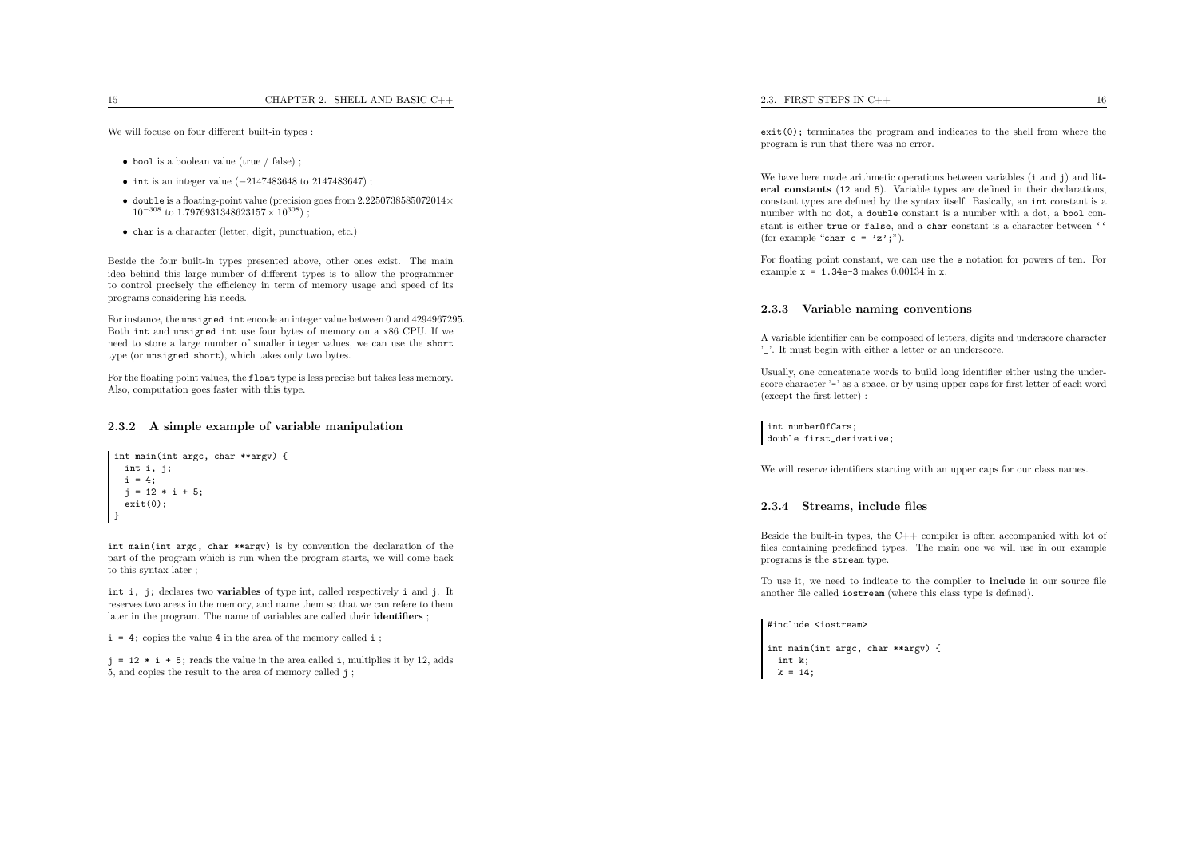We will focuse on four different built-in types :

- bool is a boolean value (true / false) ;
- int is an integer value ($-2147483648$ to $2147483647$) ;
- double is a floating-point value (precision goes from $2.2250738585072014 \times 10^{-308}$ to $1.7976931348623157 \times 10^{308}$) ;
- char is a character (letter, digit, punctuation, etc.)

Beside the four built-in types presented above, other ones exist. The main idea behind this large number of different types is to allow the programmer to control precisely the efficiency in term of memory usage and speed of its programs considering his needs.

For instance, the unsigned int encode an integer value between 0 and 4294967295. Both int and unsigned int use four bytes of memory on a x86 CPU. If we need to store a large number of smaller integer values, we can use the short type (or unsigned short), which takes only two bytes.

For the floating point values, the float type is less precise but takes less memory. Also, computation goes faster with this type.

### 2.3.2 A simple example of variable manipulation

```
int main(int argc, char **argv) {
  int i, j;
  i = 4;
  j = 12 * i + 5;
  exit(0);
}
```

int main(int argc, char **argv) is by convention the declaration of the part of the program which is run when the program starts, we will come back to this syntax later ;

int i, j; declares two **variables** of type int, called respectively i and j. It reserves two areas in the memory, and name them so that we can refere to them later in the program. The name of variables are called their **identifiers** ;

i = 4; copies the value 4 in the area of the memory called i ;

j = 12 * i + 5; reads the value in the area called i, multiplies it by 12, adds 5, and copies the result to the area of memory called j ;

exit(0); terminates the program and indicates to the shell from where the program is run that there was no error.

We have here made arithmetic operations between variables (i and j) and **literal constants** (12 and 5). Variable types are defined in their declarations, constant types are defined by the syntax itself. Basically, an int constant is a number with no dot, a double constant is a number with a dot, a bool constant is either true or false, and a char constant is a character between '' (for example "char c = 'z';").

For floating point constant, we can use the e notation for powers of ten. For example x = 1.34e-3 makes 0.00134 in x.

### 2.3.3 Variable naming conventions

A variable identifier can be composed of letters, digits and underscore character '_'. It must begin with either a letter or an underscore.

Usually, one concatenate words to build long identifier either using the underscore character '-' as a space, or by using upper caps for first letter of each word (except the first letter) :

```
int numberOfCars;
double first_derivative;
```

We will reserve identifiers starting with an upper caps for our class names.

### 2.3.4 Streams, include files

Beside the built-in types, the C++ compiler is often accompanied with lot of files containing predefined types. The main one we will use in our example programs is the stream type.

To use it, we need to indicate to the compiler to **include** in our source file another file called iostream (where this class type is defined).

```
#include <iostream>

int main(int argc, char **argv) {
  int k;
  k = 14;
```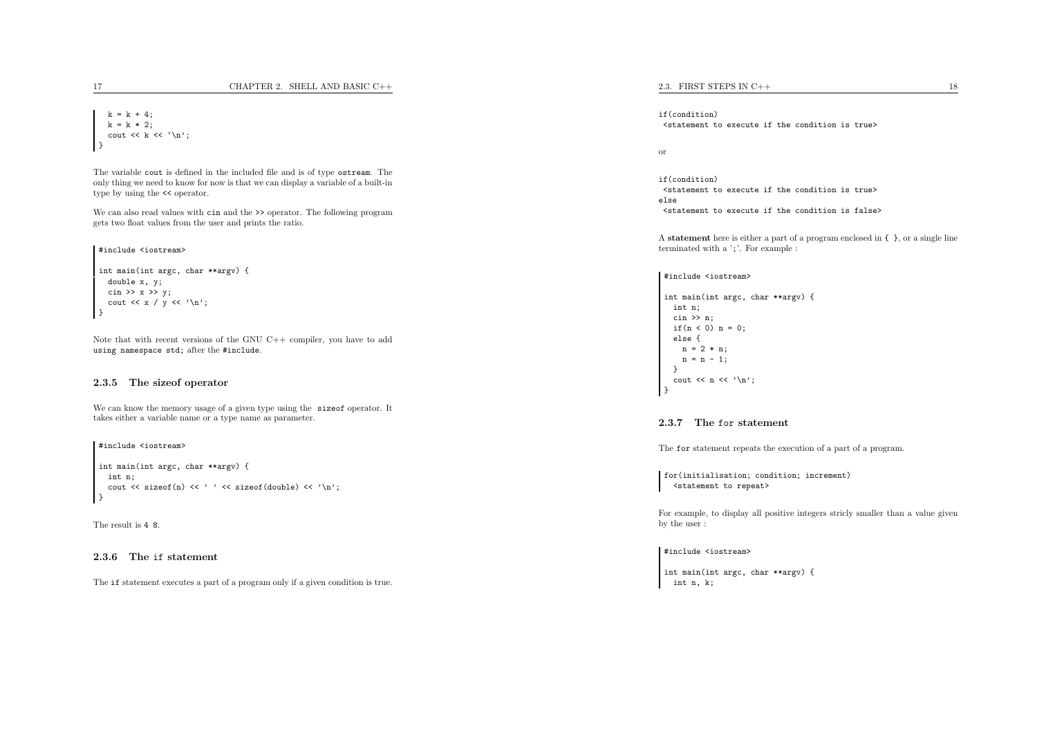```
  k = k + 4;
  k = k * 2;
  cout << k << '\n';
}
```

The variable `cout` is defined in the included file and is of type `ostream`. The only thing we need to know for now is that we can display a variable of a built-in type by using the `<<` operator.

We can also read values with `cin` and the `>>` operator. The following program gets two float values from the user and prints the ratio.

```
#include <iostream>

int main(int argc, char **argv) {
  double x, y;
  cin >> x >> y;
  cout << x / y << '\n';
}
```

Note that with recent versions of the GNU C++ compiler, you have to add `using namespace std;` after the `#include`.

### 2.3.5 The sizeof operator

We can know the memory usage of a given type using the `sizeof` operator. It takes either a variable name or a type name as parameter.

```
#include <iostream>

int main(int argc, char **argv) {
  int n;
  cout << sizeof(n) << ' ' << sizeof(double) << '\n';
}
```

The result is `4 8`.

### 2.3.6 The if statement

The `if` statement executes a part of a program only if a given condition is true.

```
if(condition)
 <statement to execute if the condition is true>
```

or

```
if(condition)
 <statement to execute if the condition is true>
else
 <statement to execute if the condition is false>
```

A **statement** here is either a part of a program enclosed in `{ }`, or a single line terminated with a ';'. For example :

```
#include <iostream>

int main(int argc, char **argv) {
  int n;
  cin >> n;
  if(n < 0) n = 0;
  else {
    n = 2 * n;
    n = n - 1;
  }
  cout << n << '\n';
}
```

### 2.3.7 The for statement

The `for` statement repeats the execution of a part of a program.

```
for(initialisation; condition; increment)
  <statement to repeat>
```

For example, to display all positive integers stricly smaller than a value given by the user :

```
#include <iostream>

int main(int argc, char **argv) {
  int n, k;
```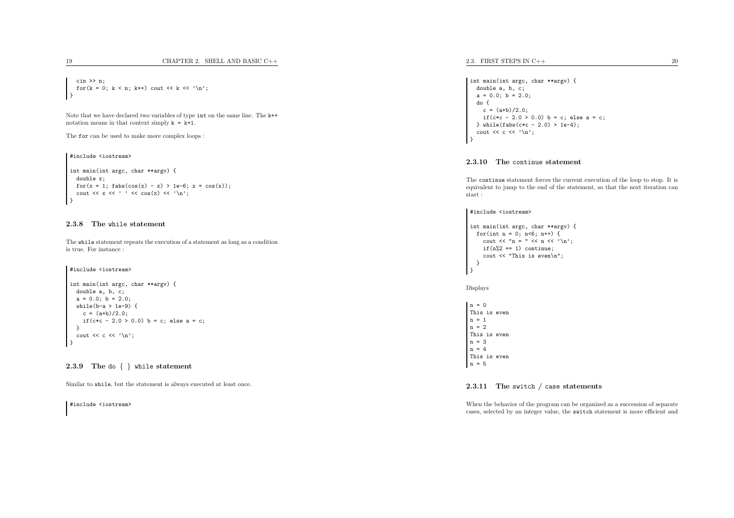```
  cin >> n;
  for(k = 0; k < n; k++) cout << k << '\n';
}
```

Note that we have declared two variables of type `int` on the same line. The `k++` notation means in that context simply `k = k+1`.

The `for` can be used to make more complex loops :

```
#include <iostream>

int main(int argc, char **argv) {
  double x;
  for(x = 1; fabs(cos(x) - x) > 1e-6; x = cos(x));
  cout << x << ' ' << cos(x) << '\n';
}
```

### 2.3.8 The while statement

The `while` statement repeats the execution of a statement as long as a condition is true. For instance :

```
#include <iostream>

int main(int argc, char **argv) {
  double a, b, c;
  a = 0.0; b = 2.0;
  while(b-a > 1e-9) {
    c = (a+b)/2.0;
    if(c*c - 2.0 > 0.0) b = c; else a = c;
  }
  cout << c << '\n';
}
```

### 2.3.9 The do { } while statement

Similar to `while`, but the statement is always executed at least once.

```
#include <iostream>

int main(int argc, char **argv) {
  double a, b, c;
  a = 0.0; b = 2.0;
  do {
    c = (a+b)/2.0;
    if(c*c - 2.0 > 0.0) b = c; else a = c;
  } while(fabs(c*c - 2.0) > 1e-4);
  cout << c << '\n';
}
```

### 2.3.10 The continue statement

The `continue` statement forces the current execution of the loop to stop. It is equivalent to jump to the end of the statement, so that the next iteration can start :

```
#include <iostream>

int main(int argc, char **argv) {
  for(int n = 0; n<6; n++) {
    cout << "n = " << n << '\n';
    if(n%2 == 1) continue;
    cout << "This is even\n";
  }
}
```

Displays

```
n = 0
This is even
n = 1
n = 2
This is even
n = 3
n = 4
This is even
n = 5
```

### 2.3.11 The switch / case statements

When the behavior of the program can be organized as a succession of separate cases, selected by an integer value, the `switch` statement is more efficient and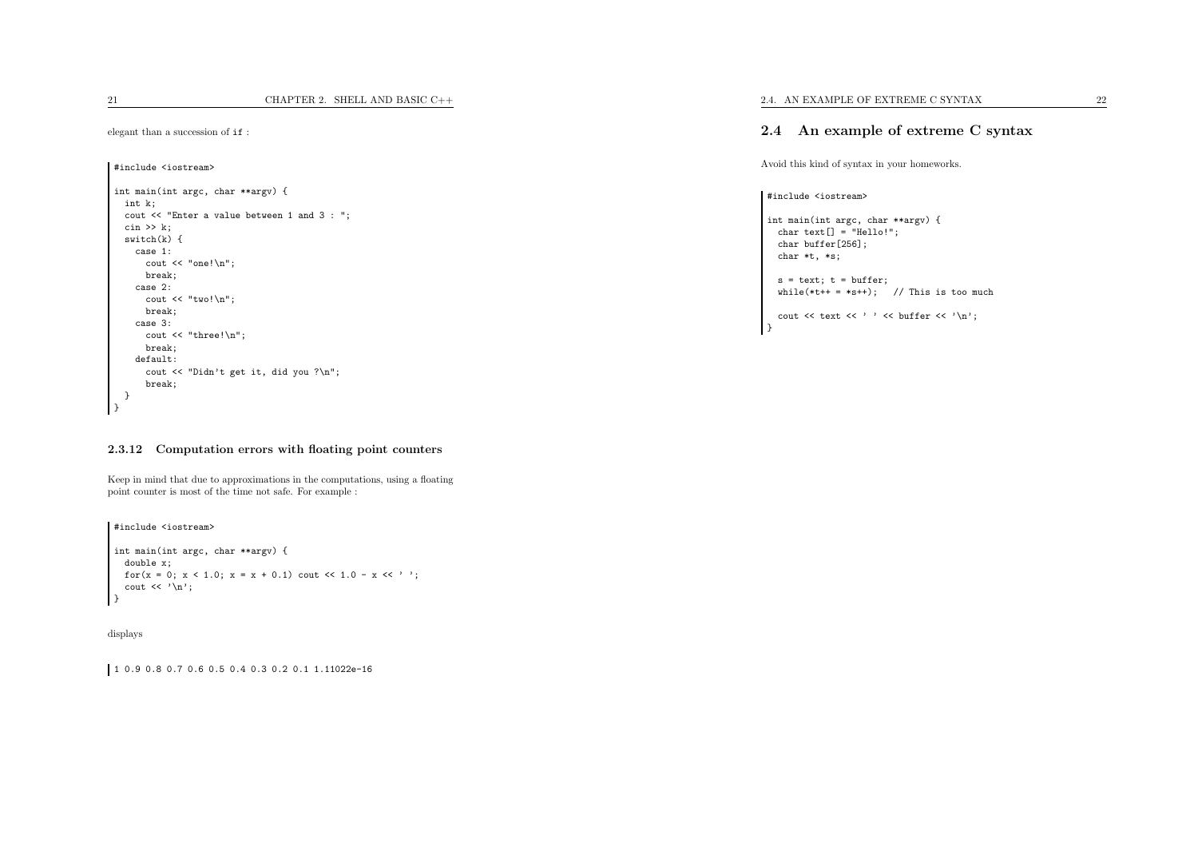elegant than a succession of if :

```
#include <iostream>

int main(int argc, char **argv) {
  int k;
  cout << "Enter a value between 1 and 3 : ";
  cin >> k;
  switch(k) {
    case 1:
      cout << "one!\n";
      break;
    case 2:
      cout << "two!\n";
      break;
    case 3:
      cout << "three!\n";
      break;
    default:
      cout << "Didn't get it, did you ?\n";
      break;
  }
}
```

### 2.3.12 Computation errors with floating point counters

Keep in mind that due to approximations in the computations, using a floating point counter is most of the time not safe. For example :

```
#include <iostream>

int main(int argc, char **argv) {
  double x;
  for(x = 0; x < 1.0; x = x + 0.1) cout << 1.0 - x << ' ';
  cout << '\n';
}
```

displays

```
1 0.9 0.8 0.7 0.6 0.5 0.4 0.3 0.2 0.1 1.11022e-16
```

## 2.4 An example of extreme C syntax

Avoid this kind of syntax in your homeworks.

```
#include <iostream>

int main(int argc, char **argv) {
  char text[] = "Hello!";
  char buffer[256];
  char *t, *s;

  s = text; t = buffer;
  while(*t++ = *s++);   // This is too much

  cout << text << ' ' << buffer << '\n';
}
```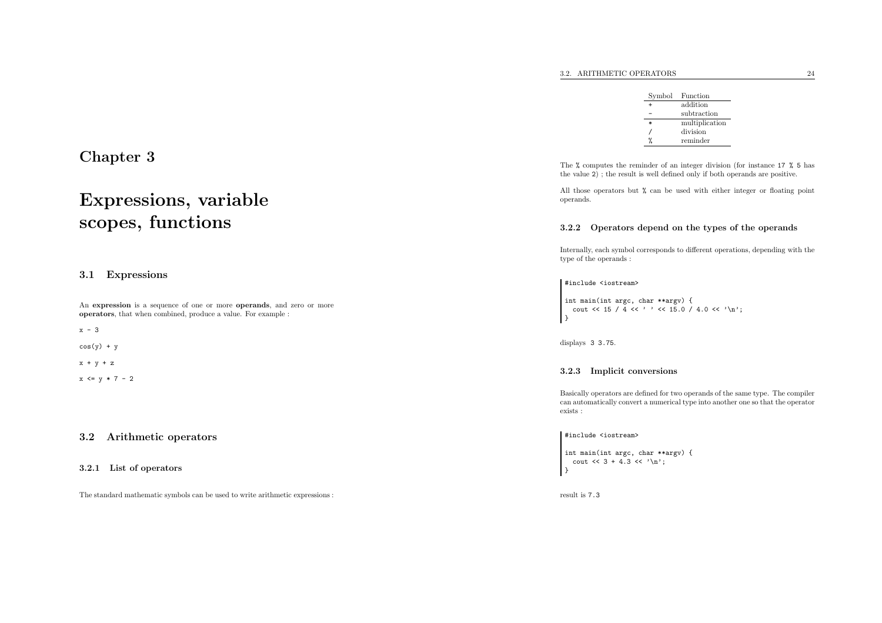# Chapter 3

# Expressions, variable scopes, functions

## 3.1 Expressions

An **expression** is a sequence of one or more **operands**, and zero or more **operators**, that when combined, produce a value. For example :

```
x - 3
```

```
cos(y) + y
```

```
x + y + z
```

```
x <= y * 7 - 2
```

## 3.2 Arithmetic operators

### 3.2.1 List of operators

The standard mathematic symbols can be used to write arithmetic expressions :

| Symbol | Function |
|---|---|
| + | addition |
| - | subtraction |
| * | multiplication |
| / | division |
| % | reminder |

The `%` computes the reminder of an integer division (for instance `17 % 5` has the value `2`) ; the result is well defined only if both operands are positive.

All those operators but `%` can be used with either integer or floating point operands.

### 3.2.2 Operators depend on the types of the operands

Internally, each symbol corresponds to different operations, depending with the type of the operands :

```
#include <iostream>

int main(int argc, char **argv) {
  cout << 15 / 4 << ' ' << 15.0 / 4.0 << '\n';
}
```

displays `3 3.75`.

### 3.2.3 Implicit conversions

Basically operators are defined for two operands of the same type. The compiler can automatically convert a numerical type into another one so that the operator exists :

```
#include <iostream>

int main(int argc, char **argv) {
  cout << 3 + 4.3 << '\n';
}
```

result is `7.3`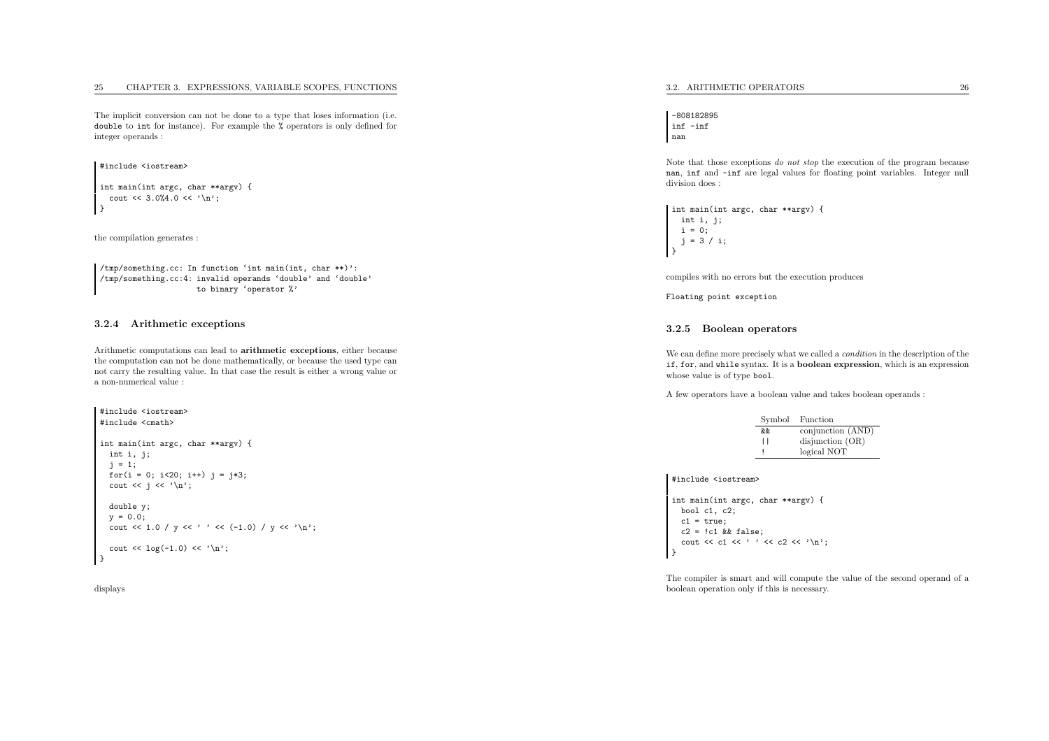The implicit conversion can not be done to a type that loses information (i.e. double to int for instance). For example the % operators is only defined for integer operands :

```
#include <iostream>

int main(int argc, char **argv) {
  cout << 3.0%4.0 << '\n';
}
```

the compilation generates :

```
/tmp/something.cc: In function 'int main(int, char **)':
/tmp/something.cc:4: invalid operands 'double' and 'double'
                     to binary 'operator %'
```

### 3.2.4 Arithmetic exceptions

Arithmetic computations can lead to **arithmetic exceptions**, either because the computation can not be done mathematically, or because the used type can not carry the resulting value. In that case the result is either a wrong value or a non-numerical value :

```
#include <iostream>
#include <cmath>

int main(int argc, char **argv) {
  int i, j;
  j = 1;
  for(i = 0; i<20; i++) j = j*3;
  cout << j << '\n';

  double y;
  y = 0.0;
  cout << 1.0 / y << ' ' << (-1.0) / y << '\n';

  cout << log(-1.0) << '\n';
}
```

displays

```
-808182895
inf -inf
nan
```

Note that those exceptions *do not stop* the execution of the program because nan, inf and -inf are legal values for floating point variables. Integer null division does :

```
int main(int argc, char **argv) {
  int i, j;
  i = 0;
  j = 3 / i;
}
```

compiles with no errors but the execution produces

```
Floating point exception
```

### 3.2.5 Boolean operators

We can define more precisely what we called a *condition* in the description of the if, for, and while syntax. It is a **boolean expression**, which is an expression whose value is of type bool.

A few operators have a boolean value and takes boolean operands :

| Symbol | Function |
|---|---|
| && | conjunction (AND) |
| \|\| | disjunction (OR) |
| ! | logical NOT |

```
#include <iostream>

int main(int argc, char **argv) {
  bool c1, c2;
  c1 = true;
  c2 = !c1 && false;
  cout << c1 << ' ' << c2 << '\n';
}
```

The compiler is smart and will compute the value of the second operand of a boolean operation only if this is necessary.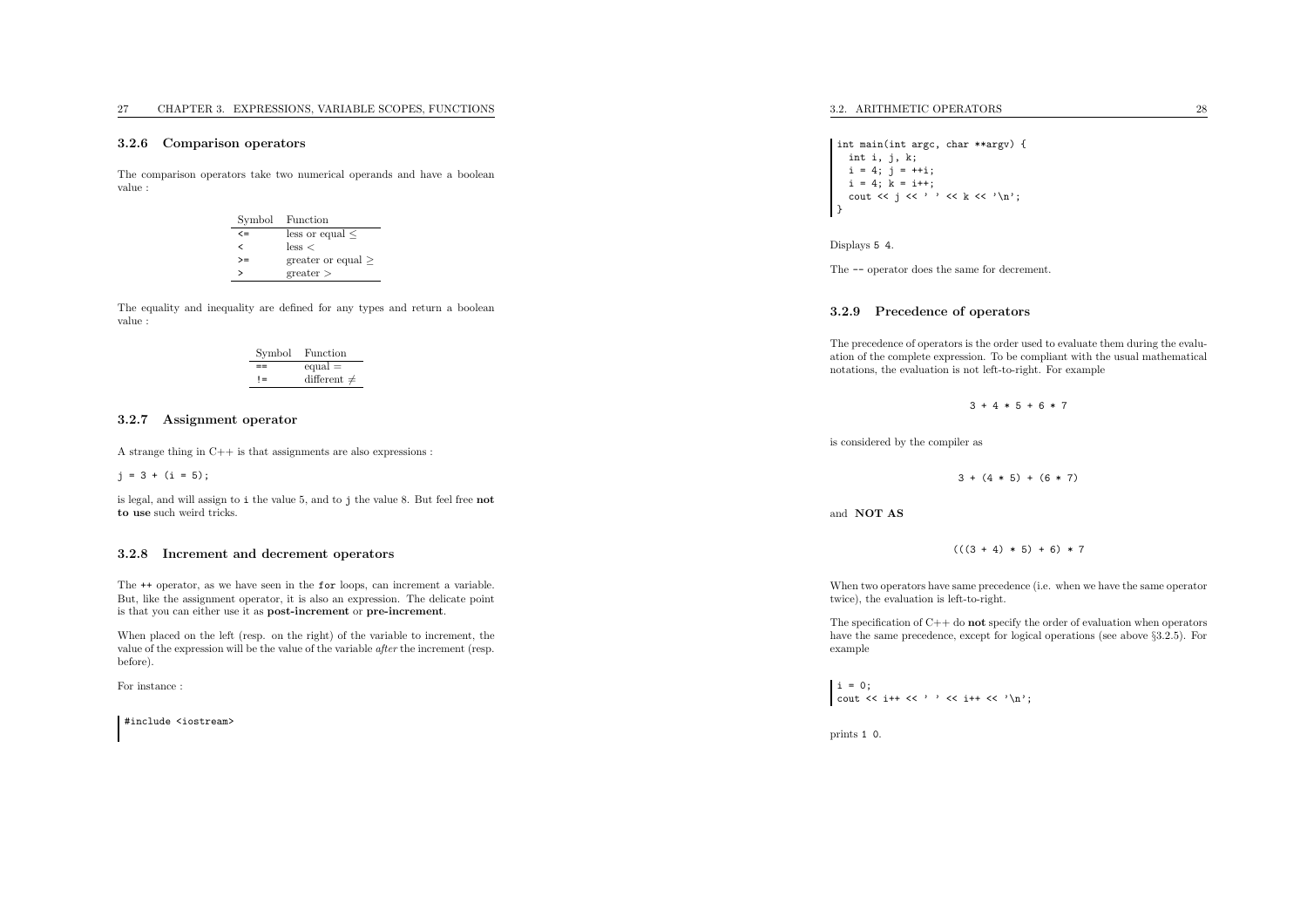### 3.2.6 Comparison operators

The comparison operators take two numerical operands and have a boolean value :

| Symbol | Function |
|---|---|
| `<=` | less or equal $\leq$ |
| `<` | less $<$ |
| `>=` | greater or equal $\geq$ |
| `>` | greater $>$ |

The equality and inequality are defined for any types and return a boolean value :

| Symbol | Function |
|---|---|
| `==` | equal $=$ |
| `!=` | different $\neq$ |

### 3.2.7 Assignment operator

A strange thing in C++ is that assignments are also expressions :

```
j = 3 + (i = 5);
```

is legal, and will assign to `i` the value 5, and to `j` the value 8. But feel free **not to use** such weird tricks.

### 3.2.8 Increment and decrement operators

The `++` operator, as we have seen in the `for` loops, can increment a variable. But, like the assignment operator, it is also an expression. The delicate point is that you can either use it as **post-increment** or **pre-increment**.

When placed on the left (resp. on the right) of the variable to increment, the value of the expression will be the value of the variable *after* the increment (resp. before).

For instance :

```
#include <iostream>

int main(int argc, char **argv) {
  int i, j, k;
  i = 4; j = ++i;
  i = 4; k = i++;
  cout << j << ' ' << k << '\n';
}
```

Displays `5 4`.

The `--` operator does the same for decrement.

### 3.2.9 Precedence of operators

The precedence of operators is the order used to evaluate them during the evaluation of the complete expression. To be compliant with the usual mathematical notations, the evaluation is not left-to-right. For example

```
3 + 4 * 5 + 6 * 7
```

is considered by the compiler as

```
3 + (4 * 5) + (6 * 7)
```

and **NOT AS**

```
(((3 + 4) * 5) + 6) * 7
```

When two operators have same precedence (i.e. when we have the same operator twice), the evaluation is left-to-right.

The specification of C++ do **not** specify the order of evaluation when operators have the same precedence, except for logical operations (see above §3.2.5). For example

```
i = 0;
cout << i++ << ' ' << i++ << '\n';
```

prints `1 0`.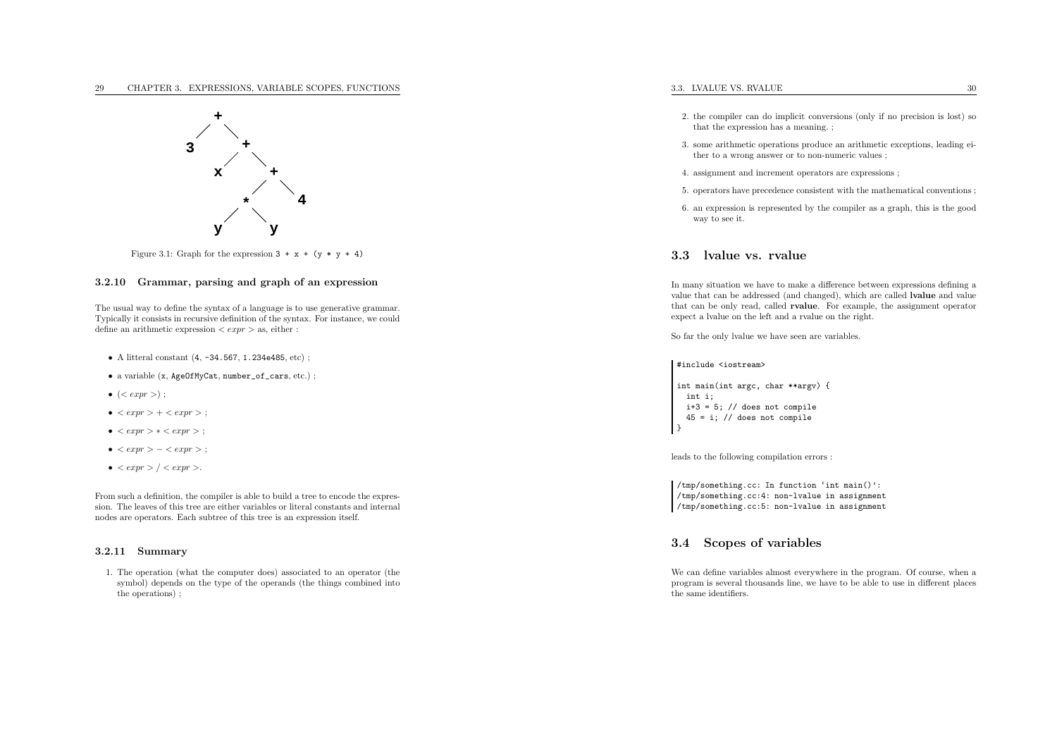Figure 3.1: Graph for the expression `3 + x + (y * y + 4)`

### 3.2.10 Grammar, parsing and graph of an expression

The usual way to define the syntax of a language is to use generative grammar. Typically it consists in recursive definition of the syntax. For instance, we could define an arithmetic expression $< expr >$ as, either :

- A litteral constant (`4`, `-34.567`, `1.234e485`, etc) ;
- a variable (`x`, `AgeOfMyCat`, `number_of_cars`, etc.) ;
- $(< expr >)$ ;
- $< expr > + < expr >$ ;
- $< expr > * < expr >$ ;
- $< expr > - < expr >$ ;
- $< expr > / < expr >$.

From such a definition, the compiler is able to build a tree to encode the expression. The leaves of this tree are either variables or literal constants and internal nodes are operators. Each subtree of this tree is an expression itself.

### 3.2.11 Summary

1. The operation (what the computer does) associated to an operator (the symbol) depends on the type of the operands (the things combined into the operations) ;
2. the compiler can do implicit conversions (only if no precision is lost) so that the expression has a meaning. ;
3. some arithmetic operations produce an arithmetic exceptions, leading either to a wrong answer or to non-numeric values ;
4. assignment and increment operators are expressions ;
5. operators have precedence consistent with the mathematical conventions ;
6. an expression is represented by the compiler as a graph, this is the good way to see it.

## 3.3 lvalue vs. rvalue

In many situation we have to make a difference between expressions defining a value that can be addressed (and changed), which are called **lvalue** and value that can be only read, called **rvalue**. For example, the assignment operator expect a lvalue on the left and a rvalue on the right.

So far the only lvalue we have seen are variables.

```
#include <iostream>

int main(int argc, char **argv) {
  int i;
  i+3 = 5; // does not compile
  45 = i; // does not compile
}
```

leads to the following compilation errors :

```
/tmp/something.cc: In function 'int main()':
/tmp/something.cc:4: non-lvalue in assignment
/tmp/something.cc:5: non-lvalue in assignment
```

## 3.4 Scopes of variables

We can define variables almost everywhere in the program. Of course, when a program is several thousands line, we have to be able to use in different places the same identifiers.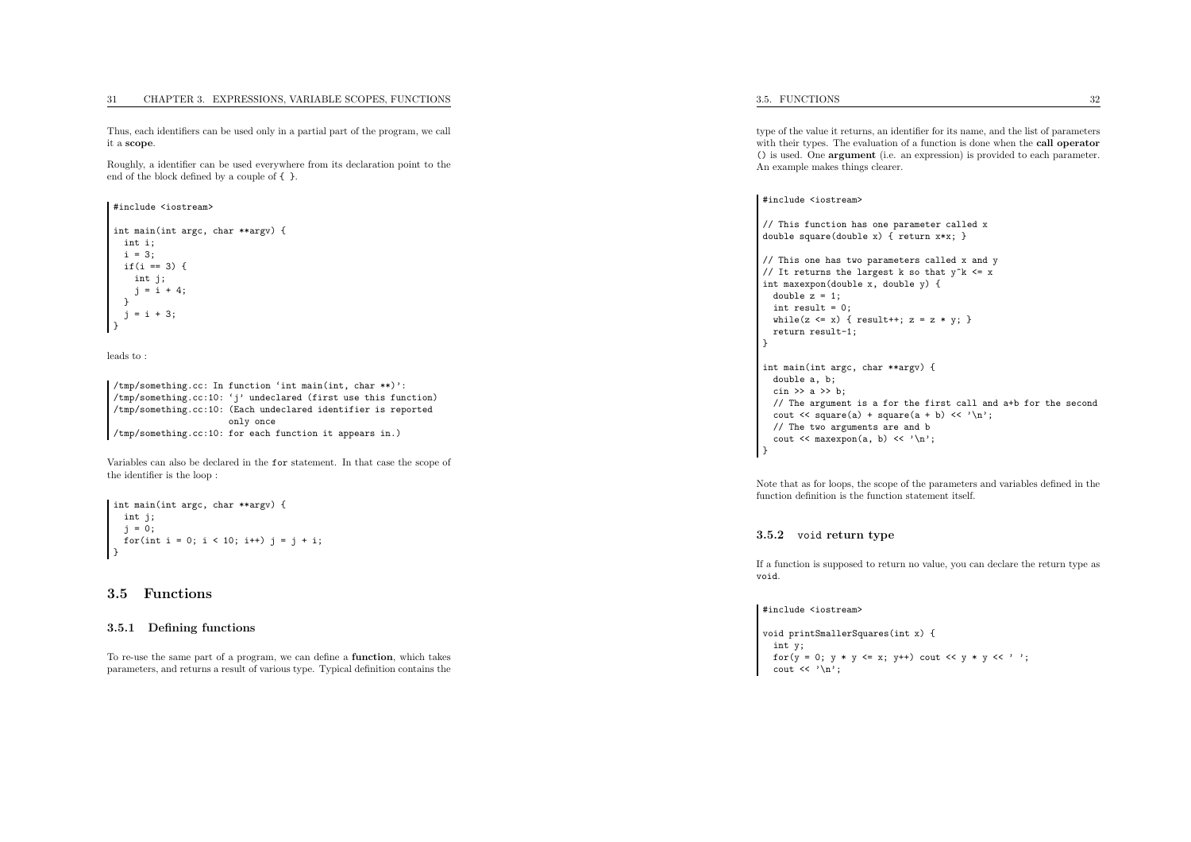Thus, each identifiers can be used only in a partial part of the program, we call it a **scope**.

Roughly, a identifier can be used everywhere from its declaration point to the end of the block defined by a couple of { }.

```
#include <iostream>

int main(int argc, char **argv) {
  int i;
  i = 3;
  if(i == 3) {
    int j;
    j = i + 4;
  }
  j = i + 3;
}
```

leads to :

```
/tmp/something.cc: In function `int main(int, char **)':
/tmp/something.cc:10: `j' undeclared (first use this function)
/tmp/something.cc:10: (Each undeclared identifier is reported
                      only once
/tmp/something.cc:10: for each function it appears in.)
```

Variables can also be declared in the `for` statement. In that case the scope of the identifier is the loop :

```
int main(int argc, char **argv) {
  int j;
  j = 0;
  for(int i = 0; i < 10; i++) j = j + i;
}
```

## 3.5 Functions

### 3.5.1 Defining functions

To re-use the same part of a program, we can define a **function**, which takes parameters, and returns a result of various type. Typical definition contains the type of the value it returns, an identifier for its name, and the list of parameters with their types. The evaluation of a function is done when the **call operator ()** is used. One **argument** (i.e. an expression) is provided to each parameter. An example makes things clearer.

```
#include <iostream>

// This function has one parameter called x
double square(double x) { return x*x; }

// This one has two parameters called x and y
// It returns the largest k so that y^k <= x
int maxexpon(double x, double y) {
  double z = 1;
  int result = 0;
  while(z <= x) { result++; z = z * y; }
  return result-1;
}

int main(int argc, char **argv) {
  double a, b;
  cin >> a >> b;
  // The argument is a for the first call and a+b for the second
  cout << square(a) + square(a + b) << '\n';
  // The two arguments are and b
  cout << maxexpon(a, b) << '\n';
}
```

Note that as for loops, the scope of the parameters and variables defined in the function definition is the function statement itself.

### 3.5.2 `void` return type

If a function is supposed to return no value, you can declare the return type as `void`.

```
#include <iostream>

void printSmallerSquares(int x) {
  int y;
  for(y = 0; y * y <= x; y++) cout << y * y << ' ';
  cout << '\n';
```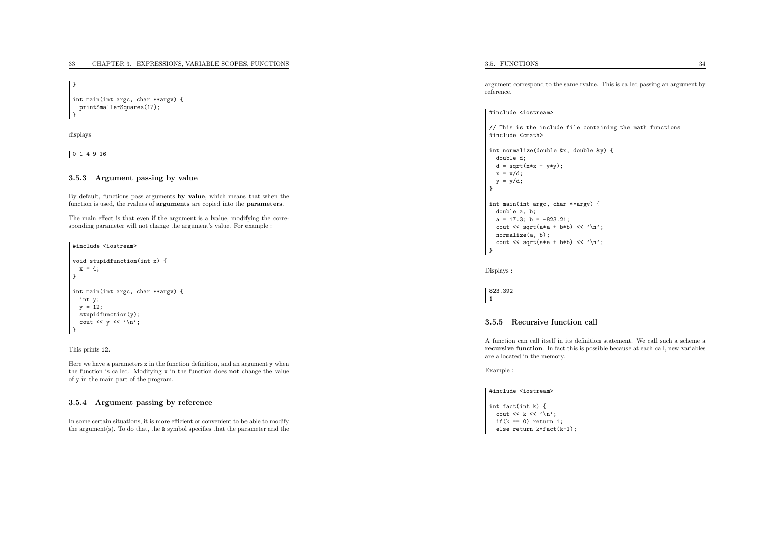```
}

int main(int argc, char **argv) {
  printSmallerSquares(17);
}
```

displays

```
0 1 4 9 16
```

### 3.5.3 Argument passing by value

By default, functions pass arguments **by value**, which means that when the function is used, the rvalues of **arguments** are copied into the **parameters**.

The main effect is that even if the argument is a lvalue, modifying the corresponding parameter will not change the argument's value. For example :

```
#include <iostream>

void stupidfunction(int x) {
  x = 4;
}

int main(int argc, char **argv) {
  int y;
  y = 12;
  stupidfunction(y);
  cout << y << '\n';
}
```

This prints 12.

Here we have a parameters x in the function definition, and an argument y when the function is called. Modifying x in the function does **not** change the value of y in the main part of the program.

### 3.5.4 Argument passing by reference

In some certain situations, it is more efficient or convenient to be able to modify the argument(s). To do that, the & symbol specifies that the parameter and the argument correspond to the same rvalue. This is called passing an argument by reference.

```
#include <iostream>

// This is the include file containing the math functions
#include <cmath>

int normalize(double &x, double &y) {
  double d;
  d = sqrt(x*x + y*y);
  x = x/d;
  y = y/d;
}

int main(int argc, char **argv) {
  double a, b;
  a = 17.3; b = -823.21;
  cout << sqrt(a*a + b*b) << '\n';
  normalize(a, b);
  cout << sqrt(a*a + b*b) << '\n';
}
```

Displays :

```
823.392
1
```

### 3.5.5 Recursive function call

A function can call itself in its definition statement. We call such a scheme a **recursive function**. In fact this is possible because at each call, new variables are allocated in the memory.

Example :

```
#include <iostream>

int fact(int k) {
  cout << k << '\n';
  if(k == 0) return 1;
  else return k*fact(k-1);
```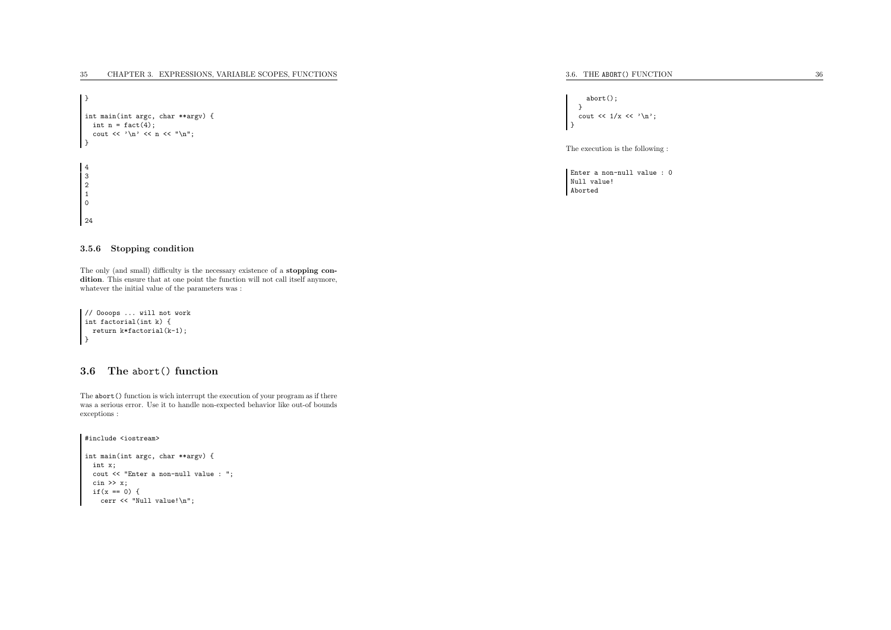```
}

int main(int argc, char **argv) {
  int n = fact(4);
  cout << '\n' << n << "\n";
}
```

```
4
3
2
1
0

24
```

### 3.5.6 Stopping condition

The only (and small) difficulty is the necessary existence of a **stopping condition**. This ensure that at one point the function will not call itself anymore, whatever the initial value of the parameters was :

```
// Oooops ... will not work
int factorial(int k) {
  return k*factorial(k-1);
}
```

## 3.6 The abort() function

The `abort()` function is wich interrupt the execution of your program as if there was a serious error. Use it to handle non-expected behavior like out-of bounds exceptions :

```
#include <iostream>

int main(int argc, char **argv) {
  int x;
  cout << "Enter a non-null value : ";
  cin >> x;
  if(x == 0) {
    cerr << "Null value!\n";
    abort();
  }
  cout << 1/x << '\n';
}
```

The execution is the following :

```
Enter a non-null value : 0
Null value!
Aborted
```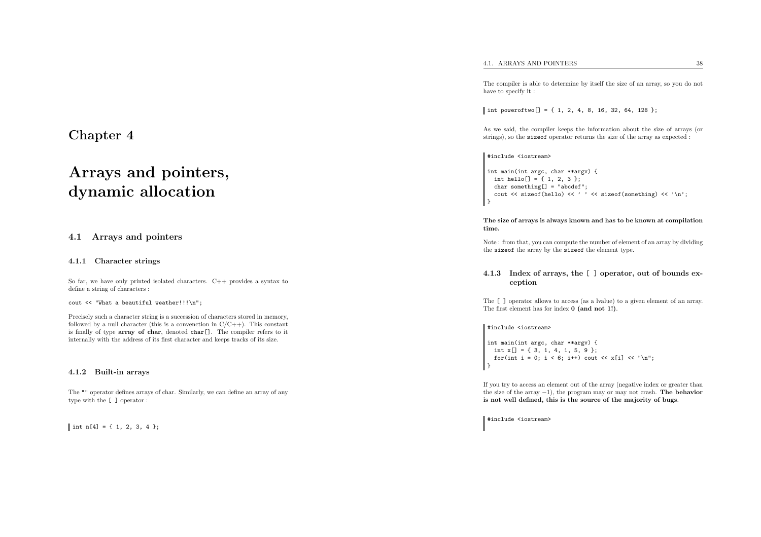# Chapter 4

# Arrays and pointers, dynamic allocation

## 4.1 Arrays and pointers

### 4.1.1 Character strings

So far, we have only printed isolated characters. C++ provides a syntax to define a string of characters :

```
cout << "What a beautiful weather!!!\n";
```

Precisely such a character string is a succession of characters stored in memory, followed by a null character (this is a convention in C/C++). This constant is finally of type **array of char**, denoted `char[]`. The compiler refers to it internally with the address of its first character and keeps tracks of its size.

### 4.1.2 Built-in arrays

The `""` operator defines arrays of char. Similarly, we can define an array of any type with the `[ ]` operator :

```
int n[4] = { 1, 2, 3, 4 };
```

The compiler is able to determine by itself the size of an array, so you do not have to specify it :

```
int poweroftwo[] = { 1, 2, 4, 8, 16, 32, 64, 128 };
```

As we said, the compiler keeps the information about the size of arrays (or strings), so the `sizeof` operator returns the size of the array as expected :

```
#include <iostream>

int main(int argc, char **argv) {
  int hello[] = { 1, 2, 3 };
  char something[] = "abcdef";
  cout << sizeof(hello) << ' ' << sizeof(something) << '\n';
}
```

**The size of arrays is always known and has to be known at compilation time.**

Note : from that, you can compute the number of element of an array by dividing the `sizeof` the array by the `sizeof` the element type.

### 4.1.3 Index of arrays, the [ ] operator, out of bounds exception

The `[ ]` operator allows to access (as a lvalue) to a given element of an array. The first element has for index **0 (and not 1!)**.

```
#include <iostream>

int main(int argc, char **argv) {
  int x[] = { 3, 1, 4, 1, 5, 9 };
  for(int i = 0; i < 6; i++) cout << x[i] << "\n";
}
```

If you try to access an element out of the array (negative index or greater than the size of the array $-1$), the program may or may not crash. **The behavior is not well defined, this is the source of the majority of bugs**.

```
#include <iostream>
```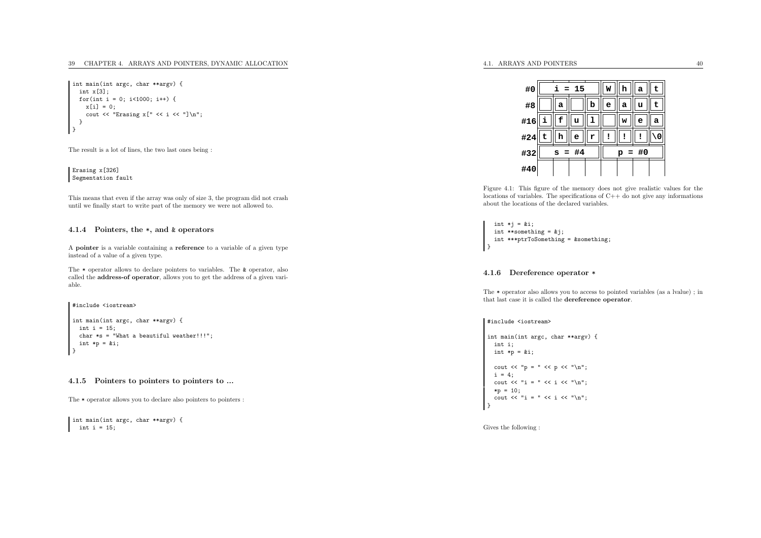```
int main(int argc, char **argv) {
  int x[3];
  for(int i = 0; i<1000; i++) {
    x[i] = 0;
    cout << "Erasing x[" << i << "]\n";
  }
}
```

The result is a lot of lines, the two last ones being :

```
Erasing x[326]
Segmentation fault
```

This means that even if the array was only of size 3, the program did not crash until we finally start to write part of the memory we were not allowed to.

### 4.1.4 Pointers, the *, and & operators

A **pointer** is a variable containing a **reference** to a variable of a given type instead of a value of a given type.

The * operator allows to declare pointers to variables. The & operator, also called the **address-of operator**, allows you to get the address of a given variable.

```
#include <iostream>

int main(int argc, char **argv) {
  int i = 15;
  char *s = "What a beautiful weather!!!";
  int *p = &i;
}
```

### 4.1.5 Pointers to pointers to pointers to ...

The * operator allows you to declare also pointers to pointers :

```
int main(int argc, char **argv) {
  int i = 15;
  int *j = &i;
  int **something = &j;
  int ***ptrToSomething = &something;
}
```

| | | | | | | | | |
|---|---|---|---|---|---|---|---|---|
| #0 | i = 15 | | | | W | h | a | t |
| #8 | | a | | b | e | a | u | t |
| #16 | i | f | u | l | | w | e | a |
| #24 | t | h | e | r | ! | ! | ! | \0 |
| #32 | s = #4 | | | | p = #0 | | | |
| #40 | | | | | | | | |

Figure 4.1: This figure of the memory does not give realistic values for the locations of variables. The specifications of C++ do not give any informations about the locations of the declared variables.

### 4.1.6 Dereference operator *

The * operator also allows you to access to pointed variables (as a lvalue) ; in that last case it is called the **dereference operator**.

```
#include <iostream>

int main(int argc, char **argv) {
  int i;
  int *p = &i;

  cout << "p = " << p << "\n";
  i = 4;
  cout << "i = " << i << "\n";
  *p = 10;
  cout << "i = " << i << "\n";
}
```

Gives the following :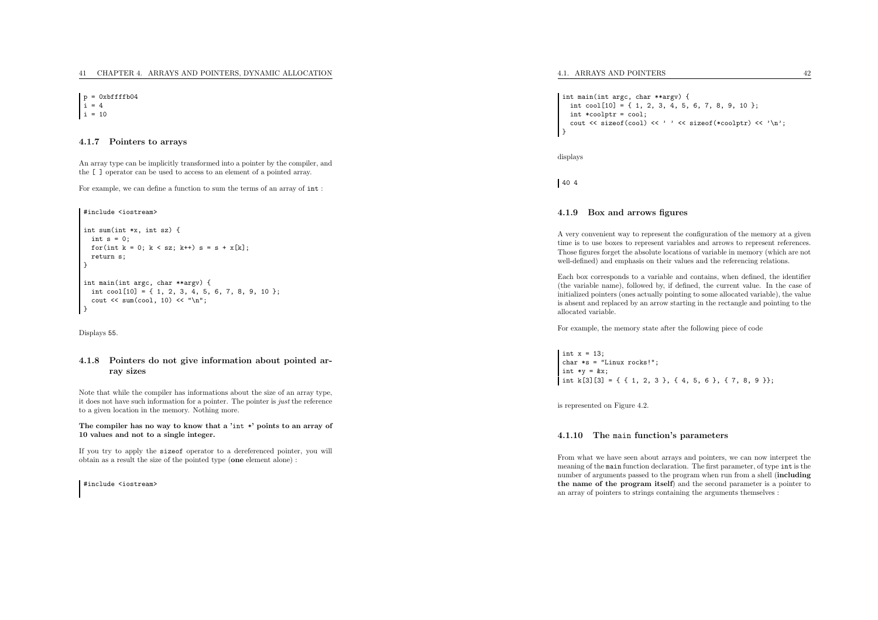```
p = 0xbffffb04
i = 4
i = 10
```

### 4.1.7 Pointers to arrays

An array type can be implicitly transformed into a pointer by the compiler, and the `[ ]` operator can be used to access to an element of a pointed array.

For example, we can define a function to sum the terms of an array of `int` :

```
#include <iostream>

int sum(int *x, int sz) {
  int s = 0;
  for(int k = 0; k < sz; k++) s = s + x[k];
  return s;
}

int main(int argc, char **argv) {
  int cool[10] = { 1, 2, 3, 4, 5, 6, 7, 8, 9, 10 };
  cout << sum(cool, 10) << "\n";
}
```

Displays `55`.

### 4.1.8 Pointers do not give information about pointed array sizes

Note that while the compiler has informations about the size of an array type, it does not have such information for a pointer. The pointer is *just* the reference to a given location in the memory. Nothing more.

**The compiler has no way to know that a 'int *' points to an array of 10 values and not to a single integer.**

If you try to apply the `sizeof` operator to a dereferenced pointer, you will obtain as a result the size of the pointed type (**one** element alone) :

```
#include <iostream>

int main(int argc, char **argv) {
  int cool[10] = { 1, 2, 3, 4, 5, 6, 7, 8, 9, 10 };
  int *coolptr = cool;
  cout << sizeof(cool) << ' ' << sizeof(*coolptr) << '\n';
}
```

displays

```
40 4
```

### 4.1.9 Box and arrows figures

A very convenient way to represent the configuration of the memory at a given time is to use boxes to represent variables and arrows to represent references. Those figures forget the absolute locations of variable in memory (which are not well-defined) and emphasis on their values and the referencing relations.

Each box corresponds to a variable and contains, when defined, the identifier (the variable name), followed by, if defined, the current value. In the case of initialized pointers (ones actually pointing to some allocated variable), the value is absent and replaced by an arrow starting in the rectangle and pointing to the allocated variable.

For example, the memory state after the following piece of code

```
int x = 13;
char *s = "Linux rocks!";
int *y = &x;
int k[3][3] = { { 1, 2, 3 }, { 4, 5, 6 }, { 7, 8, 9 }};
```

is represented on Figure 4.2.

### 4.1.10 The `main` function's parameters

From what we have seen about arrays and pointers, we can now interpret the meaning of the `main` function declaration. The first parameter, of type `int` is the number of arguments passed to the program when run from a shell (**including the name of the program itself**) and the second parameter is a pointer to an array of pointers to strings containing the arguments themselves :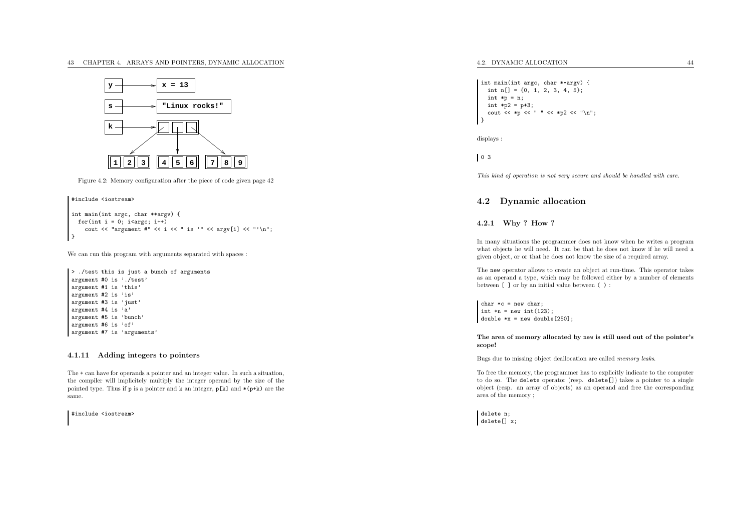y → x = 13

s → "Linux rocks!"

k →

1 2 3 4 5 6 7 8 9

Figure 4.2: Memory configuration after the piece of code given page 42

```
#include <iostream>

int main(int argc, char **argv) {
  for(int i = 0; i<argc; i++)
    cout << "argument #" << i << " is '" << argv[i] << "'\n";
}
```

We can run this program with arguments separated with spaces :

```
> ./test this is just a bunch of arguments
argument #0 is './test'
argument #1 is 'this'
argument #2 is 'is'
argument #3 is 'just'
argument #4 is 'a'
argument #5 is 'bunch'
argument #6 is 'of'
argument #7 is 'arguments'
```

### 4.1.11 Adding integers to pointers

The + can have for operands a pointer and an integer value. In such a situation, the compiler will implicitely multiply the integer operand by the size of the pointed type. Thus if p is a pointer and k an integer, p[k] and *(p+k) are the same.

```
#include <iostream>

int main(int argc, char **argv) {
  int n[] = {0, 1, 2, 3, 4, 5};
  int *p = n;
  int *p2 = p+3;
  cout << *p << " " << *p2 << "\n";
}
```

displays :

```
0 3
```

*This kind of operation is not very secure and should be handled with care.*

## 4.2 Dynamic allocation

### 4.2.1 Why ? How ?

In many situations the programmer does not know when he writes a program what objects he will need. It can be that he does not know if he will need a given object, or or that he does not know the size of a required array.

The new operator allows to create an object at run-time. This operator takes as an operand a type, which may be followed either by a number of elements between [ ] or by an initial value between ( ) :

```
char *c = new char;
int *n = new int(123);
double *x = new double[250];
```

**The area of memory allocated by new is still used out of the pointer's scope!**

Bugs due to missing object deallocation are called *memory leaks*.

To free the memory, the programmer has to explicitly indicate to the computer to do so. The delete operator (resp. delete[]) takes a pointer to a single object (resp. an array of objects) as an operand and free the corresponding area of the memory ;

```
delete n;
delete[] x;
```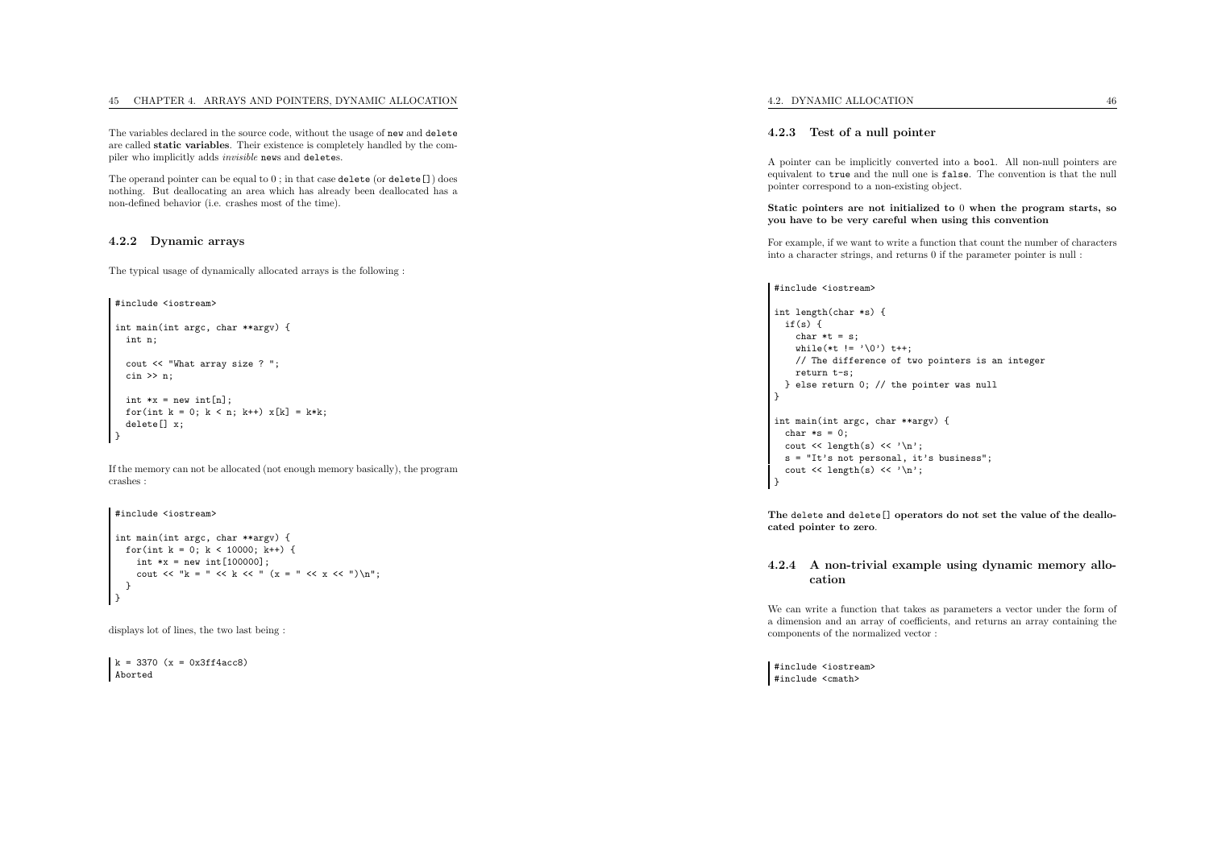The variables declared in the source code, without the usage of `new` and `delete` are called **static variables**. Their existence is completely handled by the compiler who implicitly adds *invisible* `new`s and `delete`s.

The operand pointer can be equal to 0 ; in that case `delete` (or `delete[]`) does nothing. But deallocating an area which has already been deallocated has a non-defined behavior (i.e. crashes most of the time).

### 4.2.2 Dynamic arrays

The typical usage of dynamically allocated arrays is the following :

```
#include <iostream>

int main(int argc, char **argv) {
  int n;

  cout << "What array size ? ";
  cin >> n;

  int *x = new int[n];
  for(int k = 0; k < n; k++) x[k] = k*k;
  delete[] x;
}
```

If the memory can not be allocated (not enough memory basically), the program crashes :

```
#include <iostream>

int main(int argc, char **argv) {
  for(int k = 0; k < 10000; k++) {
    int *x = new int[100000];
    cout << "k = " << k << " (x = " << x << ")\n";
  }
}
```

displays lot of lines, the two last being :

```
k = 3370 (x = 0x3ff4acc8)
Aborted
```

### 4.2.3 Test of a null pointer

A pointer can be implicitly converted into a `bool`. All non-null pointers are equivalent to `true` and the null one is `false`. The convention is that the null pointer correspond to a non-existing object.

**Static pointers are not initialized to 0 when the program starts, so you have to be very careful when using this convention**

For example, if we want to write a function that count the number of characters into a character strings, and returns 0 if the parameter pointer is null :

```
#include <iostream>

int length(char *s) {
  if(s) {
    char *t = s;
    while(*t != '\0') t++;
    // The difference of two pointers is an integer
    return t-s;
  } else return 0; // the pointer was null
}

int main(int argc, char **argv) {
  char *s = 0;
  cout << length(s) << '\n';
  s = "It's not personal, it's business";
  cout << length(s) << '\n';
}
```

**The `delete` and `delete[]` operators do not set the value of the deallocated pointer to zero.**

### 4.2.4 A non-trivial example using dynamic memory allocation

We can write a function that takes as parameters a vector under the form of a dimension and an array of coefficients, and returns an array containing the components of the normalized vector :

```
#include <iostream>
#include <cmath>
```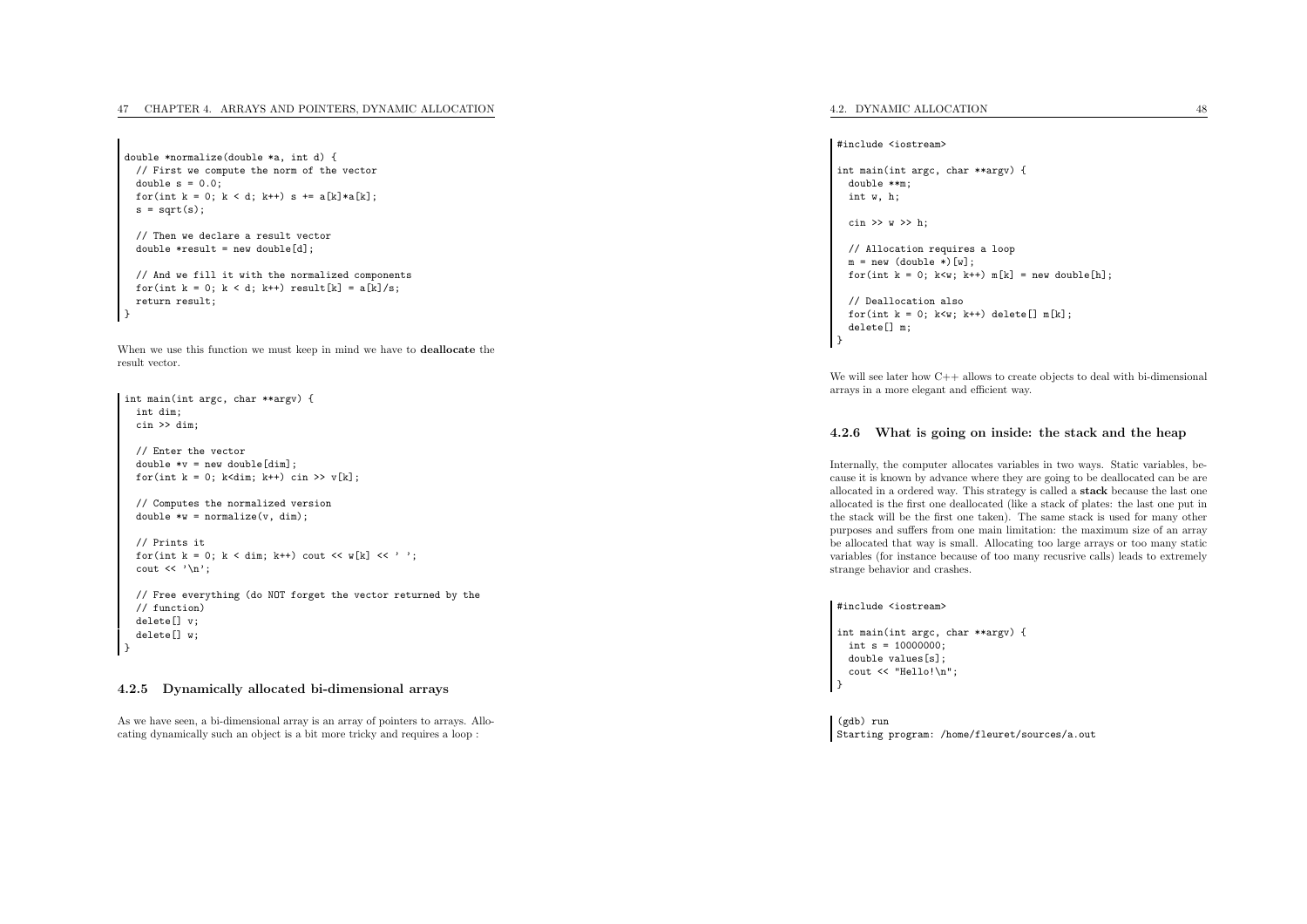```
double *normalize(double *a, int d) {
  // First we compute the norm of the vector
  double s = 0.0;
  for(int k = 0; k < d; k++) s += a[k]*a[k];
  s = sqrt(s);

  // Then we declare a result vector
  double *result = new double[d];

  // And we fill it with the normalized components
  for(int k = 0; k < d; k++) result[k] = a[k]/s;
  return result;
}
```

When we use this function we must keep in mind we have to **deallocate** the result vector.

```
int main(int argc, char **argv) {
  int dim;
  cin >> dim;

  // Enter the vector
  double *v = new double[dim];
  for(int k = 0; k<dim; k++) cin >> v[k];

  // Computes the normalized version
  double *w = normalize(v, dim);

  // Prints it
  for(int k = 0; k < dim; k++) cout << w[k] << ' ';
  cout << '\n';

  // Free everything (do NOT forget the vector returned by the
  // function)
  delete[] v;
  delete[] w;
}
```

### 4.2.5 Dynamically allocated bi-dimensional arrays

As we have seen, a bi-dimensional array is an array of pointers to arrays. Allocating dynamically such an object is a bit more tricky and requires a loop :

```
#include <iostream>

int main(int argc, char **argv) {
  double **m;
  int w, h;

  cin >> w >> h;

  // Allocation requires a loop
  m = new (double *)[w];
  for(int k = 0; k<w; k++) m[k] = new double[h];

  // Deallocation also
  for(int k = 0; k<w; k++) delete[] m[k];
  delete[] m;
}
```

We will see later how C++ allows to create objects to deal with bi-dimensional arrays in a more elegant and efficient way.

### 4.2.6 What is going on inside: the stack and the heap

Internally, the computer allocates variables in two ways. Static variables, because it is known by advance where they are going to be deallocated can be are allocated in a ordered way. This strategy is called a **stack** because the last one allocated is the first one deallocated (like a stack of plates: the last one put in the stack will be the first one taken). The same stack is used for many other purposes and suffers from one main limitation: the maximum size of an array be allocated that way is small. Allocating too large arrays or too many static variables (for instance because of too many recusrive calls) leads to extremely strange behavior and crashes.

```
#include <iostream>

int main(int argc, char **argv) {
  int s = 10000000;
  double values[s];
  cout << "Hello!\n";
}
```

```
(gdb) run
Starting program: /home/fleuret/sources/a.out
```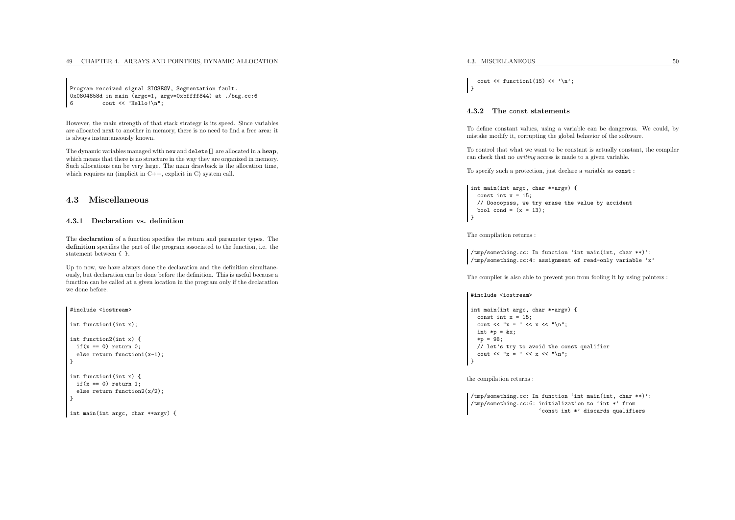```
Program received signal SIGSEGV, Segmentation fault.
0x0804858d in main (argc=1, argv=0xbffff844) at ./bug.cc:6
6         cout << "Hello!\n";
```

However, the main strength of that stack strategy is its speed. Since variables are allocated next to another in memory, there is no need to find a free area: it is always instantaneously known.

The dynamic variables managed with `new` and `delete[]` are allocated in a **heap**, which means that there is no structure in the way they are organized in memory. Such allocations can be very large. The main drawback is the allocation time, which requires an (implicit in C++, explicit in C) system call.

## 4.3 Miscellaneous

### 4.3.1 Declaration vs. definition

The **declaration** of a function specifies the return and parameter types. The **definition** specifies the part of the program associated to the function, i.e. the statement between `{ }`.

Up to now, we have always done the declaration and the definition simultaneously, but declaration can be done before the definition. This is useful because a function can be called at a given location in the program only if the declaration we done before.

```
#include <iostream>

int function1(int x);

int function2(int x) {
  if(x == 0) return 0;
  else return function1(x-1);
}

int function1(int x) {
  if(x == 0) return 1;
  else return function2(x/2);
}

int main(int argc, char **argv) {
  cout << function1(15) << '\n';
}
```

### 4.3.2 The const statements

To define constant values, using a variable can be dangerous. We could, by mistake modify it, corrupting the global behavior of the software.

To control that what we want to be constant is actually constant, the compiler can check that no *writing* access is made to a given variable.

To specify such a protection, just declare a variable as `const` :

```
int main(int argc, char **argv) {
  const int x = 15;
  // Ooooopsss, we try erase the value by accident
  bool cond = (x = 13);
}
```

The compilation returns :

```
/tmp/something.cc: In function `int main(int, char **)':
/tmp/something.cc:4: assignment of read-only variable `x'
```

The compiler is also able to prevent you from fooling it by using pointers :

```
#include <iostream>

int main(int argc, char **argv) {
  const int x = 15;
  cout << "x = " << x << "\n";
  int *p = &x;
  *p = 98;
  // let's try to avoid the const qualifier
  cout << "x = " << x << "\n";
}
```

the compilation returns :

```
/tmp/something.cc: In function `int main(int, char **)':
/tmp/something.cc:6: initialization to `int *' from
                     `const int *' discards qualifiers
```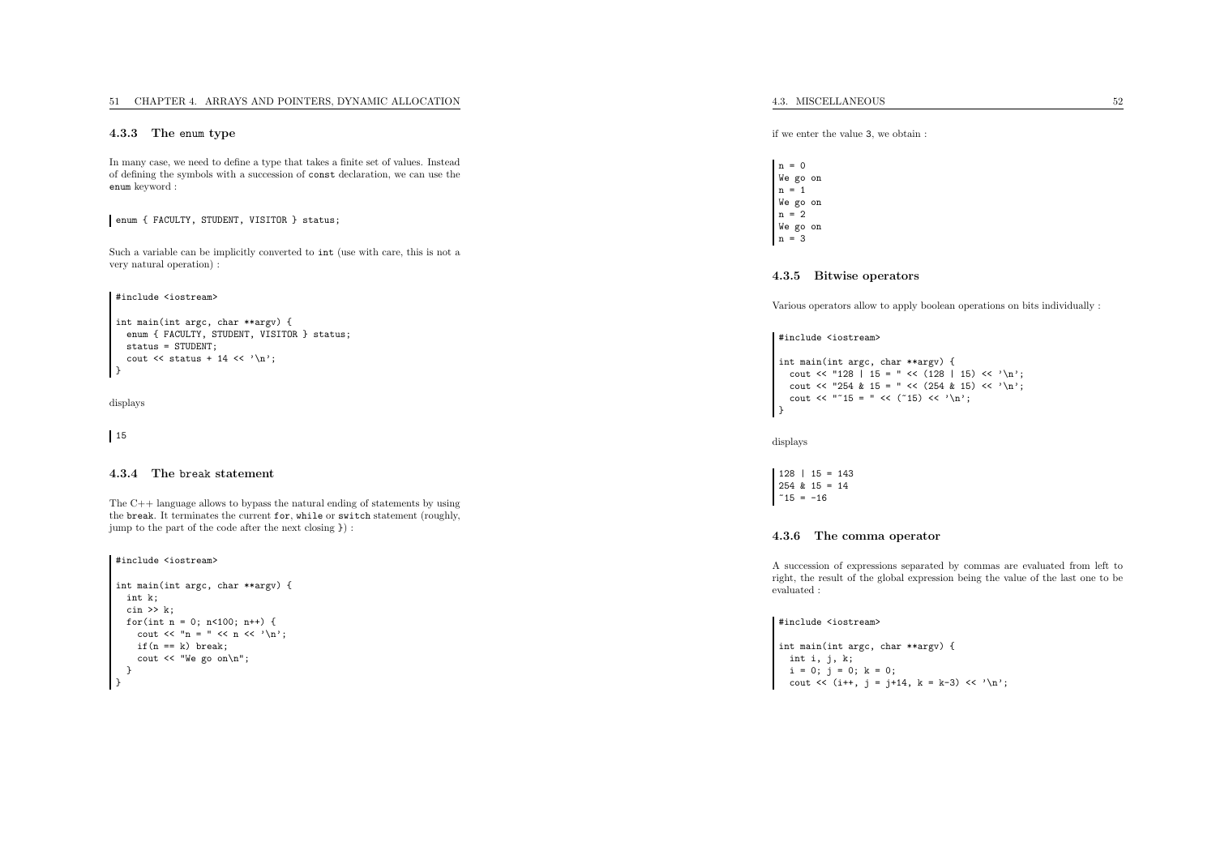### 4.3.3 The enum type

In many case, we need to define a type that takes a finite set of values. Instead of defining the symbols with a succession of const declaration, we can use the enum keyword :

```
enum { FACULTY, STUDENT, VISITOR } status;
```

Such a variable can be implicitly converted to int (use with care, this is not a very natural operation) :

```
#include <iostream>

int main(int argc, char **argv) {
  enum { FACULTY, STUDENT, VISITOR } status;
  status = STUDENT;
  cout << status + 14 << '\n';
}
```

displays

```
15
```

### 4.3.4 The break statement

The C++ language allows to bypass the natural ending of statements by using the break. It terminates the current for, while or switch statement (roughly, jump to the part of the code after the next closing }) :

```
#include <iostream>

int main(int argc, char **argv) {
  int k;
  cin >> k;
  for(int n = 0; n<100; n++) {
    cout << "n = " << n << '\n';
    if(n == k) break;
    cout << "We go on\n";
  }
}
```

if we enter the value 3, we obtain :

```
n = 0
We go on
n = 1
We go on
n = 2
We go on
n = 3
```

### 4.3.5 Bitwise operators

Various operators allow to apply boolean operations on bits individually :

```
#include <iostream>

int main(int argc, char **argv) {
  cout << "128 | 15 = " << (128 | 15) << '\n';
  cout << "254 & 15 = " << (254 & 15) << '\n';
  cout << "~15 = " << (~15) << '\n';
}
```

displays

```
128 | 15 = 143
254 & 15 = 14
~15 = -16
```

### 4.3.6 The comma operator

A succession of expressions separated by commas are evaluated from left to right, the result of the global expression being the value of the last one to be evaluated :

```
#include <iostream>

int main(int argc, char **argv) {
  int i, j, k;
  i = 0; j = 0; k = 0;
  cout << (i++, j = j+14, k = k-3) << '\n';
```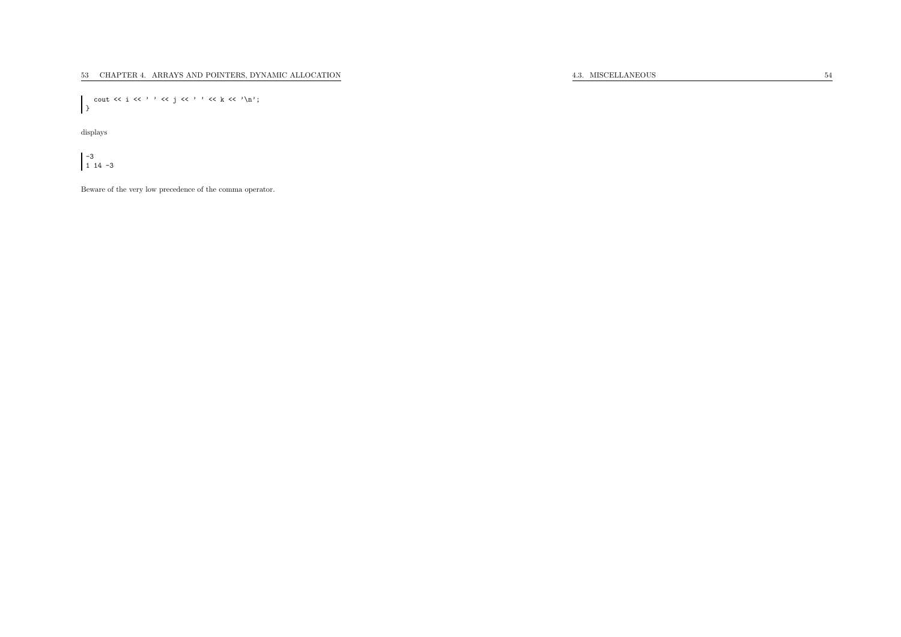```
  cout << i << ' ' << j << ' ' << k << '\n';
}
```

displays

```
-3
1 14 -3
```

Beware of the very low precedence of the comma operator.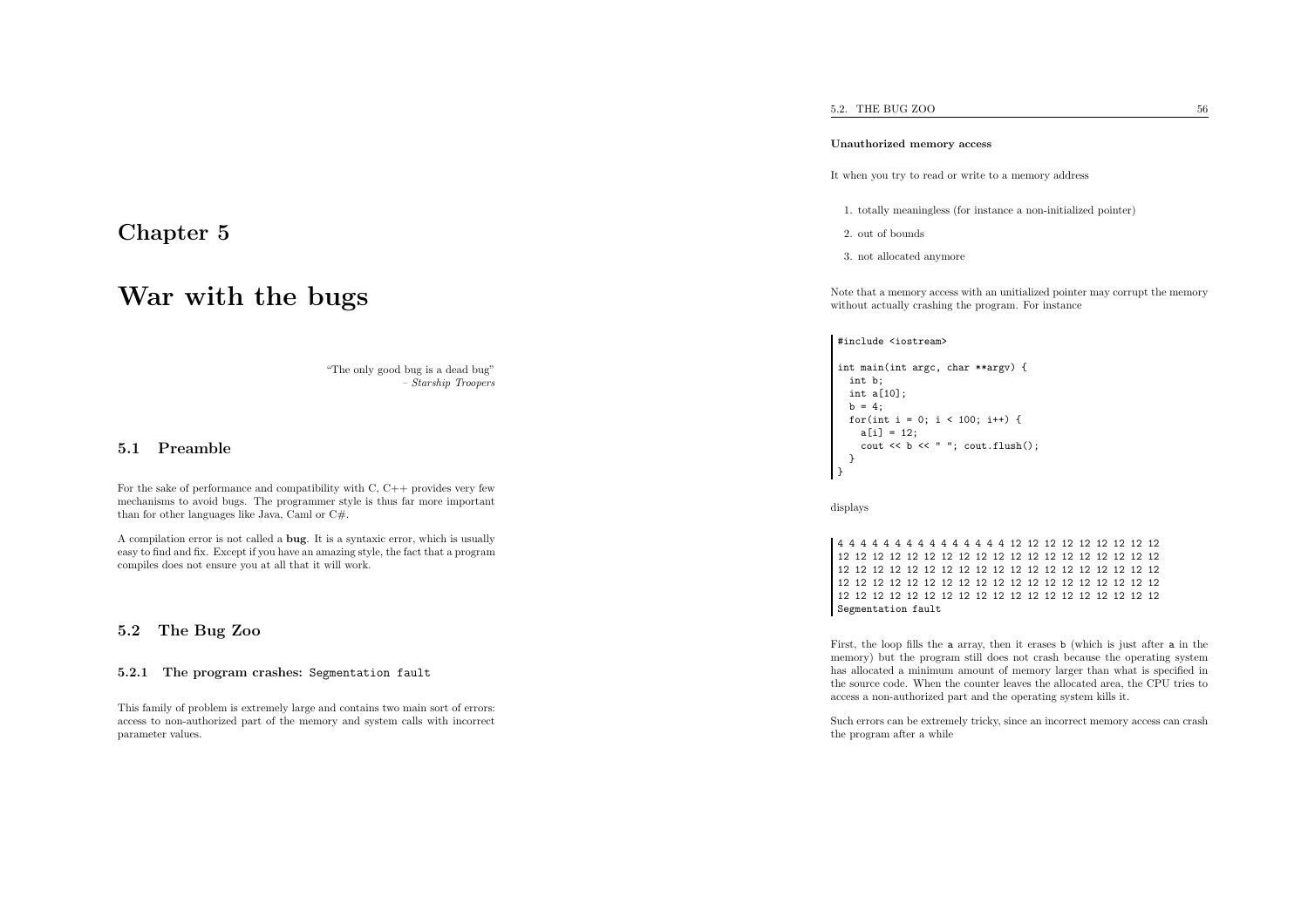# Chapter 5

# War with the bugs

"The only good bug is a dead bug"
– *Starship Troopers*

## 5.1 Preamble

For the sake of performance and compatibility with C, C++ provides very few mechanisms to avoid bugs. The programmer style is thus far more important than for other languages like Java, Caml or C#.

A compilation error is not called a **bug**. It is a syntaxic error, which is usually easy to find and fix. Except if you have an amazing style, the fact that a program compiles does not ensure you at all that it will work.

## 5.2 The Bug Zoo

### 5.2.1 The program crashes: `Segmentation fault`

This family of problem is extremely large and contains two main sort of errors: access to non-authorized part of the memory and system calls with incorrect parameter values.

**Unauthorized memory access**

It when you try to read or write to a memory address

1. totally meaningless (for instance a non-initialized pointer)
2. out of bounds
3. not allocated anymore

Note that a memory access with an unitialized pointer may corrupt the memory without actually crashing the program. For instance

```
#include <iostream>

int main(int argc, char **argv) {
  int b;
  int a[10];
  b = 4;
  for(int i = 0; i < 100; i++) {
    a[i] = 12;
    cout << b << " "; cout.flush();
  }
}
```

displays

```
4 4 4 4 4 4 4 4 4 4 4 4 4 4 4 4 4 12 12 12 12 12 12 12 12 12
12 12 12 12 12 12 12 12 12 12 12 12 12 12 12 12 12 12 12 12
12 12 12 12 12 12 12 12 12 12 12 12 12 12 12 12 12 12 12 12
12 12 12 12 12 12 12 12 12 12 12 12 12 12 12 12 12 12 12 12
12 12 12 12 12 12 12 12 12 12 12 12 12 12 12 12 12 12 12 12
Segmentation fault
```

First, the loop fills the `a` array, then it erases `b` (which is just after `a` in the memory) but the program still does not crash because the operating system has allocated a minimum amount of memory larger than what is specified in the source code. When the counter leaves the allocated area, the CPU tries to access a non-authorized part and the operating system kills it.

Such errors can be extremely tricky, since an incorrect memory access can crash the program after a while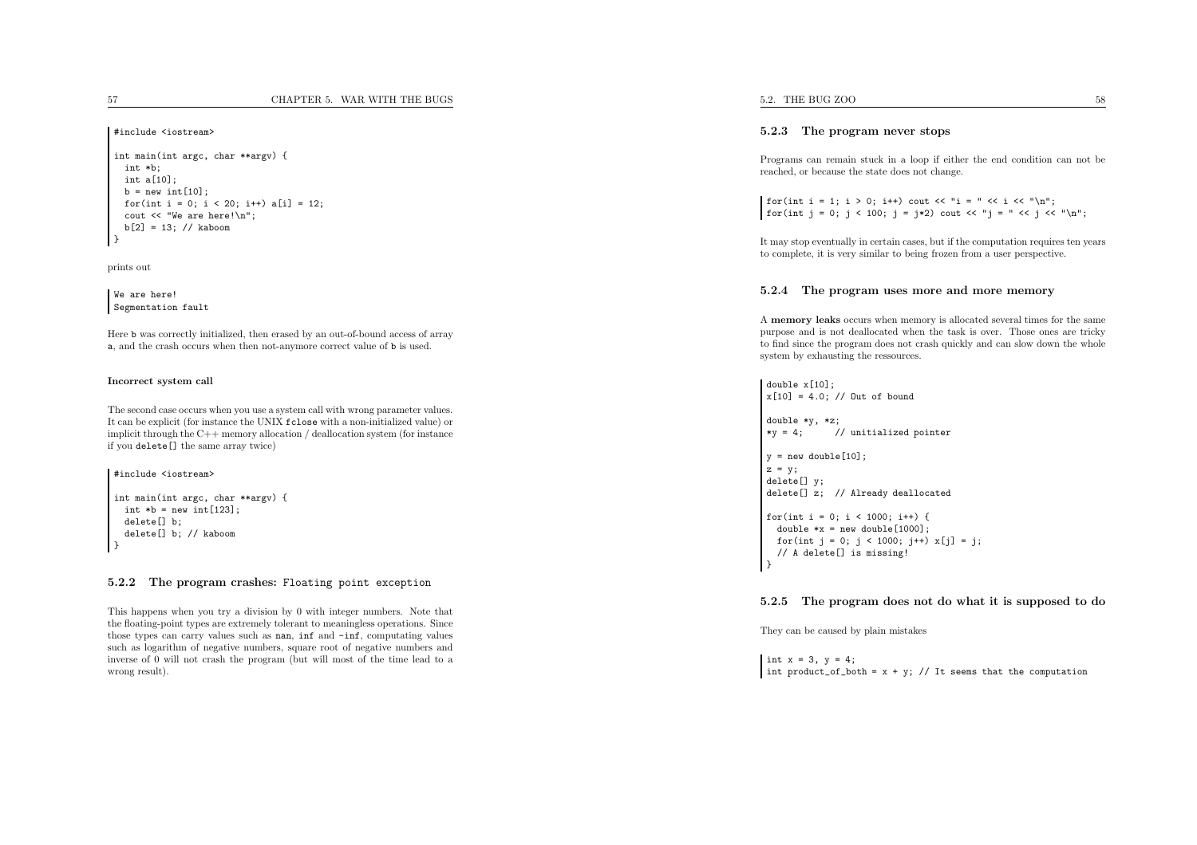```
#include <iostream>

int main(int argc, char **argv) {
  int *b;
  int a[10];
  b = new int[10];
  for(int i = 0; i < 20; i++) a[i] = 12;
  cout << "We are here!\n";
  b[2] = 13; // kaboom
}
```

prints out

```
We are here!
Segmentation fault
```

Here b was correctly initialized, then erased by an out-of-bound access of array a, and the crash occurs when then not-anymore correct value of b is used.

#### Incorrect system call

The second case occurs when you use a system call with wrong parameter values. It can be explicit (for instance the UNIX fclose with a non-initialized value) or implicit through the C++ memory allocation / deallocation system (for instance if you delete[] the same array twice)

```
#include <iostream>

int main(int argc, char **argv) {
  int *b = new int[123];
  delete[] b;
  delete[] b; // kaboom
}
```

### 5.2.2 The program crashes: Floating point exception

This happens when you try a division by 0 with integer numbers. Note that the floating-point types are extremely tolerant to meaningless operations. Since those types can carry values such as nan, inf and -inf, computating values such as logarithm of negative numbers, square root of negative numbers and inverse of 0 will not crash the program (but will most of the time lead to a wrong result).

### 5.2.3 The program never stops

Programs can remain stuck in a loop if either the end condition can not be reached, or because the state does not change.

```
for(int i = 1; i > 0; i++) cout << "i = " << i << "\n";
for(int j = 0; j < 100; j = j*2) cout << "j = " << j << "\n";
```

It may stop eventually in certain cases, but if the computation requires ten years to complete, it is very similar to being frozen from a user perspective.

### 5.2.4 The program uses more and more memory

A **memory leaks** occurs when memory is allocated several times for the same purpose and is not deallocated when the task is over. Those ones are tricky to find since the program does not crash quickly and can slow down the whole system by exhausting the ressources.

```
double x[10];
x[10] = 4.0; // Out of bound

double *y, *z;
*y = 4;      // unitialized pointer

y = new double[10];
z = y;
delete[] y;
delete[] z;  // Already deallocated

for(int i = 0; i < 1000; i++) {
  double *x = new double[1000];
  for(int j = 0; j < 1000; j++) x[j] = j;
  // A delete[] is missing!
}
```

### 5.2.5 The program does not do what it is supposed to do

They can be caused by plain mistakes

```
int x = 3, y = 4;
int product_of_both = x + y; // It seems that the computation
```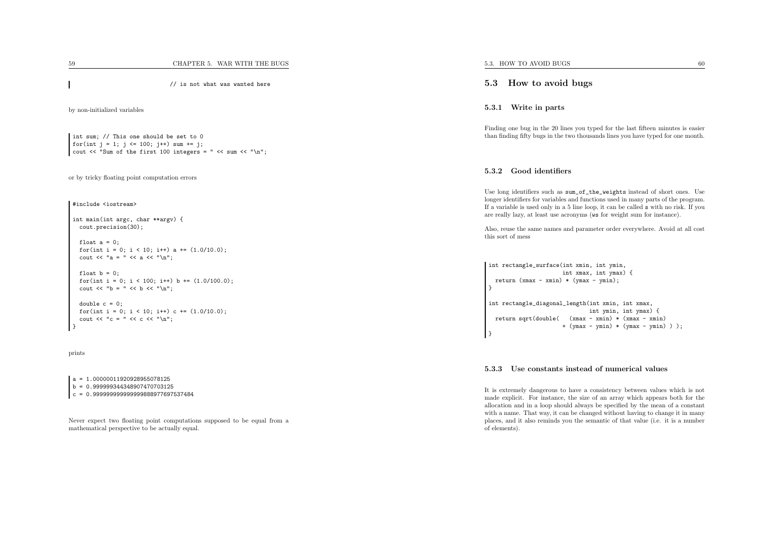```
                    // is not what was wanted here
```

by non-initialized variables

```
int sum; // This one should be set to 0
for(int j = 1; j <= 100; j++) sum += j;
cout << "Sum of the first 100 integers = " << sum << "\n";
```

or by tricky floating point computation errors

```
#include <iostream>

int main(int argc, char **argv) {
  cout.precision(30);

  float a = 0;
  for(int i = 0; i < 10; i++) a += (1.0/10.0);
  cout << "a = " << a << "\n";

  float b = 0;
  for(int i = 0; i < 100; i++) b += (1.0/100.0);
  cout << "b = " << b << "\n";

  double c = 0;
  for(int i = 0; i < 10; i++) c += (1.0/10.0);
  cout << "c = " << c << "\n";
}
```

prints

```
a = 1.00000011920928955078125
b = 0.999999344348907470703125
c = 0.999999999999999888977697537484
```

Never expect two floating point computations supposed to be equal from a mathematical perspective to be actually equal.

## 5.3 How to avoid bugs

### 5.3.1 Write in parts

Finding one bug in the 20 lines you typed for the last fifteen minutes is easier than finding fifty bugs in the two thousands lines you have typed for one month.

### 5.3.2 Good identifiers

Use long identifiers such as `sum_of_the_weights` instead of short ones. Use longer identifiers for variables and functions used in many parts of the program. If a variable is used only in a 5 line loop, it can be called `s` with no risk. If you are really lazy, at least use acronyms (`ws` for weight sum for instance).

Also, reuse the same names and parameter order everywhere. Avoid at all cost this sort of mess

```
int rectangle_surface(int xmin, int ymin,
                      int xmax, int ymax) {
  return (xmax - xmin) * (ymax - ymin);
}

int rectangle_diagonal_length(int xmin, int xmax,
                              int ymin, int ymax) {
  return sqrt(double(   (xmax - xmin) * (xmax - xmin)
                      + (ymax - ymin) * (ymax - ymin) ) );
}
```

### 5.3.3 Use constants instead of numerical values

It is extremely dangerous to have a consistency between values which is not made explicit. For instance, the size of an array which appears both for the allocation and in a loop should always be specified by the mean of a constant with a name. That way, it can be changed without having to change it in many places, and it also reminds you the semantic of that value (i.e. it is a number of elements).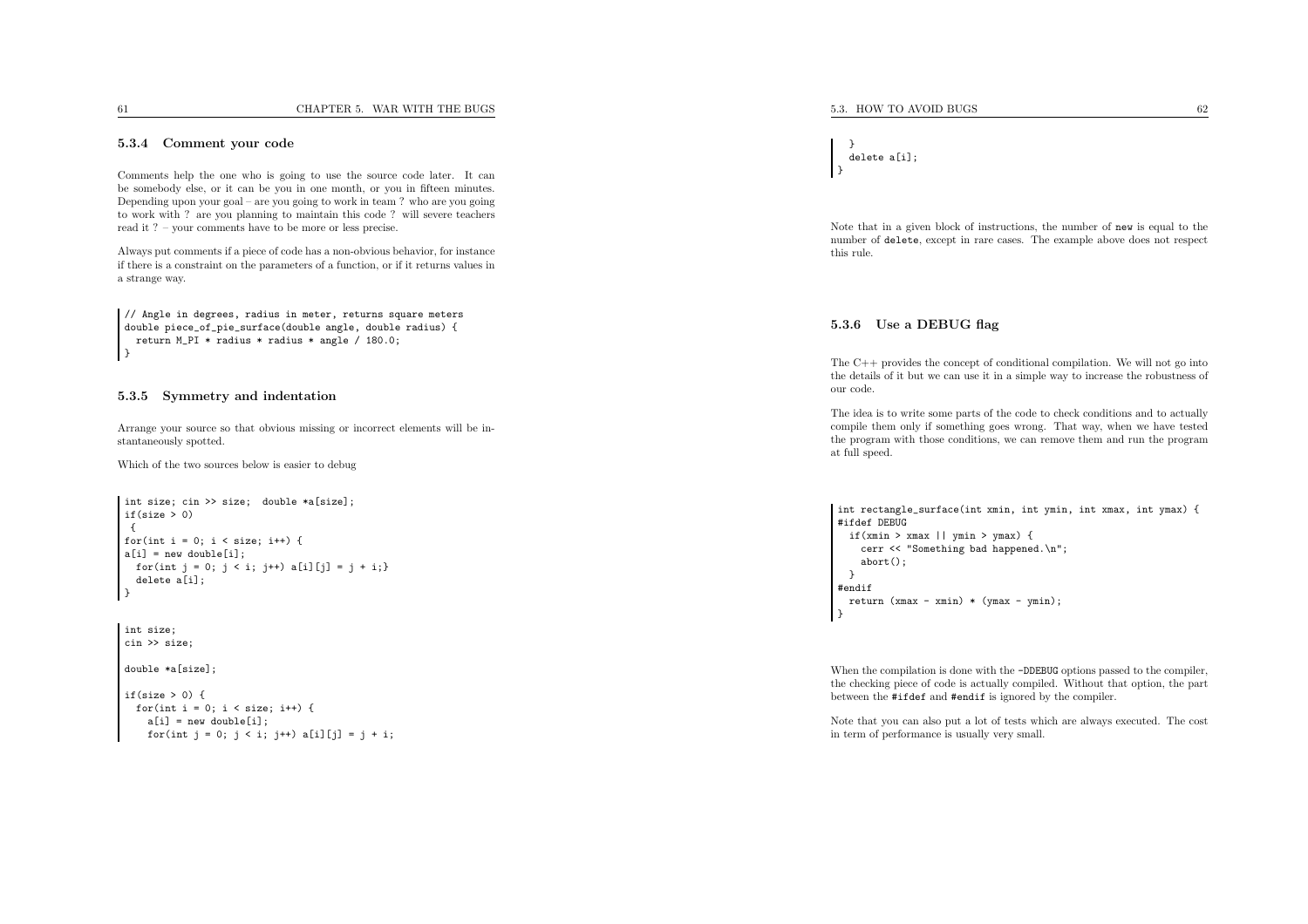### 5.3.4 Comment your code

Comments help the one who is going to use the source code later. It can be somebody else, or it can be you in one month, or you in fifteen minutes. Depending upon your goal – are you going to work in team ? who are you going to work with ? are you planning to maintain this code ? will severe teachers read it ? – your comments have to be more or less precise.

Always put comments if a piece of code has a non-obvious behavior, for instance if there is a constraint on the parameters of a function, or if it returns values in a strange way.

```
// Angle in degrees, radius in meter, returns square meters
double piece_of_pie_surface(double angle, double radius) {
  return M_PI * radius * radius * angle / 180.0;
}
```

### 5.3.5 Symmetry and indentation

Arrange your source so that obvious missing or incorrect elements will be instantaneously spotted.

Which of the two sources below is easier to debug

```
int size; cin >> size;  double *a[size];
if(size > 0)
 {
for(int i = 0; i < size; i++) {
a[i] = new double[i];
  for(int j = 0; j < i; j++) a[i][j] = j + i;}
  delete a[i];
}
```

```
int size;
cin >> size;

double *a[size];

if(size > 0) {
  for(int i = 0; i < size; i++) {
    a[i] = new double[i];
    for(int j = 0; j < i; j++) a[i][j] = j + i;
  }
  delete a[i];
}
```

Note that in a given block of instructions, the number of new is equal to the number of delete, except in rare cases. The example above does not respect this rule.

### 5.3.6 Use a DEBUG flag

The C++ provides the concept of conditional compilation. We will not go into the details of it but we can use it in a simple way to increase the robustness of our code.

The idea is to write some parts of the code to check conditions and to actually compile them only if something goes wrong. That way, when we have tested the program with those conditions, we can remove them and run the program at full speed.

```
int rectangle_surface(int xmin, int ymin, int xmax, int ymax) {
#ifdef DEBUG
  if(xmin > xmax || ymin > ymax) {
    cerr << "Something bad happened.\n";
    abort();
  }
#endif
  return (xmax - xmin) * (ymax - ymin);
}
```

When the compilation is done with the -DDEBUG options passed to the compiler, the checking piece of code is actually compiled. Without that option, the part between the #ifdef and #endif is ignored by the compiler.

Note that you can also put a lot of tests which are always executed. The cost in term of performance is usually very small.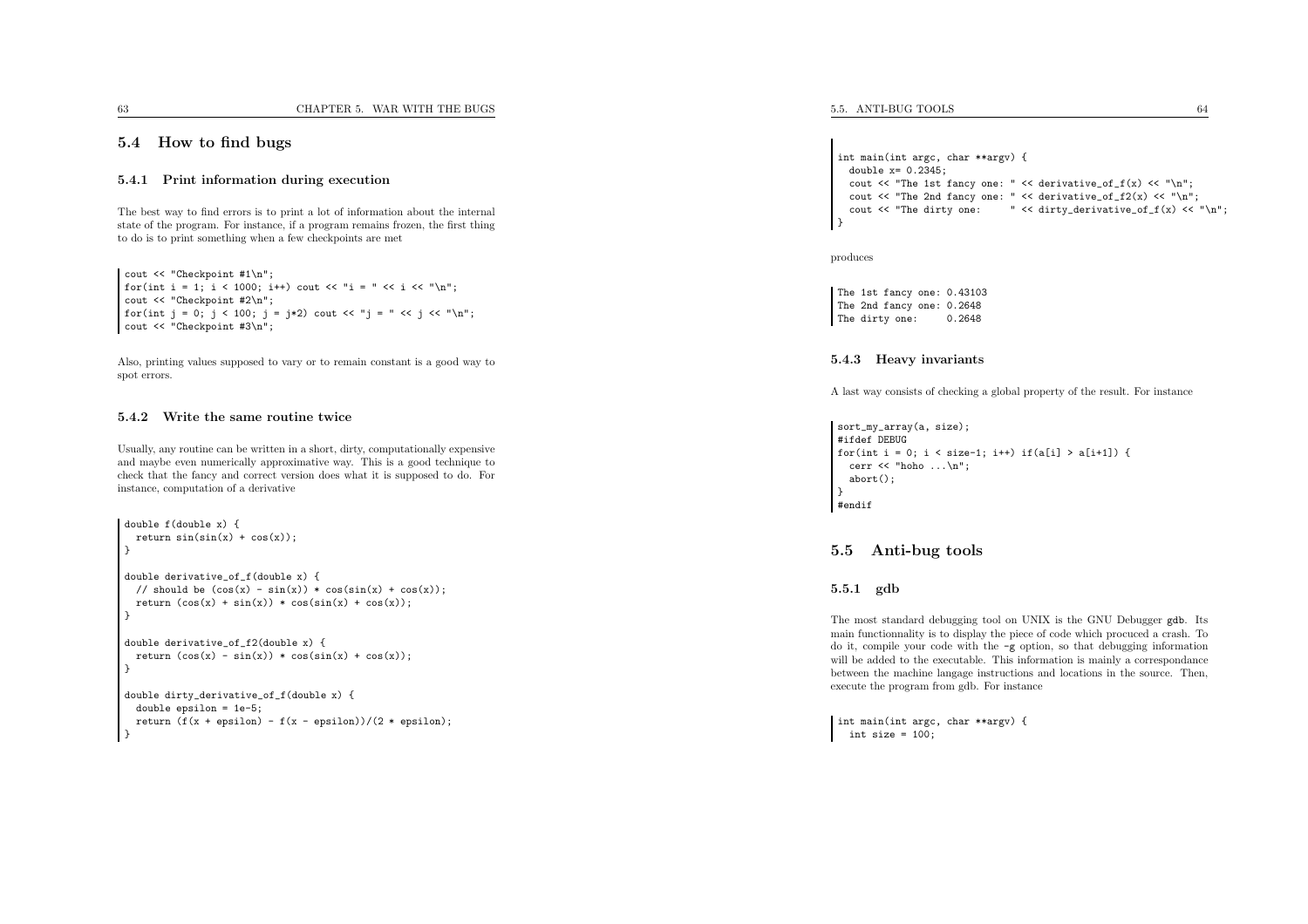## 5.4 How to find bugs

### 5.4.1 Print information during execution

The best way to find errors is to print a lot of information about the internal state of the program. For instance, if a program remains frozen, the first thing to do is to print something when a few checkpoints are met

```
cout << "Checkpoint #1\n";
for(int i = 1; i < 1000; i++) cout << "i = " << i << "\n";
cout << "Checkpoint #2\n";
for(int j = 0; j < 100; j = j*2) cout << "j = " << j << "\n";
cout << "Checkpoint #3\n";
```

Also, printing values supposed to vary or to remain constant is a good way to spot errors.

### 5.4.2 Write the same routine twice

Usually, any routine can be written in a short, dirty, computationally expensive and maybe even numerically approximative way. This is a good technique to check that the fancy and correct version does what it is supposed to do. For instance, computation of a derivative

```
double f(double x) {
  return sin(sin(x) + cos(x));
}

double derivative_of_f(double x) {
  // should be (cos(x) - sin(x)) * cos(sin(x) + cos(x));
  return (cos(x) + sin(x)) * cos(sin(x) + cos(x));
}

double derivative_of_f2(double x) {
  return (cos(x) - sin(x)) * cos(sin(x) + cos(x));
}

double dirty_derivative_of_f(double x) {
  double epsilon = 1e-5;
  return (f(x + epsilon) - f(x - epsilon))/(2 * epsilon);
}
```

```
int main(int argc, char **argv) {
  double x= 0.2345;
  cout << "The 1st fancy one: " << derivative_of_f(x) << "\n";
  cout << "The 2nd fancy one: " << derivative_of_f2(x) << "\n";
  cout << "The dirty one:     " << dirty_derivative_of_f(x) << "\n";
}
```

produces

```
The 1st fancy one: 0.43103
The 2nd fancy one: 0.2648
The dirty one:     0.2648
```

### 5.4.3 Heavy invariants

A last way consists of checking a global property of the result. For instance

```
sort_my_array(a, size);
#ifdef DEBUG
for(int i = 0; i < size-1; i++) if(a[i] > a[i+1]) {
  cerr << "hoho ...\n";
  abort();
}
#endif
```

## 5.5 Anti-bug tools

### 5.5.1 gdb

The most standard debugging tool on UNIX is the GNU Debugger `gdb`. Its main functionnality is to display the piece of code which procuced a crash. To do it, compile your code with the `-g` option, so that debugging information will be added to the executable. This information is mainly a correspondance between the machine langage instructions and locations in the source. Then, execute the program from gdb. For instance

```
int main(int argc, char **argv) {
  int size = 100;
```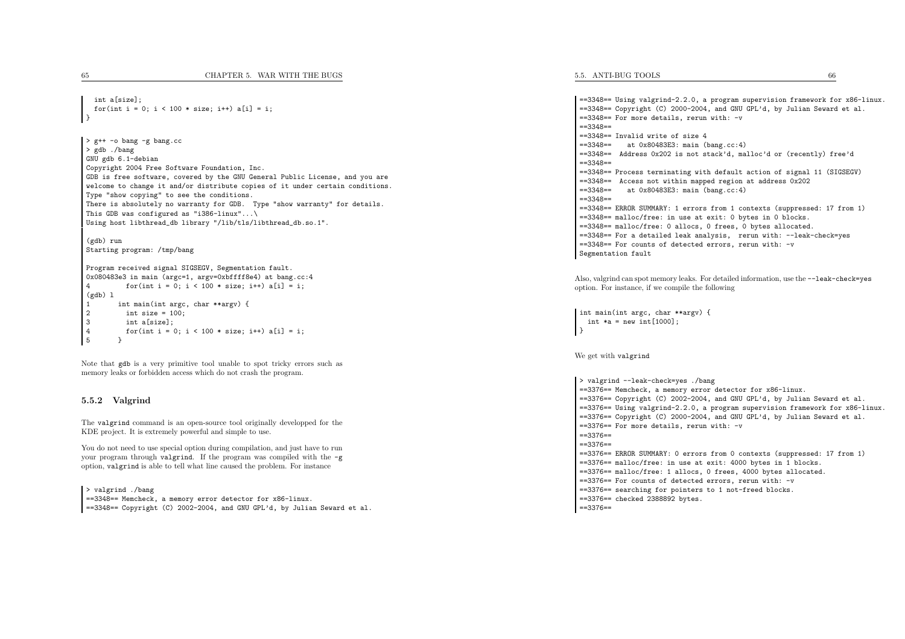```
  int a[size];
  for(int i = 0; i < 100 * size; i++) a[i] = i;
}
```

```
> g++ -o bang -g bang.cc
> gdb ./bang
GNU gdb 6.1-debian
Copyright 2004 Free Software Foundation, Inc.
GDB is free software, covered by the GNU General Public License, and you are
welcome to change it and/or distribute copies of it under certain conditions.
Type "show copying" to see the conditions.
There is absolutely no warranty for GDB.  Type "show warranty" for details.
This GDB was configured as "i386-linux"...\
Using host libthread_db library "/lib/tls/libthread_db.so.1".
```

```
(gdb) run
Starting program: /tmp/bang
```

```
Program received signal SIGSEGV, Segmentation fault.
0x080483e3 in main (argc=1, argv=0xbffff8e4) at bang.cc:4
4         for(int i = 0; i < 100 * size; i++) a[i] = i;
(gdb) l
1       int main(int argc, char **argv) {
2         int size = 100;
3         int a[size];
4         for(int i = 0; i < 100 * size; i++) a[i] = i;
5       }
```

Note that gdb is a very primitive tool unable to spot tricky errors such as memory leaks or forbidden access which do not crash the program.

### 5.5.2 Valgrind

The valgrind command is an open-source tool originally developped for the KDE project. It is extremely powerful and simple to use.

You do not need to use special option during compilation, and just have to run your program through valgrind. If the program was compiled with the -g option, valgrind is able to tell what line caused the problem. For instance

```
> valgrind ./bang
==3348== Memcheck, a memory error detector for x86-linux.
==3348== Copyright (C) 2002-2004, and GNU GPL'd, by Julian Seward et al.
```

```
==3348== Using valgrind-2.2.0, a program supervision framework for x86-linux.
==3348== Copyright (C) 2000-2004, and GNU GPL'd, by Julian Seward et al.
==3348== For more details, rerun with: -v
==3348==
==3348== Invalid write of size 4
==3348==    at 0x80483E3: main (bang.cc:4)
==3348==  Address 0x202 is not stack'd, malloc'd or (recently) free'd
==3348==
==3348== Process terminating with default action of signal 11 (SIGSEGV)
==3348==  Access not within mapped region at address 0x202
==3348==    at 0x80483E3: main (bang.cc:4)
==3348==
==3348== ERROR SUMMARY: 1 errors from 1 contexts (suppressed: 17 from 1)
==3348== malloc/free: in use at exit: 0 bytes in 0 blocks.
==3348== malloc/free: 0 allocs, 0 frees, 0 bytes allocated.
==3348== For a detailed leak analysis,  rerun with: --leak-check=yes
==3348== For counts of detected errors, rerun with: -v
Segmentation fault
```

Also, valgrind can spot memory leaks. For detailed information, use the --leak-check=yes option. For instance, if we compile the following

```
int main(int argc, char **argv) {
  int *a = new int[1000];
}
```

We get with valgrind

```
> valgrind --leak-check=yes ./bang
==3376== Memcheck, a memory error detector for x86-linux.
==3376== Copyright (C) 2002-2004, and GNU GPL'd, by Julian Seward et al.
==3376== Using valgrind-2.2.0, a program supervision framework for x86-linux.
==3376== Copyright (C) 2000-2004, and GNU GPL'd, by Julian Seward et al.
==3376== For more details, rerun with: -v
==3376==
==3376==
==3376== ERROR SUMMARY: 0 errors from 0 contexts (suppressed: 17 from 1)
==3376== malloc/free: in use at exit: 4000 bytes in 1 blocks.
==3376== malloc/free: 1 allocs, 0 frees, 4000 bytes allocated.
==3376== For counts of detected errors, rerun with: -v
==3376== searching for pointers to 1 not-freed blocks.
==3376== checked 2388892 bytes.
==3376==
```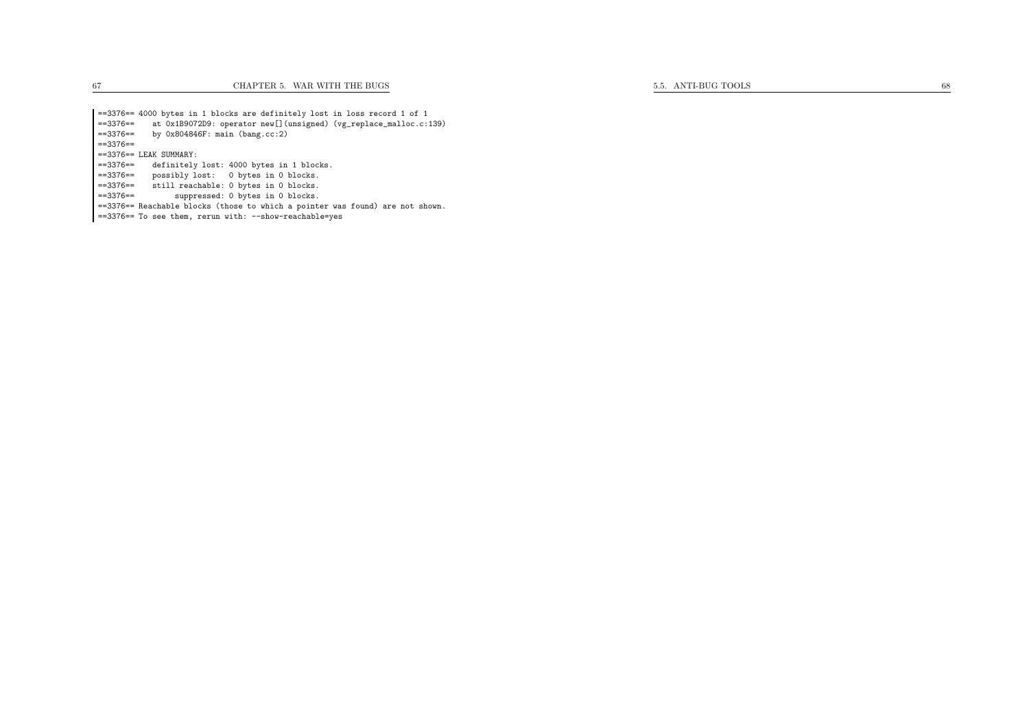```
==3376== 4000 bytes in 1 blocks are definitely lost in loss record 1 of 1
==3376==    at 0x1B9072D9: operator new[](unsigned) (vg_replace_malloc.c:139)
==3376==    by 0x804846F: main (bang.cc:2)
==3376==
==3376== LEAK SUMMARY:
==3376==    definitely lost: 4000 bytes in 1 blocks.
==3376==    possibly lost:   0 bytes in 0 blocks.
==3376==    still reachable: 0 bytes in 0 blocks.
==3376==         suppressed: 0 bytes in 0 blocks.
==3376== Reachable blocks (those to which a pointer was found) are not shown.
==3376== To see them, rerun with: --show-reachable=yes
```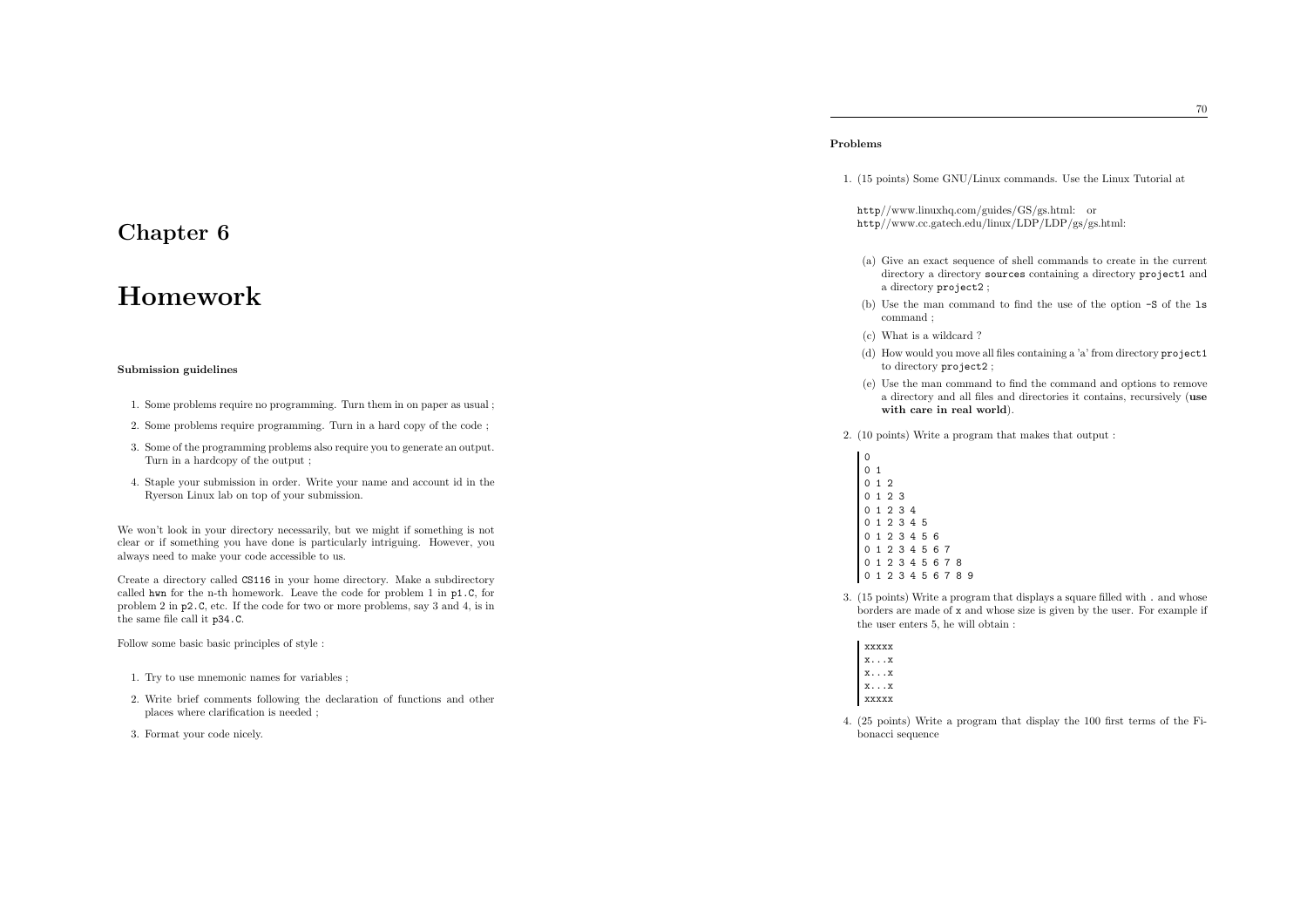# Chapter 6

# Homework

### Submission guidelines

1. Some problems require no programming. Turn them in on paper as usual ;
2. Some problems require programming. Turn in a hard copy of the code ;
3. Some of the programming problems also require you to generate an output. Turn in a hardcopy of the output ;
4. Staple your submission in order. Write your name and account id in the Ryerson Linux lab on top of your submission.

We won't look in your directory necessarily, but we might if something is not clear or if something you have done is particularly intriguing. However, you always need to make your code accessible to us.

Create a directory called `CS116` in your home directory. Make a subdirectory called `hwn` for the n-th homework. Leave the code for problem 1 in `p1.C`, for problem 2 in `p2.C`, etc. If the code for two or more problems, say 3 and 4, is in the same file call it `p34.C`.

Follow some basic basic principles of style :

1. Try to use mnemonic names for variables ;
2. Write brief comments following the declaration of functions and other places where clarification is needed ;
3. Format your code nicely.

### Problems

1. (15 points) Some GNU/Linux commands. Use the Linux Tutorial at

   http//www.linuxhq.com/guides/GS/gs.html: or
   http//www.cc.gatech.edu/linux/LDP/LDP/gs/gs.html:

   (a) Give an exact sequence of shell commands to create in the current directory a directory `sources` containing a directory `project1` and a directory `project2` ;

   (b) Use the man command to find the use of the option `-S` of the `ls` command ;

   (c) What is a wildcard ?

   (d) How would you move all files containing a 'a' from directory `project1` to directory `project2` ;

   (e) Use the man command to find the command and options to remove a directory and all files and directories it contains, recursively (**use with care in real world**).

2. (10 points) Write a program that makes that output :

```
0
0 1
0 1 2
0 1 2 3
0 1 2 3 4
0 1 2 3 4 5
0 1 2 3 4 5 6
0 1 2 3 4 5 6 7
0 1 2 3 4 5 6 7 8
0 1 2 3 4 5 6 7 8 9
```

3. (15 points) Write a program that displays a square filled with `.` and whose borders are made of `x` and whose size is given by the user. For example if the user enters 5, he will obtain :

```
xxxxx
x...x
x...x
x...x
xxxxx
```

4. (25 points) Write a program that display the 100 first terms of the Fibonacci sequence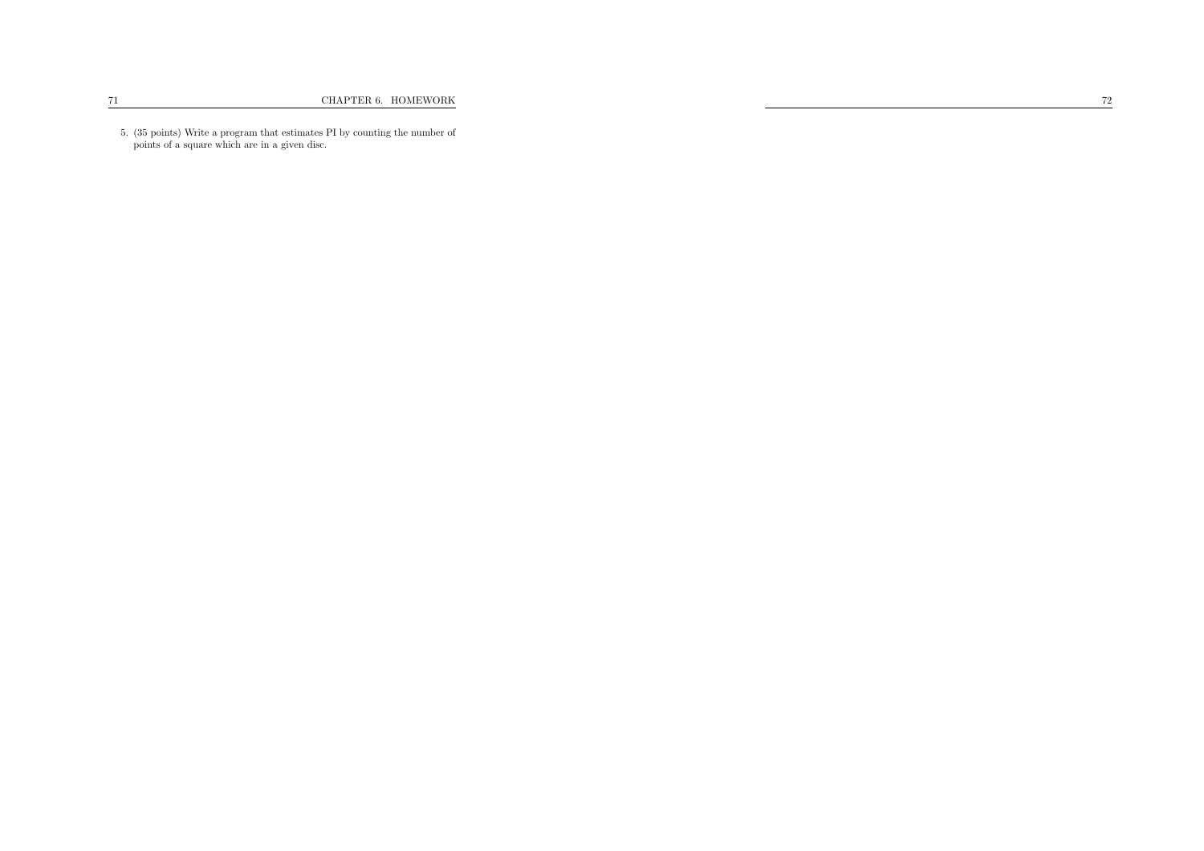5. (35 points) Write a program that estimates PI by counting the number of points of a square which are in a given disc.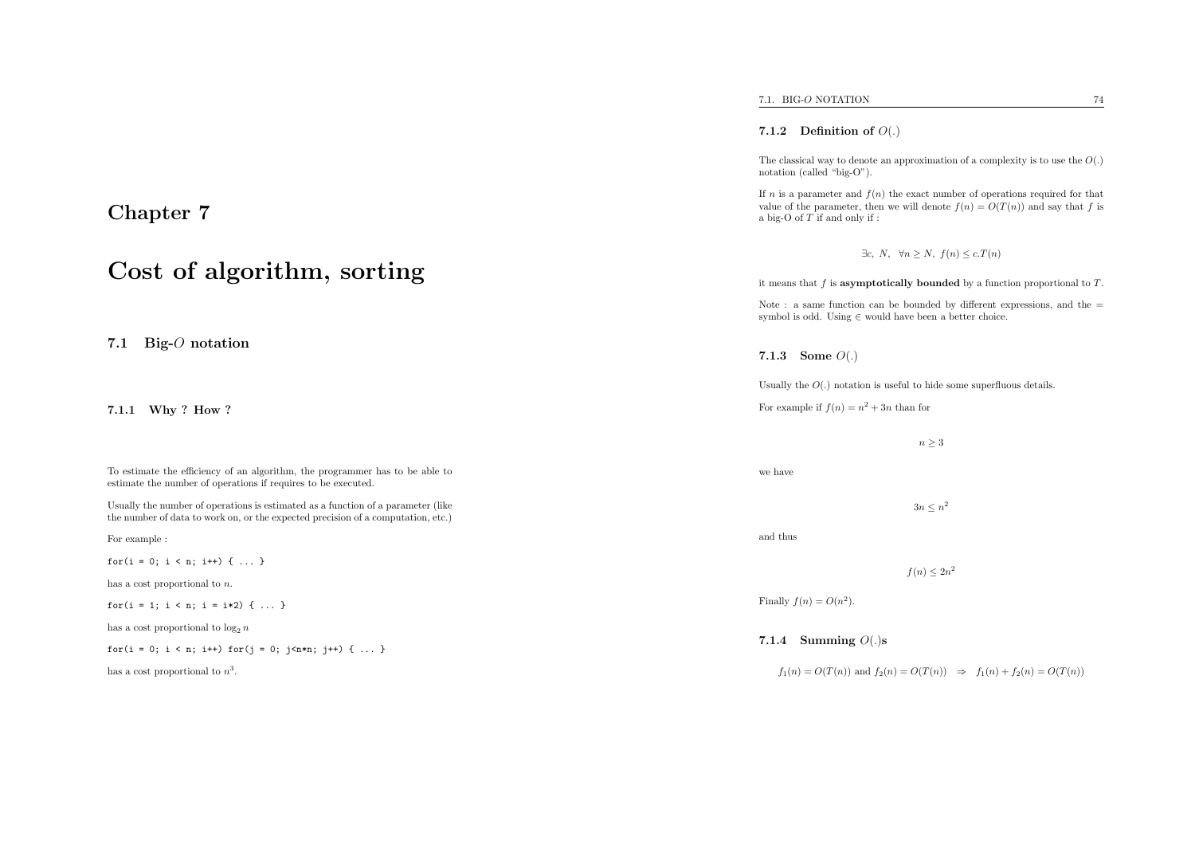# Chapter 7

# Cost of algorithm, sorting

## 7.1 Big-$O$ notation

### 7.1.1 Why ? How ?

To estimate the efficiency of an algorithm, the programmer has to be able to estimate the number of operations if requires to be executed.

Usually the number of operations is estimated as a function of a parameter (like the number of data to work on, or the expected precision of a computation, etc.)

For example :

```
for(i = 0; i < n; i++) { ... }
```

has a cost proportional to $n$.

```
for(i = 1; i < n; i = i*2) { ... }
```

has a cost proportional to $\log_2 n$

```
for(i = 0; i < n; i++) for(j = 0; j<n*n; j++) { ... }
```

has a cost proportional to $n^3$.

### 7.1.2 Definition of $O(.)$

The classical way to denote an approximation of a complexity is to use the $O(.)$ notation (called "big-O").

If $n$ is a parameter and $f(n)$ the exact number of operations required for that value of the parameter, then we will denote $f(n) = O(T(n))$ and say that $f$ is a big-O of $T$ if and only if :

$$\exists c,\ N,\ \ \forall n \geq N,\ f(n) \leq c.T(n)$$

it means that $f$ is **asymptotically bounded** by a function proportional to $T$.

Note : a same function can be bounded by different expressions, and the = symbol is odd. Using $\in$ would have been a better choice.

### 7.1.3 Some $O(.)$

Usually the $O(.)$ notation is useful to hide some superfluous details.

For example if $f(n) = n^2 + 3n$ than for

$$n \geq 3$$

we have

$$3n \leq n^2$$

and thus

$$f(n) \leq 2n^2$$

Finally $f(n) = O(n^2)$.

### 7.1.4 Summing $O(.)$s

$$f_1(n) = O(T(n)) \text{ and } f_2(n) = O(T(n)) \ \ \Rightarrow \ \ f_1(n) + f_2(n) = O(T(n))$$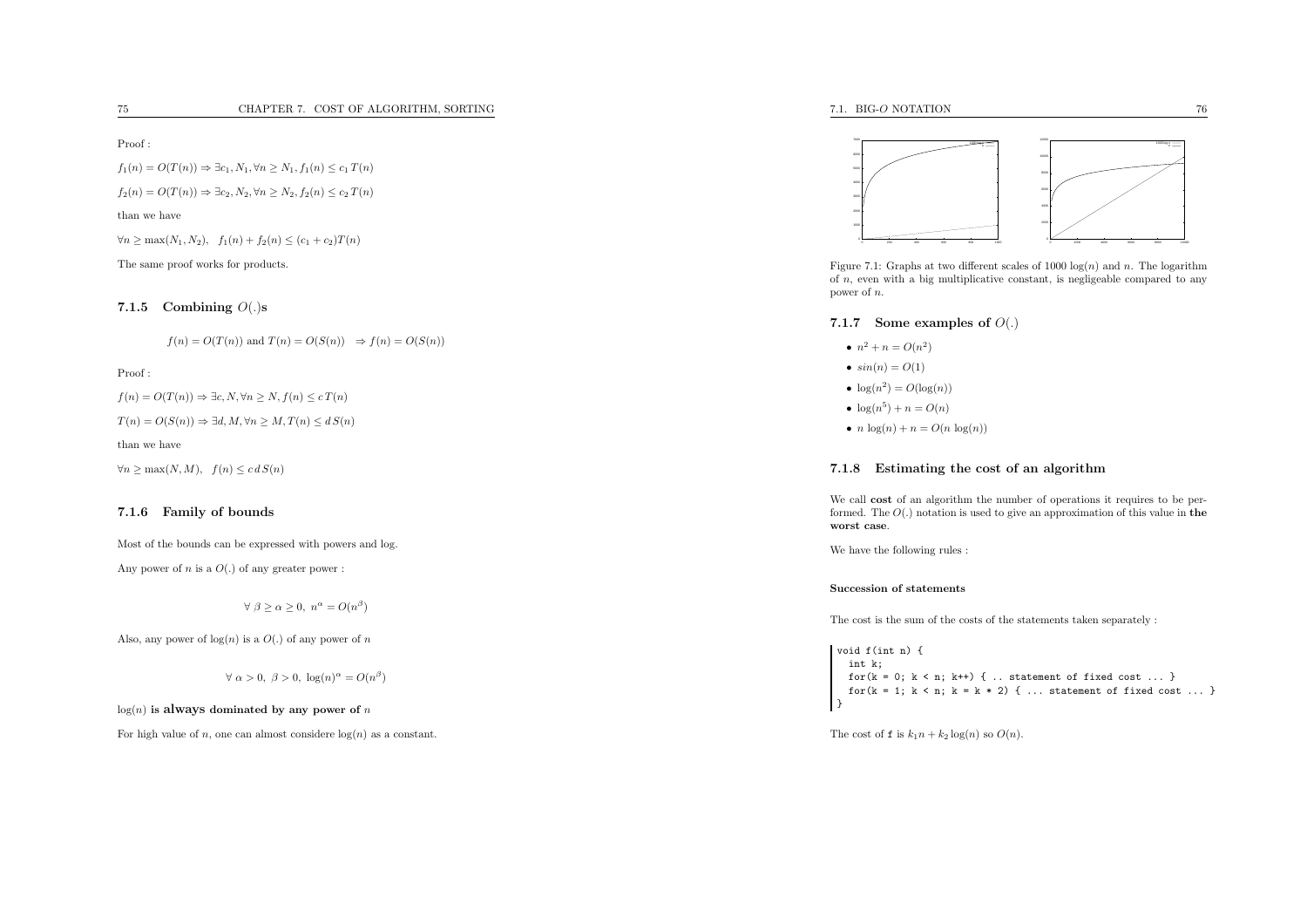Proof :

$f_1(n) = O(T(n)) \Rightarrow \exists c_1, N_1, \forall n \geq N_1, f_1(n) \leq c_1\, T(n)$

$f_2(n) = O(T(n)) \Rightarrow \exists c_2, N_2, \forall n \geq N_2, f_2(n) \leq c_2\, T(n)$

than we have

$\forall n \geq \max(N_1, N_2), \quad f_1(n) + f_2(n) \leq (c_1 + c_2)T(n)$

The same proof works for products.

### 7.1.5 Combining $O(.)$s

$$f(n) = O(T(n)) \text{ and } T(n) = O(S(n)) \quad \Rightarrow f(n) = O(S(n))$$

Proof :

$f(n) = O(T(n)) \Rightarrow \exists c, N, \forall n \geq N, f(n) \leq c\, T(n)$

$T(n) = O(S(n)) \Rightarrow \exists d, M, \forall n \geq M, T(n) \leq d\, S(n)$

than we have

$\forall n \geq \max(N, M), \quad f(n) \leq c\, d\, S(n)$

### 7.1.6 Family of bounds

Most of the bounds can be expressed with powers and log.

Any power of $n$ is a $O(.)$ of any greater power :

$$\forall\ \beta \geq \alpha \geq 0,\ n^\alpha = O(n^\beta)$$

Also, any power of $\log(n)$ is a $O(.)$ of any power of $n$

$$\forall\ \alpha > 0,\ \beta > 0,\ \log(n)^\alpha = O(n^\beta)$$

$\log(n)$ **is always dominated by any power of** $n$

For high value of $n$, one can almost considere $\log(n)$ as a constant.

1000 log n
n

1000 log n
n

Figure 7.1: Graphs at two different scales of $1000\,\log(n)$ and $n$. The logarithm of $n$, even with a big multiplicative constant, is negligeable compared to any power of $n$.

### 7.1.7 Some examples of $O(.)$

- $n^2 + n = O(n^2)$
- $sin(n) = O(1)$
- $\log(n^2) = O(\log(n))$
- $\log(n^5) + n = O(n)$
- $n\,\log(n) + n = O(n\,\log(n))$

### 7.1.8 Estimating the cost of an algorithm

We call **cost** of an algorithm the number of operations it requires to be performed. The $O(.)$ notation is used to give an approximation of this value in **the worst case**.

We have the following rules :

#### Succession of statements

The cost is the sum of the costs of the statements taken separately :

```
void f(int n) {
  int k;
  for(k = 0; k < n; k++) { .. statement of fixed cost ... }
  for(k = 1; k < n; k = k * 2) { ... statement of fixed cost ... }
}
```

The cost of `f` is $k_1 n + k_2 \log(n)$ so $O(n)$.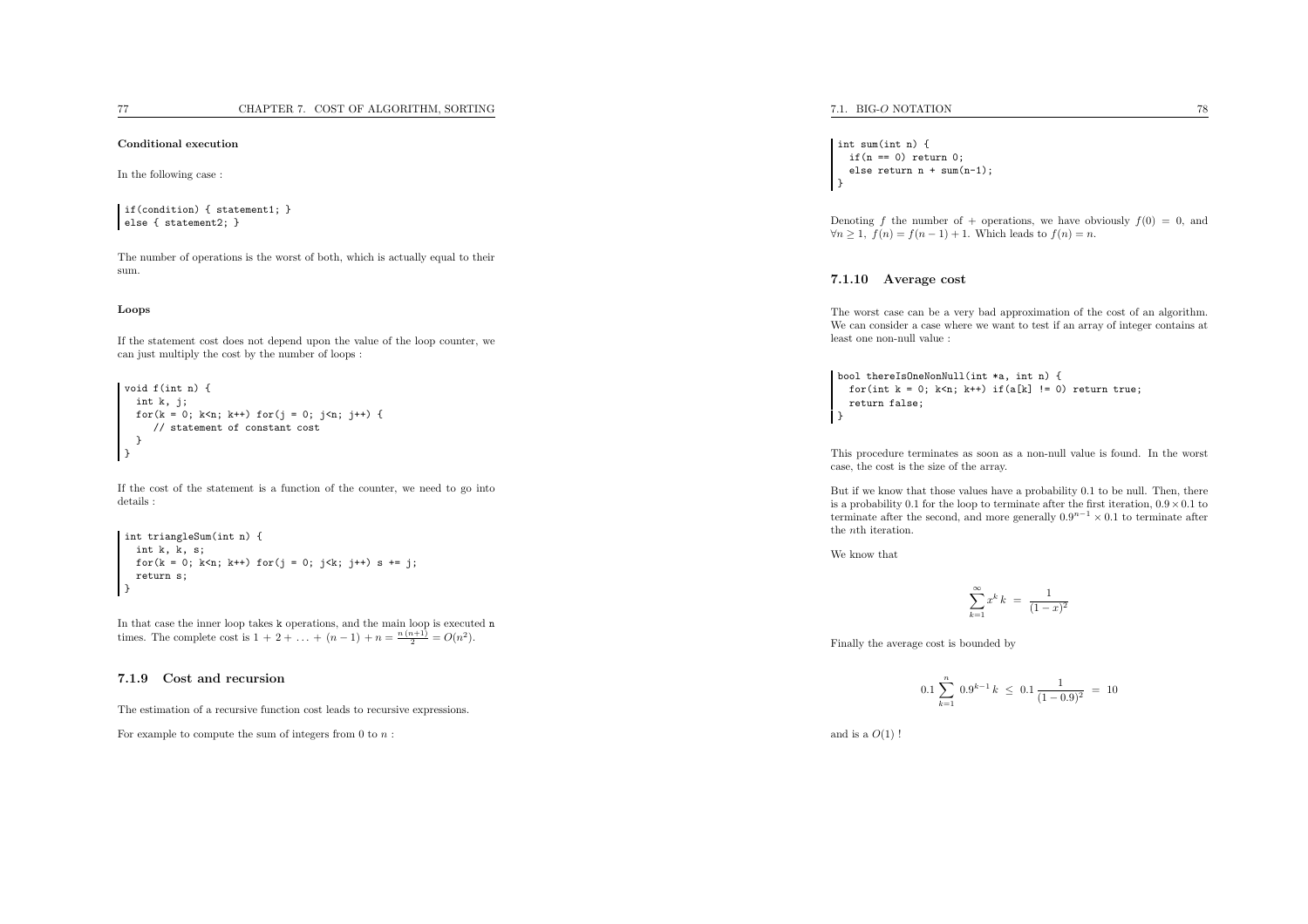#### Conditional execution

In the following case :

```
if(condition) { statement1; }
else { statement2; }
```

The number of operations is the worst of both, which is actually equal to their sum.

#### Loops

If the statement cost does not depend upon the value of the loop counter, we can just multiply the cost by the number of loops :

```
void f(int n) {
  int k, j;
  for(k = 0; k<n; k++) for(j = 0; j<n; j++) {
    // statement of constant cost
  }
}
```

If the cost of the statement is a function of the counter, we need to go into details :

```
int triangleSum(int n) {
  int k, k, s;
  for(k = 0; k<n; k++) for(j = 0; j<k; j++) s += j;
  return s;
}
```

In that case the inner loop takes `k` operations, and the main loop is executed `n` times. The complete cost is $1 + 2 + \ldots + (n-1) + n = \frac{n\,(n+1)}{2} = O(n^2)$.

### 7.1.9 Cost and recursion

The estimation of a recursive function cost leads to recursive expressions.

For example to compute the sum of integers from 0 to $n$ :

```
int sum(int n) {
  if(n == 0) return 0;
  else return n + sum(n-1);
}
```

Denoting $f$ the number of + operations, we have obviously $f(0) = 0$, and $\forall n \geq 1,\ f(n) = f(n-1) + 1$. Which leads to $f(n) = n$.

### 7.1.10 Average cost

The worst case can be a very bad approximation of the cost of an algorithm. We can consider a case where we want to test if an array of integer contains at least one non-null value :

```
bool thereIsOneNonNull(int *a, int n) {
  for(int k = 0; k<n; k++) if(a[k] != 0) return true;
  return false;
}
```

This procedure terminates as soon as a non-null value is found. In the worst case, the cost is the size of the array.

But if we know that those values have a probability 0.1 to be null. Then, there is a probability 0.1 for the loop to terminate after the first iteration, $0.9 \times 0.1$ to terminate after the second, and more generally $0.9^{n-1} \times 0.1$ to terminate after the $n$th iteration.

We know that

$$\sum_{k=1}^{\infty} x^k\, k \;=\; \frac{1}{(1-x)^2}$$

Finally the average cost is bounded by

$$0.1 \sum_{k=1}^{n} \; 0.9^{k-1}\, k \;\leq\; 0.1\, \frac{1}{(1-0.9)^2} \;=\; 10$$

and is a $O(1)$ !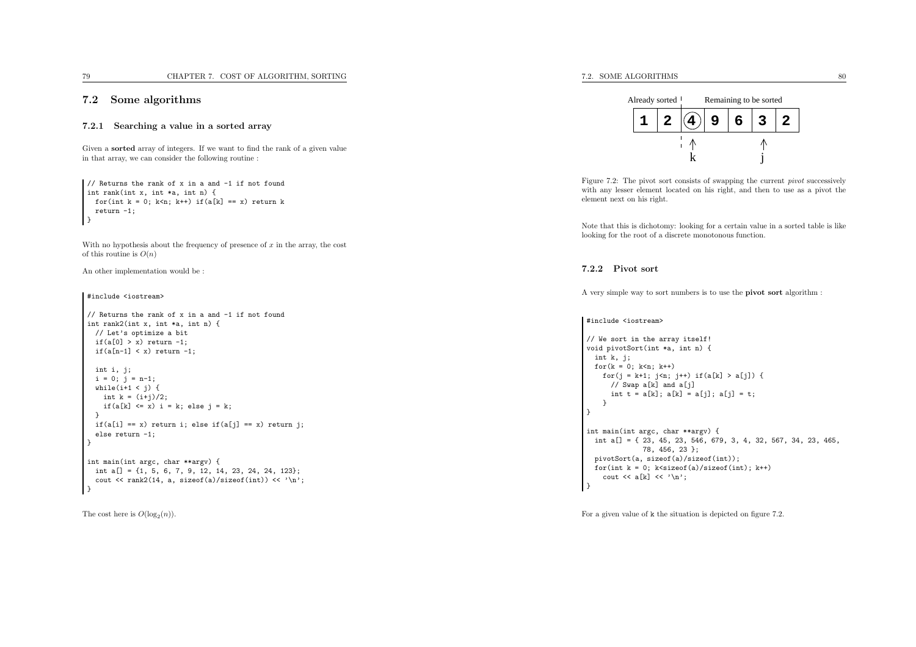## 7.2 Some algorithms

### 7.2.1 Searching a value in a sorted array

Given a **sorted** array of integers. If we want to find the rank of a given value in that array, we can consider the following routine :

```
// Returns the rank of x in a and -1 if not found
int rank(int x, int *a, int n) {
  for(int k = 0; k<n; k++) if(a[k] == x) return k
  return -1;
}
```

With no hypothesis about the frequency of presence of $x$ in the array, the cost of this routine is $O(n)$

An other implementation would be :

```
#include <iostream>

// Returns the rank of x in a and -1 if not found
int rank2(int x, int *a, int n) {
  // Let's optimize a bit
  if(a[0] > x) return -1;
  if(a[n-1] < x) return -1;

  int i, j;
  i = 0; j = n-1;
  while(i+1 < j) {
    int k = (i+j)/2;
    if(a[k] <= x) i = k; else j = k;
  }
  if(a[i] == x) return i; else if(a[j] == x) return j;
  else return -1;
}

int main(int argc, char **argv) {
  int a[] = {1, 5, 6, 7, 9, 12, 14, 23, 24, 24, 123};
  cout << rank2(14, a, sizeof(a)/sizeof(int)) << '\n';
}
```

The cost here is $O(\log_2(n))$.

Already sorted

Remaining to be sorted

1 2 4 9 6 3 2

k

j

Figure 7.2: The pivot sort consists of swapping the current *pivot* successively with any lesser element located on his right, and then to use as a pivot the element next on his right.

Note that this is dichotomy: looking for a certain value in a sorted table is like looking for the root of a discrete monotonous function.

### 7.2.2 Pivot sort

A very simple way to sort numbers is to use the **pivot sort** algorithm :

```
#include <iostream>

// We sort in the array itself!
void pivotSort(int *a, int n) {
  int k, j;
  for(k = 0; k<n; k++)
    for(j = k+1; j<n; j++) if(a[k] > a[j]) {
      // Swap a[k] and a[j]
      int t = a[k]; a[k] = a[j]; a[j] = t;
    }
}

int main(int argc, char **argv) {
  int a[] = { 23, 45, 23, 546, 679, 3, 4, 32, 567, 34, 23, 465,
              78, 456, 23 };
  pivotSort(a, sizeof(a)/sizeof(int));
  for(int k = 0; k<sizeof(a)/sizeof(int); k++)
    cout << a[k] << '\n';
}
```

For a given value of `k` the situation is depicted on figure 7.2.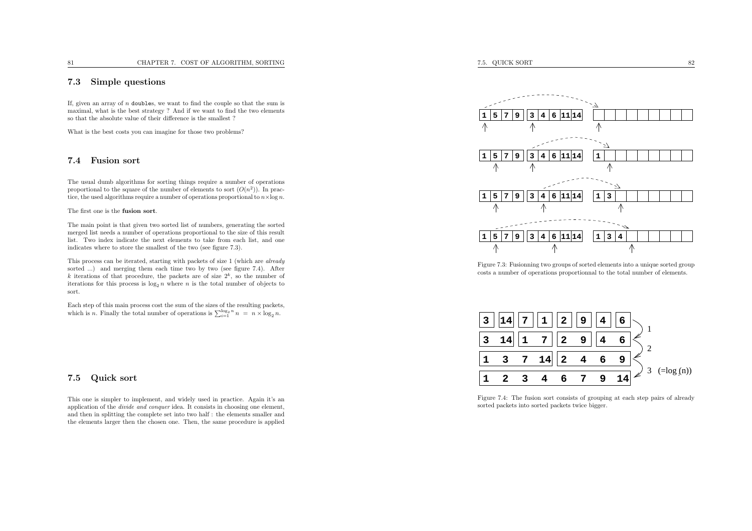## 7.3 Simple questions

If, given an array of $n$ `doubles`, we want to find the couple so that the sum is maximal, what is the best strategy ? And if we want to find the two elements so that the absolute value of their difference is the smallest ?

What is the best costs you can imagine for those two problems?

## 7.4 Fusion sort

The usual dumb algorithms for sorting things require a number of operations proportional to the square of the number of elements to sort ($O(n^2)$). In practice, the used algorithms require a number of operations proportional to $n \times \log n$.

The first one is the **fusion sort**.

The main point is that given two sorted list of numbers, generating the sorted merged list needs a number of operations proportional to the size of this result list. Two index indicate the next elements to take from each list, and one indicates where to store the smallest of the two (see figure 7.3).

This process can be iterated, starting with packets of size 1 (which are *already* sorted ...) and merging them each time two by two (see figure 7.4). After $k$ iterations of that procedure, the packets are of size $2^k$, so the number of iterations for this process is $\log_2 n$ where $n$ is the total number of objects to sort.

Each step of this main process cost the sum of the sizes of the resulting packets, which is $n$. Finally the total number of operations is $\sum_{i=1}^{\log_2 n} n = n \times \log_2 n$.

## 7.5 Quick sort

This one is simpler to implement, and widely used in practice. Again it's an application of the *divide and conquer* idea. It consists in choosing one element, and then in splitting the complete set into two half : the elements smaller and the elements larger then the chosen one. Then, the same procedure is applied

1 5 7 9 | 3 4 6 11 14
1 5 7 9 | 3 4 6 11 14 | 1
1 5 7 9 | 3 4 6 11 14 | 1 3
1 5 7 9 | 3 4 6 11 14 | 1 3 4

Figure 7.3: Fusionning two groups of sorted elements into a unique sorted group costs a number of operations proportionnal to the total number of elements.

3 | 14 | 7 | 1 | 2 | 9 | 4 | 6
3 14 | 1 7 | 2 9 | 4 6
1 3 7 14 | 2 4 6 9
1 2 3 4 6 7 9 14

1
2
3 (=log (n))

Figure 7.4: The fusion sort consists of grouping at each step pairs of already sorted packets into sorted packets twice bigger.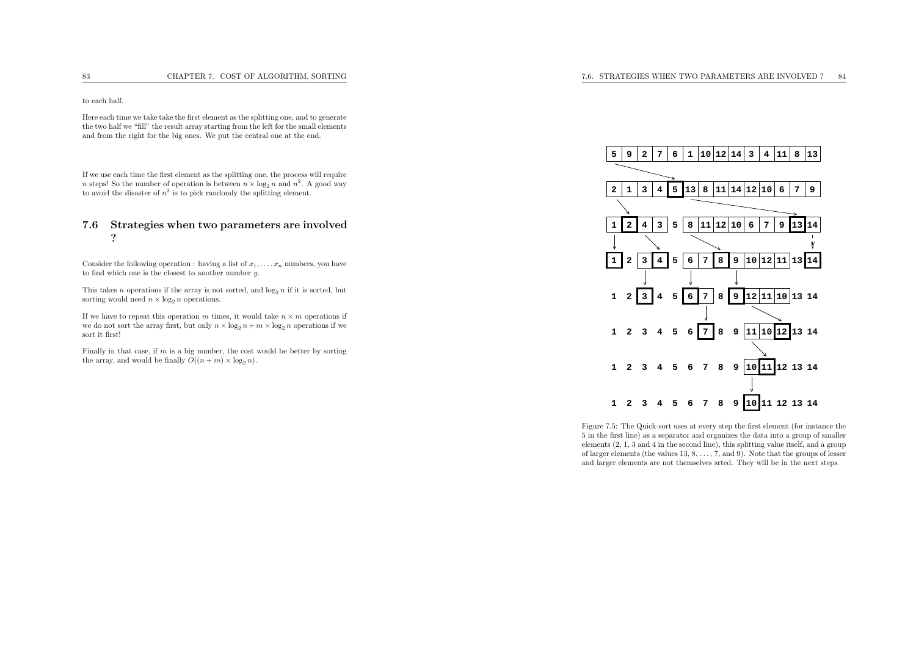to each half.

Here each time we take take the first element as the splitting one, and to generate the two half we "fill" the result array starting from the left for the small elements and from the right for the big ones. We put the central one at the end.

If we use each time the first element as the splitting one, the process will require $n$ steps! So the number of operation is between $n \times \log_2 n$ and $n^2$. A good way to avoid the disaster of $n^2$ is to pick randomly the splitting element.

## 7.6 Strategies when two parameters are involved ?

Consider the following operation : having a list of $x_1, \ldots, x_n$ numbers, you have to find which one is the closest to another number $y$.

This takes $n$ operations if the array is not sorted, and $\log_2 n$ if it is sorted, but sorting would need $n \times \log_2 n$ operations.

If we have to repeat this operation $m$ times, it would take $n \times m$ operations if we do not sort the array first, but only $n \times \log_2 n + m \times \log_2 n$ operations if we sort it first!

Finally in that case, if $m$ is a big number, the cost would be better by sorting the array, and would be finally $O((n + m) \times \log_2 n)$.

```
5  9  2  7  6  1  10 12 14 3  4  11 8  13
2  1  3  4  [5] 13 8  11 14 12 10 6  7  9
1  [2] 4  3  5  8  11 12 10 6  7  9  [13] 14
[1] 2  3  [4] 5  6  7  [8] 9  10 12 11 13 [14]
1  2  [3] 4  5  [6] 7  8  [9] 12 11 10 13 14
1  2  3  4  5  6  [7] 8  9  11 10 [12] 13 14
1  2  3  4  5  6  7  8  9  10 [11] 12 13 14
1  2  3  4  5  6  7  8  9  [10] 11 12 13 14
```

Figure 7.5: The Quick-sort uses at every step the first element (for instance the 5 in the first line) as a separator and organizes the data into a group of smaller elements (2, 1, 3 and 4 in the second line), this splitting value itself, and a group of larger elements (the values 13, 8, ..., 7, and 9). Note that the groups of lesser and larger elements are not themselves srted. They will be in the next steps.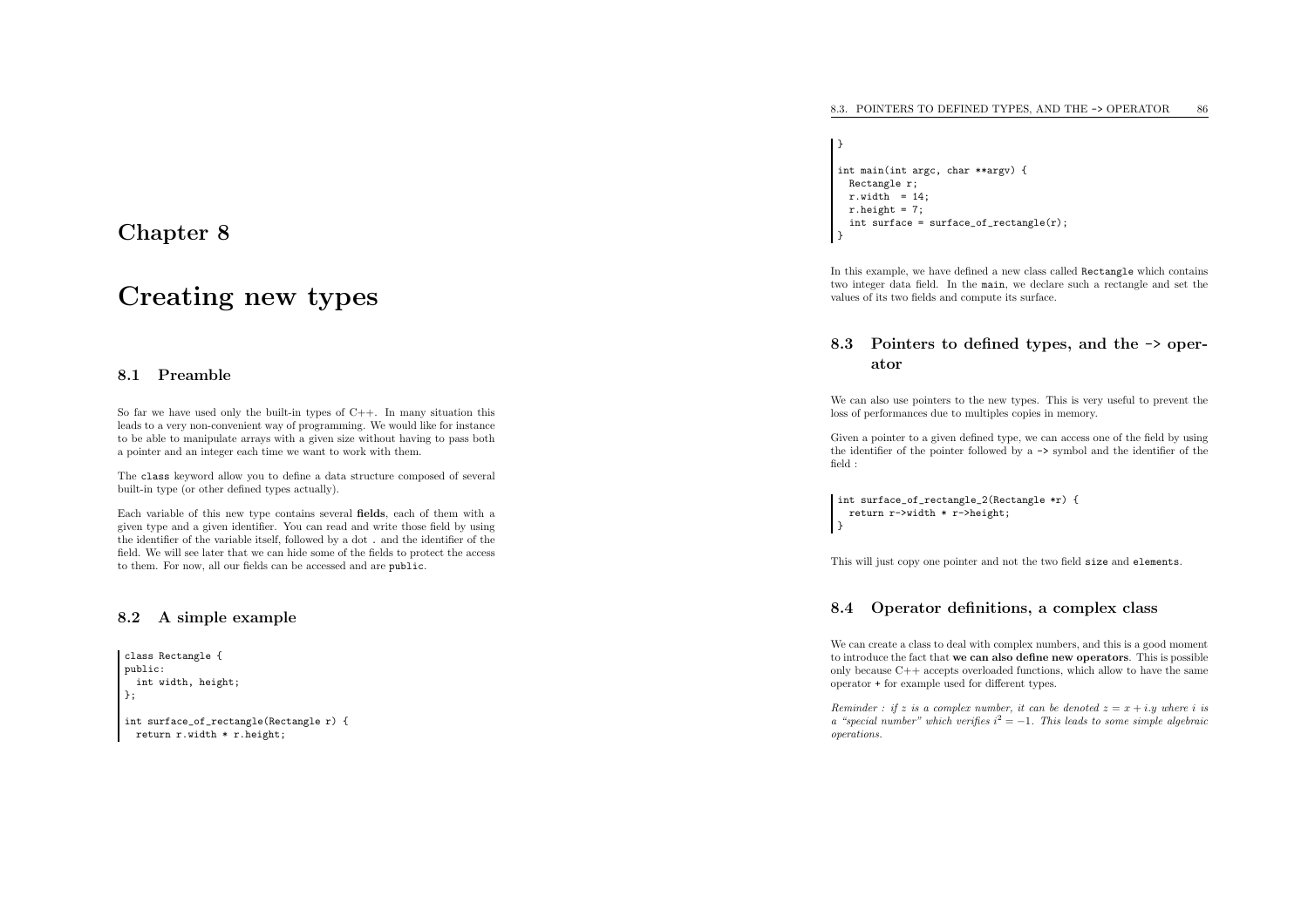# Chapter 8

# Creating new types

## 8.1 Preamble

So far we have used only the built-in types of C++. In many situation this leads to a very non-convenient way of programming. We would like for instance to be able to manipulate arrays with a given size without having to pass both a pointer and an integer each time we want to work with them.

The `class` keyword allow you to define a data structure composed of several built-in type (or other defined types actually).

Each variable of this new type contains several **fields**, each of them with a given type and a given identifier. You can read and write those field by using the identifier of the variable itself, followed by a dot `.` and the identifier of the field. We will see later that we can hide some of the fields to protect the access to them. For now, all our fields can be accessed and are `public`.

## 8.2 A simple example

```
class Rectangle {
public:
  int width, height;
};

int surface_of_rectangle(Rectangle r) {
  return r.width * r.height;
}

int main(int argc, char **argv) {
  Rectangle r;
  r.width  = 14;
  r.height = 7;
  int surface = surface_of_rectangle(r);
}
```

In this example, we have defined a new class called `Rectangle` which contains two integer data field. In the `main`, we declare such a rectangle and set the values of its two fields and compute its surface.

## 8.3 Pointers to defined types, and the -> operator

We can also use pointers to the new types. This is very useful to prevent the loss of performances due to multiples copies in memory.

Given a pointer to a given defined type, we can access one of the field by using the identifier of the pointer followed by a `->` symbol and the identifier of the field :

```
int surface_of_rectangle_2(Rectangle *r) {
  return r->width * r->height;
}
```

This will just copy one pointer and not the two field `size` and `elements`.

## 8.4 Operator definitions, a complex class

We can create a class to deal with complex numbers, and this is a good moment to introduce the fact that **we can also define new operators**. This is possible only because C++ accepts overloaded functions, which allow to have the same operator `+` for example used for different types.

*Reminder : if $z$ is a complex number, it can be denoted $z = x + i.y$ where $i$ is a "special number" which verifies $i^2 = -1$. This leads to some simple algebraic operations.*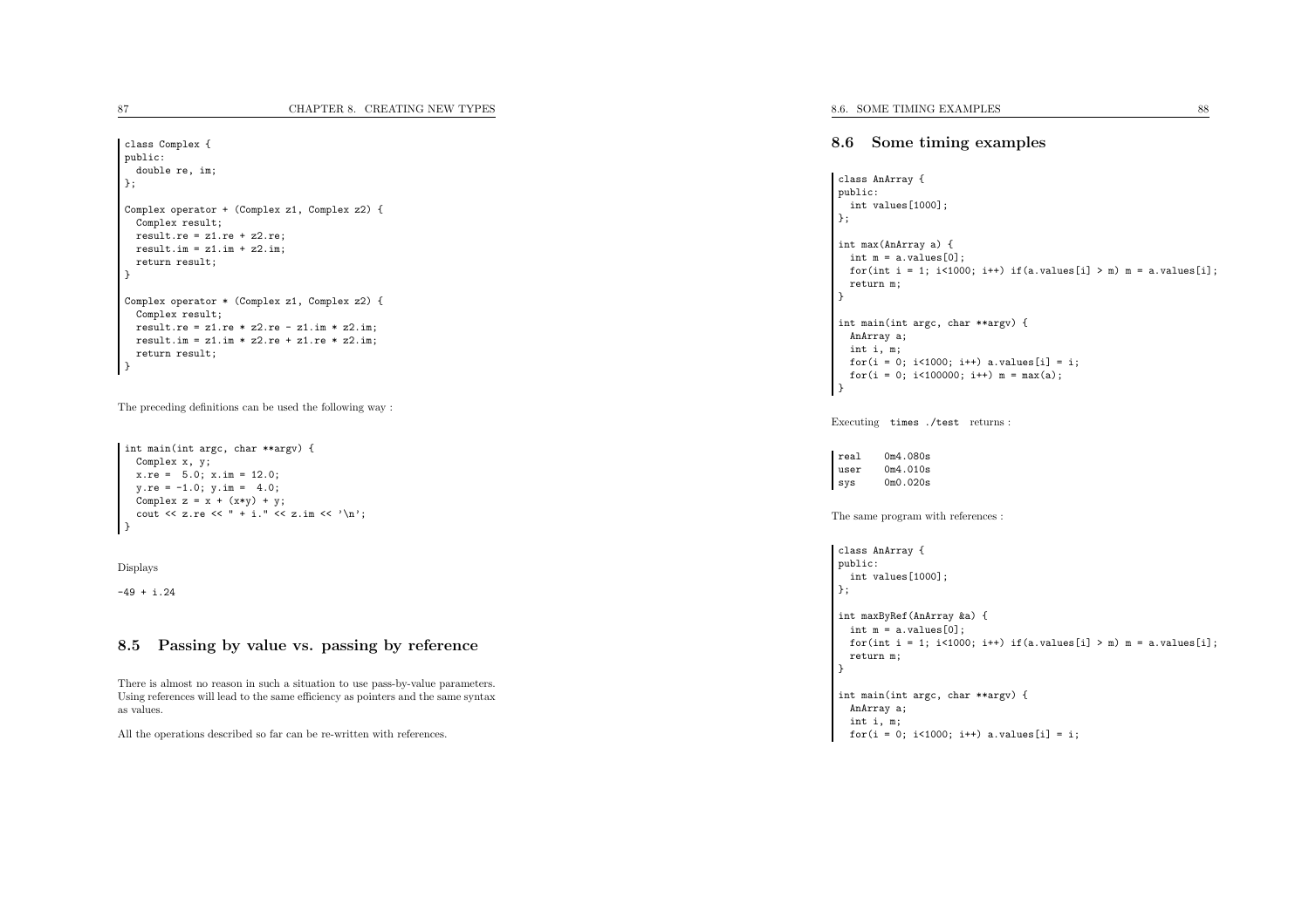```
class Complex {
public:
  double re, im;
};

Complex operator + (Complex z1, Complex z2) {
  Complex result;
  result.re = z1.re + z2.re;
  result.im = z1.im + z2.im;
  return result;
}

Complex operator * (Complex z1, Complex z2) {
  Complex result;
  result.re = z1.re * z2.re - z1.im * z2.im;
  result.im = z1.im * z2.re + z1.re * z2.im;
  return result;
}
```

The preceding definitions can be used the following way :

```
int main(int argc, char **argv) {
  Complex x, y;
  x.re =  5.0; x.im = 12.0;
  y.re = -1.0; y.im =  4.0;
  Complex z = x + (x*y) + y;
  cout << z.re << " + i." << z.im << '\n';
}
```

Displays

```
-49 + i.24
```

## 8.5 Passing by value vs. passing by reference

There is almost no reason in such a situation to use pass-by-value parameters. Using references will lead to the same efficiency as pointers and the same syntax as values.

All the operations described so far can be re-written with references.

## 8.6 Some timing examples

```
class AnArray {
public:
  int values[1000];
};

int max(AnArray a) {
  int m = a.values[0];
  for(int i = 1; i<1000; i++) if(a.values[i] > m) m = a.values[i];
  return m;
}

int main(int argc, char **argv) {
  AnArray a;
  int i, m;
  for(i = 0; i<1000; i++) a.values[i] = i;
  for(i = 0; i<100000; i++) m = max(a);
}
```

Executing `times ./test` returns :

```
real    0m4.080s
user    0m4.010s
sys     0m0.020s
```

The same program with references :

```
class AnArray {
public:
  int values[1000];
};

int maxByRef(AnArray &a) {
  int m = a.values[0];
  for(int i = 1; i<1000; i++) if(a.values[i] > m) m = a.values[i];
  return m;
}

int main(int argc, char **argv) {
  AnArray a;
  int i, m;
  for(i = 0; i<1000; i++) a.values[i] = i;
```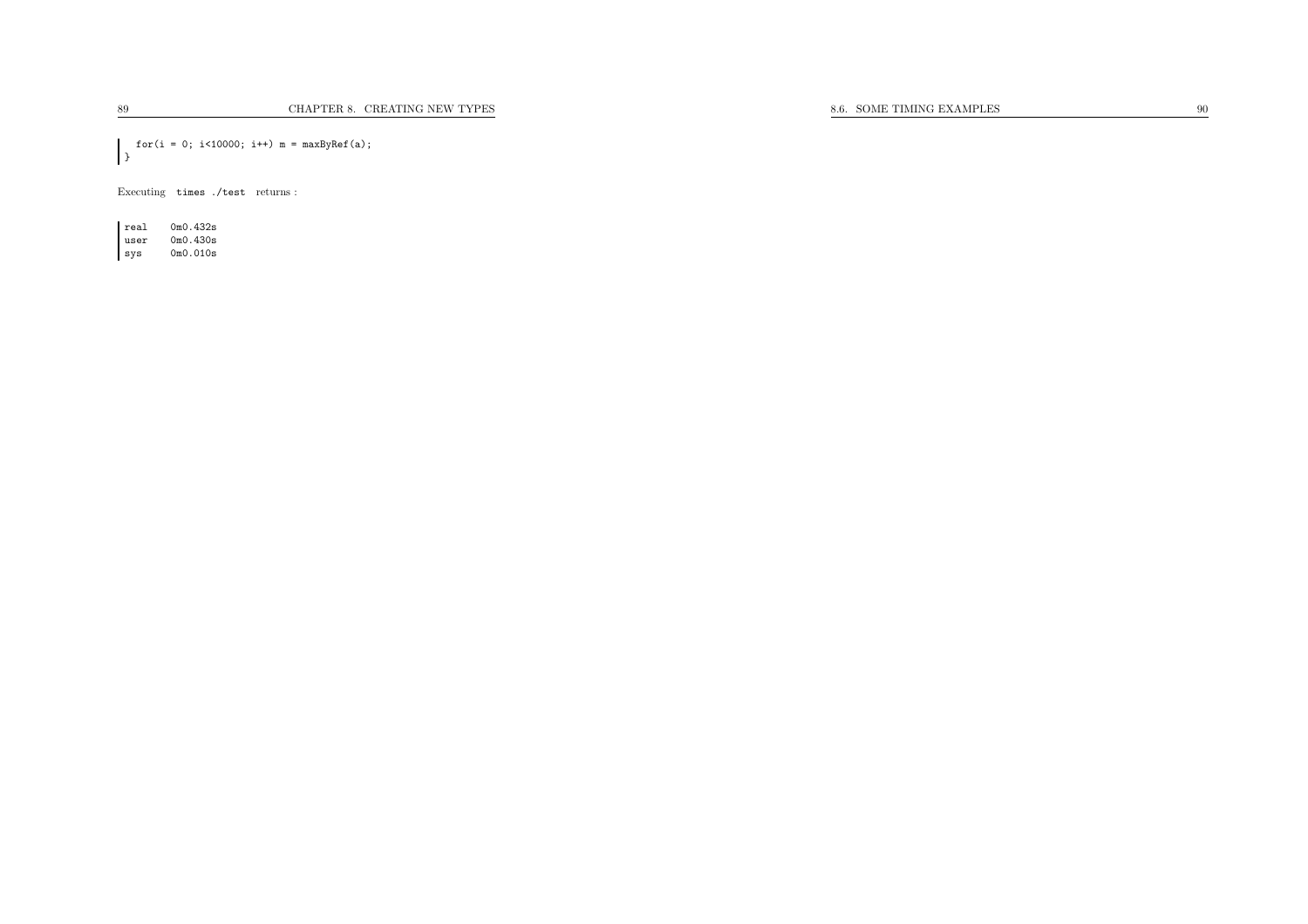```
  for(i = 0; i<10000; i++) m = maxByRef(a);
}
```

Executing `times ./test` returns :

```
real    0m0.432s
user    0m0.430s
sys     0m0.010s
```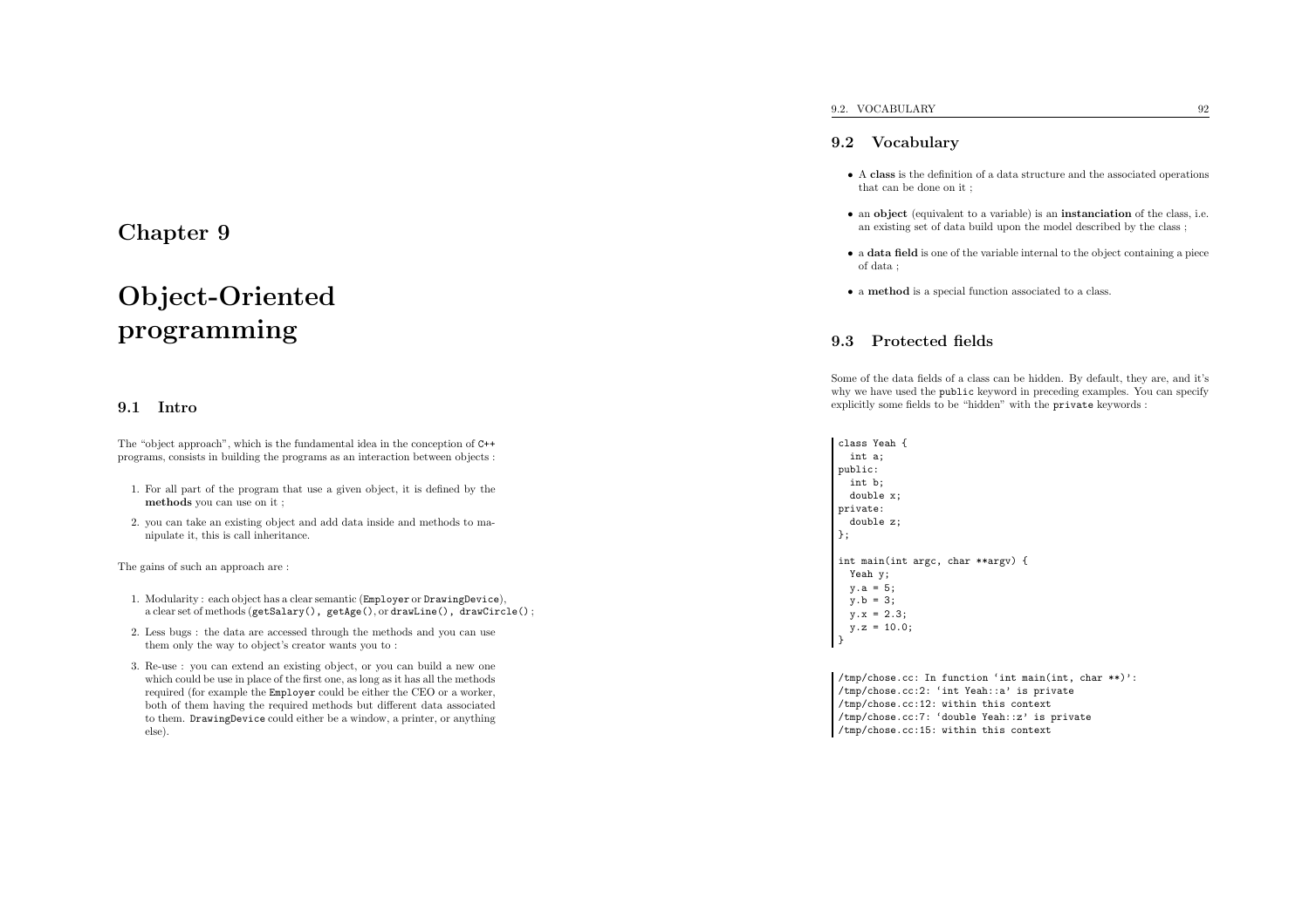# Chapter 9

# Object-Oriented programming

## 9.1 Intro

The "object approach", which is the fundamental idea in the conception of C++ programs, consists in building the programs as an interaction between objects :

1. For all part of the program that use a given object, it is defined by the **methods** you can use on it ;
2. you can take an existing object and add data inside and methods to manipulate it, this is call inheritance.

The gains of such an approach are :

1. Modularity : each object has a clear semantic (`Employer` or `DrawingDevice`), a clear set of methods (`getSalary(), getAge()`, or `drawLine(), drawCircle()` ;
2. Less bugs : the data are accessed through the methods and you can use them only the way to object's creator wants you to :
3. Re-use : you can extend an existing object, or you can build a new one which could be use in place of the first one, as long as it has all the methods required (for example the `Employer` could be either the CEO or a worker, both of them having the required methods but different data associated to them. `DrawingDevice` could either be a window, a printer, or anything else).

## 9.2 Vocabulary

- A **class** is the definition of a data structure and the associated operations that can be done on it ;
- an **object** (equivalent to a variable) is an **instanciation** of the class, i.e. an existing set of data build upon the model described by the class ;
- a **data field** is one of the variable internal to the object containing a piece of data ;
- a **method** is a special function associated to a class.

## 9.3 Protected fields

Some of the data fields of a class can be hidden. By default, they are, and it's why we have used the `public` keyword in preceding examples. You can specify explicitly some fields to be "hidden" with the `private` keywords :

```
class Yeah {
  int a;
public:
  int b;
  double x;
private:
  double z;
};

int main(int argc, char **argv) {
  Yeah y;
  y.a = 5;
  y.b = 3;
  y.x = 2.3;
  y.z = 10.0;
}
```

```
/tmp/chose.cc: In function 'int main(int, char **)':
/tmp/chose.cc:2: 'int Yeah::a' is private
/tmp/chose.cc:12: within this context
/tmp/chose.cc:7: 'double Yeah::z' is private
/tmp/chose.cc:15: within this context
```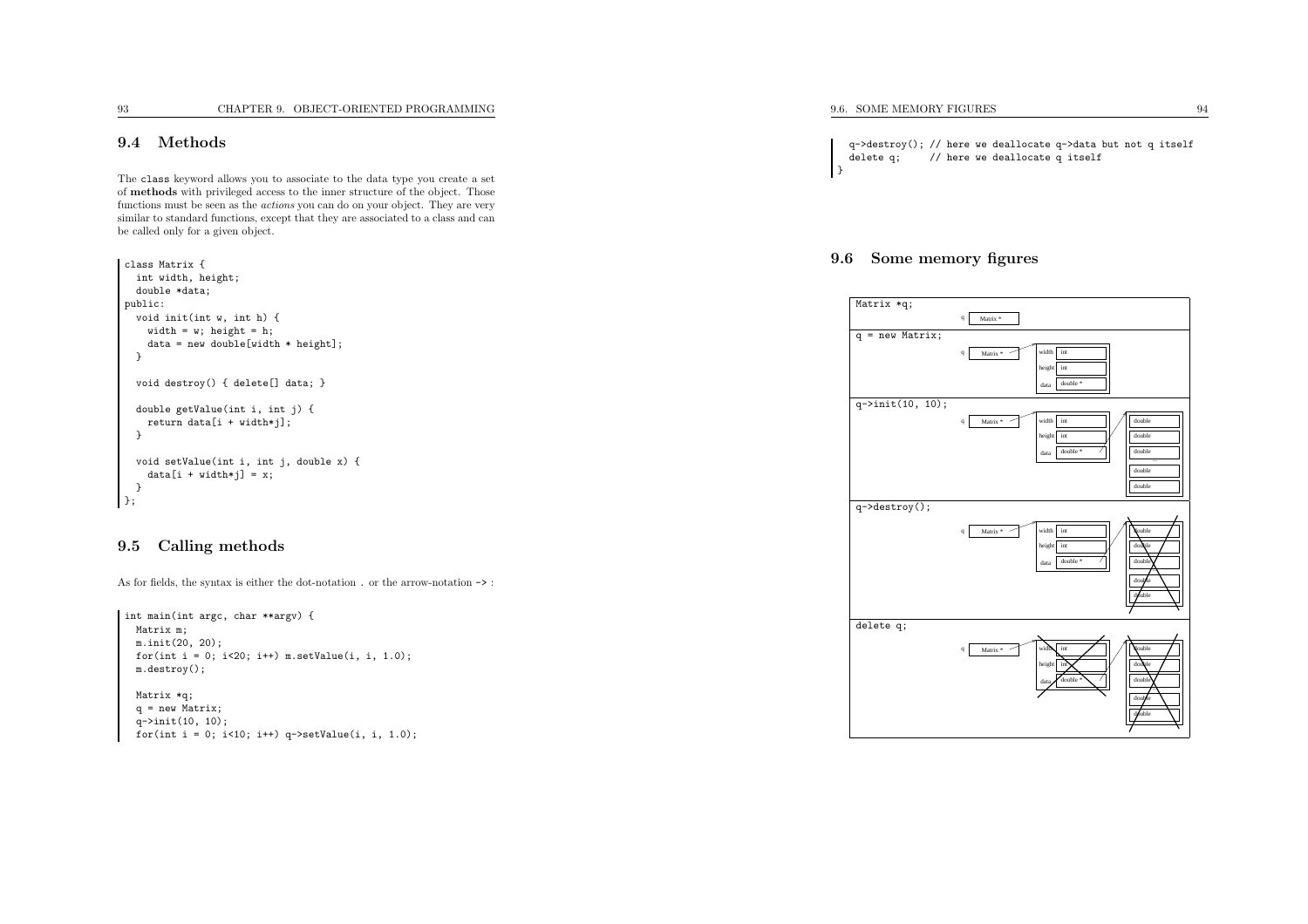## 9.4 Methods

The `class` keyword allows you to associate to the data type you create a set of **methods** with privileged access to the inner structure of the object. Those functions must be seen as the *actions* you can do on your object. They are very similar to standard functions, except that they are associated to a class and can be called only for a given object.

```
class Matrix {
  int width, height;
  double *data;
public:
  void init(int w, int h) {
    width = w; height = h;
    data = new double[width * height];
  }

  void destroy() { delete[] data; }

  double getValue(int i, int j) {
    return data[i + width*j];
  }

  void setValue(int i, int j, double x) {
    data[i + width*j] = x;
  }
};
```

## 9.5 Calling methods

As for fields, the syntax is either the dot-notation `.` or the arrow-notation `->` :

```
int main(int argc, char **argv) {
  Matrix m;
  m.init(20, 20);
  for(int i = 0; i<20; i++) m.setValue(i, i, 1.0);
  m.destroy();

  Matrix *q;
  q = new Matrix;
  q->init(10, 10);
  for(int i = 0; i<10; i++) q->setValue(i, i, 1.0);
  q->destroy(); // here we deallocate q->data but not q itself
  delete q;     // here we deallocate q itself
}
```

## 9.6 Some memory figures

Matrix *q;

q Matrix *

q = new Matrix;

q Matrix * width int height int data double *

q->init(10, 10);

q Matrix * width int height int data double * double double double ... double double

q->destroy();

q Matrix * width int height int data double * double double double double double

delete q;

q Matrix * width int height int data double * double double double double double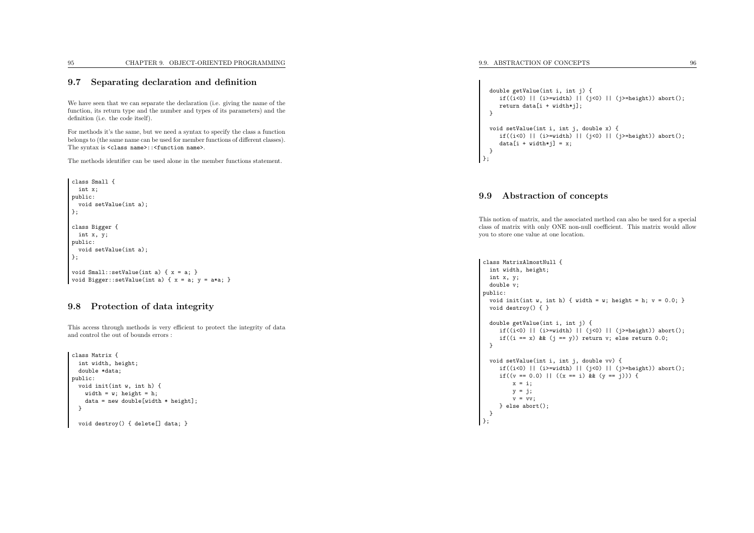## 9.7 Separating declaration and definition

We have seen that we can separate the declaration (i.e. giving the name of the function, its return type and the number and types of its parameters) and the definition (i.e. the code itself).

For methods it's the same, but we need a syntax to specify the class a function belongs to (the same name can be used for member functions of different classes). The syntax is `<class name>::<function name>`.

The methods identifier can be used alone in the member functions statement.

```
class Small {
  int x;
public:
  void setValue(int a);
};

class Bigger {
  int x, y;
public:
  void setValue(int a);
};

void Small::setValue(int a) { x = a; }
void Bigger::setValue(int a) { x = a; y = a*a; }
```

## 9.8 Protection of data integrity

This access through methods is very efficient to protect the integrity of data and control the out of bounds errors :

```
class Matrix {
  int width, height;
  double *data;
public:
  void init(int w, int h) {
    width = w; height = h;
    data = new double[width * height];
  }

  void destroy() { delete[] data; }

  double getValue(int i, int j) {
     if((i<0) || (i>=width) || (j<0) || (j>=height)) abort();
     return data[i + width*j];
  }

  void setValue(int i, int j, double x) {
     if((i<0) || (i>=width) || (j<0) || (j>=height)) abort();
     data[i + width*j] = x;
  }
};
```

## 9.9 Abstraction of concepts

This notion of matrix, and the associated method can also be used for a special class of matrix with only ONE non-null coefficient. This matrix would allow you to store one value at one location.

```
class MatrixAlmostNull {
  int width, height;
  int x, y;
  double v;
public:
  void init(int w, int h) { width = w; height = h; v = 0.0; }
  void destroy() { }

  double getValue(int i, int j) {
     if((i<0) || (i>=width) || (j<0) || (j>=height)) abort();
     if((i == x) && (j == y)) return v; else return 0.0;
  }

  void setValue(int i, int j, double vv) {
     if((i<0) || (i>=width) || (j<0) || (j>=height)) abort();
     if((v == 0.0) || ((x == i) && (y == j))) {
         x = i;
         y = j;
         v = vv;
     } else abort();
  }
};
```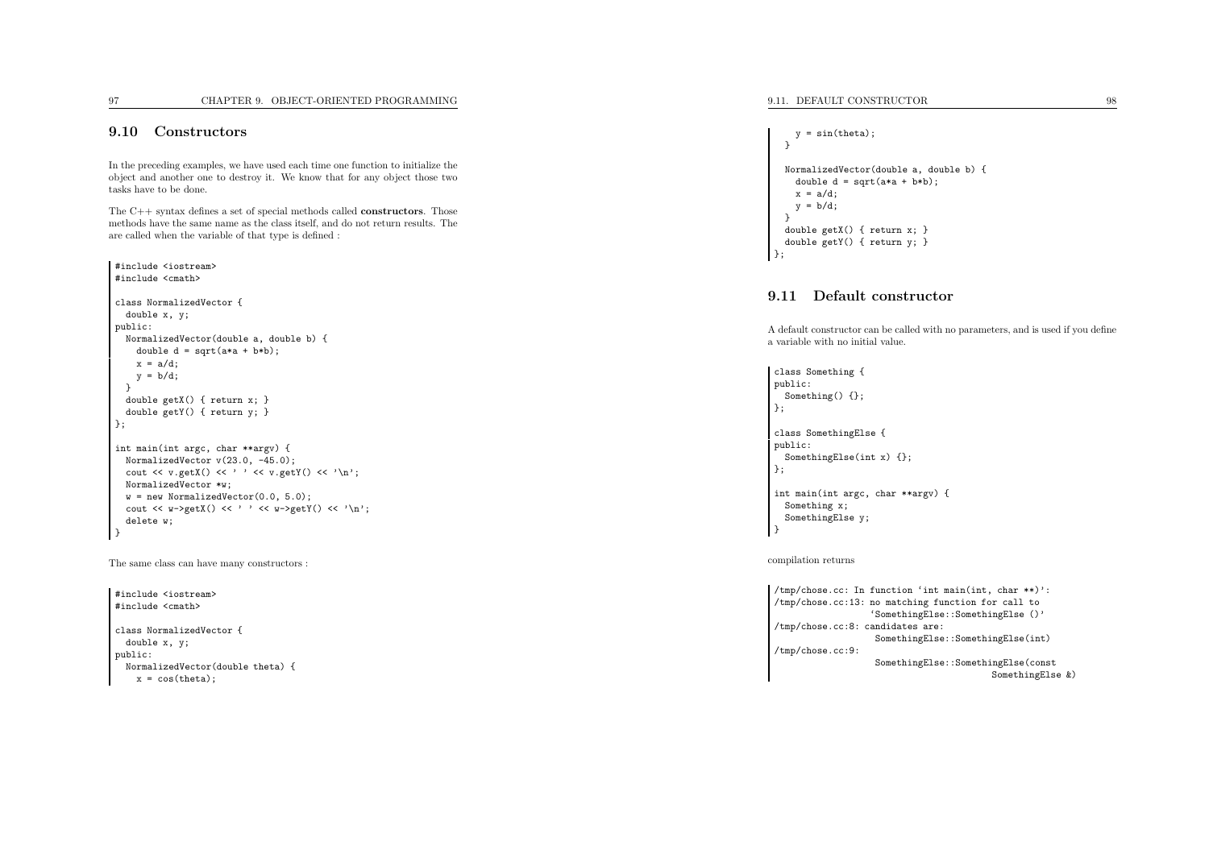## 9.10 Constructors

In the preceding examples, we have used each time one function to initialize the object and another one to destroy it. We know that for any object those two tasks have to be done.

The C++ syntax defines a set of special methods called **constructors**. Those methods have the same name as the class itself, and do not return results. The are called when the variable of that type is defined :

```
#include <iostream>
#include <cmath>

class NormalizedVector {
  double x, y;
public:
  NormalizedVector(double a, double b) {
    double d = sqrt(a*a + b*b);
    x = a/d;
    y = b/d;
  }
  double getX() { return x; }
  double getY() { return y; }
};

int main(int argc, char **argv) {
  NormalizedVector v(23.0, -45.0);
  cout << v.getX() << ' ' << v.getY() << '\n';
  NormalizedVector *w;
  w = new NormalizedVector(0.0, 5.0);
  cout << w->getX() << ' ' << w->getY() << '\n';
  delete w;
}
```

The same class can have many constructors :

```
#include <iostream>
#include <cmath>

class NormalizedVector {
  double x, y;
public:
  NormalizedVector(double theta) {
    x = cos(theta);
    y = sin(theta);
  }

  NormalizedVector(double a, double b) {
    double d = sqrt(a*a + b*b);
    x = a/d;
    y = b/d;
  }
  double getX() { return x; }
  double getY() { return y; }
};
```

## 9.11 Default constructor

A default constructor can be called with no parameters, and is used if you define a variable with no initial value.

```
class Something {
public:
  Something() {};
};

class SomethingElse {
public:
  SomethingElse(int x) {};
};

int main(int argc, char **argv) {
  Something x;
  SomethingElse y;
}
```

compilation returns

```
/tmp/chose.cc: In function `int main(int, char **)':
/tmp/chose.cc:13: no matching function for call to
                  `SomethingElse::SomethingElse ()'
/tmp/chose.cc:8: candidates are:
                   SomethingElse::SomethingElse(int)
/tmp/chose.cc:9:
                   SomethingElse::SomethingElse(const
                                             SomethingElse &)
```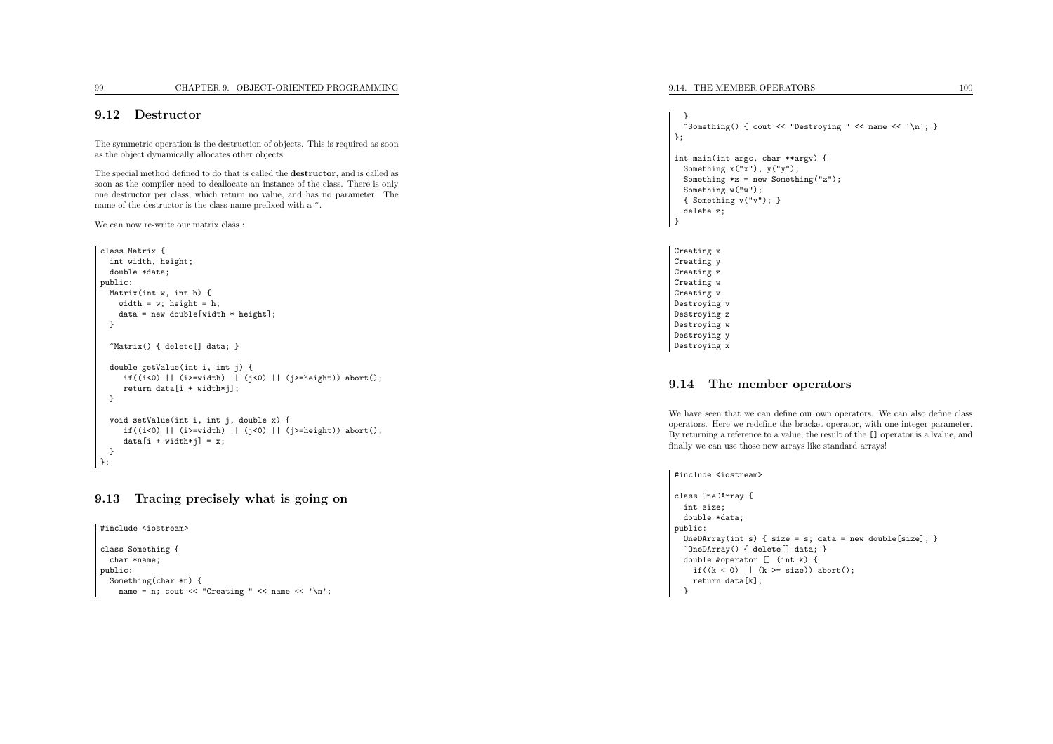## 9.12 Destructor

The symmetric operation is the destruction of objects. This is required as soon as the object dynamically allocates other objects.

The special method defined to do that is called the **destructor**, and is called as soon as the compiler need to deallocate an instance of the class. There is only one destructor per class, which return no value, and has no parameter. The name of the destructor is the class name prefixed with a ~.

We can now re-write our matrix class :

```
class Matrix {
  int width, height;
  double *data;
public:
  Matrix(int w, int h) {
    width = w; height = h;
    data = new double[width * height];
  }

  ~Matrix() { delete[] data; }

  double getValue(int i, int j) {
     if((i<0) || (i>=width) || (j<0) || (j>=height)) abort();
     return data[i + width*j];
  }

  void setValue(int i, int j, double x) {
     if((i<0) || (i>=width) || (j<0) || (j>=height)) abort();
     data[i + width*j] = x;
  }
};
```

## 9.13 Tracing precisely what is going on

```
#include <iostream>

class Something {
  char *name;
public:
  Something(char *n) {
    name = n; cout << "Creating " << name << '\n';
  }
  ~Something() { cout << "Destroying " << name << '\n'; }
};

int main(int argc, char **argv) {
  Something x("x"), y("y");
  Something *z = new Something("z");
  Something w("w");
  { Something v("v"); }
  delete z;
}
```

```
Creating x
Creating y
Creating z
Creating w
Creating v
Destroying v
Destroying z
Destroying w
Destroying y
Destroying x
```

## 9.14 The member operators

We have seen that we can define our own operators. We can also define class operators. Here we redefine the bracket operator, with one integer parameter. By returning a reference to a value, the result of the [] operator is a lvalue, and finally we can use those new arrays like standard arrays!

```
#include <iostream>

class OneDArray {
  int size;
  double *data;
public:
  OneDArray(int s) { size = s; data = new double[size]; }
  ~OneDArray() { delete[] data; }
  double &operator [] (int k) {
    if((k < 0) || (k >= size)) abort();
    return data[k];
  }
```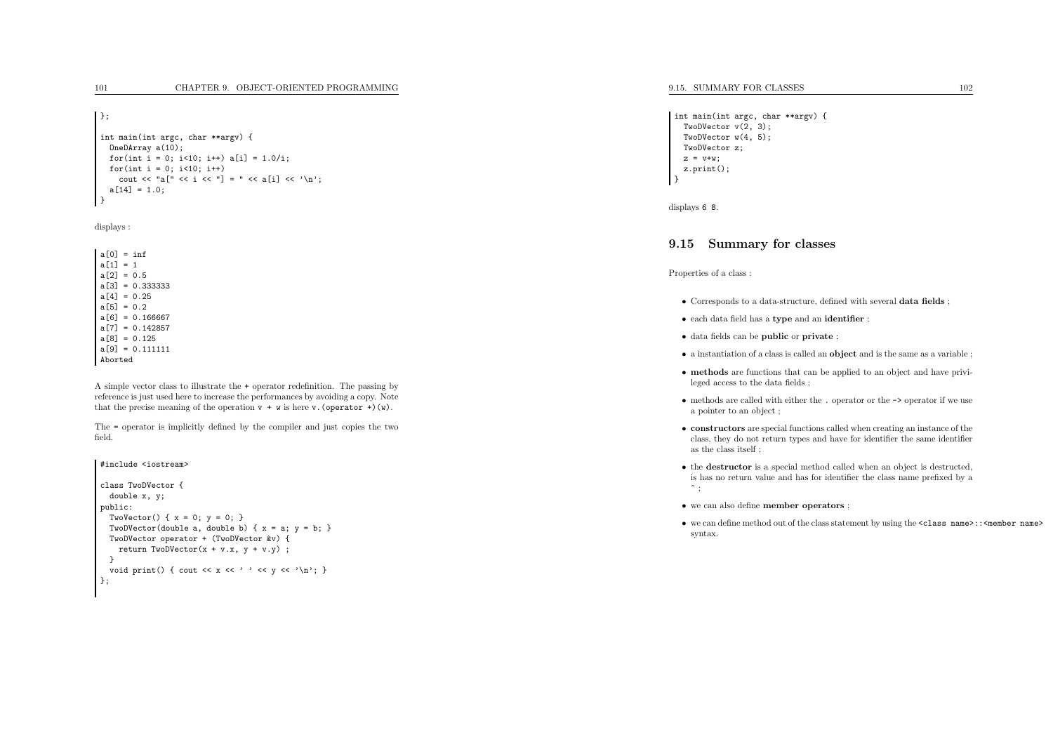```
};

int main(int argc, char **argv) {
  OneDArray a(10);
  for(int i = 0; i<10; i++) a[i] = 1.0/i;
  for(int i = 0; i<10; i++)
    cout << "a[" << i << "] = " << a[i] << '\n';
  a[14] = 1.0;
}
```

displays :

```
a[0] = inf
a[1] = 1
a[2] = 0.5
a[3] = 0.333333
a[4] = 0.25
a[5] = 0.2
a[6] = 0.166667
a[7] = 0.142857
a[8] = 0.125
a[9] = 0.111111
Aborted
```

A simple vector class to illustrate the + operator redefinition. The passing by reference is just used here to increase the performances by avoiding a copy. Note that the precise meaning of the operation `v + w` is here `v.(operator +)(w)`.

The = operator is implicitly defined by the compiler and just copies the two field.

```
#include <iostream>

class TwoDVector {
  double x, y;
public:
  TwoVector() { x = 0; y = 0; }
  TwoDVector(double a, double b) { x = a; y = b; }
  TwoDVector operator + (TwoDVector &v) {
    return TwoDVector(x + v.x, y + v.y) ;
  }
  void print() { cout << x << ' ' << y << '\n'; }
};

int main(int argc, char **argv) {
  TwoDVector v(2, 3);
  TwoDVector w(4, 5);
  TwoDVector z;
  z = v+w;
  z.print();
}
```

displays `6 8`.

## 9.15 Summary for classes

Properties of a class :

- Corresponds to a data-structure, defined with several **data fields** ;
- each data field has a **type** and an **identifier** ;
- data fields can be **public** or **private** ;
- a instantiation of a class is called an **object** and is the same as a variable ;
- **methods** are functions that can be applied to an object and have privileged access to the data fields ;
- methods are called with either the `.` operator or the `->` operator if we use a pointer to an object ;
- **constructors** are special functions called when creating an instance of the class, they do not return types and have for identifier the same identifier as the class itself ;
- the **destructor** is a special method called when an object is destructed, is has no return value and has for identifier the class name prefixed by a ~ ;
- we can also define **member operators** ;
- we can define method out of the class statement by using the `<class name>::<member name>` syntax.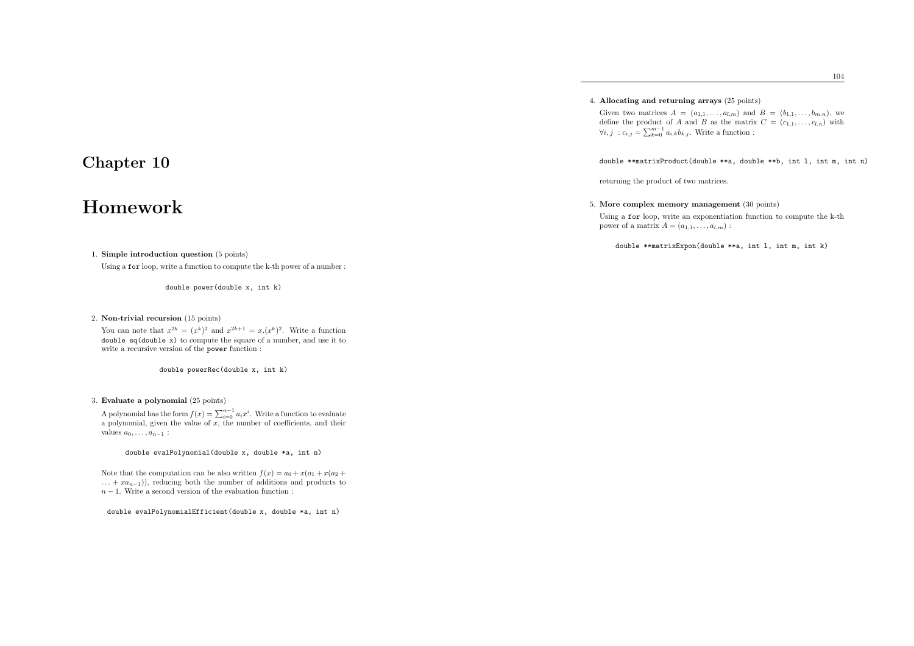# Chapter 10

# Homework

1. **Simple introduction question** (5 points)

   Using a `for` loop, write a function to compute the k-th power of a number :

   ```
   double power(double x, int k)
   ```

2. **Non-trivial recursion** (15 points)

   You can note that $x^{2k} = (x^k)^2$ and $x^{2k+1} = x.(x^k)^2$. Write a function `double sq(double x)` to compute the square of a number, and use it to write a recursive version of the `power` function :

   ```
   double powerRec(double x, int k)
   ```

3. **Evaluate a polynomial** (25 points)

   A polynomial has the form $f(x) = \sum_{i=0}^{n-1} a_i x^i$. Write a function to evaluate a polynomial, given the value of $x$, the number of coefficients, and their values $a_0, \ldots, a_{n-1}$ :

   ```
   double evalPolynomial(double x, double *a, int n)
   ```

   Note that the computation can be also written $f(x) = a_0 + x(a_1 + x(a_2 + \ldots + xa_{n-1}))$, reducing both the number of additions and products to $n - 1$. Write a second version of the evaluation function :

   ```
   double evalPolynomialEfficient(double x, double *a, int n)
   ```

4. **Allocating and returning arrays** (25 points)

   Given two matrices $A = (a_{1,1}, \ldots, a_{l,m})$ and $B = (b_{1,1}, \ldots, b_{m,n})$, we define the product of $A$ and $B$ as the matrix $C = (c_{1,1}, \ldots, c_{l,n})$ with $\forall i, j \; : c_{i,j} = \sum_{k=0}^{m-1} a_{i,k} b_{k,j}$. Write a function :

   ```
   double **matrixProduct(double **a, double **b, int l, int m, int n)
   ```

   returning the product of two matrices.

5. **More complex memory management** (30 points)

   Using a `for` loop, write an exponentiation function to compute the k-th power of a matrix $A = (a_{1,1}, \ldots, a_{l,m})$ :

   ```
   double **matrixExpon(double **a, int l, int m, int k)
   ```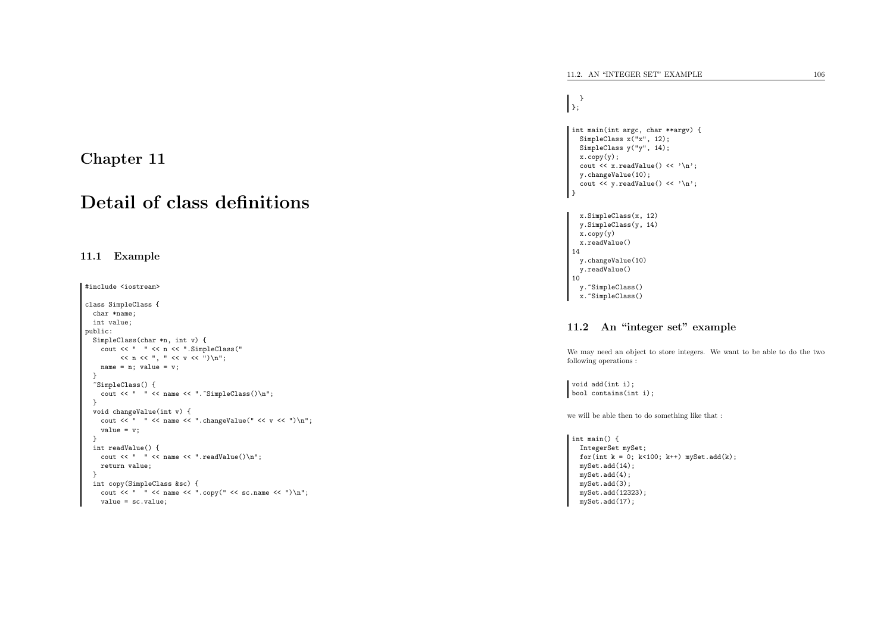# Chapter 11

# Detail of class definitions

## 11.1 Example

```
#include <iostream>

class SimpleClass {
  char *name;
  int value;
public:
  SimpleClass(char *n, int v) {
    cout << "  " << n << ".SimpleClass("
         << n << ", " << v << ")\n";
    name = n; value = v;
  }
  ~SimpleClass() {
    cout << "  " << name << ".~SimpleClass()\n";
  }
  void changeValue(int v) {
    cout << "  " << name << ".changeValue(" << v << ")\n";
    value = v;
  }
  int readValue() {
    cout << "  " << name << ".readValue()\n";
    return value;
  }
  int copy(SimpleClass &sc) {
    cout << "  " << name << ".copy(" << sc.name << ")\n";
    value = sc.value;
  }
};
```

```
int main(int argc, char **argv) {
  SimpleClass x("x", 12);
  SimpleClass y("y", 14);
  x.copy(y);
  cout << x.readValue() << '\n';
  y.changeValue(10);
  cout << y.readValue() << '\n';
}
```

```
  x.SimpleClass(x, 12)
  y.SimpleClass(y, 14)
  x.copy(y)
  x.readValue()
14
  y.changeValue(10)
  y.readValue()
10
  y.~SimpleClass()
  x.~SimpleClass()
```

## 11.2 An "integer set" example

We may need an object to store integers. We want to be able to do the two following operations :

```
void add(int i);
bool contains(int i);
```

we will be able then to do something like that :

```
int main() {
  IntegerSet mySet;
  for(int k = 0; k<100; k++) mySet.add(k);
  mySet.add(14);
  mySet.add(4);
  mySet.add(3);
  mySet.add(12323);
  mySet.add(17);
```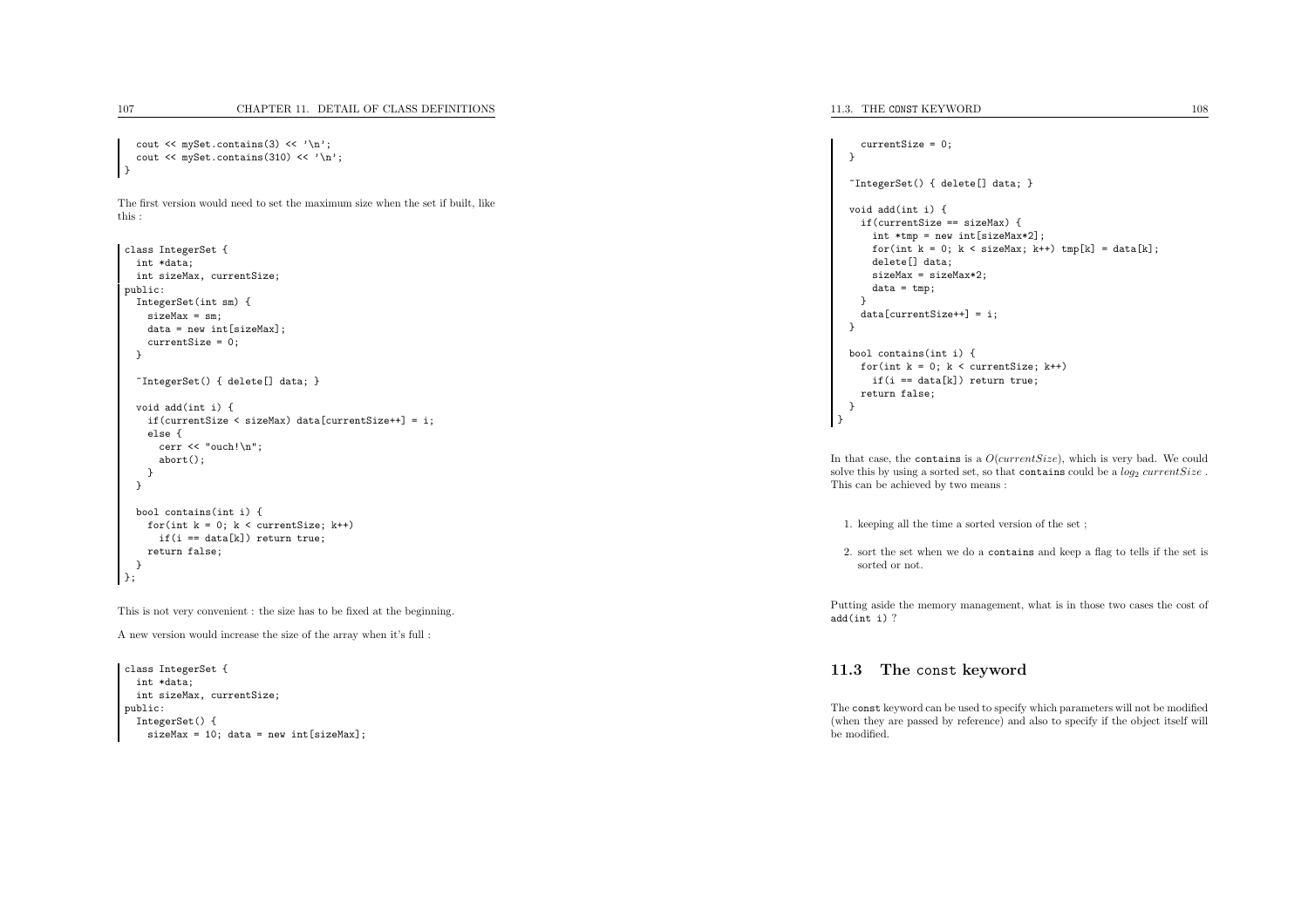```
  cout << mySet.contains(3) << '\n';
  cout << mySet.contains(310) << '\n';
}
```

The first version would need to set the maximum size when the set if built, like this :

```
class IntegerSet {
  int *data;
  int sizeMax, currentSize;
public:
  IntegerSet(int sm) {
    sizeMax = sm;
    data = new int[sizeMax];
    currentSize = 0;
  }

  ~IntegerSet() { delete[] data; }

  void add(int i) {
    if(currentSize < sizeMax) data[currentSize++] = i;
    else {
      cerr << "ouch!\n";
      abort();
    }
  }

  bool contains(int i) {
    for(int k = 0; k < currentSize; k++)
      if(i == data[k]) return true;
    return false;
  }
};
```

This is not very convenient : the size has to be fixed at the beginning.

A new version would increase the size of the array when it's full :

```
class IntegerSet {
  int *data;
  int sizeMax, currentSize;
public:
  IntegerSet() {
    sizeMax = 10; data = new int[sizeMax];
    currentSize = 0;
  }

  ~IntegerSet() { delete[] data; }

  void add(int i) {
    if(currentSize == sizeMax) {
      int *tmp = new int[sizeMax*2];
      for(int k = 0; k < sizeMax; k++) tmp[k] = data[k];
      delete[] data;
      sizeMax = sizeMax*2;
      data = tmp;
    }
    data[currentSize++] = i;
  }

  bool contains(int i) {
    for(int k = 0; k < currentSize; k++)
      if(i == data[k]) return true;
    return false;
  }
}
```

In that case, the `contains` is a $O(currentSize)$, which is very bad. We could solve this by using a sorted set, so that `contains` could be a $log_2\ currentSize$ . This can be achieved by two means :

1. keeping all the time a sorted version of the set ;
2. sort the set when we do a `contains` and keep a flag to tells if the set is sorted or not.

Putting aside the memory management, what is in those two cases the cost of `add(int i)` ?

## 11.3 The const keyword

The `const` keyword can be used to specify which parameters will not be modified (when they are passed by reference) and also to specify if the object itself will be modified.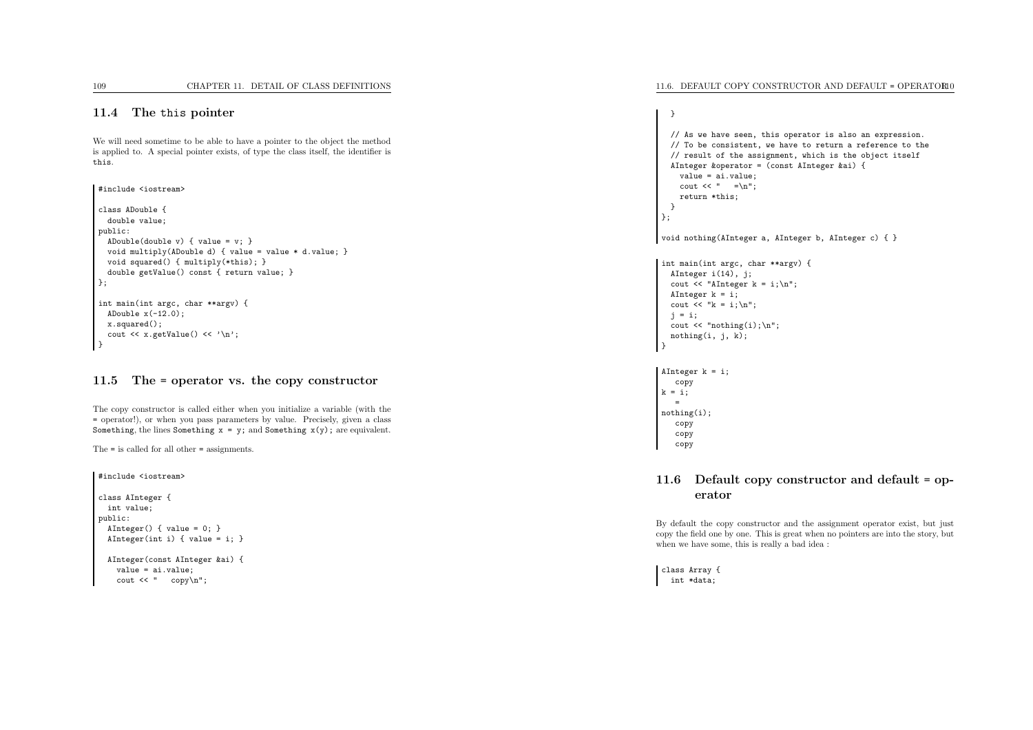## 11.4 The this pointer

We will need sometime to be able to have a pointer to the object the method is applied to. A special pointer exists, of type the class itself, the identifier is this.

```
#include <iostream>

class ADouble {
  double value;
public:
  ADouble(double v) { value = v; }
  void multiply(ADouble d) { value = value * d.value; }
  void squared() { multiply(*this); }
  double getValue() const { return value; }
};

int main(int argc, char **argv) {
  ADouble x(-12.0);
  x.squared();
  cout << x.getValue() << '\n';
}
```

## 11.5 The = operator vs. the copy constructor

The copy constructor is called either when you initialize a variable (with the = operator!), or when you pass parameters by value. Precisely, given a class Something, the lines Something x = y; and Something x(y); are equivalent.

The = is called for all other = assignments.

```
#include <iostream>

class AInteger {
  int value;
public:
  AInteger() { value = 0; }
  AInteger(int i) { value = i; }

  AInteger(const AInteger &ai) {
    value = ai.value;
    cout << "   copy\n";
  }

  // As we have seen, this operator is also an expression.
  // To be consistent, we have to return a reference to the
  // result of the assignment, which is the object itself
  AInteger &operator = (const AInteger &ai) {
    value = ai.value;
    cout << "   =\n";
    return *this;
  }
};

void nothing(AInteger a, AInteger b, AInteger c) { }

int main(int argc, char **argv) {
  AInteger i(14), j;
  cout << "AInteger k = i;\n";
  AInteger k = i;
  cout << "k = i;\n";
  j = i;
  cout << "nothing(i);\n";
  nothing(i, j, k);
}
```

```
AInteger k = i;
   copy
k = i;
   =
nothing(i);
   copy
   copy
   copy
```

## 11.6 Default copy constructor and default = operator

By default the copy constructor and the assignment operator exist, but just copy the field one by one. This is great when no pointers are into the story, but when we have some, this is really a bad idea :

```
class Array {
  int *data;
```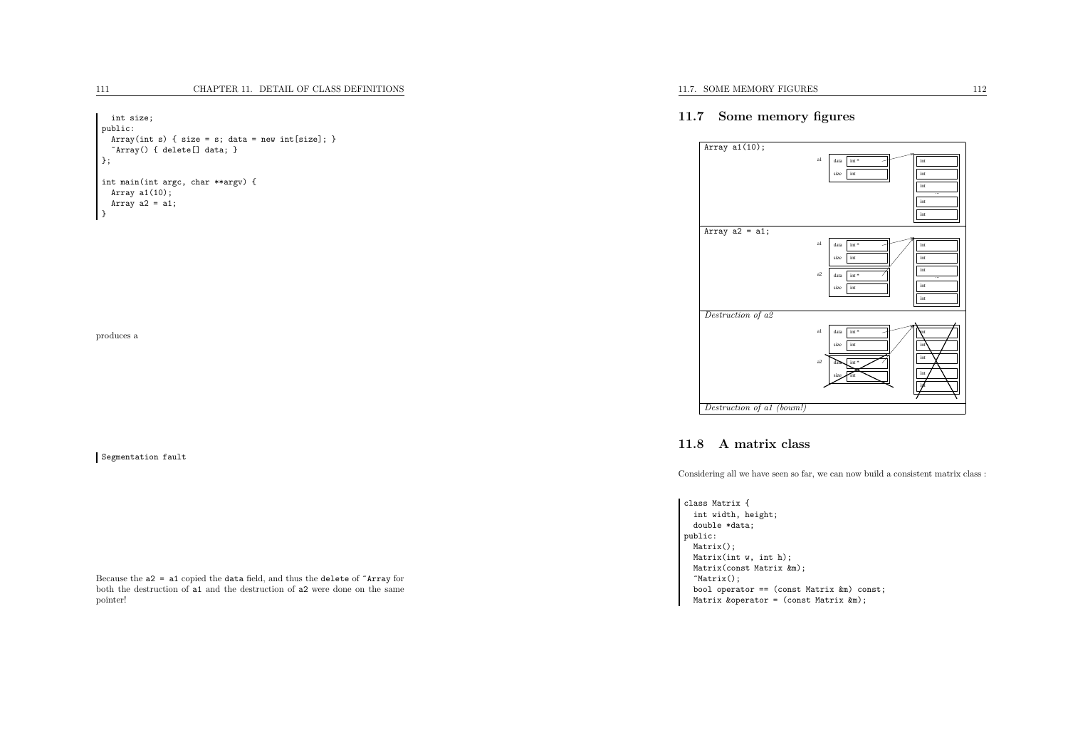```
  int size;
public:
  Array(int s) { size = s; data = new int[size]; }
  ~Array() { delete[] data; }
};

int main(int argc, char **argv) {
  Array a1(10);
  Array a2 = a1;
}
```

produces a

```
Segmentation fault
```

Because the `a2 = a1` copied the `data` field, and thus the `delete` of `~Array` for both the destruction of `a1` and the destruction of `a2` were done on the same pointer!

## 11.7 Some memory figures

Array a1(10);

a1 data int * size int

int int int ... int int

Array a2 = a1;

a1 data int * size int

a2 data int * size int

int int int ... int int

*Destruction of a2*

a1 data int * size int

a2 data int * size int

int int int int int

*Destruction of a1 (boum!)*

## 11.8 A matrix class

Considering all we have seen so far, we can now build a consistent matrix class :

```
class Matrix {
  int width, height;
  double *data;
public:
  Matrix();
  Matrix(int w, int h);
  Matrix(const Matrix &m);
  ~Matrix();
  bool operator == (const Matrix &m) const;
  Matrix &operator = (const Matrix &m);
```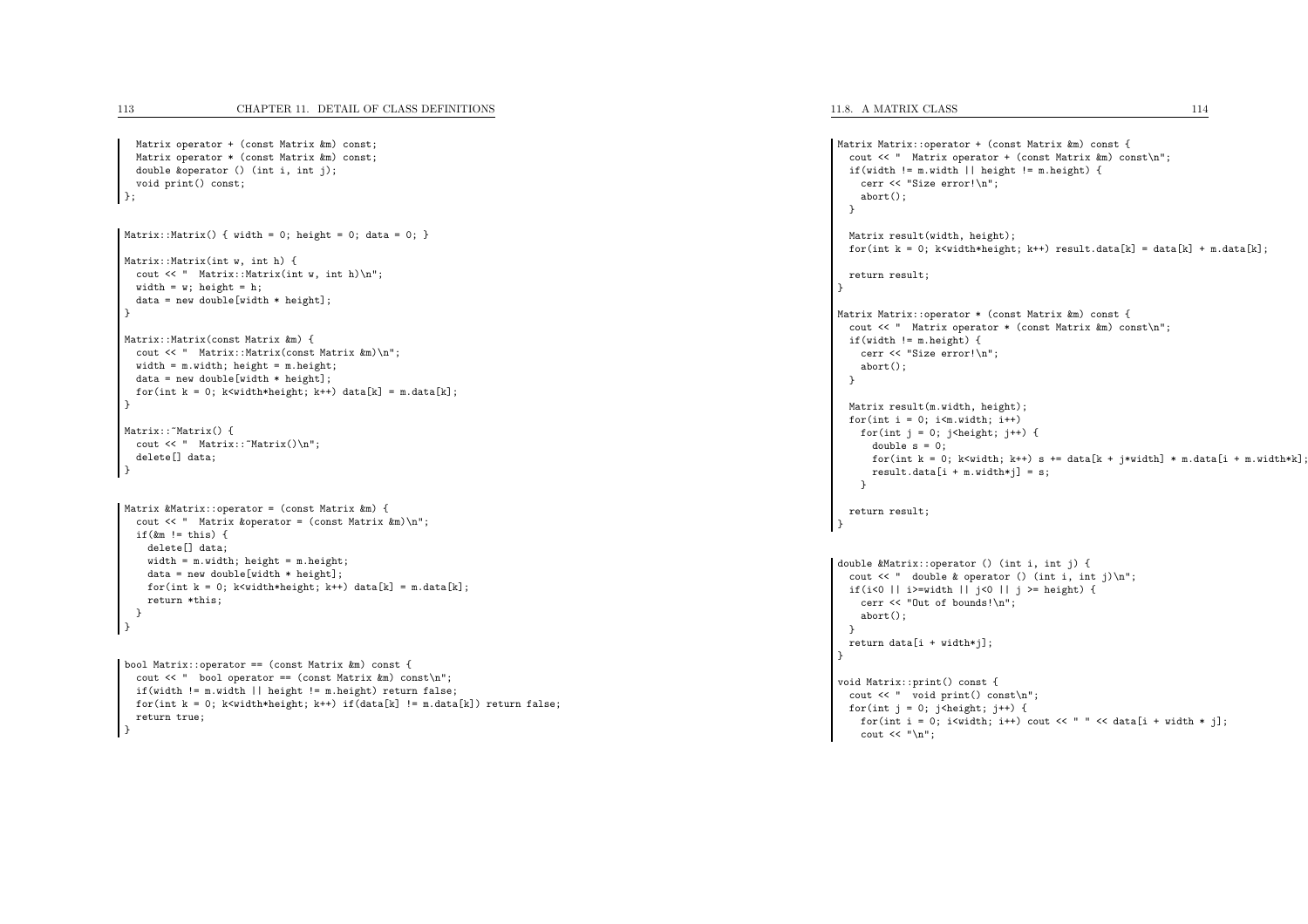```
  Matrix operator + (const Matrix &m) const;
  Matrix operator * (const Matrix &m) const;
  double &operator () (int i, int j);
  void print() const;
};
```

```
Matrix::Matrix() { width = 0; height = 0; data = 0; }

Matrix::Matrix(int w, int h) {
  cout << "  Matrix::Matrix(int w, int h)\n";
  width = w; height = h;
  data = new double[width * height];
}

Matrix::Matrix(const Matrix &m) {
  cout << "  Matrix::Matrix(const Matrix &m)\n";
  width = m.width; height = m.height;
  data = new double[width * height];
  for(int k = 0; k<width*height; k++) data[k] = m.data[k];
}

Matrix::~Matrix() {
  cout << "  Matrix::~Matrix()\n";
  delete[] data;
}
```

```
Matrix &Matrix::operator = (const Matrix &m) {
  cout << "  Matrix &operator = (const Matrix &m)\n";
  if(&m != this) {
    delete[] data;
    width = m.width; height = m.height;
    data = new double[width * height];
    for(int k = 0; k<width*height; k++) data[k] = m.data[k];
    return *this;
  }
}
```

```
bool Matrix::operator == (const Matrix &m) const {
  cout << "  bool operator == (const Matrix &m) const\n";
  if(width != m.width || height != m.height) return false;
  for(int k = 0; k<width*height; k++) if(data[k] != m.data[k]) return false;
  return true;
}
```

```
Matrix Matrix::operator + (const Matrix &m) const {
  cout << "  Matrix operator + (const Matrix &m) const\n";
  if(width != m.width || height != m.height) {
    cerr << "Size error!\n";
    abort();
  }

  Matrix result(width, height);
  for(int k = 0; k<width*height; k++) result.data[k] = data[k] + m.data[k];

  return result;
}

Matrix Matrix::operator * (const Matrix &m) const {
  cout << "  Matrix operator * (const Matrix &m) const\n";
  if(width != m.height) {
    cerr << "Size error!\n";
    abort();
  }

  Matrix result(m.width, height);
  for(int i = 0; i<m.width; i++)
    for(int j = 0; j<height; j++) {
      double s = 0;
      for(int k = 0; k<width; k++) s += data[k + j*width] * m.data[i + m.width*k];
      result.data[i + m.width*j] = s;
    }

  return result;
}
```

```
double &Matrix::operator () (int i, int j) {
  cout << "  double & operator () (int i, int j)\n";
  if(i<0 || i>=width || j<0 || j >= height) {
    cerr << "Out of bounds!\n";
    abort();
  }
  return data[i + width*j];
}

void Matrix::print() const {
  cout << "  void print() const\n";
  for(int j = 0; j<height; j++) {
    for(int i = 0; i<width; i++) cout << " " << data[i + width * j];
    cout << "\n";
```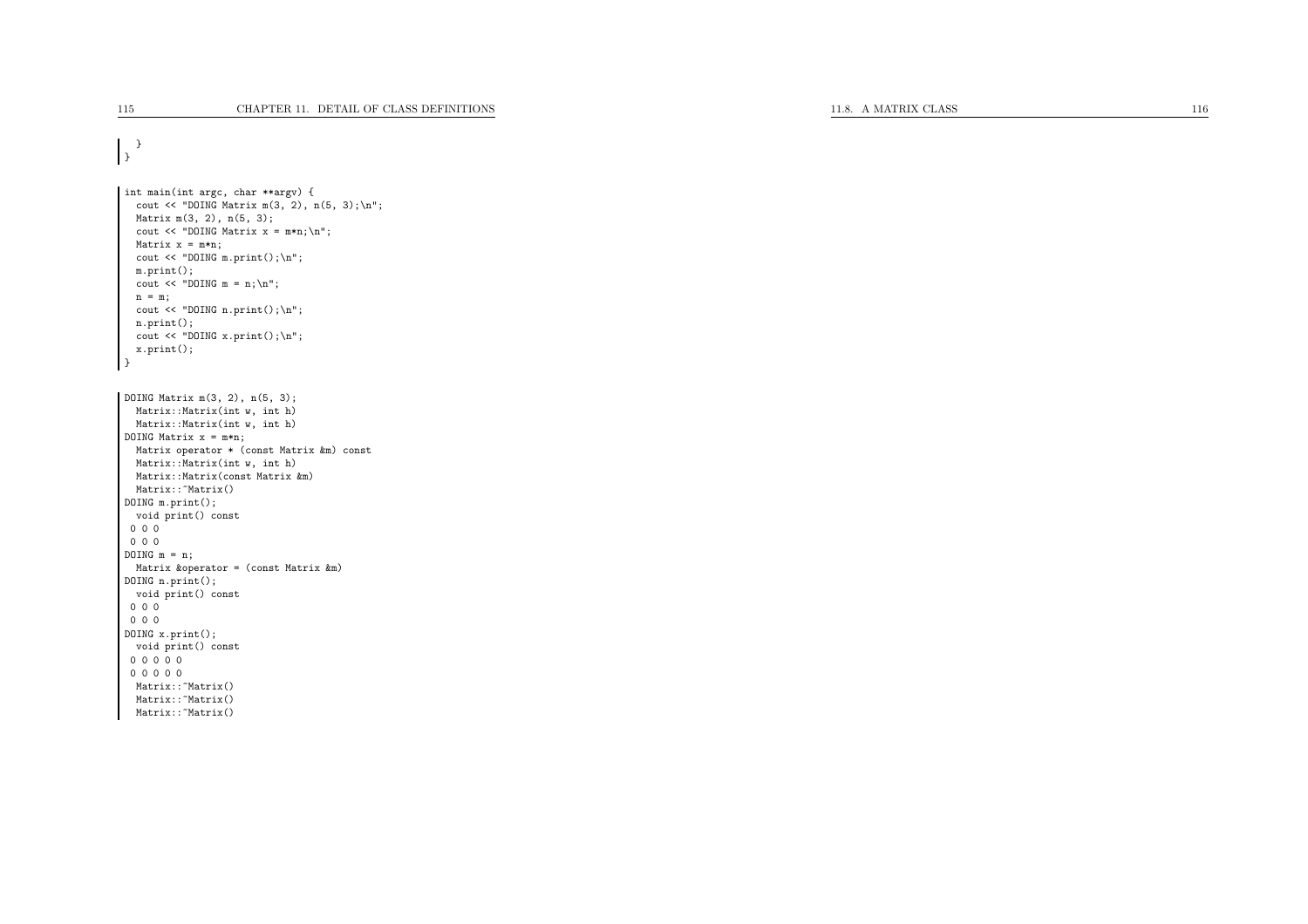```
  }
}
```

```
int main(int argc, char **argv) {
  cout << "DOING Matrix m(3, 2), n(5, 3);\n";
  Matrix m(3, 2), n(5, 3);
  cout << "DOING Matrix x = m*n;\n";
  Matrix x = m*n;
  cout << "DOING m.print();\n";
  m.print();
  cout << "DOING m = n;\n";
  n = m;
  cout << "DOING n.print();\n";
  n.print();
  cout << "DOING x.print();\n";
  x.print();
}
```

```
DOING Matrix m(3, 2), n(5, 3);
  Matrix::Matrix(int w, int h)
  Matrix::Matrix(int w, int h)
DOING Matrix x = m*n;
  Matrix operator * (const Matrix &m) const
  Matrix::Matrix(int w, int h)
  Matrix::Matrix(const Matrix &m)
  Matrix::~Matrix()
DOING m.print();
  void print() const
 0 0 0
 0 0 0
DOING m = n;
  Matrix &operator = (const Matrix &m)
DOING n.print();
  void print() const
 0 0 0
 0 0 0
DOING x.print();
  void print() const
 0 0 0 0 0
 0 0 0 0 0
  Matrix::~Matrix()
  Matrix::~Matrix()
  Matrix::~Matrix()
```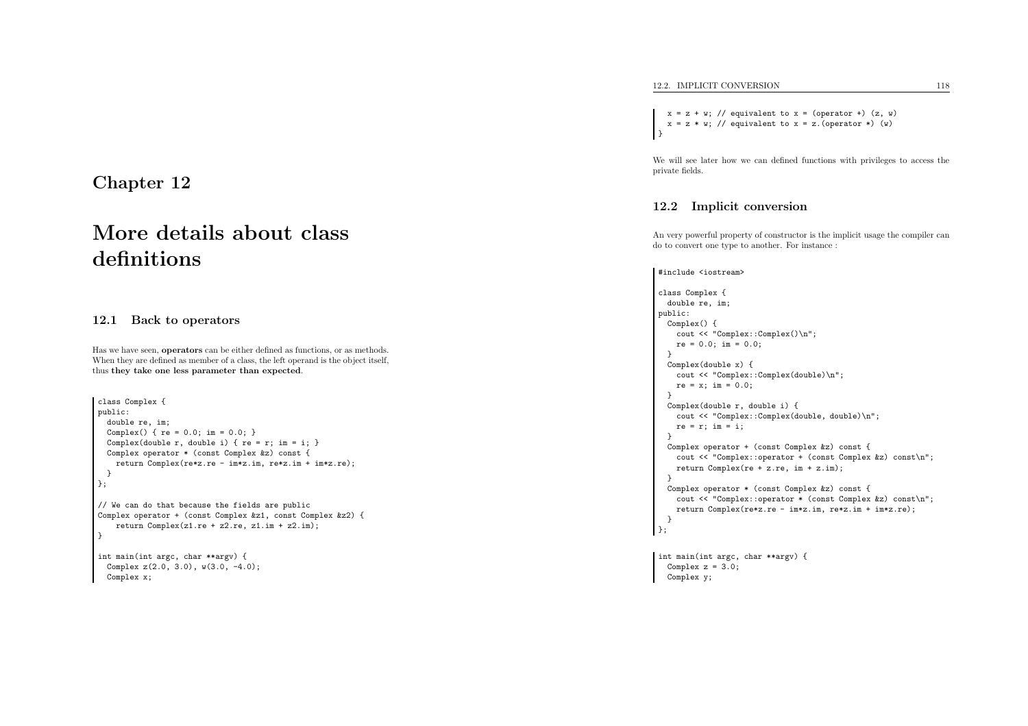# Chapter 12

# More details about class definitions

## 12.1 Back to operators

Has we have seen, **operators** can be either defined as functions, or as methods. When they are defined as member of a class, the left operand is the object itself, thus **they take one less parameter than expected**.

```
class Complex {
public:
  double re, im;
  Complex() { re = 0.0; im = 0.0; }
  Complex(double r, double i) { re = r; im = i; }
  Complex operator * (const Complex &z) const {
    return Complex(re*z.re - im*z.im, re*z.im + im*z.re);
  }
};

// We can do that because the fields are public
Complex operator + (const Complex &z1, const Complex &z2) {
    return Complex(z1.re + z2.re, z1.im + z2.im);
}

int main(int argc, char **argv) {
  Complex z(2.0, 3.0), w(3.0, -4.0);
  Complex x;
```

```
  x = z + w; // equivalent to x = (operator +) (z, w)
  x = z * w; // equivalent to x = z.(operator *) (w)
}
```

We will see later how we can defined functions with privileges to access the private fields.

## 12.2 Implicit conversion

An very powerful property of constructor is the implicit usage the compiler can do to convert one type to another. For instance :

```
#include <iostream>

class Complex {
  double re, im;
public:
  Complex() {
    cout << "Complex::Complex()\n";
    re = 0.0; im = 0.0;
  }
  Complex(double x) {
    cout << "Complex::Complex(double)\n";
    re = x; im = 0.0;
  }
  Complex(double r, double i) {
    cout << "Complex::Complex(double, double)\n";
    re = r; im = i;
  }
  Complex operator + (const Complex &z) const {
    cout << "Complex::operator + (const Complex &z) const\n";
    return Complex(re + z.re, im + z.im);
  }
  Complex operator * (const Complex &z) const {
    cout << "Complex::operator * (const Complex &z) const\n";
    return Complex(re*z.re - im*z.im, re*z.im + im*z.re);
  }
};
```

```
int main(int argc, char **argv) {
  Complex z = 3.0;
  Complex y;
```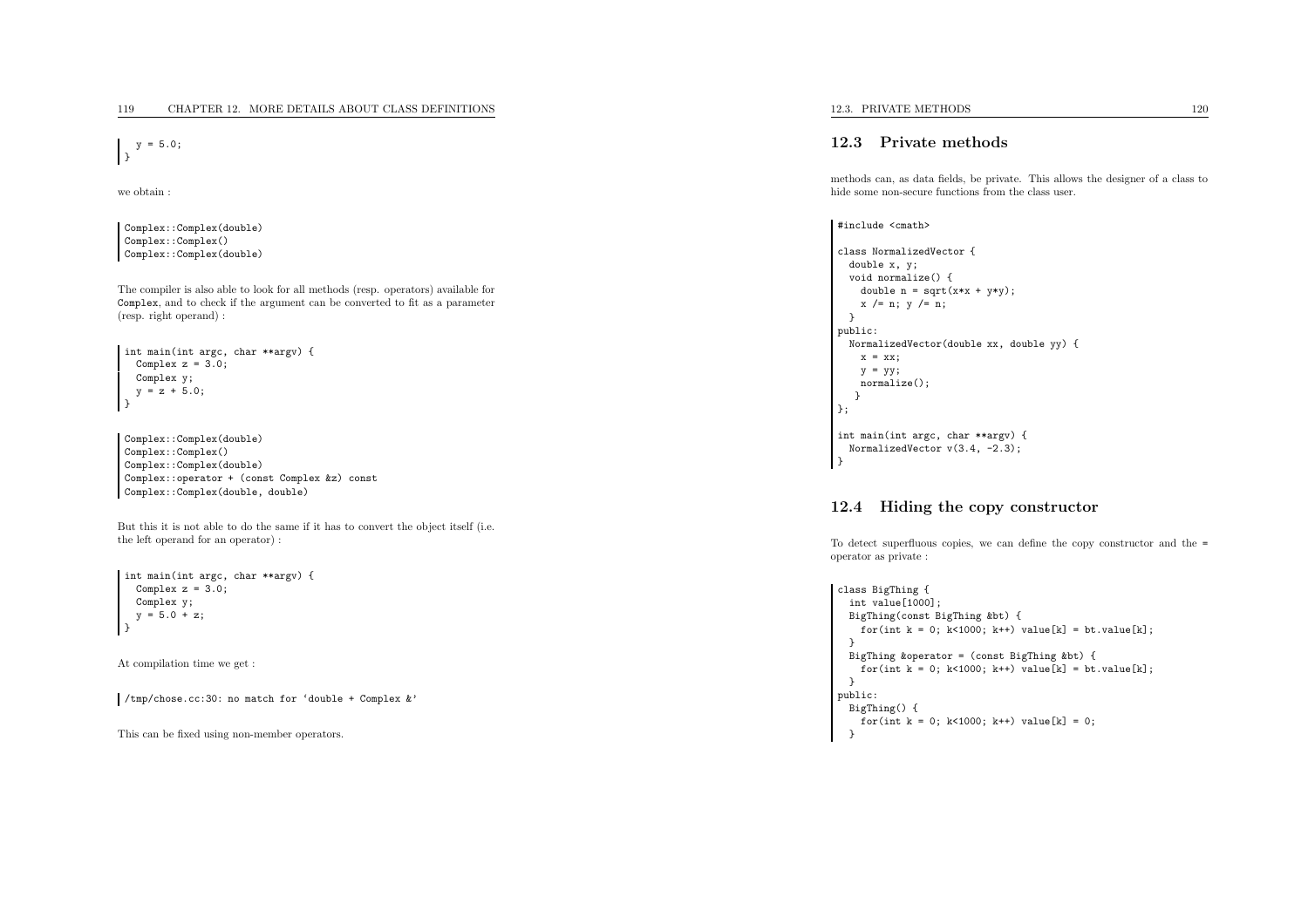```
  y = 5.0;
}
```

we obtain :

```
Complex::Complex(double)
Complex::Complex()
Complex::Complex(double)
```

The compiler is also able to look for all methods (resp. operators) available for `Complex`, and to check if the argument can be converted to fit as a parameter (resp. right operand) :

```
int main(int argc, char **argv) {
  Complex z = 3.0;
  Complex y;
  y = z + 5.0;
}
```

```
Complex::Complex(double)
Complex::Complex()
Complex::Complex(double)
Complex::operator + (const Complex &z) const
Complex::Complex(double, double)
```

But this it is not able to do the same if it has to convert the object itself (i.e. the left operand for an operator) :

```
int main(int argc, char **argv) {
  Complex z = 3.0;
  Complex y;
  y = 5.0 + z;
}
```

At compilation time we get :

```
/tmp/chose.cc:30: no match for `double + Complex &'
```

This can be fixed using non-member operators.

## 12.3 Private methods

methods can, as data fields, be private. This allows the designer of a class to hide some non-secure functions from the class user.

```
#include <cmath>

class NormalizedVector {
  double x, y;
  void normalize() {
    double n = sqrt(x*x + y*y);
    x /= n; y /= n;
  }
public:
  NormalizedVector(double xx, double yy) {
    x = xx;
    y = yy;
    normalize();
   }
};

int main(int argc, char **argv) {
  NormalizedVector v(3.4, -2.3);
}
```

## 12.4 Hiding the copy constructor

To detect superfluous copies, we can define the copy constructor and the = operator as private :

```
class BigThing {
  int value[1000];
  BigThing(const BigThing &bt) {
    for(int k = 0; k<1000; k++) value[k] = bt.value[k];
  }
  BigThing &operator = (const BigThing &bt) {
    for(int k = 0; k<1000; k++) value[k] = bt.value[k];
  }
public:
  BigThing() {
    for(int k = 0; k<1000; k++) value[k] = 0;
  }
```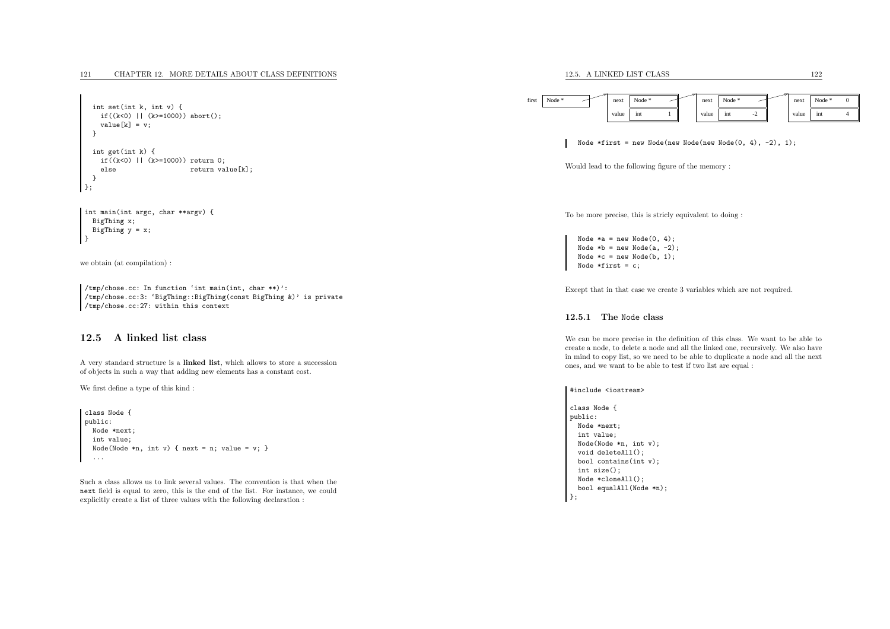```
  int set(int k, int v) {
    if((k<0) || (k>=1000)) abort();
    value[k] = v;
  }

  int get(int k) {
    if((k<0) || (k>=1000)) return 0;
    else                   return value[k];
  }
};
```

```
int main(int argc, char **argv) {
  BigThing x;
  BigThing y = x;
}
```

we obtain (at compilation) :

```
/tmp/chose.cc: In function 'int main(int, char **)':
/tmp/chose.cc:3: 'BigThing::BigThing(const BigThing &)' is private
/tmp/chose.cc:27: within this context
```

## 12.5 A linked list class

A very standard structure is a **linked list**, which allows to store a succession of objects in such a way that adding new elements has a constant cost.

We first define a type of this kind :

```
class Node {
public:
  Node *next;
  int value;
  Node(Node *n, int v) { next = n; value = v; }
  ...
```

Such a class allows us to link several values. The convention is that when the `next` field is equal to zero, this is the end of the list. For instance, we could explicitly create a list of three values with the following declaration :

```
Node *first = new Node(new Node(new Node(0, 4), -2), 1);
```

Would lead to the following figure of the memory :

first Node *

next Node *

value int 1

next Node *

value int -2

next Node * 0

value int 4

To be more precise, this is stricly equivalent to doing :

```
Node *a = new Node(0, 4);
Node *b = new Node(a, -2);
Node *c = new Node(b, 1);
Node *first = c;
```

Except that in that case we create 3 variables which are not required.

### 12.5.1 The Node class

We can be more precise in the definition of this class. We want to be able to create a node, to delete a node and all the linked one, recursively. We also have in mind to copy list, so we need to be able to duplicate a node and all the next ones, and we want to be able to test if two list are equal :

```
#include <iostream>

class Node {
public:
  Node *next;
  int value;
  Node(Node *n, int v);
  void deleteAll();
  bool contains(int v);
  int size();
  Node *cloneAll();
  bool equalAll(Node *n);
};
```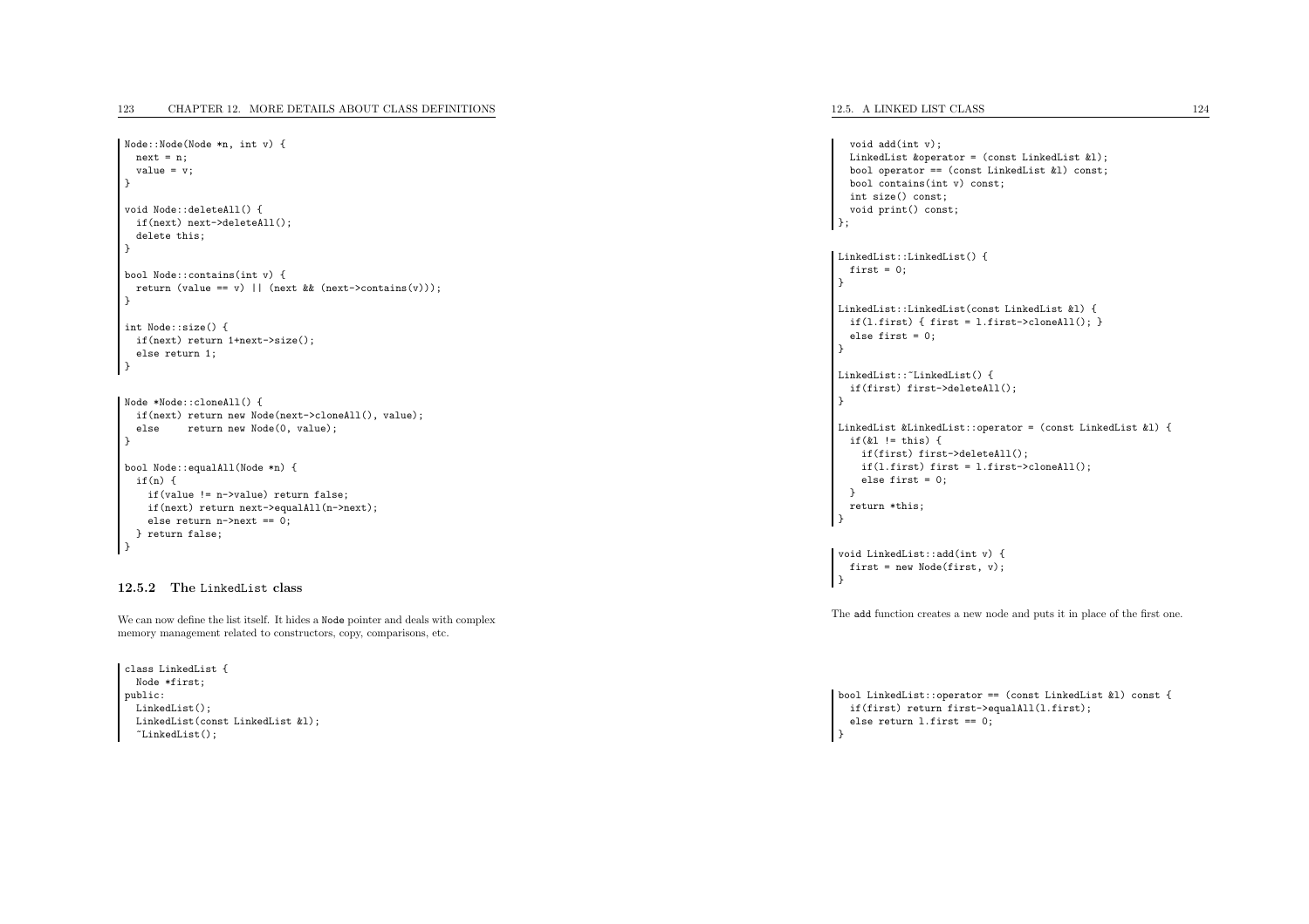```
Node::Node(Node *n, int v) {
  next = n;
  value = v;
}

void Node::deleteAll() {
  if(next) next->deleteAll();
  delete this;
}

bool Node::contains(int v) {
  return (value == v) || (next && (next->contains(v)));
}

int Node::size() {
  if(next) return 1+next->size();
  else return 1;
}
```

```
Node *Node::cloneAll() {
  if(next) return new Node(next->cloneAll(), value);
  else     return new Node(0, value);
}

bool Node::equalAll(Node *n) {
  if(n) {
    if(value != n->value) return false;
    if(next) return next->equalAll(n->next);
    else return n->next == 0;
  } return false;
}
```

### 12.5.2 The LinkedList class

We can now define the list itself. It hides a Node pointer and deals with complex memory management related to constructors, copy, comparisons, etc.

```
class LinkedList {
  Node *first;
public:
  LinkedList();
  LinkedList(const LinkedList &l);
  ~LinkedList();
  void add(int v);
  LinkedList &operator = (const LinkedList &l);
  bool operator == (const LinkedList &l) const;
  bool contains(int v) const;
  int size() const;
  void print() const;
};
```

```
LinkedList::LinkedList() {
  first = 0;
}

LinkedList::LinkedList(const LinkedList &l) {
  if(l.first) { first = l.first->cloneAll(); }
  else first = 0;
}

LinkedList::~LinkedList() {
  if(first) first->deleteAll();
}

LinkedList &LinkedList::operator = (const LinkedList &l) {
  if(&l != this) {
    if(first) first->deleteAll();
    if(l.first) first = l.first->cloneAll();
    else first = 0;
  }
  return *this;
}
```

```
void LinkedList::add(int v) {
  first = new Node(first, v);
}
```

The add function creates a new node and puts it in place of the first one.

```
bool LinkedList::operator == (const LinkedList &l) const {
  if(first) return first->equalAll(l.first);
  else return l.first == 0;
}
```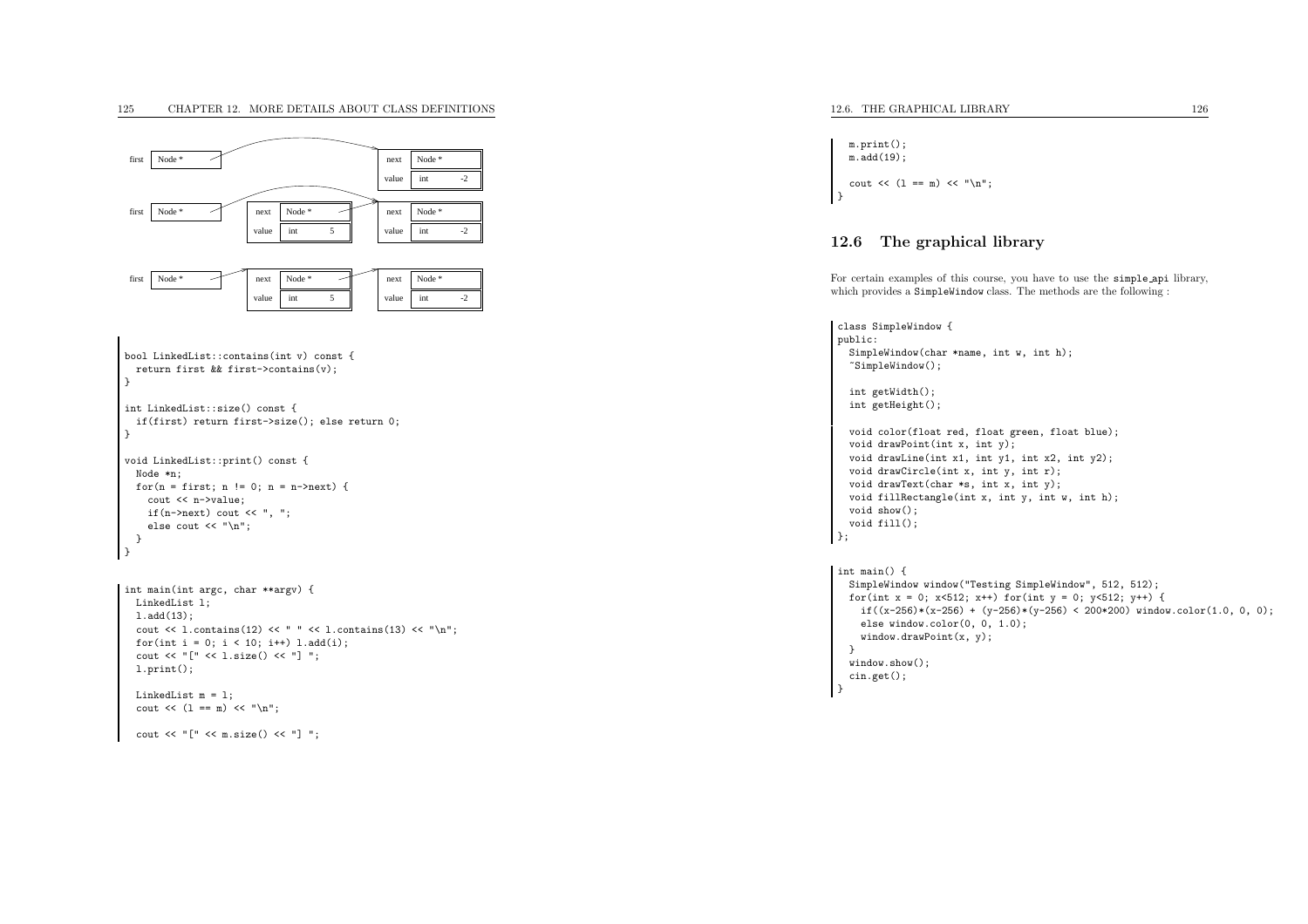first Node *

next Node *
value int -2

first Node *

next Node *
value int 5

next Node *
value int -2

first Node *

next Node *
value int 5

next Node *
value int -2

```
bool LinkedList::contains(int v) const {
  return first && first->contains(v);
}

int LinkedList::size() const {
  if(first) return first->size(); else return 0;
}

void LinkedList::print() const {
  Node *n;
  for(n = first; n != 0; n = n->next) {
    cout << n->value;
    if(n->next) cout << ", ";
    else cout << "\n";
  }
}
```

```
int main(int argc, char **argv) {
  LinkedList l;
  l.add(13);
  cout << l.contains(12) << " " << l.contains(13) << "\n";
  for(int i = 0; i < 10; i++) l.add(i);
  cout << "[" << l.size() << "] ";
  l.print();

  LinkedList m = l;
  cout << (l == m) << "\n";

  cout << "[" << m.size() << "] ";
  m.print();
  m.add(19);

  cout << (l == m) << "\n";
}
```

## 12.6 The graphical library

For certain examples of this course, you have to use the simple_api library, which provides a SimpleWindow class. The methods are the following :

```
class SimpleWindow {
public:
  SimpleWindow(char *name, int w, int h);
  ~SimpleWindow();

  int getWidth();
  int getHeight();

  void color(float red, float green, float blue);
  void drawPoint(int x, int y);
  void drawLine(int x1, int y1, int x2, int y2);
  void drawCircle(int x, int y, int r);
  void drawText(char *s, int x, int y);
  void fillRectangle(int x, int y, int w, int h);
  void show();
  void fill();
};
```

```
int main() {
  SimpleWindow window("Testing SimpleWindow", 512, 512);
  for(int x = 0; x<512; x++) for(int y = 0; y<512; y++) {
    if((x-256)*(x-256) + (y-256)*(y-256) < 200*200) window.color(1.0, 0, 0);
    else window.color(0, 0, 1.0);
    window.drawPoint(x, y);
  }
  window.show();
  cin.get();
}
```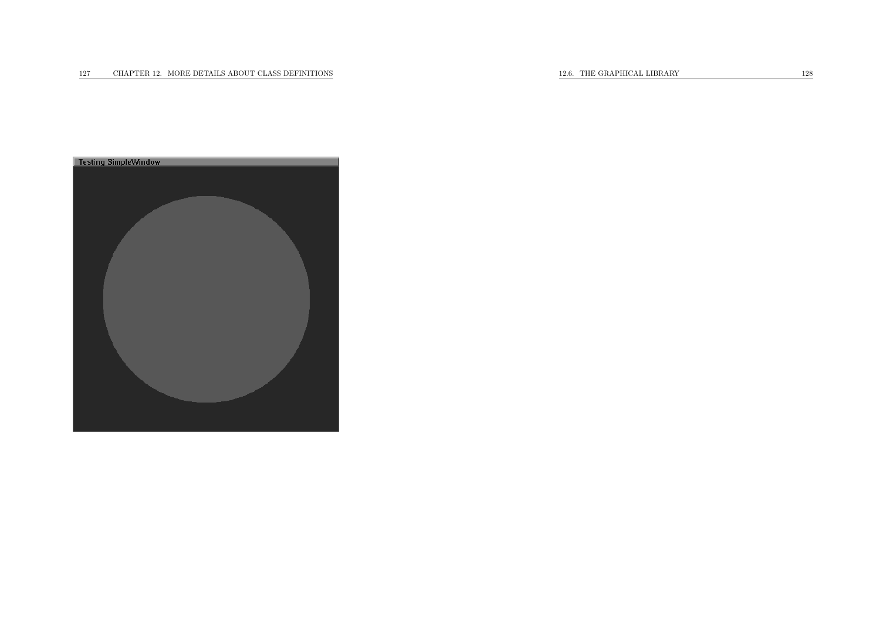Testing SimpleWindow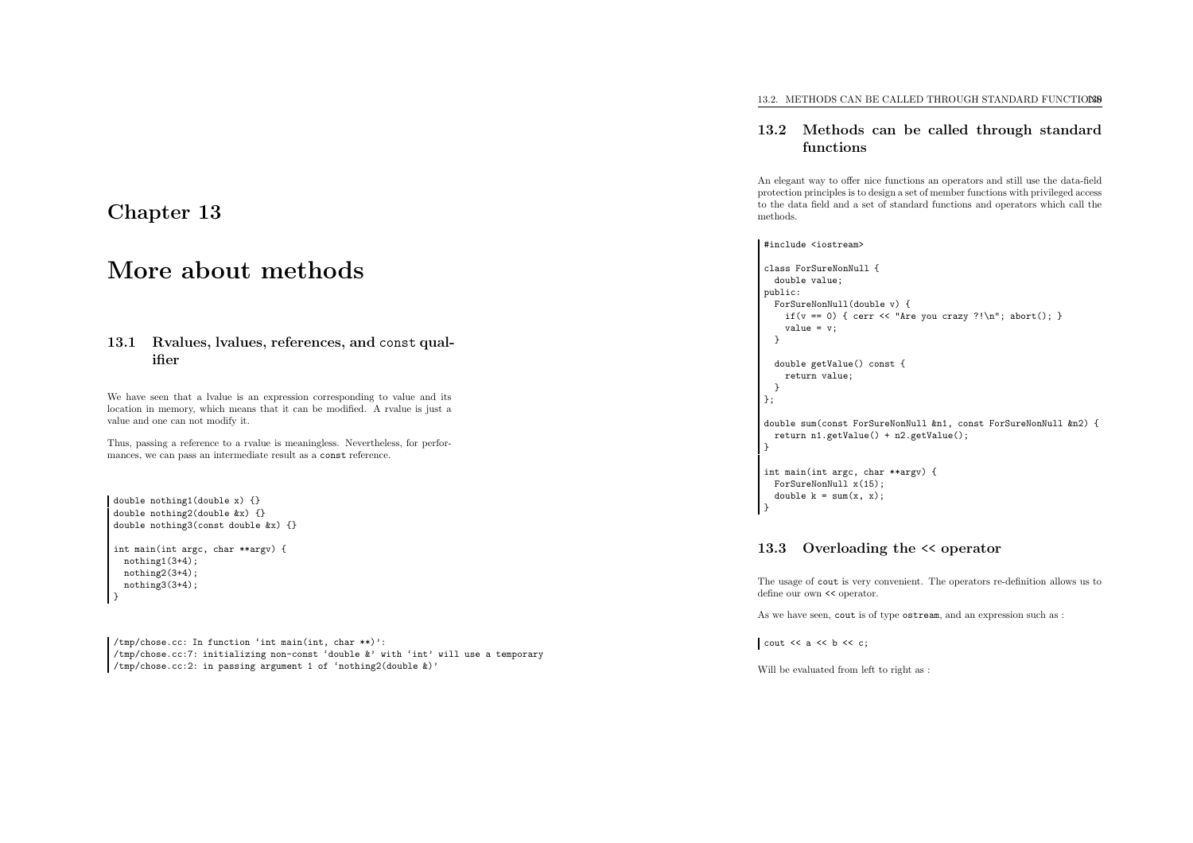# Chapter 13

# More about methods

## 13.1 Rvalues, lvalues, references, and const qualifier

We have seen that a lvalue is an expression corresponding to value and its location in memory, which means that it can be modified. A rvalue is just a value and one can not modify it.

Thus, passing a reference to a rvalue is meaningless. Nevertheless, for performances, we can pass an intermediate result as a `const` reference.

```
double nothing1(double x) {}
double nothing2(double &x) {}
double nothing3(const double &x) {}

int main(int argc, char **argv) {
  nothing1(3+4);
  nothing2(3+4);
  nothing3(3+4);
}
```

```
/tmp/chose.cc: In function `int main(int, char **)':
/tmp/chose.cc:7: initializing non-const `double &' with `int' will use a temporary
/tmp/chose.cc:2: in passing argument 1 of `nothing2(double &)'
```

## 13.2 Methods can be called through standard functions

An elegant way to offer nice functions an operators and still use the data-field protection principles is to design a set of member functions with privileged access to the data field and a set of standard functions and operators which call the methods.

```
#include <iostream>

class ForSureNonNull {
  double value;
public:
  ForSureNonNull(double v) {
    if(v == 0) { cerr << "Are you crazy ?!\n"; abort(); }
    value = v;
  }

  double getValue() const {
    return value;
  }
};

double sum(const ForSureNonNull &n1, const ForSureNonNull &n2) {
  return n1.getValue() + n2.getValue();
}

int main(int argc, char **argv) {
  ForSureNonNull x(15);
  double k = sum(x, x);
}
```

## 13.3 Overloading the << operator

The usage of `cout` is very convenient. The operators re-definition allows us to define our own `<<` operator.

As we have seen, `cout` is of type `ostream`, and an expression such as :

```
cout << a << b << c;
```

Will be evaluated from left to right as :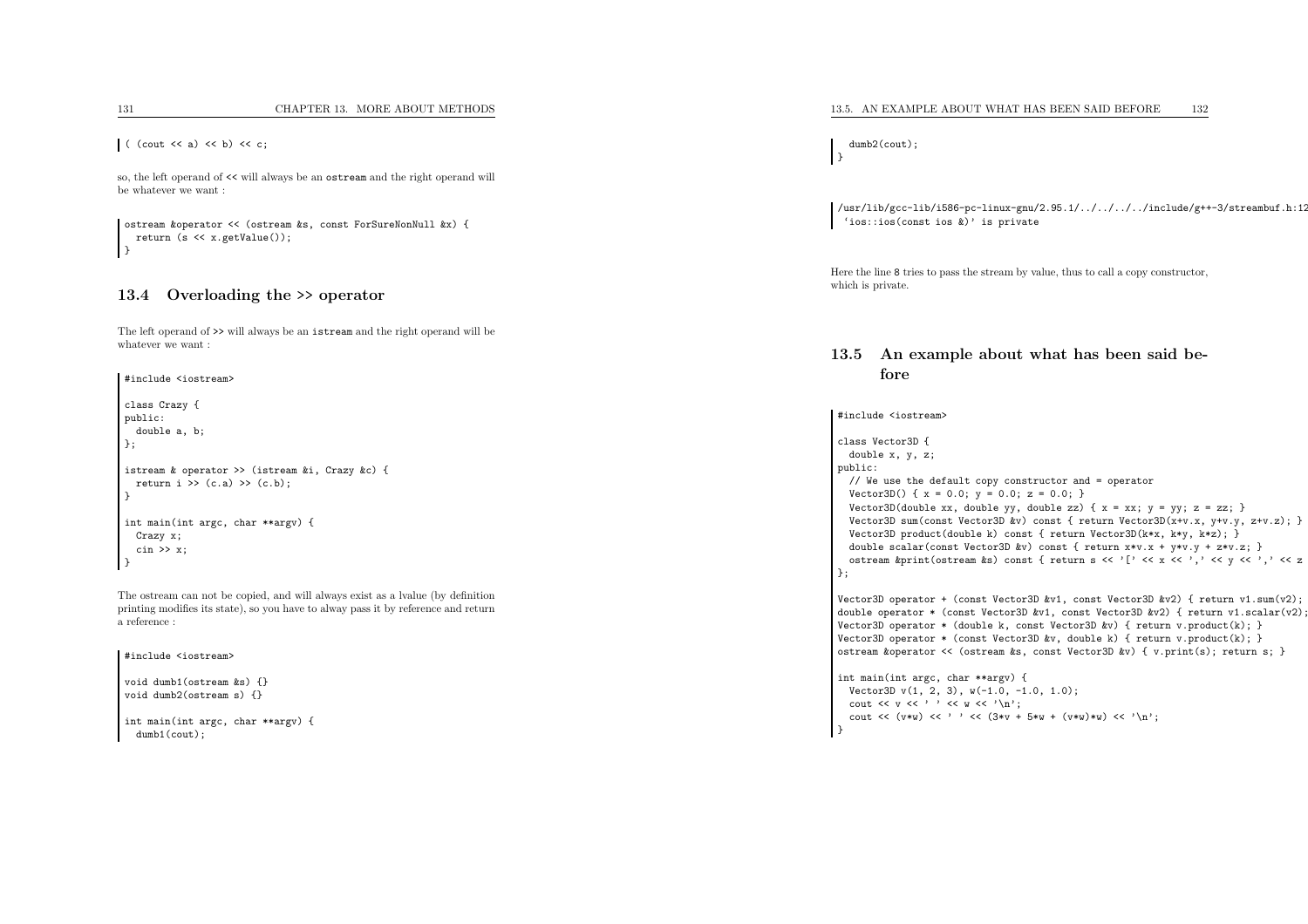```
( (cout << a) << b) << c;
```

so, the left operand of `<<` will always be an `ostream` and the right operand will be whatever we want :

```
ostream &operator << (ostream &s, const ForSureNonNull &x) {
  return (s << x.getValue());
}
```

## 13.4 Overloading the >> operator

The left operand of `>>` will always be an `istream` and the right operand will be whatever we want :

```
#include <iostream>

class Crazy {
public:
  double a, b;
};

istream & operator >> (istream &i, Crazy &c) {
  return i >> (c.a) >> (c.b);
}

int main(int argc, char **argv) {
  Crazy x;
  cin >> x;
}
```

The ostream can not be copied, and will always exist as a lvalue (by definition printing modifies its state), so you have to alway pass it by reference and return a reference :

```
#include <iostream>

void dumb1(ostream &s) {}
void dumb2(ostream s) {}

int main(int argc, char **argv) {
  dumb1(cout);
  dumb2(cout);
}
```

```
/usr/lib/gcc-lib/i586-pc-linux-gnu/2.95.1/../../../../include/g++-3/streambuf.h:12
 `ios::ios(const ios &)' is private
```

Here the line 8 tries to pass the stream by value, thus to call a copy constructor, which is private.

## 13.5 An example about what has been said before

```
#include <iostream>

class Vector3D {
  double x, y, z;
public:
  // We use the default copy constructor and = operator
  Vector3D() { x = 0.0; y = 0.0; z = 0.0; }
  Vector3D(double xx, double yy, double zz) { x = xx; y = yy; z = zz; }
  Vector3D sum(const Vector3D &v) const { return Vector3D(x+v.x, y+v.y, z+v.z); }
  Vector3D product(double k) const { return Vector3D(k*x, k*y, k*z); }
  double scalar(const Vector3D &v) const { return x*v.x + y*v.y + z*v.z; }
  ostream &print(ostream &s) const { return s << '[' << x << ',' << y << ',' << z
};

Vector3D operator + (const Vector3D &v1, const Vector3D &v2) { return v1.sum(v2);
double operator * (const Vector3D &v1, const Vector3D &v2) { return v1.scalar(v2);
Vector3D operator * (double k, const Vector3D &v) { return v.product(k); }
Vector3D operator * (const Vector3D &v, double k) { return v.product(k); }
ostream &operator << (ostream &s, const Vector3D &v) { v.print(s); return s; }

int main(int argc, char **argv) {
  Vector3D v(1, 2, 3), w(-1.0, -1.0, 1.0);
  cout << v << ' ' << w << '\n';
  cout << (v*w) << ' ' << (3*v + 5*w + (v*w)*w) << '\n';
}
```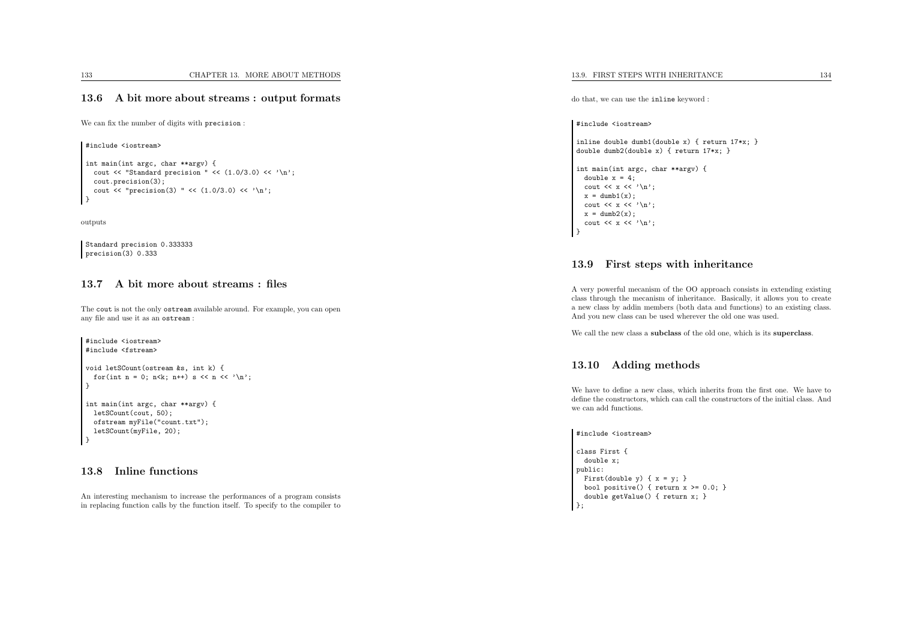## 13.6 A bit more about streams : output formats

We can fix the number of digits with `precision` :

```
#include <iostream>

int main(int argc, char **argv) {
  cout << "Standard precision " << (1.0/3.0) << '\n';
  cout.precision(3);
  cout << "precision(3) " << (1.0/3.0) << '\n';
}
```

outputs

```
Standard precision 0.333333
precision(3) 0.333
```

## 13.7 A bit more about streams : files

The `cout` is not the only `ostream` available around. For example, you can open any file and use it as an `ostream` :

```
#include <iostream>
#include <fstream>

void letSCount(ostream &s, int k) {
  for(int n = 0; n<k; n++) s << n << '\n';
}

int main(int argc, char **argv) {
  letSCount(cout, 50);
  ofstream myFile("count.txt");
  letSCount(myFile, 20);
}
```

## 13.8 Inline functions

An interesting mechanism to increase the performances of a program consists in replacing function calls by the function itself. To specify to the compiler to do that, we can use the `inline` keyword :

```
#include <iostream>

inline double dumb1(double x) { return 17*x; }
double dumb2(double x) { return 17*x; }

int main(int argc, char **argv) {
  double x = 4;
  cout << x << '\n';
  x = dumb1(x);
  cout << x << '\n';
  x = dumb2(x);
  cout << x << '\n';
}
```

## 13.9 First steps with inheritance

A very powerful mecanism of the OO approach consists in extending existing class through the mecanism of inheritance. Basically, it allows you to create a new class by addin members (both data and functions) to an existing class. And you new class can be used wherever the old one was used.

We call the new class a **subclass** of the old one, which is its **superclass**.

## 13.10 Adding methods

We have to define a new class, which inherits from the first one. We have to define the constructors, which can call the constructors of the initial class. And we can add functions.

```
#include <iostream>

class First {
  double x;
public:
  First(double y) { x = y; }
  bool positive() { return x >= 0.0; }
  double getValue() { return x; }
};
```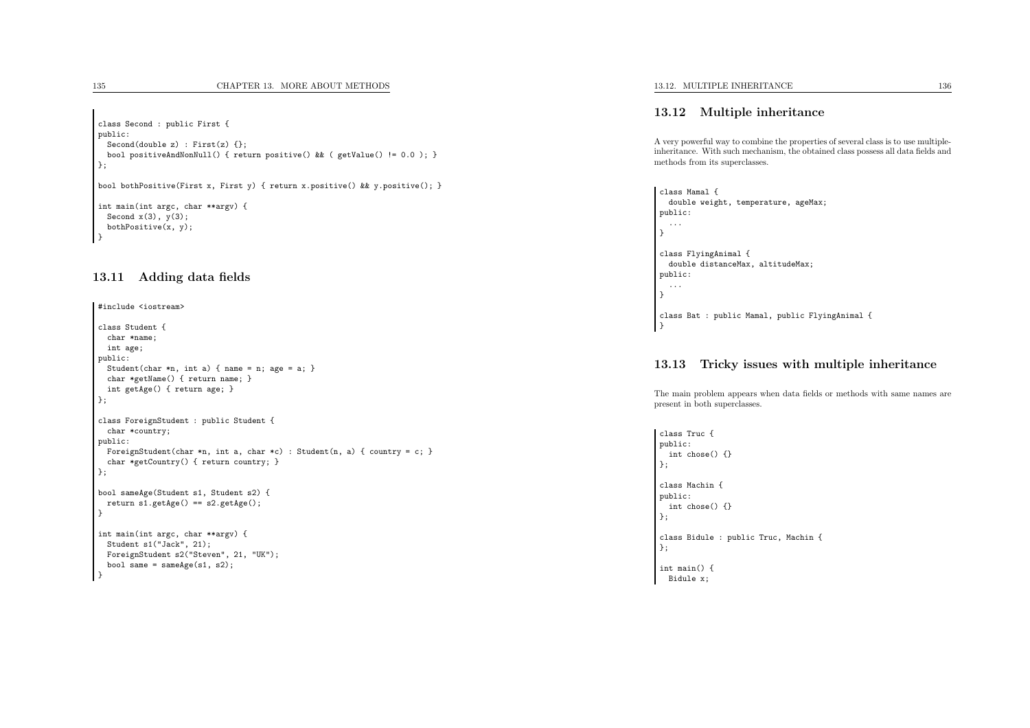```
class Second : public First {
public:
  Second(double z) : First(z) {};
  bool positiveAndNonNull() { return positive() && ( getValue() != 0.0 ); }
};

bool bothPositive(First x, First y) { return x.positive() && y.positive(); }

int main(int argc, char **argv) {
  Second x(3), y(3);
  bothPositive(x, y);
}
```

## 13.11 Adding data fields

```
#include <iostream>

class Student {
  char *name;
  int age;
public:
  Student(char *n, int a) { name = n; age = a; }
  char *getName() { return name; }
  int getAge() { return age; }
};

class ForeignStudent : public Student {
  char *country;
public:
  ForeignStudent(char *n, int a, char *c) : Student(n, a) { country = c; }
  char *getCountry() { return country; }
};

bool sameAge(Student s1, Student s2) {
  return s1.getAge() == s2.getAge();
}

int main(int argc, char **argv) {
  Student s1("Jack", 21);
  ForeignStudent s2("Steven", 21, "UK");
  bool same = sameAge(s1, s2);
}
```

## 13.12 Multiple inheritance

A very powerful way to combine the properties of several class is to use multiple-inheritance. With such mechanism, the obtained class possess all data fields and methods from its superclasses.

```
class Mamal {
  double weight, temperature, ageMax;
public:
  ...
}

class FlyingAnimal {
  double distanceMax, altitudeMax;
public:
  ...
}

class Bat : public Mamal, public FlyingAnimal {
}
```

## 13.13 Tricky issues with multiple inheritance

The main problem appears when data fields or methods with same names are present in both superclasses.

```
class Truc {
public:
  int chose() {}
};

class Machin {
public:
  int chose() {}
};

class Bidule : public Truc, Machin {
};

int main() {
  Bidule x;
```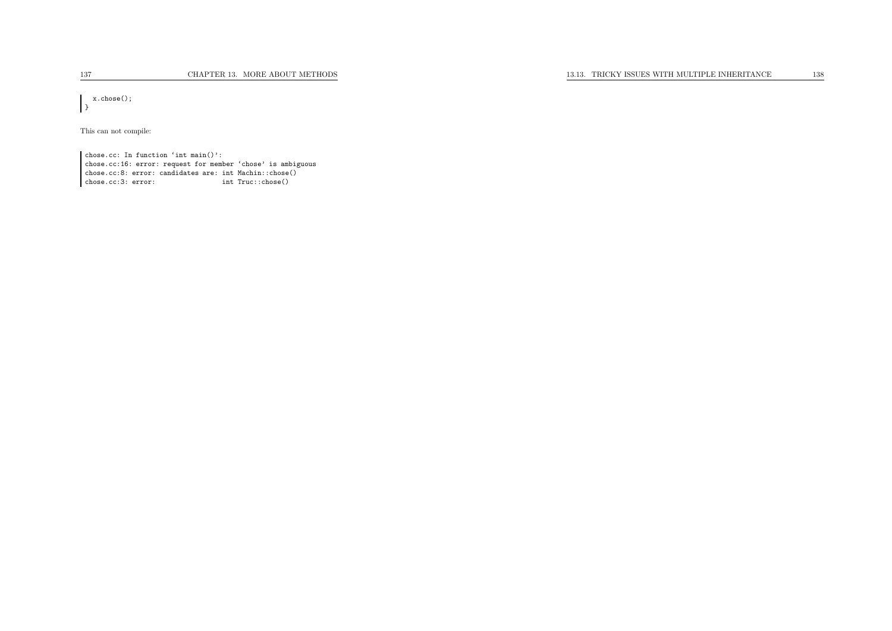```
  x.chose();
}
```

This can not compile:

```
chose.cc: In function 'int main()':
chose.cc:16: error: request for member 'chose' is ambiguous
chose.cc:8: error: candidates are: int Machin::chose()
chose.cc:3: error:                 int Truc::chose()
```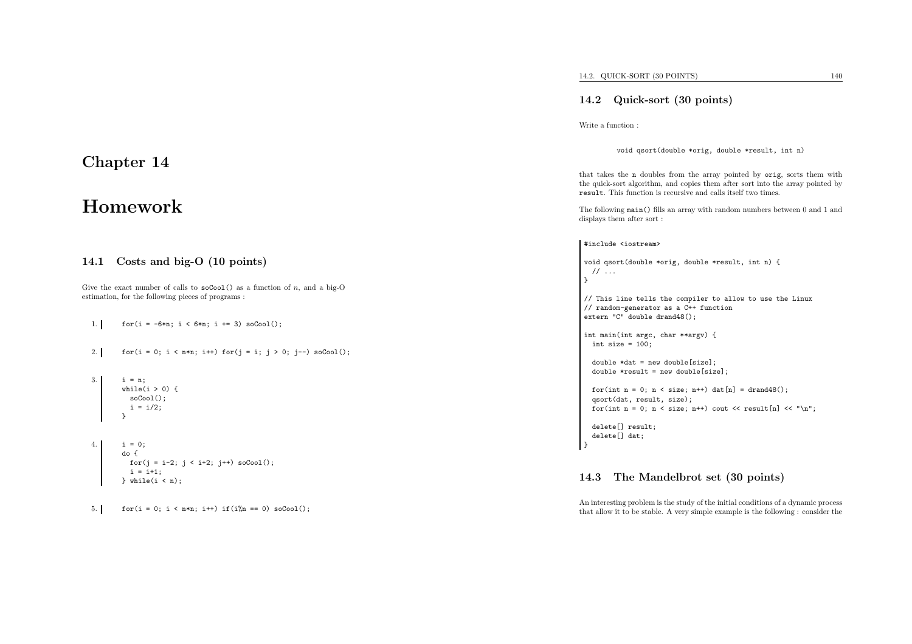# Chapter 14

# Homework

## 14.1 Costs and big-O (10 points)

Give the exact number of calls to `soCool()` as a function of $n$, and a big-O estimation, for the following pieces of programs :

1.
```
for(i = -6*n; i < 6*n; i += 3) soCool();
```

2.
```
for(i = 0; i < n*n; i++) for(j = i; j > 0; j--) soCool();
```

3.
```
i = n;
while(i > 0) {
  soCool();
  i = i/2;
}
```

4.
```
i = 0;
do {
  for(j = i-2; j < i+2; j++) soCool();
  i = i+1;
} while(i < n);
```

5.
```
for(i = 0; i < n*n; i++) if(i%n == 0) soCool();
```

## 14.2 Quick-sort (30 points)

Write a function :

```
void qsort(double *orig, double *result, int n)
```

that takes the `n` doubles from the array pointed by `orig`, sorts them with the quick-sort algorithm, and copies them after sort into the array pointed by `result`. This function is recursive and calls itself two times.

The following `main()` fills an array with random numbers between 0 and 1 and displays them after sort :

```
#include <iostream>

void qsort(double *orig, double *result, int n) {
  // ...
}

// This line tells the compiler to allow to use the Linux
// random-generator as a C++ function
extern "C" double drand48();

int main(int argc, char **argv) {
  int size = 100;

  double *dat = new double[size];
  double *result = new double[size];

  for(int n = 0; n < size; n++) dat[n] = drand48();
  qsort(dat, result, size);
  for(int n = 0; n < size; n++) cout << result[n] << "\n";

  delete[] result;
  delete[] dat;
}
```

## 14.3 The Mandelbrot set (30 points)

An interesting problem is the study of the initial conditions of a dynamic process that allow it to be stable. A very simple example is the following : consider the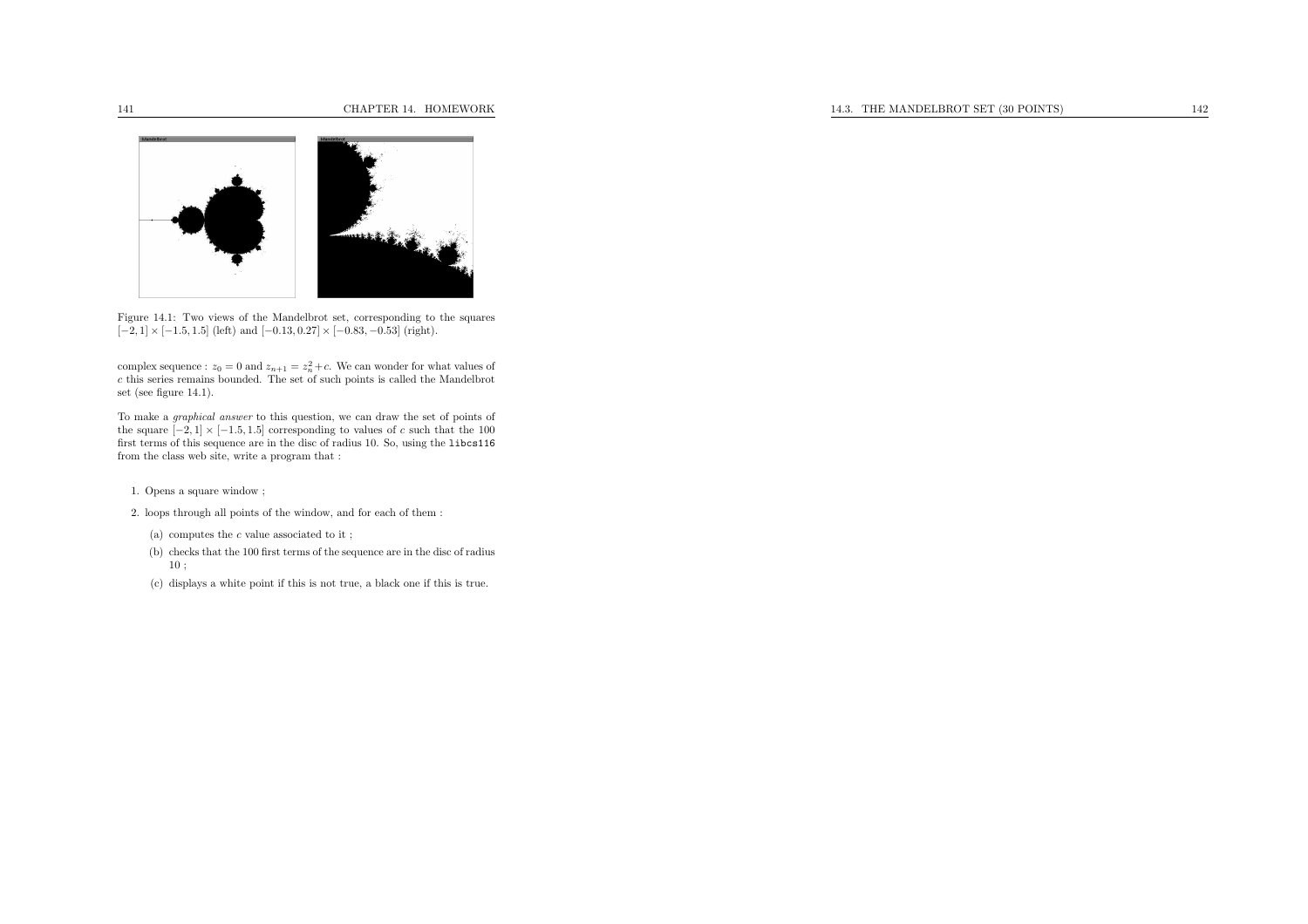Figure 14.1: Two views of the Mandelbrot set, corresponding to the squares $[-2, 1] \times [-1.5, 1.5]$ (left) and $[-0.13, 0.27] \times [-0.83, -0.53]$ (right).

complex sequence : $z_0 = 0$ and $z_{n+1} = z_n^2 + c$. We can wonder for what values of $c$ this series remains bounded. The set of such points is called the Mandelbrot set (see figure 14.1).

To make a *graphical answer* to this question, we can draw the set of points of the square $[-2, 1] \times [-1.5, 1.5]$ corresponding to values of $c$ such that the 100 first terms of this sequence are in the disc of radius 10. So, using the `libcs116` from the class web site, write a program that :

1. Opens a square window ;
2. loops through all points of the window, and for each of them :
   (a) computes the $c$ value associated to it ;
   (b) checks that the 100 first terms of the sequence are in the disc of radius 10 ;
   (c) displays a white point if this is not true, a black one if this is true.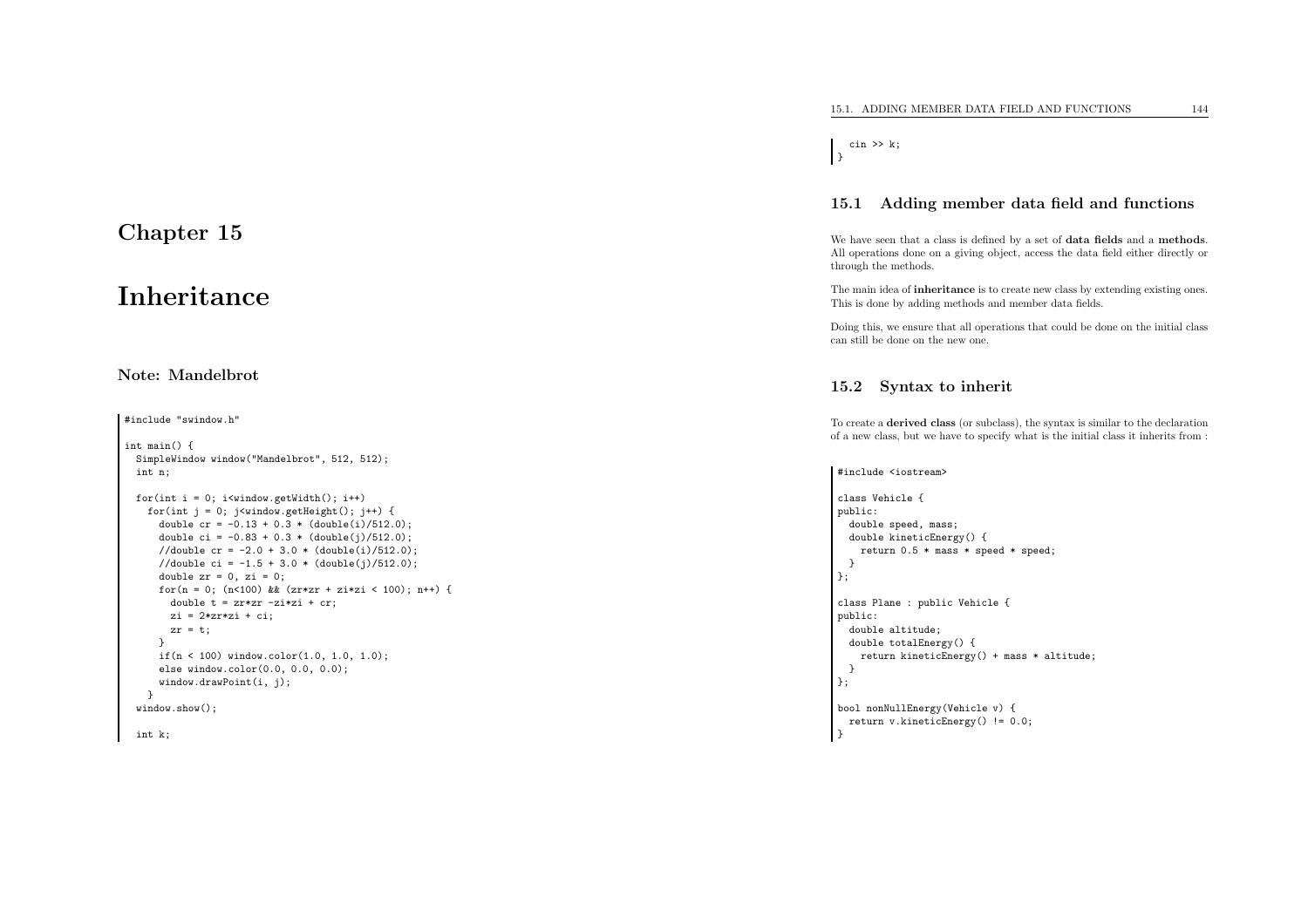# Chapter 15

# Inheritance

### Note: Mandelbrot

```
#include "swindow.h"

int main() {
  SimpleWindow window("Mandelbrot", 512, 512);
  int n;

  for(int i = 0; i<window.getWidth(); i++)
    for(int j = 0; j<window.getHeight(); j++) {
      double cr = -0.13 + 0.3 * (double(i)/512.0);
      double ci = -0.83 + 0.3 * (double(j)/512.0);
      //double cr = -2.0 + 3.0 * (double(i)/512.0);
      //double ci = -1.5 + 3.0 * (double(j)/512.0);
      double zr = 0, zi = 0;
      for(n = 0; (n<100) && (zr*zr + zi*zi < 100); n++) {
        double t = zr*zr -zi*zi + cr;
        zi = 2*zr*zi + ci;
        zr = t;
      }
      if(n < 100) window.color(1.0, 1.0, 1.0);
      else window.color(0.0, 0.0, 0.0);
      window.drawPoint(i, j);
    }
  window.show();

  int k;
  cin >> k;
}
```

## 15.1 Adding member data field and functions

We have seen that a class is defined by a set of **data fields** and a **methods**. All operations done on a giving object, access the data field either directly or through the methods.

The main idea of **inheritance** is to create new class by extending existing ones. This is done by adding methods and member data fields.

Doing this, we ensure that all operations that could be done on the initial class can still be done on the new one.

## 15.2 Syntax to inherit

To create a **derived class** (or subclass), the syntax is similar to the declaration of a new class, but we have to specify what is the initial class it inherits from :

```
#include <iostream>

class Vehicle {
public:
  double speed, mass;
  double kineticEnergy() {
    return 0.5 * mass * speed * speed;
  }
};

class Plane : public Vehicle {
public:
  double altitude;
  double totalEnergy() {
    return kineticEnergy() + mass * altitude;
  }
};

bool nonNullEnergy(Vehicle v) {
  return v.kineticEnergy() != 0.0;
}
```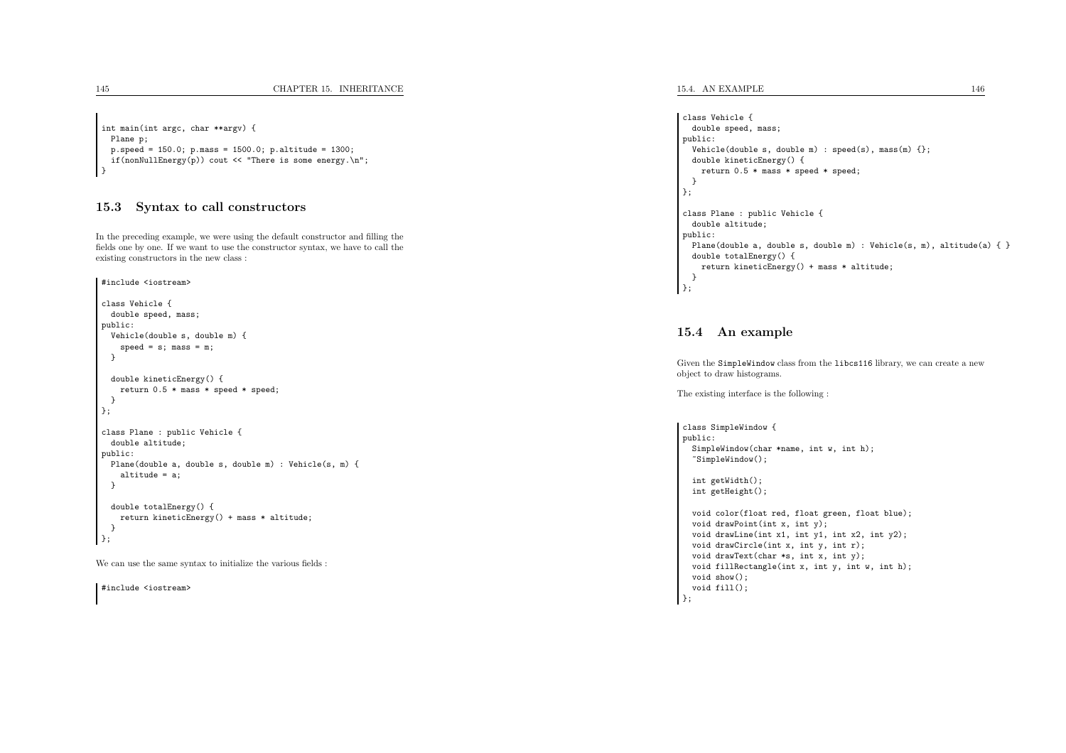```
int main(int argc, char **argv) {
  Plane p;
  p.speed = 150.0; p.mass = 1500.0; p.altitude = 1300;
  if(nonNullEnergy(p)) cout << "There is some energy.\n";
}
```

## 15.3 Syntax to call constructors

In the preceding example, we were using the default constructor and filling the fields one by one. If we want to use the constructor syntax, we have to call the existing constructors in the new class :

```
#include <iostream>

class Vehicle {
  double speed, mass;
public:
  Vehicle(double s, double m) {
    speed = s; mass = m;
  }

  double kineticEnergy() {
    return 0.5 * mass * speed * speed;
  }
};

class Plane : public Vehicle {
  double altitude;
public:
  Plane(double a, double s, double m) : Vehicle(s, m) {
    altitude = a;
  }

  double totalEnergy() {
    return kineticEnergy() + mass * altitude;
  }
};
```

We can use the same syntax to initialize the various fields :

```
#include <iostream>

class Vehicle {
  double speed, mass;
public:
  Vehicle(double s, double m) : speed(s), mass(m) {};
  double kineticEnergy() {
    return 0.5 * mass * speed * speed;
  }
};

class Plane : public Vehicle {
  double altitude;
public:
  Plane(double a, double s, double m) : Vehicle(s, m), altitude(a) { }
  double totalEnergy() {
    return kineticEnergy() + mass * altitude;
  }
};
```

## 15.4 An example

Given the SimpleWindow class from the libcs116 library, we can create a new object to draw histograms.

The existing interface is the following :

```
class SimpleWindow {
public:
  SimpleWindow(char *name, int w, int h);
  ~SimpleWindow();

  int getWidth();
  int getHeight();

  void color(float red, float green, float blue);
  void drawPoint(int x, int y);
  void drawLine(int x1, int y1, int x2, int y2);
  void drawCircle(int x, int y, int r);
  void drawText(char *s, int x, int y);
  void fillRectangle(int x, int y, int w, int h);
  void show();
  void fill();
};
```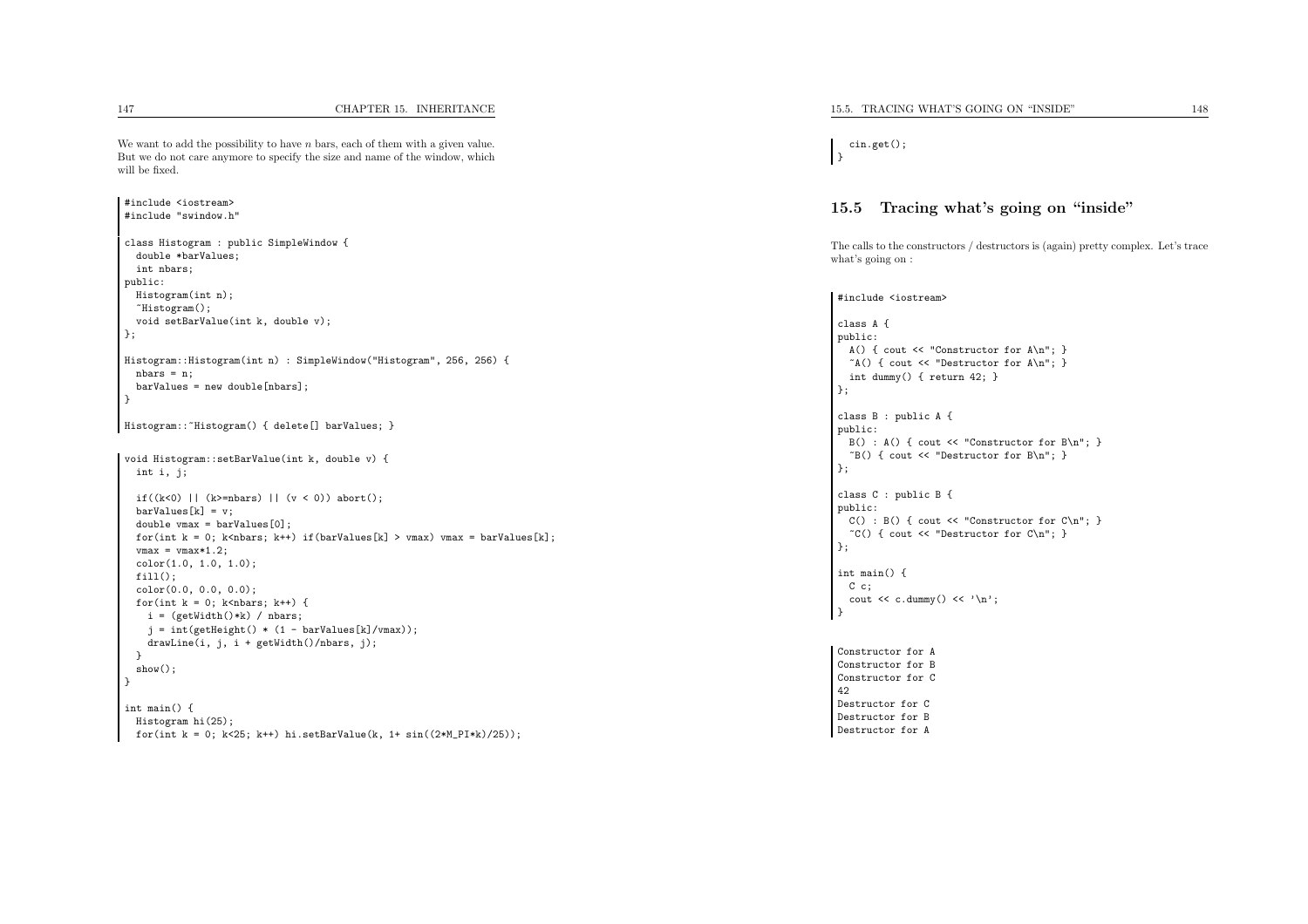We want to add the possibility to have $n$ bars, each of them with a given value. But we do not care anymore to specify the size and name of the window, which will be fixed.

```
#include <iostream>
#include "swindow.h"
```

```
class Histogram : public SimpleWindow {
  double *barValues;
  int nbars;
public:
  Histogram(int n);
  ~Histogram();
  void setBarValue(int k, double v);
};

Histogram::Histogram(int n) : SimpleWindow("Histogram", 256, 256) {
  nbars = n;
  barValues = new double[nbars];
}

Histogram::~Histogram() { delete[] barValues; }
```

```
void Histogram::setBarValue(int k, double v) {
  int i, j;

  if((k<0) || (k>=nbars) || (v < 0)) abort();
  barValues[k] = v;
  double vmax = barValues[0];
  for(int k = 0; k<nbars; k++) if(barValues[k] > vmax) vmax = barValues[k];
  vmax = vmax*1.2;
  color(1.0, 1.0, 1.0);
  fill();
  color(0.0, 0.0, 0.0);
  for(int k = 0; k<nbars; k++) {
    i = (getWidth()*k) / nbars;
    j = int(getHeight() * (1 - barValues[k]/vmax));
    drawLine(i, j, i + getWidth()/nbars, j);
  }
  show();
}

int main() {
  Histogram hi(25);
  for(int k = 0; k<25; k++) hi.setBarValue(k, 1+ sin((2*M_PI*k)/25));
  cin.get();
}
```

## 15.5 Tracing what's going on "inside"

The calls to the constructors / destructors is (again) pretty complex. Let's trace what's going on :

```
#include <iostream>

class A {
public:
  A() { cout << "Constructor for A\n"; }
  ~A() { cout << "Destructor for A\n"; }
  int dummy() { return 42; }
};

class B : public A {
public:
  B() : A() { cout << "Constructor for B\n"; }
  ~B() { cout << "Destructor for B\n"; }
};

class C : public B {
public:
  C() : B() { cout << "Constructor for C\n"; }
  ~C() { cout << "Destructor for C\n"; }
};

int main() {
  C c;
  cout << c.dummy() << '\n';
}
```

```
Constructor for A
Constructor for B
Constructor for C
42
Destructor for C
Destructor for B
Destructor for A
```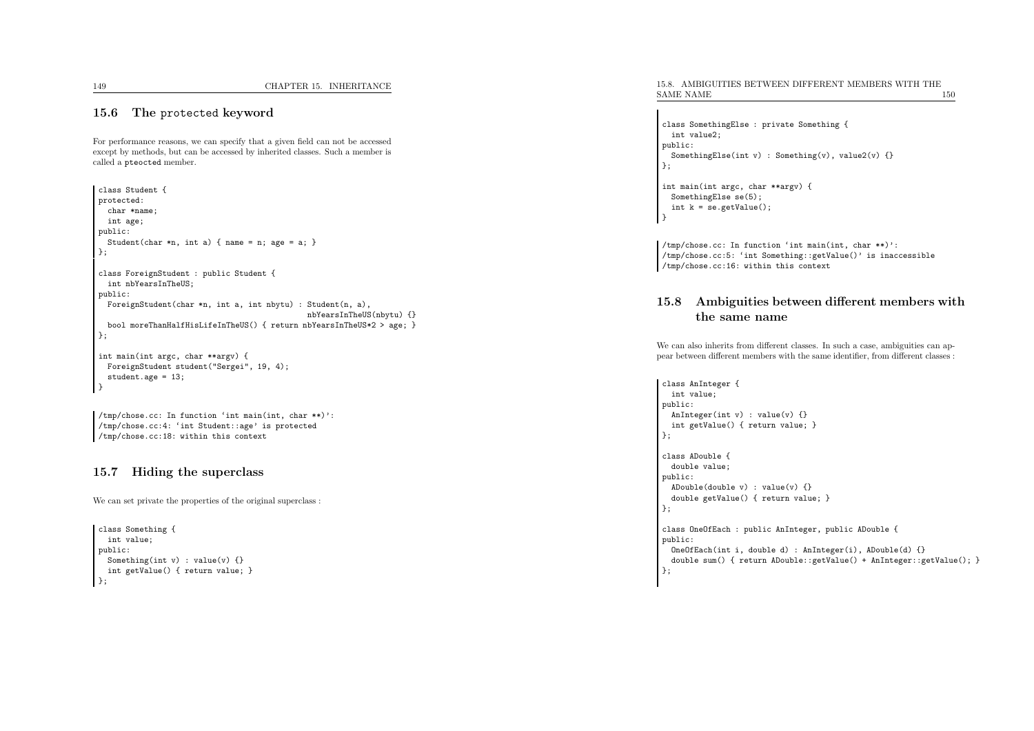## 15.6 The protected keyword

For performance reasons, we can specify that a given field can not be accessed except by methods, but can be accessed by inherited classes. Such a member is called a pteocted member.

```
class Student {
protected:
  char *name;
  int age;
public:
  Student(char *n, int a) { name = n; age = a; }
};

class ForeignStudent : public Student {
  int nbYearsInTheUS;
public:
  ForeignStudent(char *n, int a, int nbytu) : Student(n, a),
                                              nbYearsInTheUS(nbytu) {}
  bool moreThanHalfHisLifeInTheUS() { return nbYearsInTheUS*2 > age; }
};

int main(int argc, char **argv) {
  ForeignStudent student("Sergei", 19, 4);
  student.age = 13;
}
```

```
/tmp/chose.cc: In function 'int main(int, char **)':
/tmp/chose.cc:4: 'int Student::age' is protected
/tmp/chose.cc:18: within this context
```

## 15.7 Hiding the superclass

We can set private the properties of the original superclass :

```
class Something {
  int value;
public:
  Something(int v) : value(v) {}
  int getValue() { return value; }
};
```

```
class SomethingElse : private Something {
  int value2;
public:
  SomethingElse(int v) : Something(v), value2(v) {}
};

int main(int argc, char **argv) {
  SomethingElse se(5);
  int k = se.getValue();
}
```

```
/tmp/chose.cc: In function 'int main(int, char **)':
/tmp/chose.cc:5: 'int Something::getValue()' is inaccessible
/tmp/chose.cc:16: within this context
```

## 15.8 Ambiguities between different members with the same name

We can also inherits from different classes. In such a case, ambiguities can appear between different members with the same identifier, from different classes :

```
class AnInteger {
  int value;
public:
  AnInteger(int v) : value(v) {}
  int getValue() { return value; }
};

class ADouble {
  double value;
public:
  ADouble(double v) : value(v) {}
  double getValue() { return value; }
};

class OneOfEach : public AnInteger, public ADouble {
public:
  OneOfEach(int i, double d) : AnInteger(i), ADouble(d) {}
  double sum() { return ADouble::getValue() + AnInteger::getValue(); }
};
```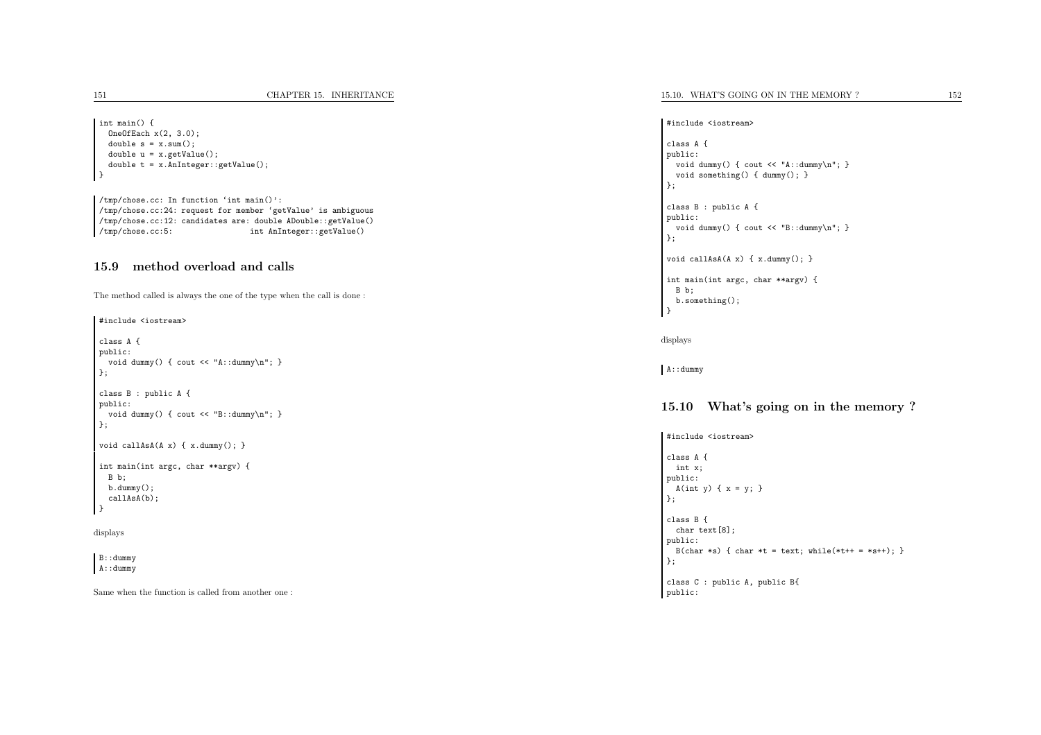```
int main() {
  OneOfEach x(2, 3.0);
  double s = x.sum();
  double u = x.getValue();
  double t = x.AnInteger::getValue();
}
```

```
/tmp/chose.cc: In function 'int main()':
/tmp/chose.cc:24: request for member 'getValue' is ambiguous
/tmp/chose.cc:12: candidates are: double ADouble::getValue()
/tmp/chose.cc:5:                  int AnInteger::getValue()
```

## 15.9 method overload and calls

The method called is always the one of the type when the call is done :

```
#include <iostream>

class A {
public:
  void dummy() { cout << "A::dummy\n"; }
};

class B : public A {
public:
  void dummy() { cout << "B::dummy\n"; }
};

void callAsA(A x) { x.dummy(); }

int main(int argc, char **argv) {
  B b;
  b.dummy();
  callAsA(b);
}
```

displays

```
B::dummy
A::dummy
```

Same when the function is called from another one :

```
#include <iostream>

class A {
public:
  void dummy() { cout << "A::dummy\n"; }
  void something() { dummy(); }
};

class B : public A {
public:
  void dummy() { cout << "B::dummy\n"; }
};

void callAsA(A x) { x.dummy(); }

int main(int argc, char **argv) {
  B b;
  b.something();
}
```

displays

```
A::dummy
```

## 15.10 What's going on in the memory ?

```
#include <iostream>

class A {
  int x;
public:
  A(int y) { x = y; }
};

class B {
  char text[8];
public:
  B(char *s) { char *t = text; while(*t++ = *s++); }
};

class C : public A, public B{
public:
```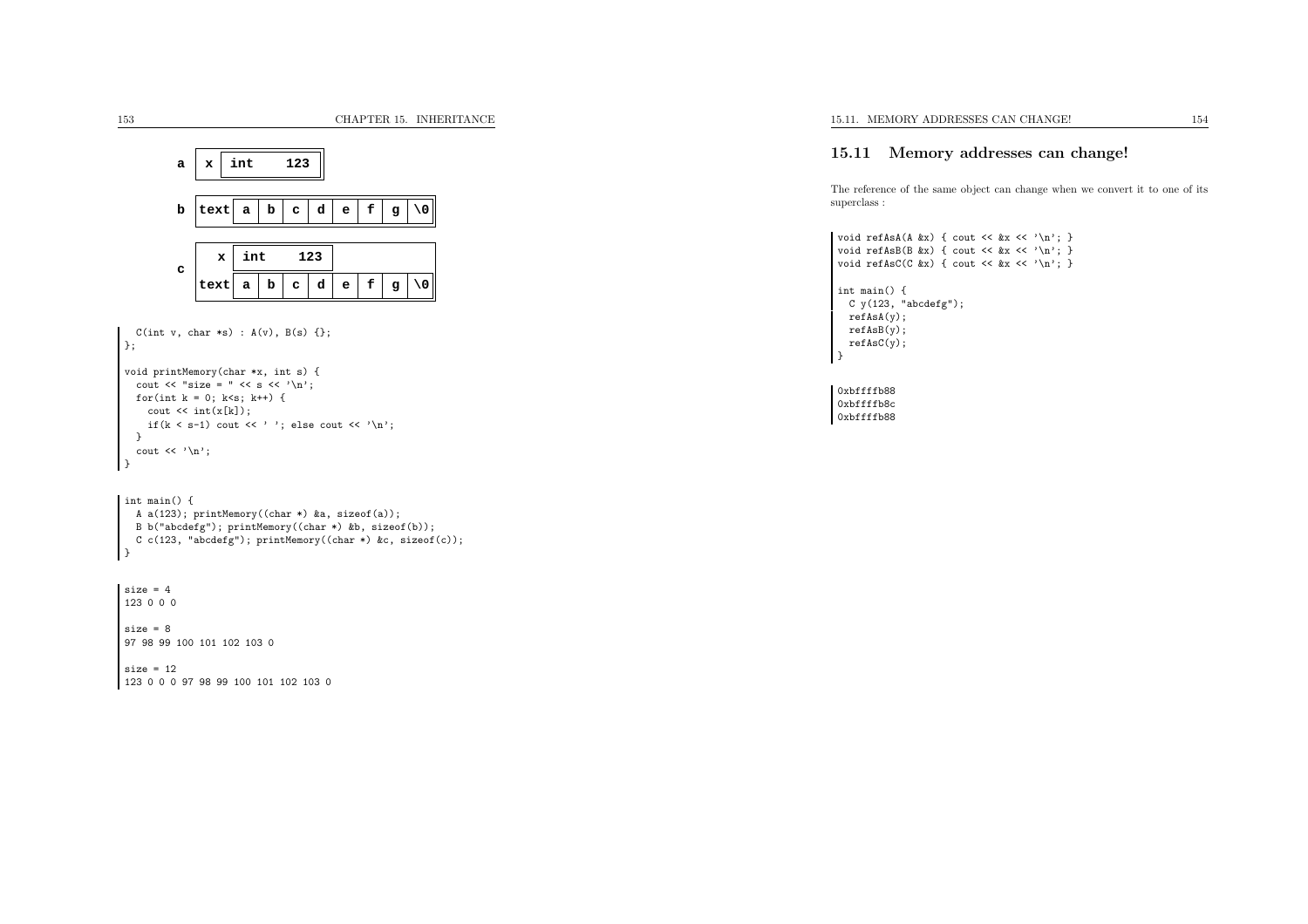a | x | int 123

b | text | a | b | c | d | e | f | g | \0

c | x | int 123
  | text | a | b | c | d | e | f | g | \0

```
  C(int v, char *s) : A(v), B(s) {};
};

void printMemory(char *x, int s) {
  cout << "size = " << s << '\n';
  for(int k = 0; k<s; k++) {
    cout << int(x[k]);
    if(k < s-1) cout << ' '; else cout << '\n';
  }
  cout << '\n';
}
```

```
int main() {
  A a(123); printMemory((char *) &a, sizeof(a));
  B b("abcdefg"); printMemory((char *) &b, sizeof(b));
  C c(123, "abcdefg"); printMemory((char *) &c, sizeof(c));
}
```

```
size = 4
123 0 0 0

size = 8
97 98 99 100 101 102 103 0

size = 12
123 0 0 0 97 98 99 100 101 102 103 0
```

## 15.11 Memory addresses can change!

The reference of the same object can change when we convert it to one of its superclass :

```
void refAsA(A &x) { cout << &x << '\n'; }
void refAsB(B &x) { cout << &x << '\n'; }
void refAsC(C &x) { cout << &x << '\n'; }

int main() {
  C y(123, "abcdefg");
  refAsA(y);
  refAsB(y);
  refAsC(y);
}
```

```
0xbffffb88
0xbffffb8c
0xbffffb88
```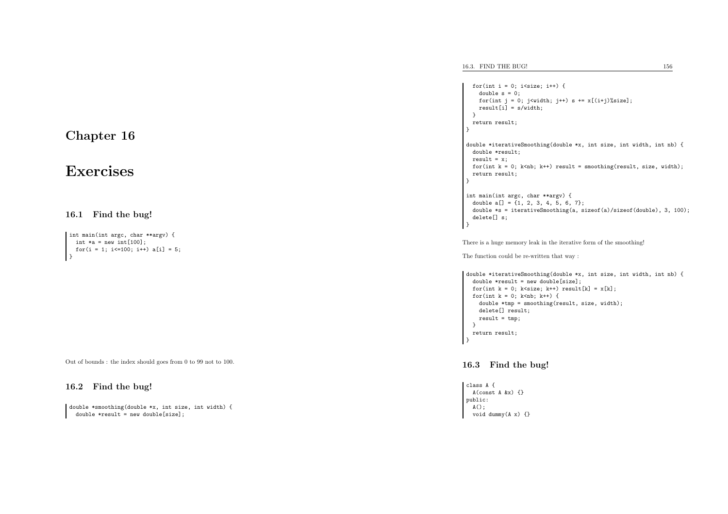# Chapter 16

# Exercises

## 16.1 Find the bug!

```
int main(int argc, char **argv) {
  int *a = new int[100];
  for(i = 1; i<=100; i++) a[i] = 5;
}
```

Out of bounds : the index should goes from 0 to 99 not to 100.

## 16.2 Find the bug!

```
double *smoothing(double *x, int size, int width) {
  double *result = new double[size];
  for(int i = 0; i<size; i++) {
    double s = 0;
    for(int j = 0; j<width; j++) s += x[(i+j)%size];
    result[i] = s/width;
  }
  return result;
}

double *iterativeSmoothing(double *x, int size, int width, int nb) {
  double *result;
  result = x;
  for(int k = 0; k<nb; k++) result = smoothing(result, size, width);
  return result;
}

int main(int argc, char **argv) {
  double a[] = {1, 2, 3, 4, 5, 6, 7};
  double *s = iterativeSmoothing(a, sizeof(a)/sizeof(double), 3, 100);
  delete[] s;
}
```

There is a huge memory leak in the iterative form of the smoothing!

The function could be re-written that way :

```
double *iterativeSmoothing(double *x, int size, int width, int nb) {
  double *result = new double[size];
  for(int k = 0; k<size; k++) result[k] = x[k];
  for(int k = 0; k<nb; k++) {
    double *tmp = smoothing(result, size, width);
    delete[] result;
    result = tmp;
  }
  return result;
}
```

## 16.3 Find the bug!

```
class A {
  A(const A &x) {}
public:
  A();
  void dummy(A x) {}
```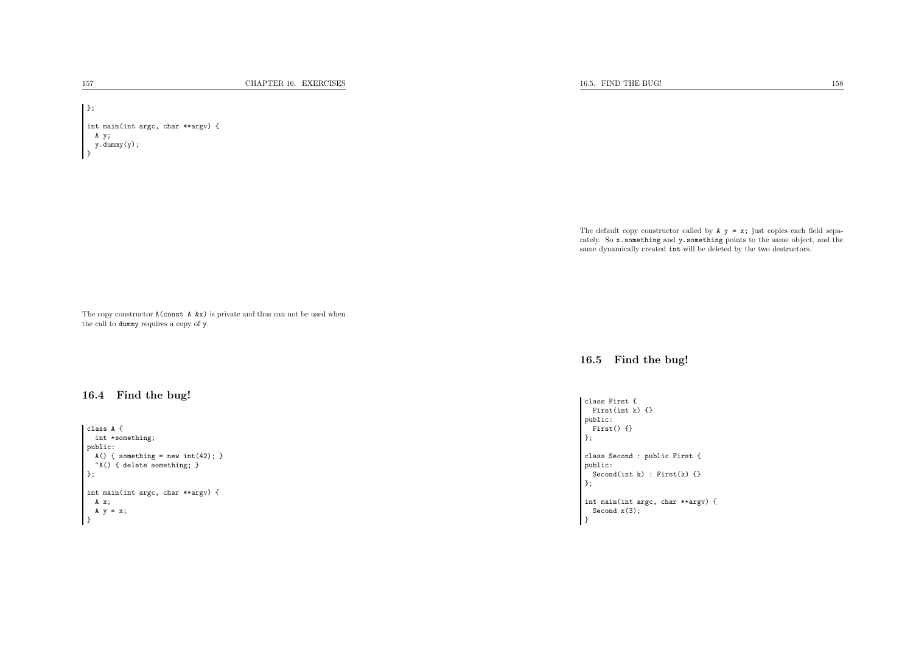```
};

int main(int argc, char **argv) {
  A y;
  y.dummy(y);
}
```

The copy constructor `A(const A &x)` is private and thus can not be used when the call to `dummy` requires a copy of `y`.

## 16.4 Find the bug!

```
class A {
  int *something;
public:
  A() { something = new int(42); }
  ~A() { delete something; }
};

int main(int argc, char **argv) {
  A x;
  A y = x;
}
```

The default copy constructor called by `A y = x;` just copies each field separately. So `x.something` and `y.something` points to the same object, and the same dynamically created `int` will be deleted by the two destructors.

## 16.5 Find the bug!

```
class First {
  First(int k) {}
public:
  First() {}
};

class Second : public First {
public:
  Second(int k) : First(k) {}
};

int main(int argc, char **argv) {
  Second x(3);
}
```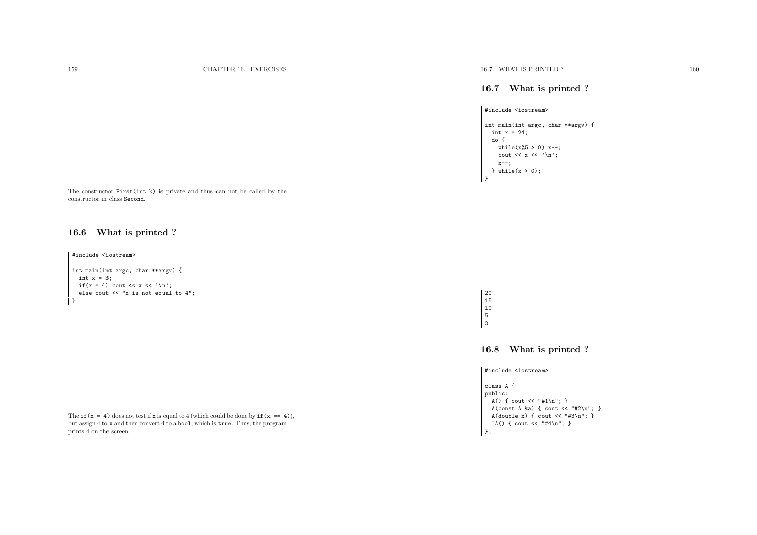The constructor `First(int k)` is private and thus can not be called by the constructor in class `Second`.

## 16.6 What is printed ?

```
#include <iostream>

int main(int argc, char **argv) {
  int x = 3;
  if(x = 4) cout << x << '\n';
  else cout << "x is not equal to 4";
}
```

The `if(x = 4)` does not test if `x` is equal to 4 (which could be done by `if(x == 4)`), but assign 4 to `x` and then convert 4 to a `bool`, which is `true`. Thus, the program prints 4 on the screen.

## 16.7 What is printed ?

```
#include <iostream>

int main(int argc, char **argv) {
  int x = 24;
  do {
    while(x%5 > 0) x--;
    cout << x << '\n';
    x--;
  } while(x > 0);
}
```

```
20
15
10
5
0
```

## 16.8 What is printed ?

```
#include <iostream>

class A {
public:
  A() { cout << "#1\n"; }
  A(const A &a) { cout << "#2\n"; }
  A(double x) { cout << "#3\n"; }
  ~A() { cout << "#4\n"; }
};
```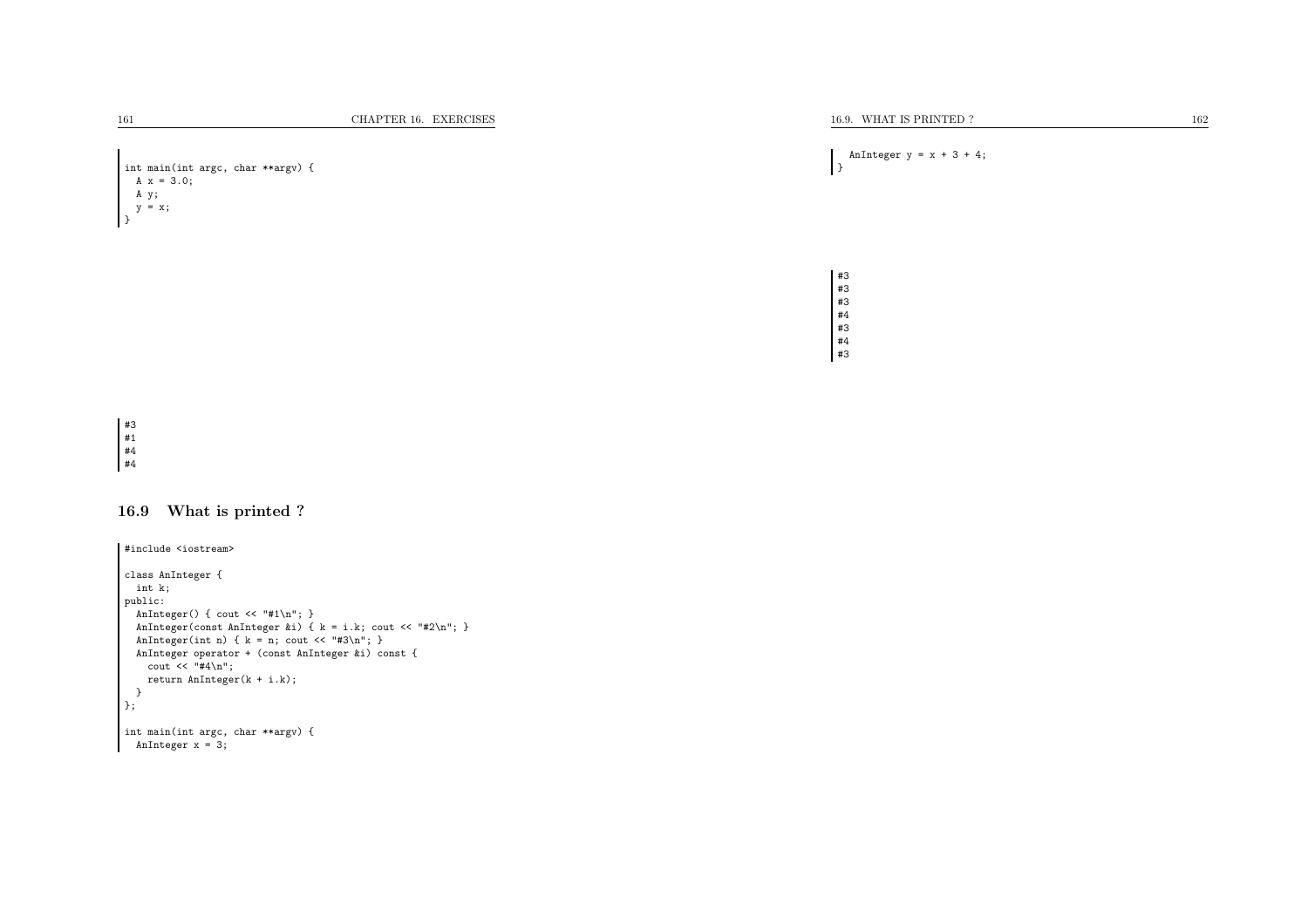```
int main(int argc, char **argv) {
  A x = 3.0;
  A y;
  y = x;
}
```

```
#3
#1
#4
#4
```

## 16.9 What is printed ?

```
#include <iostream>

class AnInteger {
  int k;
public:
  AnInteger() { cout << "#1\n"; }
  AnInteger(const AnInteger &i) { k = i.k; cout << "#2\n"; }
  AnInteger(int n) { k = n; cout << "#3\n"; }
  AnInteger operator + (const AnInteger &i) const {
    cout << "#4\n";
    return AnInteger(k + i.k);
  }
};

int main(int argc, char **argv) {
  AnInteger x = 3;
  AnInteger y = x + 3 + 4;
}
```

```
#3
#3
#3
#4
#3
#4
#3
```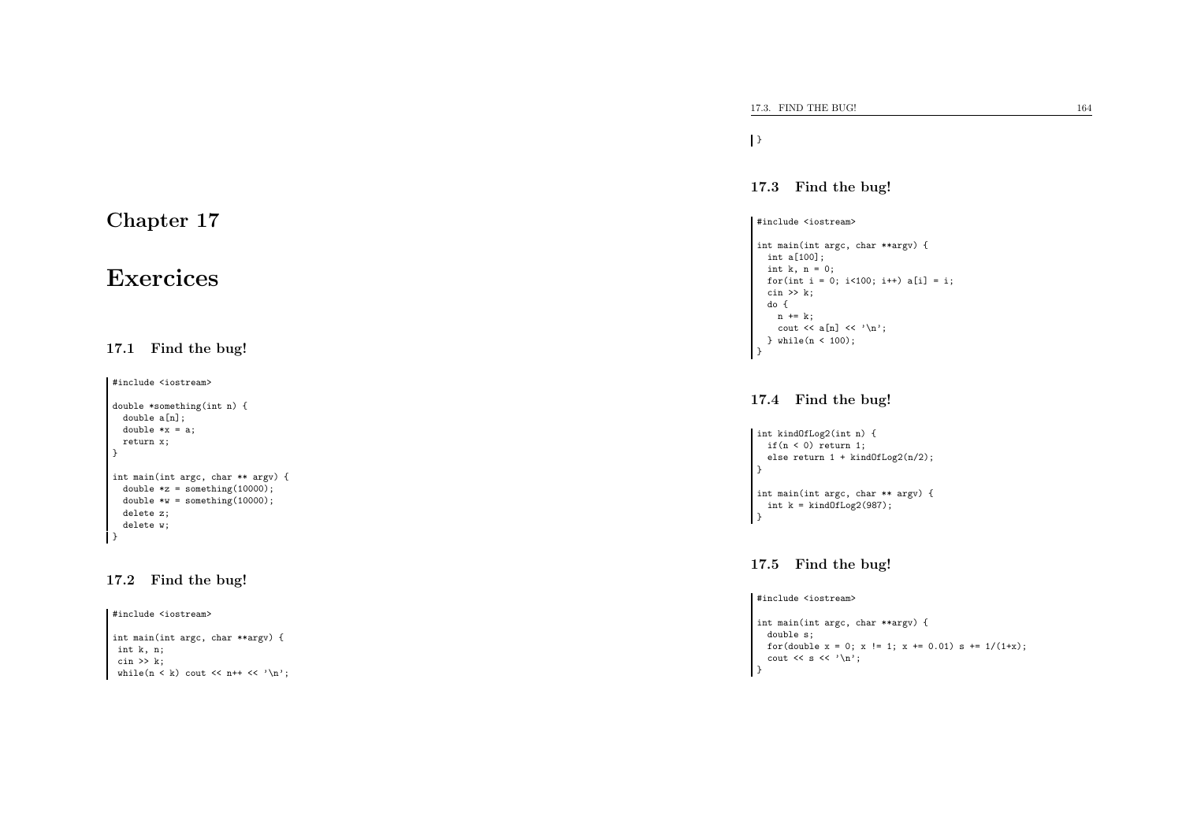# Chapter 17

# Exercices

## 17.1 Find the bug!

```
#include <iostream>

double *something(int n) {
  double a[n];
  double *x = a;
  return x;
}

int main(int argc, char ** argv) {
  double *z = something(10000);
  double *w = something(10000);
  delete z;
  delete w;
}
```

## 17.2 Find the bug!

```
#include <iostream>

int main(int argc, char **argv) {
 int k, n;
 cin >> k;
 while(n < k) cout << n++ << '\n';
}
```

## 17.3 Find the bug!

```
#include <iostream>

int main(int argc, char **argv) {
  int a[100];
  int k, n = 0;
  for(int i = 0; i<100; i++) a[i] = i;
  cin >> k;
  do {
    n += k;
    cout << a[n] << '\n';
  } while(n < 100);
}
```

## 17.4 Find the bug!

```
int kindOfLog2(int n) {
  if(n < 0) return 1;
  else return 1 + kindOfLog2(n/2);
}

int main(int argc, char ** argv) {
  int k = kindOfLog2(987);
}
```

## 17.5 Find the bug!

```
#include <iostream>

int main(int argc, char **argv) {
  double s;
  for(double x = 0; x != 1; x += 0.01) s += 1/(1+x);
  cout << s << '\n';
}
```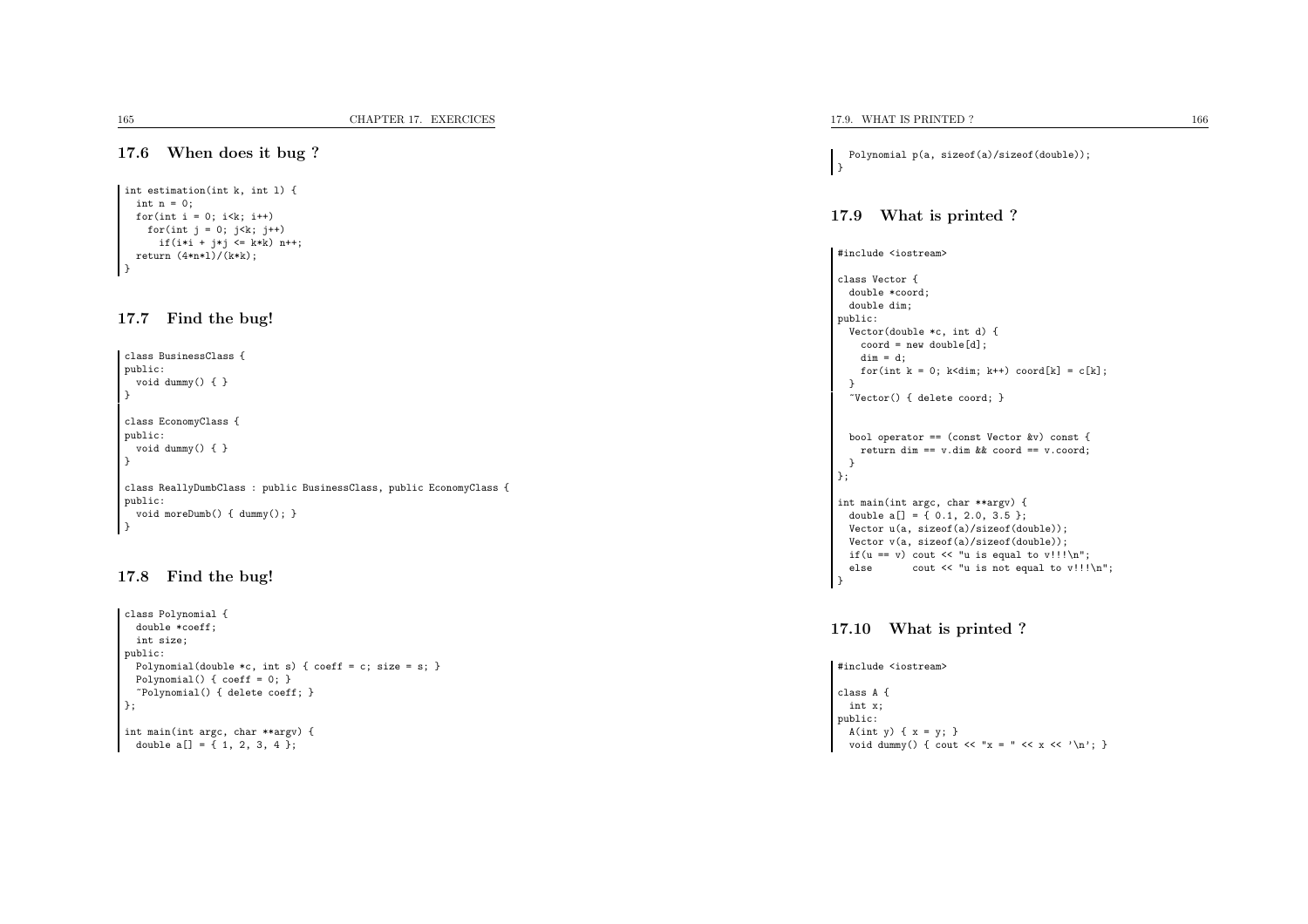## 17.6 When does it bug ?

```
int estimation(int k, int l) {
  int n = 0;
  for(int i = 0; i<k; i++)
    for(int j = 0; j<k; j++)
      if(i*i + j*j <= k*k) n++;
  return (4*n*l)/(k*k);
}
```

## 17.7 Find the bug!

```
class BusinessClass {
public:
  void dummy() { }
}

class EconomyClass {
public:
  void dummy() { }
}

class ReallyDumbClass : public BusinessClass, public EconomyClass {
public:
  void moreDumb() { dummy(); }
}
```

## 17.8 Find the bug!

```
class Polynomial {
  double *coeff;
  int size;
public:
  Polynomial(double *c, int s) { coeff = c; size = s; }
  Polynomial() { coeff = 0; }
  ~Polynomial() { delete coeff; }
};

int main(int argc, char **argv) {
  double a[] = { 1, 2, 3, 4 };
  Polynomial p(a, sizeof(a)/sizeof(double));
}
```

## 17.9 What is printed ?

```
#include <iostream>

class Vector {
  double *coord;
  double dim;
public:
  Vector(double *c, int d) {
    coord = new double[d];
    dim = d;
    for(int k = 0; k<dim; k++) coord[k] = c[k];
  }
  ~Vector() { delete coord; }


  bool operator == (const Vector &v) const {
    return dim == v.dim && coord == v.coord;
  }
};

int main(int argc, char **argv) {
  double a[] = { 0.1, 2.0, 3.5 };
  Vector u(a, sizeof(a)/sizeof(double));
  Vector v(a, sizeof(a)/sizeof(double));
  if(u == v) cout << "u is equal to v!!!\n";
  else       cout << "u is not equal to v!!!\n";
}
```

## 17.10 What is printed ?

```
#include <iostream>

class A {
  int x;
public:
  A(int y) { x = y; }
  void dummy() { cout << "x = " << x << '\n'; }
```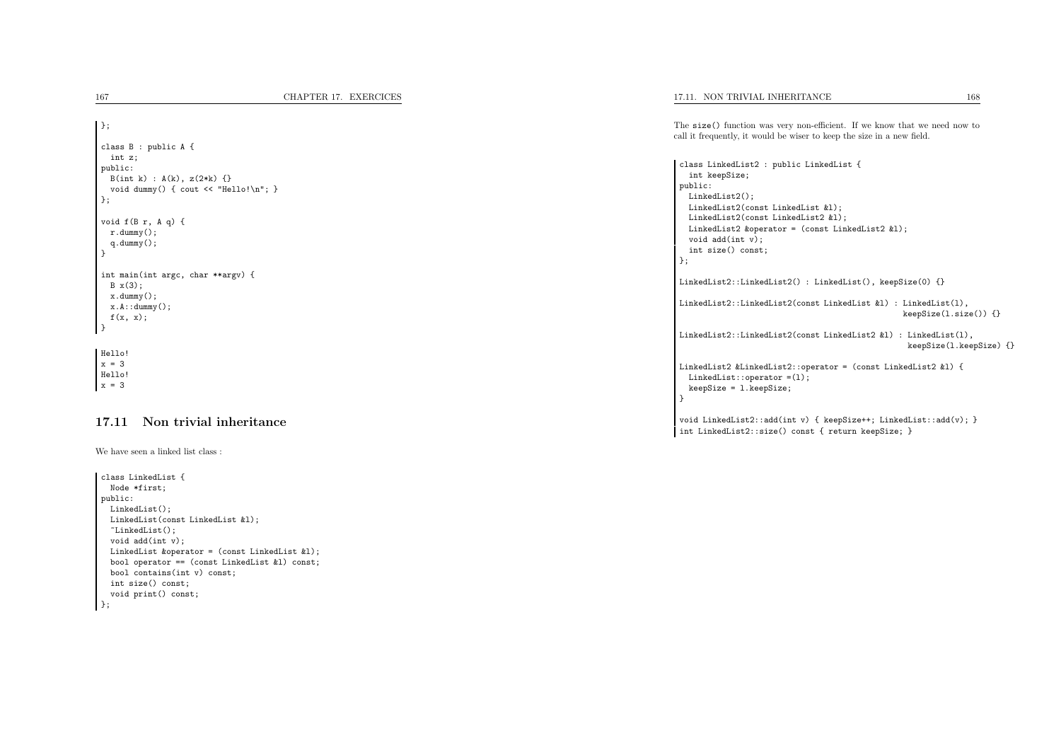```
};

class B : public A {
  int z;
public:
  B(int k) : A(k), z(2*k) {}
  void dummy() { cout << "Hello!\n"; }
};

void f(B r, A q) {
  r.dummy();
  q.dummy();
}

int main(int argc, char **argv) {
  B x(3);
  x.dummy();
  x.A::dummy();
  f(x, x);
}
```

```
Hello!
x = 3
Hello!
x = 3
```

## 17.11 Non trivial inheritance

We have seen a linked list class :

```
class LinkedList {
  Node *first;
public:
  LinkedList();
  LinkedList(const LinkedList &l);
  ~LinkedList();
  void add(int v);
  LinkedList &operator = (const LinkedList &l);
  bool operator == (const LinkedList &l) const;
  bool contains(int v) const;
  int size() const;
  void print() const;
};
```

The size() function was very non-efficient. If we know that we need now to call it frequently, it would be wiser to keep the size in a new field.

```
class LinkedList2 : public LinkedList {
  int keepSize;
public:
  LinkedList2();
  LinkedList2(const LinkedList &l);
  LinkedList2(const LinkedList2 &l);
  LinkedList2 &operator = (const LinkedList2 &l);
  void add(int v);
  int size() const;
};

LinkedList2::LinkedList2() : LinkedList(), keepSize(0) {}

LinkedList2::LinkedList2(const LinkedList &l) : LinkedList(l),
                                                keepSize(l.size()) {}

LinkedList2::LinkedList2(const LinkedList2 &l) : LinkedList(l),
                                                 keepSize(l.keepSize) {}

LinkedList2 &LinkedList2::operator = (const LinkedList2 &l) {
  LinkedList::operator =(l);
  keepSize = l.keepSize;
}

void LinkedList2::add(int v) { keepSize++; LinkedList::add(v); }
int LinkedList2::size() const { return keepSize; }
```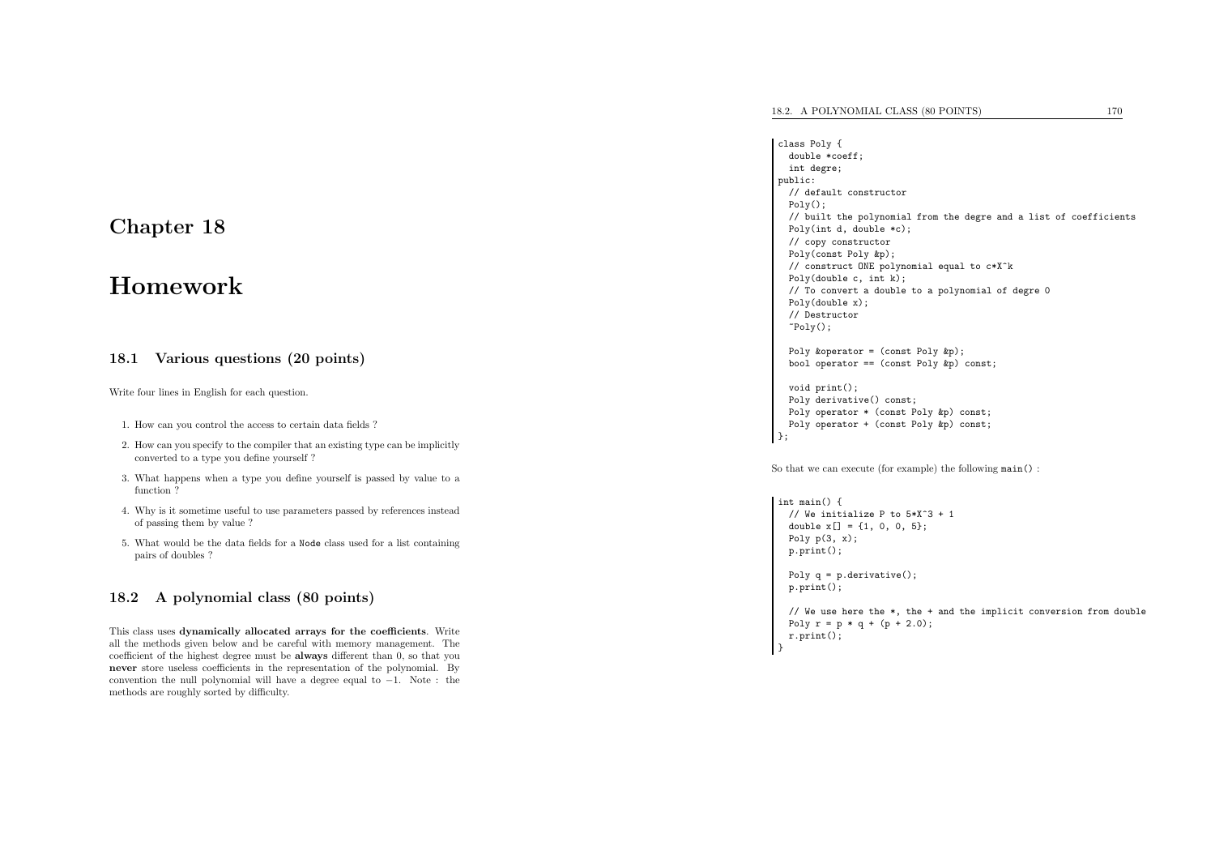# Chapter 18

# Homework

## 18.1 Various questions (20 points)

Write four lines in English for each question.

1. How can you control the access to certain data fields ?
2. How can you specify to the compiler that an existing type can be implicitly converted to a type you define yourself ?
3. What happens when a type you define yourself is passed by value to a function ?
4. Why is it sometime useful to use parameters passed by references instead of passing them by value ?
5. What would be the data fields for a `Node` class used for a list containing pairs of doubles ?

## 18.2 A polynomial class (80 points)

This class uses **dynamically allocated arrays for the coefficients**. Write all the methods given below and be careful with memory management. The coefficient of the highest degree must be **always** different than 0, so that you **never** store useless coefficients in the representation of the polynomial. By convention the null polynomial will have a degree equal to $-1$. Note : the methods are roughly sorted by difficulty.

```
class Poly {
  double *coeff;
  int degre;
public:
  // default constructor
  Poly();
  // built the polynomial from the degree and a list of coefficients
  Poly(int d, double *c);
  // copy constructor
  Poly(const Poly &p);
  // construct ONE polynomial equal to c*X^k
  Poly(double c, int k);
  // To convert a double to a polynomial of degree 0
  Poly(double x);
  // Destructor
  ~Poly();

  Poly &operator = (const Poly &p);
  bool operator == (const Poly &p) const;

  void print();
  Poly derivative() const;
  Poly operator * (const Poly &p) const;
  Poly operator + (const Poly &p) const;
};
```

So that we can execute (for example) the following `main()` :

```
int main() {
  // We initialize P to 5*X^3 + 1
  double x[] = {1, 0, 0, 5};
  Poly p(3, x);
  p.print();

  Poly q = p.derivative();
  p.print();

  // We use here the *, the + and the implicit conversion from double
  Poly r = p * q + (p + 2.0);
  r.print();
}
```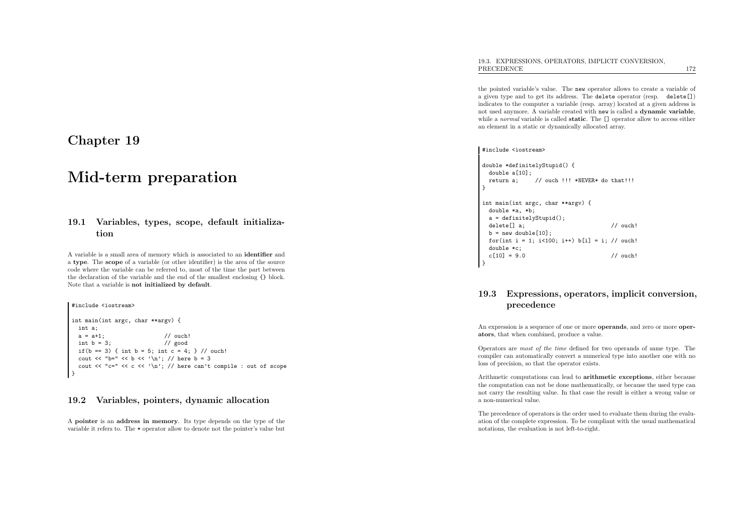# Chapter 19

# Mid-term preparation

## 19.1 Variables, types, scope, default initialization

A variable is a small area of memory which is associated to an **identifier** and a **type**. The **scope** of a variable (or other identifier) is the area of the source code where the variable can be referred to, most of the time the part between the declaration of the variable and the end of the smallest enclosing {} block. Note that a variable is **not initialized by default**.

```
#include <iostream>

int main(int argc, char **argv) {
  int a;
  a = a+1;                  // ouch!
  int b = 3;                // good
  if(b == 3) { int b = 5; int c = 4; } // ouch!
  cout << "b=" << b << '\n'; // here b = 3
  cout << "c=" << c << '\n'; // here can't compile : out of scope
}
```

## 19.2 Variables, pointers, dynamic allocation

A **pointer** is an **address in memory**. Its type depends on the type of the variable it refers to. The * operator allow to denote not the pointer's value but the pointed variable's value. The new operator allows to create a variable of a given type and to get its address. The delete operator (resp. delete[]) indicates to the computer a variable (resp. array) located at a given address is not used anymore. A variable created with new is called a **dynamic variable**, while a *normal* variable is called **static**. The [] operator allow to access either an element in a static or dynamically allocated array.

```
#include <iostream>

double *definitelyStupid() {
  double a[10];
  return a;     // ouch !!! *NEVER* do that!!!
}

int main(int argc, char **argv) {
  double *a, *b;
  a = definitelyStupid();
  delete[] a;                          // ouch!
  b = new double[10];
  for(int i = 1; i<100; i++) b[i] = i; // ouch!
  double *c;
  c[10] = 9.0                          // ouch!
}
```

## 19.3 Expressions, operators, implicit conversion, precedence

An expression is a sequence of one or more **operands**, and zero or more **operators**, that when combined, produce a value.

Operators are *most of the time* defined for two operands of same type. The compiler can automatically convert a numerical type into another one with no loss of precision, so that the operator exists.

Arithmetic computations can lead to **arithmetic exceptions**, either because the computation can not be done mathematically, or because the used type can not carry the resulting value. In that case the result is either a wrong value or a non-numerical value.

The precedence of operators is the order used to evaluate them during the evaluation of the complete expression. To be compliant with the usual mathematical notations, the evaluation is not left-to-right.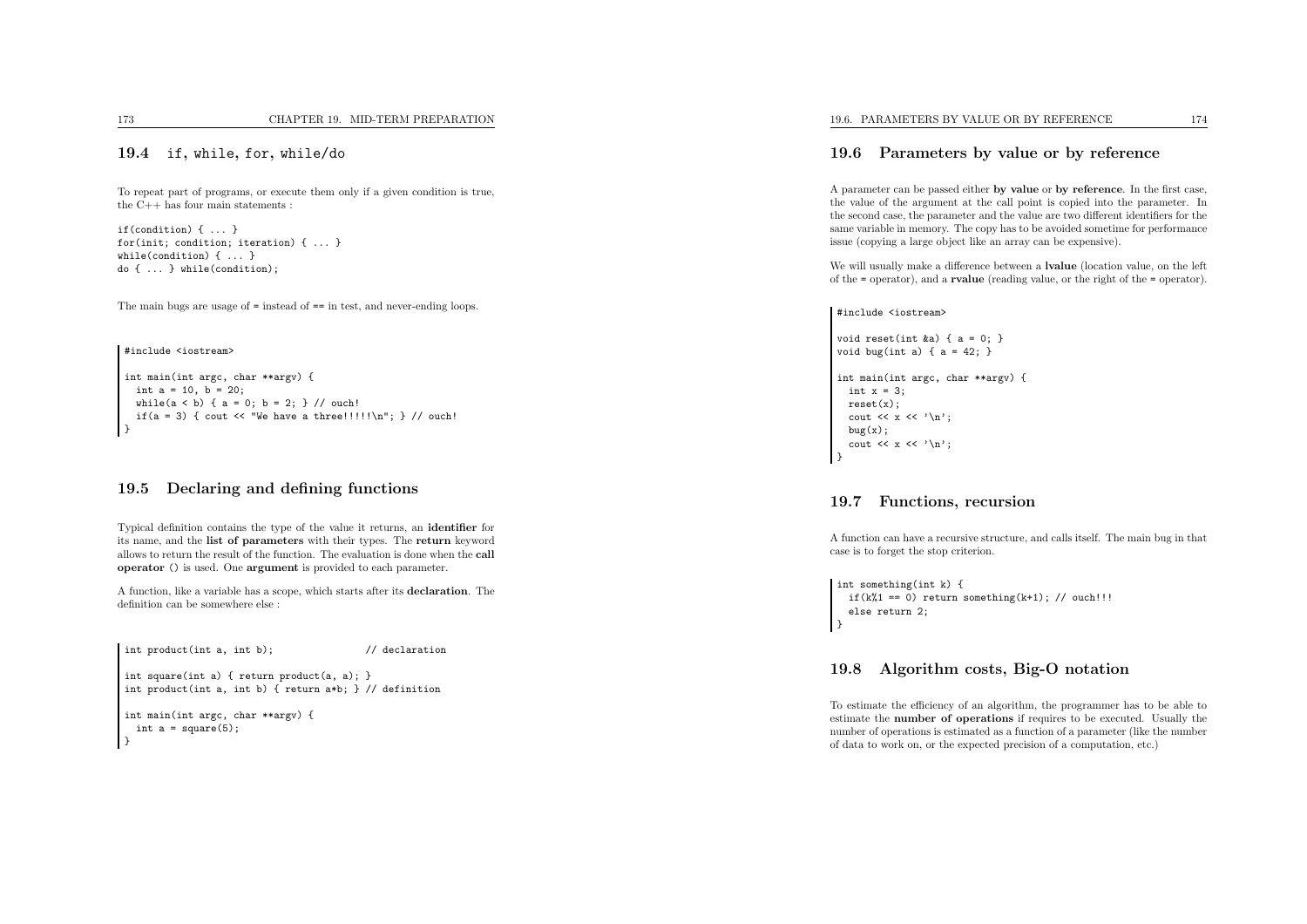## 19.4 if, while, for, while/do

To repeat part of programs, or execute them only if a given condition is true, the C++ has four main statements :

```
if(condition) { ... }
for(init; condition; iteration) { ... }
while(condition) { ... }
do { ... } while(condition);
```

The main bugs are usage of = instead of == in test, and never-ending loops.

```
#include <iostream>

int main(int argc, char **argv) {
  int a = 10, b = 20;
  while(a < b) { a = 0; b = 2; } // ouch!
  if(a = 3) { cout << "We have a three!!!!!\n"; } // ouch!
}
```

## 19.5 Declaring and defining functions

Typical definition contains the type of the value it returns, an **identifier** for its name, and the **list of parameters** with their types. The **return** keyword allows to return the result of the function. The evaluation is done when the **call operator** () is used. One **argument** is provided to each parameter.

A function, like a variable has a scope, which starts after its **declaration**. The definition can be somewhere else :

```
int product(int a, int b);                // declaration

int square(int a) { return product(a, a); }
int product(int a, int b) { return a*b; } // definition

int main(int argc, char **argv) {
  int a = square(5);
}
```

## 19.6 Parameters by value or by reference

A parameter can be passed either **by value** or **by reference**. In the first case, the value of the argument at the call point is copied into the parameter. In the second case, the parameter and the value are two different identifiers for the same variable in memory. The copy has to be avoided sometime for performance issue (copying a large object like an array can be expensive).

We will usually make a difference between a **lvalue** (location value, on the left of the = operator), and a **rvalue** (reading value, or the right of the = operator).

```
#include <iostream>

void reset(int &a) { a = 0; }
void bug(int a) { a = 42; }

int main(int argc, char **argv) {
  int x = 3;
  reset(x);
  cout << x << '\n';
  bug(x);
  cout << x << '\n';
}
```

## 19.7 Functions, recursion

A function can have a recursive structure, and calls itself. The main bug in that case is to forget the stop criterion.

```
int something(int k) {
  if(k%1 == 0) return something(k+1); // ouch!!!
  else return 2;
}
```

## 19.8 Algorithm costs, Big-O notation

To estimate the efficiency of an algorithm, the programmer has to be able to estimate the **number of operations** if requires to be executed. Usually the number of operations is estimated as a function of a parameter (like the number of data to work on, or the expected precision of a computation, etc.)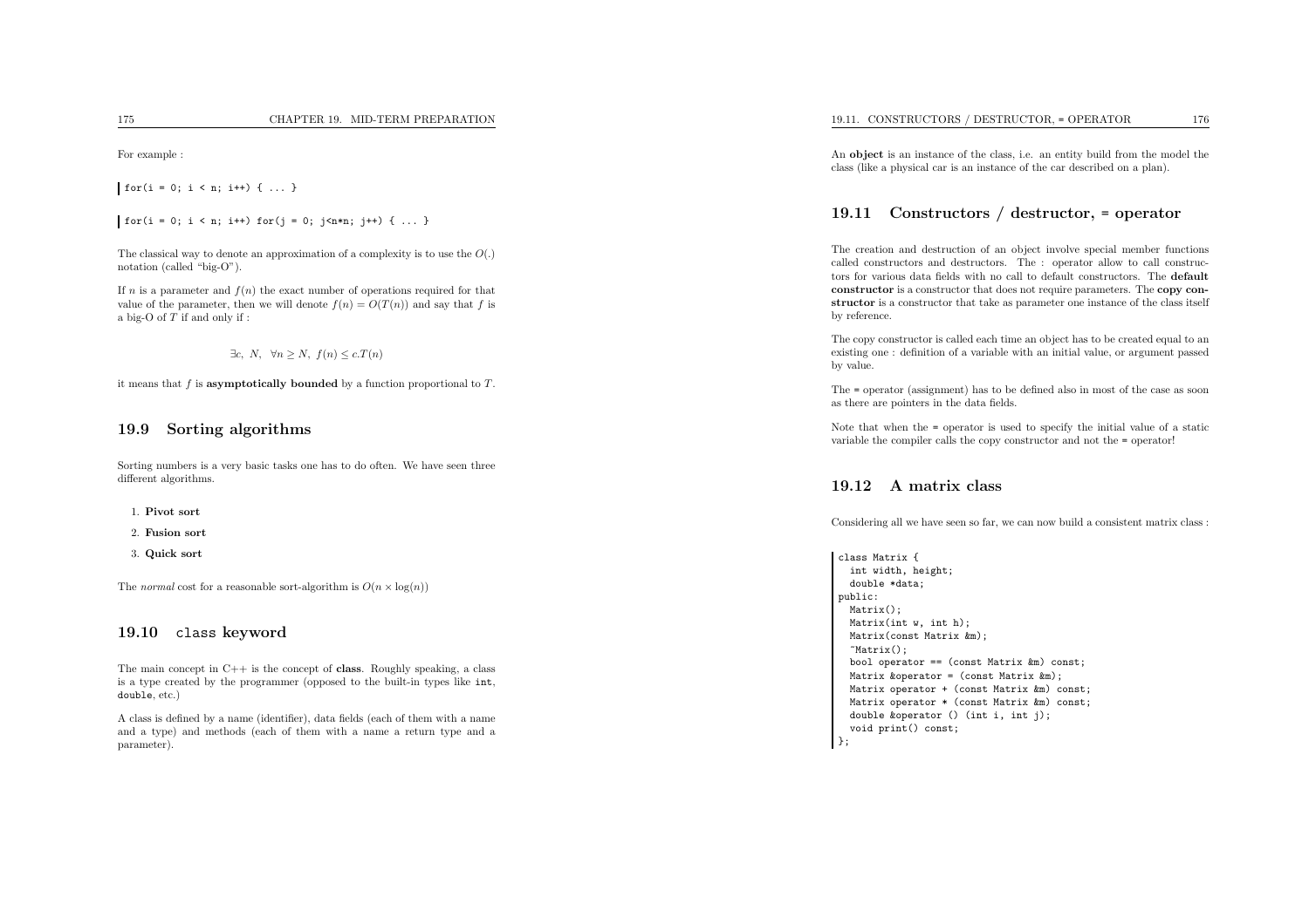For example :

```
for(i = 0; i < n; i++) { ... }
```

```
for(i = 0; i < n; i++) for(j = 0; j<n*n; j++) { ... }
```

The classical way to denote an approximation of a complexity is to use the $O(.)$ notation (called "big-O").

If $n$ is a parameter and $f(n)$ the exact number of operations required for that value of the parameter, then we will denote $f(n) = O(T(n))$ and say that $f$ is a big-O of $T$ if and only if :

$$\exists c,\ N,\ \forall n \geq N,\ f(n) \leq c.T(n)$$

it means that $f$ is **asymptotically bounded** by a function proportional to $T$.

## 19.9 Sorting algorithms

Sorting numbers is a very basic tasks one has to do often. We have seen three different algorithms.

1. **Pivot sort**
2. **Fusion sort**
3. **Quick sort**

The *normal* cost for a reasonable sort-algorithm is $O(n \times \log(n))$

## 19.10 `class` keyword

The main concept in C++ is the concept of **class**. Roughly speaking, a class is a type created by the programmer (opposed to the built-in types like `int`, `double`, etc.)

A class is defined by a name (identifier), data fields (each of them with a name and a type) and methods (each of them with a name a return type and a parameter).

An **object** is an instance of the class, i.e. an entity build from the model the class (like a physical car is an instance of the car described on a plan).

## 19.11 Constructors / destructor, = operator

The creation and destruction of an object involve special member functions called constructors and destructors. The : operator allow to call constructors for various data fields with no call to default constructors. The **default constructor** is a constructor that does not require parameters. The **copy constructor** is a constructor that take as parameter one instance of the class itself by reference.

The copy constructor is called each time an object has to be created equal to an existing one : definition of a variable with an initial value, or argument passed by value.

The = operator (assignment) has to be defined also in most of the case as soon as there are pointers in the data fields.

Note that when the = operator is used to specify the initial value of a static variable the compiler calls the copy constructor and not the = operator!

## 19.12 A matrix class

Considering all we have seen so far, we can now build a consistent matrix class :

```
class Matrix {
  int width, height;
  double *data;
public:
  Matrix();
  Matrix(int w, int h);
  Matrix(const Matrix &m);
  ~Matrix();
  bool operator == (const Matrix &m) const;
  Matrix &operator = (const Matrix &m);
  Matrix operator + (const Matrix &m) const;
  Matrix operator * (const Matrix &m) const;
  double &operator () (int i, int j);
  void print() const;
};
```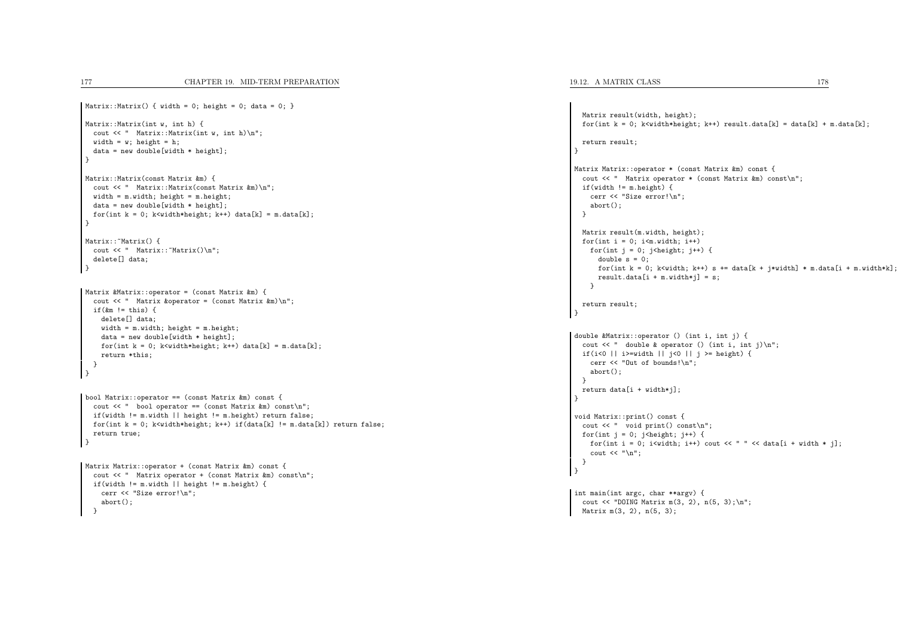```cpp
Matrix::Matrix() { width = 0; height = 0; data = 0; }

Matrix::Matrix(int w, int h) {
  cout << "  Matrix::Matrix(int w, int h)\n";
  width = w; height = h;
  data = new double[width * height];
}

Matrix::Matrix(const Matrix &m) {
  cout << "  Matrix::Matrix(const Matrix &m)\n";
  width = m.width; height = m.height;
  data = new double[width * height];
  for(int k = 0; k<width*height; k++) data[k] = m.data[k];
}

Matrix::~Matrix() {
  cout << "  Matrix::~Matrix()\n";
  delete[] data;
}
```

```cpp
Matrix &Matrix::operator = (const Matrix &m) {
  cout << "  Matrix &operator = (const Matrix &m)\n";
  if(&m != this) {
    delete[] data;
    width = m.width; height = m.height;
    data = new double[width * height];
    for(int k = 0; k<width*height; k++) data[k] = m.data[k];
    return *this;
  }
}
```

```cpp
bool Matrix::operator == (const Matrix &m) const {
  cout << "  bool operator == (const Matrix &m) const\n";
  if(width != m.width || height != m.height) return false;
  for(int k = 0; k<width*height; k++) if(data[k] != m.data[k]) return false;
  return true;
}
```

```cpp
Matrix Matrix::operator + (const Matrix &m) const {
  cout << "  Matrix operator + (const Matrix &m) const\n";
  if(width != m.width || height != m.height) {
    cerr << "Size error!\n";
    abort();
  }

  Matrix result(width, height);
  for(int k = 0; k<width*height; k++) result.data[k] = data[k] + m.data[k];

  return result;
}

Matrix Matrix::operator * (const Matrix &m) const {
  cout << "  Matrix operator * (const Matrix &m) const\n";
  if(width != m.height) {
    cerr << "Size error!\n";
    abort();
  }

  Matrix result(m.width, height);
  for(int i = 0; i<m.width; i++)
    for(int j = 0; j<height; j++) {
      double s = 0;
      for(int k = 0; k<width; k++) s += data[k + j*width] * m.data[i + m.width*k];
      result.data[i + m.width*j] = s;
    }

  return result;
}
```

```cpp
double &Matrix::operator () (int i, int j) {
  cout << "  double & operator () (int i, int j)\n";
  if(i<0 || i>=width || j<0 || j >= height) {
    cerr << "Out of bounds!\n";
    abort();
  }
  return data[i + width*j];
}

void Matrix::print() const {
  cout << "  void print() const\n";
  for(int j = 0; j<height; j++) {
    for(int i = 0; i<width; i++) cout << " " << data[i + width * j];
    cout << "\n";
  }
}
```

```cpp
int main(int argc, char **argv) {
  cout << "DOING Matrix m(3, 2), n(5, 3);\n";
  Matrix m(3, 2), n(5, 3);
```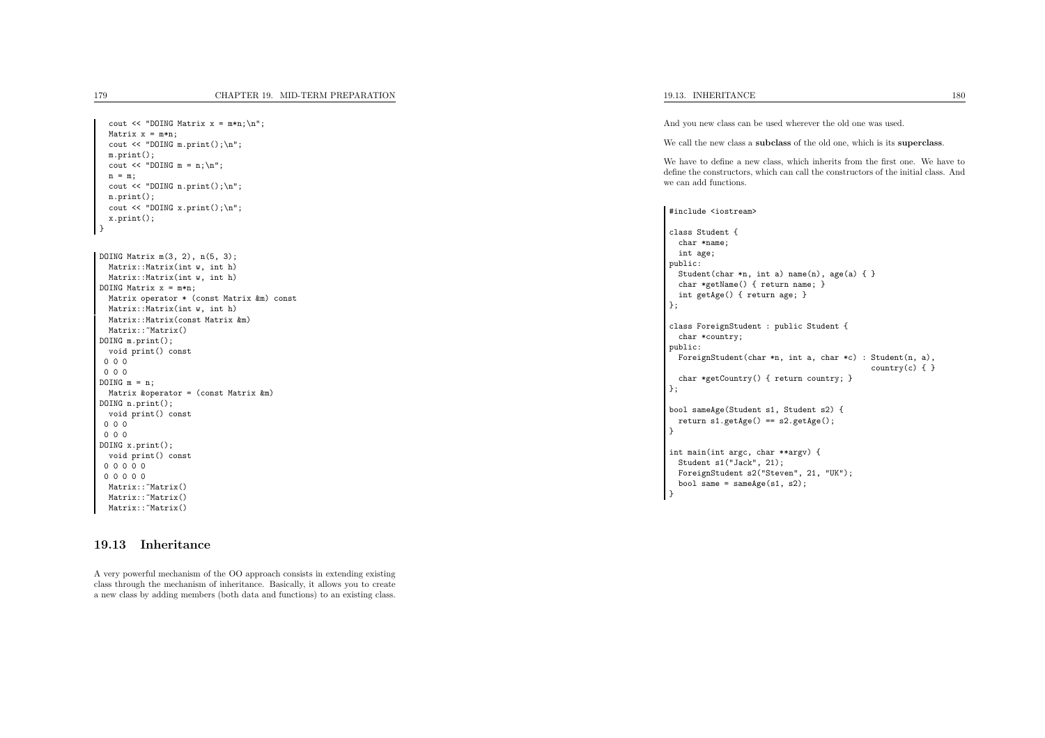```
  cout << "DOING Matrix x = m*n;\n";
  Matrix x = m*n;
  cout << "DOING m.print();\n";
  m.print();
  cout << "DOING m = n;\n";
  n = m;
  cout << "DOING n.print();\n";
  n.print();
  cout << "DOING x.print();\n";
  x.print();
}
```

```
DOING Matrix m(3, 2), n(5, 3);
  Matrix::Matrix(int w, int h)
  Matrix::Matrix(int w, int h)
DOING Matrix x = m*n;
  Matrix operator * (const Matrix &m) const
  Matrix::Matrix(int w, int h)
  Matrix::Matrix(const Matrix &m)
  Matrix::~Matrix()
DOING m.print();
  void print() const
 0 0 0
 0 0 0
DOING m = n;
  Matrix &operator = (const Matrix &m)
DOING n.print();
  void print() const
 0 0 0
 0 0 0
DOING x.print();
  void print() const
 0 0 0 0 0
 0 0 0 0 0
  Matrix::~Matrix()
  Matrix::~Matrix()
  Matrix::~Matrix()
```

## 19.13 Inheritance

A very powerful mechanism of the OO approach consists in extending existing class through the mechanism of inheritance. Basically, it allows you to create a new class by adding members (both data and functions) to an existing class. And you new class can be used wherever the old one was used.

We call the new class a **subclass** of the old one, which is its **superclass**.

We have to define a new class, which inherits from the first one. We have to define the constructors, which can call the constructors of the initial class. And we can add functions.

```
#include <iostream>

class Student {
  char *name;
  int age;
public:
  Student(char *n, int a) name(n), age(a) { }
  char *getName() { return name; }
  int getAge() { return age; }
};

class ForeignStudent : public Student {
  char *country;
public:
  ForeignStudent(char *n, int a, char *c) : Student(n, a),
                                            country(c) { }
  char *getCountry() { return country; }
};

bool sameAge(Student s1, Student s2) {
  return s1.getAge() == s2.getAge();
}

int main(int argc, char **argv) {
  Student s1("Jack", 21);
  ForeignStudent s2("Steven", 21, "UK");
  bool same = sameAge(s1, s2);
}
```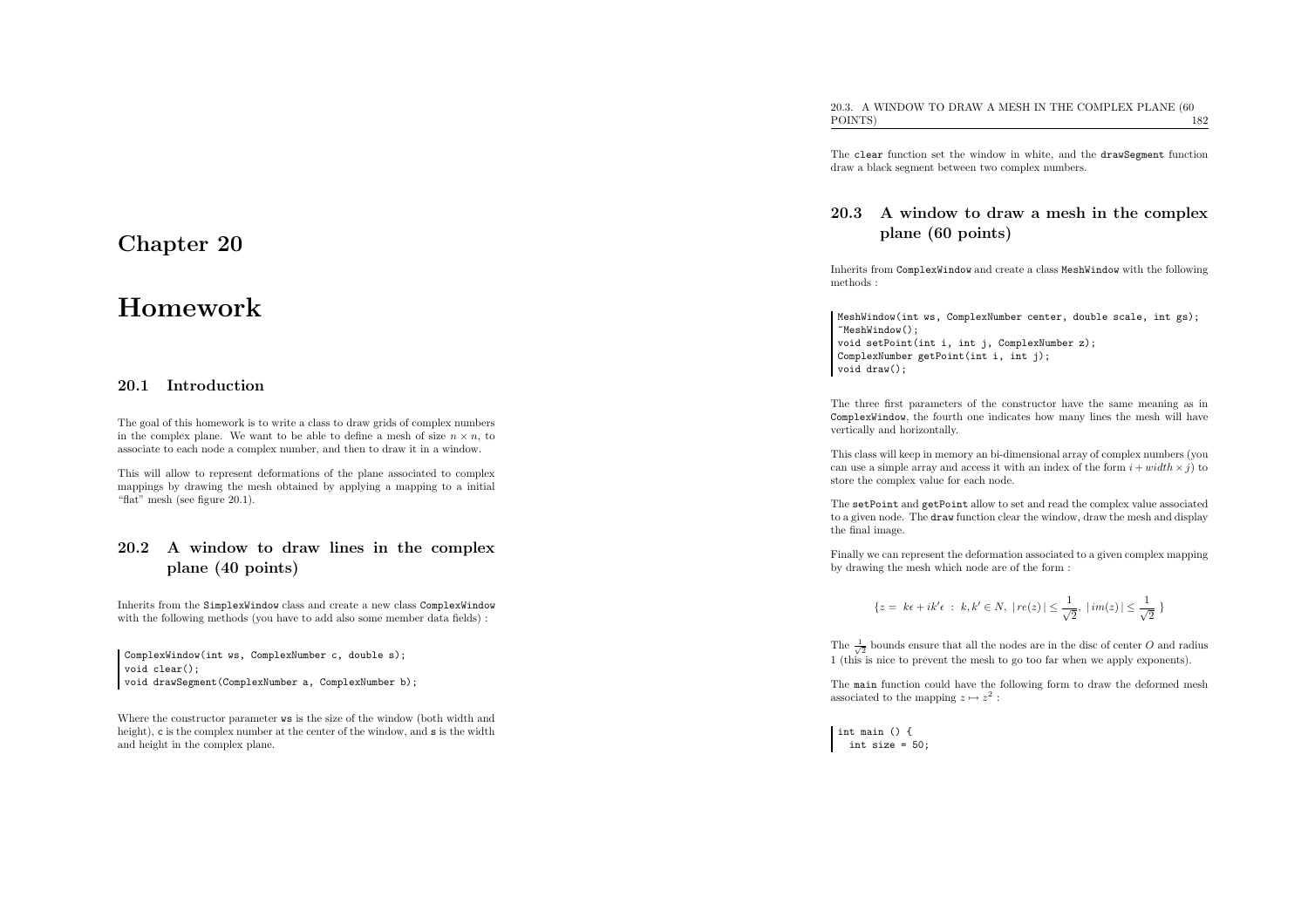# Chapter 20

# Homework

## 20.1 Introduction

The goal of this homework is to write a class to draw grids of complex numbers in the complex plane. We want to be able to define a mesh of size $n \times n$, to associate to each node a complex number, and then to draw it in a window.

This will allow to represent deformations of the plane associated to complex mappings by drawing the mesh obtained by applying a mapping to a initial "flat" mesh (see figure 20.1).

## 20.2 A window to draw lines in the complex plane (40 points)

Inherits from the SimplexWindow class and create a new class ComplexWindow with the following methods (you have to add also some member data fields) :

```
ComplexWindow(int ws, ComplexNumber c, double s);
void clear();
void drawSegment(ComplexNumber a, ComplexNumber b);
```

Where the constructor parameter ws is the size of the window (both width and height), c is the complex number at the center of the window, and s is the width and height in the complex plane.

The clear function set the window in white, and the drawSegment function draw a black segment between two complex numbers.

## 20.3 A window to draw a mesh in the complex plane (60 points)

Inherits from ComplexWindow and create a class MeshWindow with the following methods :

```
MeshWindow(int ws, ComplexNumber center, double scale, int gs);
~MeshWindow();
void setPoint(int i, int j, ComplexNumber z);
ComplexNumber getPoint(int i, int j);
void draw();
```

The three first parameters of the constructor have the same meaning as in ComplexWindow, the fourth one indicates how many lines the mesh will have vertically and horizontally.

This class will keep in memory an bi-dimensional array of complex numbers (you can use a simple array and access it with an index of the form $i + width \times j$) to store the complex value for each node.

The setPoint and getPoint allow to set and read the complex value associated to a given node. The draw function clear the window, draw the mesh and display the final image.

Finally we can represent the deformation associated to a given complex mapping by drawing the mesh which node are of the form :

$$\{ z = k\epsilon + ik'\epsilon \ : \ k, k' \in N, \ |re(z)| \leq \frac{1}{\sqrt{2}}, \ |im(z)| \leq \frac{1}{\sqrt{2}} \ \}$$

The $\frac{1}{\sqrt{2}}$ bounds ensure that all the nodes are in the disc of center $O$ and radius 1 (this is nice to prevent the mesh to go too far when we apply exponents).

The main function could have the following form to draw the deformed mesh associated to the mapping $z \mapsto z^2$ :

```
int main () {
  int size = 50;
```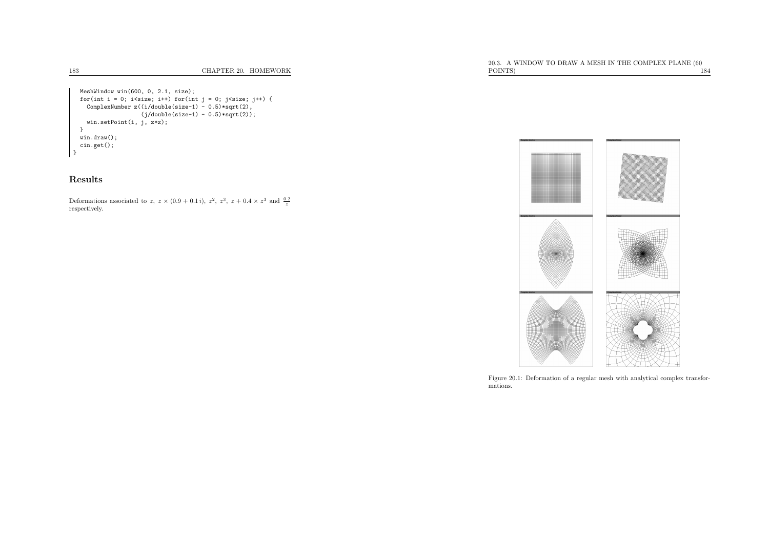```
  MeshWindow win(600, 0, 2.1, size);
  for(int i = 0; i<size; i++) for(int j = 0; j<size; j++) {
    ComplexNumber z((i/double(size-1) - 0.5)*sqrt(2),
                    (j/double(size-1) - 0.5)*sqrt(2));
    win.setPoint(i, j, z*z);
  }
  win.draw();
  cin.get();
}
```

## Results

Deformations associated to $z$, $z \times (0.9 + 0.1\,i)$, $z^2$, $z^3$, $z + 0.4 \times z^3$ and $\frac{0.2}{z}$ respectively.

Figure 20.1: Deformation of a regular mesh with analytical complex transformations.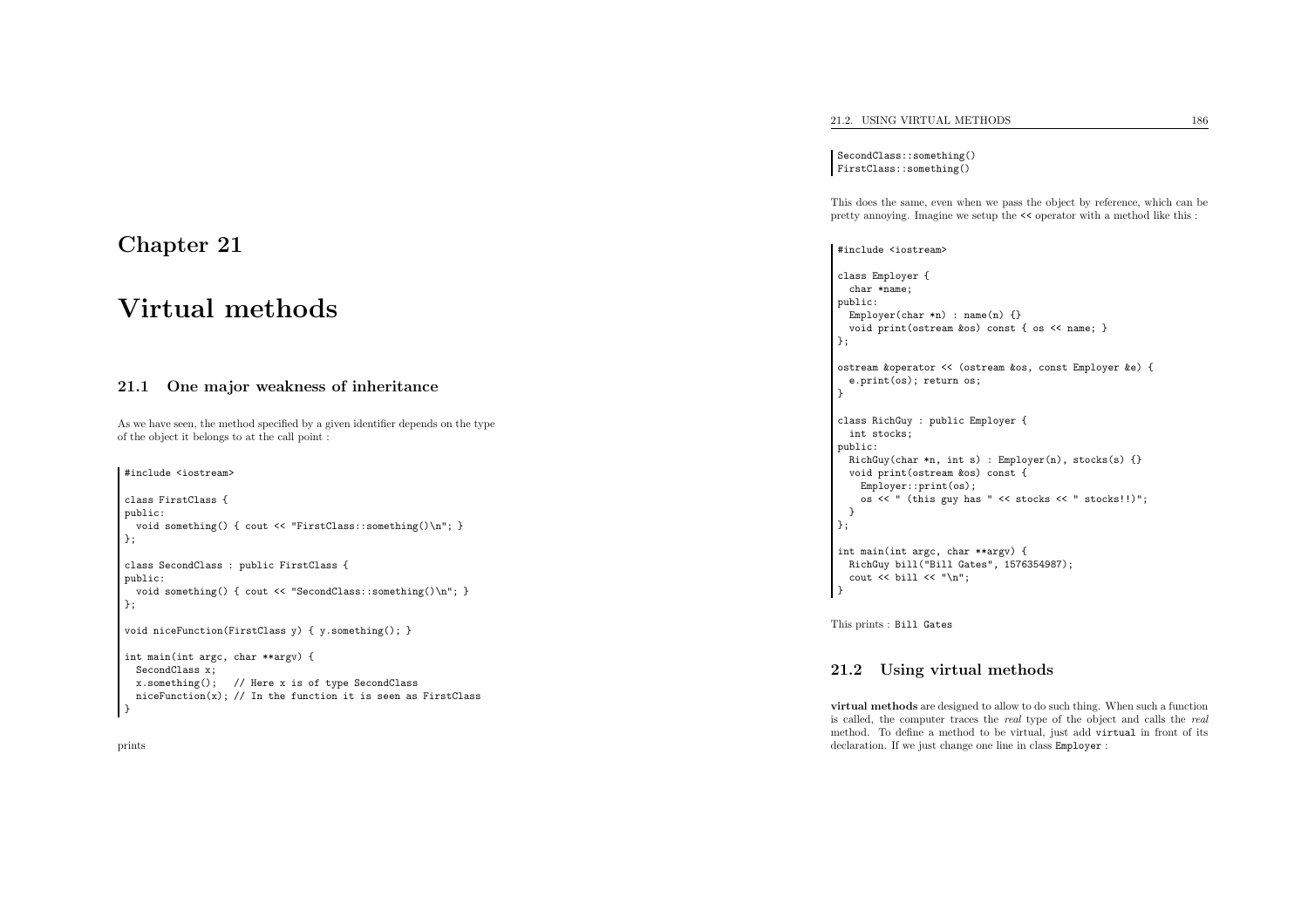# Chapter 21

# Virtual methods

## 21.1 One major weakness of inheritance

As we have seen, the method specified by a given identifier depends on the type of the object it belongs to at the call point :

```
#include <iostream>

class FirstClass {
public:
  void something() { cout << "FirstClass::something()\n"; }
};

class SecondClass : public FirstClass {
public:
  void something() { cout << "SecondClass::something()\n"; }
};

void niceFunction(FirstClass y) { y.something(); }

int main(int argc, char **argv) {
  SecondClass x;
  x.something();   // Here x is of type SecondClass
  niceFunction(x); // In the function it is seen as FirstClass
}
```

prints

```
SecondClass::something()
FirstClass::something()
```

This does the same, even when we pass the object by reference, which can be pretty annoying. Imagine we setup the `<<` operator with a method like this :

```
#include <iostream>

class Employer {
  char *name;
public:
  Employer(char *n) : name(n) {}
  void print(ostream &os) const { os << name; }
};

ostream &operator << (ostream &os, const Employer &e) {
  e.print(os); return os;
}

class RichGuy : public Employer {
  int stocks;
public:
  RichGuy(char *n, int s) : Employer(n), stocks(s) {}
  void print(ostream &os) const {
    Employer::print(os);
    os << " (this guy has " << stocks << " stocks!!)";
  }
};

int main(int argc, char **argv) {
  RichGuy bill("Bill Gates", 1576354987);
  cout << bill << "\n";
}
```

This prints : `Bill Gates`

## 21.2 Using virtual methods

**virtual methods** are designed to allow to do such thing. When such a function is called, the computer traces the *real* type of the object and calls the *real* method. To define a method to be virtual, just add `virtual` in front of its declaration. If we just change one line in class `Employer` :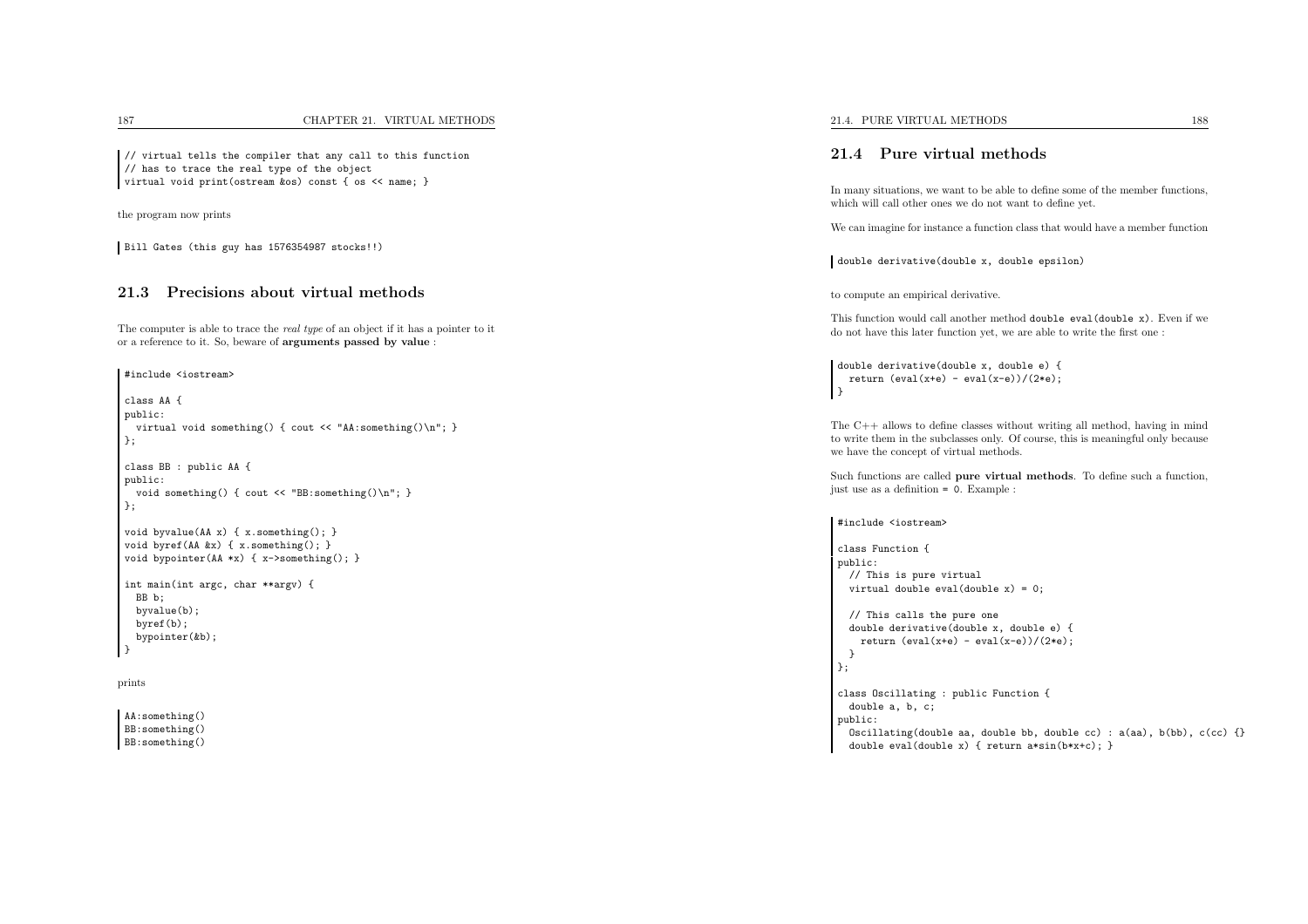```
// virtual tells the compiler that any call to this function
// has to trace the real type of the object
virtual void print(ostream &os) const { os << name; }
```

the program now prints

```
Bill Gates (this guy has 1576354987 stocks!!)
```

## 21.3 Precisions about virtual methods

The computer is able to trace the *real type* of an object if it has a pointer to it or a reference to it. So, beware of **arguments passed by value** :

```
#include <iostream>

class AA {
public:
  virtual void something() { cout << "AA:something()\n"; }
};

class BB : public AA {
public:
  void something() { cout << "BB:something()\n"; }
};

void byvalue(AA x) { x.something(); }
void byref(AA &x) { x.something(); }
void bypointer(AA *x) { x->something(); }

int main(int argc, char **argv) {
  BB b;
  byvalue(b);
  byref(b);
  bypointer(&b);
}
```

prints

```
AA:something()
BB:something()
BB:something()
```

## 21.4 Pure virtual methods

In many situations, we want to be able to define some of the member functions, which will call other ones we do not want to define yet.

We can imagine for instance a function class that would have a member function

```
double derivative(double x, double epsilon)
```

to compute an empirical derivative.

This function would call another method `double eval(double x)`. Even if we do not have this later function yet, we are able to write the first one :

```
double derivative(double x, double e) {
  return (eval(x+e) - eval(x-e))/(2*e);
}
```

The C++ allows to define classes without writing all method, having in mind to write them in the subclasses only. Of course, this is meaningful only because we have the concept of virtual methods.

Such functions are called **pure virtual methods**. To define such a function, just use as a definition `= 0`. Example :

```
#include <iostream>

class Function {
public:
  // This is pure virtual
  virtual double eval(double x) = 0;

  // This calls the pure one
  double derivative(double x, double e) {
    return (eval(x+e) - eval(x-e))/(2*e);
  }
};

class Oscillating : public Function {
  double a, b, c;
public:
  Oscillating(double aa, double bb, double cc) : a(aa), b(bb), c(cc) {}
  double eval(double x) { return a*sin(b*x+c); }
```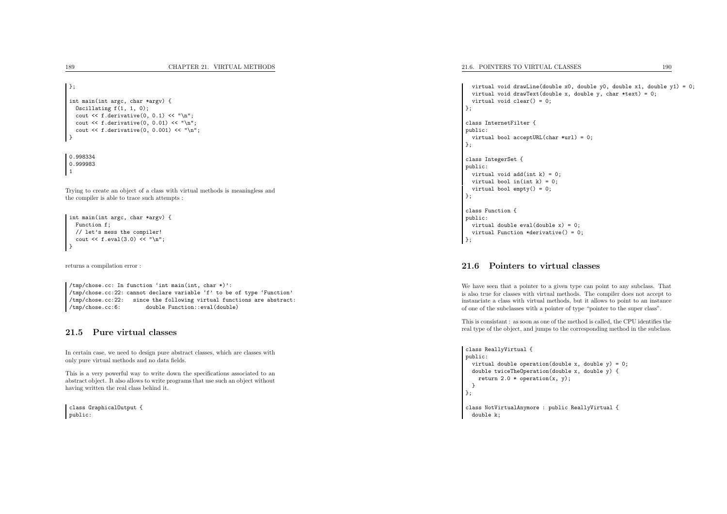```
};

int main(int argc, char *argv) {
  Oscillating f(1, 1, 0);
  cout << f.derivative(0, 0.1) << "\n";
  cout << f.derivative(0, 0.01) << "\n";
  cout << f.derivative(0, 0.001) << "\n";
}
```

```
0.998334
0.999983
1
```

Trying to create an object of a class with virtual methods is meaningless and the compiler is able to trace such attempts :

```
int main(int argc, char *argv) {
  Function f;
  // let's mess the compiler!
  cout << f.eval(3.0) << "\n";
}
```

returns a compilation error :

```
/tmp/chose.cc: In function `int main(int, char *)':
/tmp/chose.cc:22: cannot declare variable `f' to be of type `Function'
/tmp/chose.cc:22:   since the following virtual functions are abstract:
/tmp/chose.cc:6:        double Function::eval(double)
```

## 21.5 Pure virtual classes

In certain case, we need to design pure abstract classes, which are classes with only pure virtual methods and no data fields.

This is a very powerful way to write down the specifications associated to an abstract object. It also allows to write programs that use such an object without having written the real class behind it.

```
class GraphicalOutput {
public:
  virtual void drawLine(double x0, double y0, double x1, double y1) = 0;
  virtual void drawText(double x, double y, char *text) = 0;
  virtual void clear() = 0;
};

class InternetFilter {
public:
  virtual bool acceptURL(char *url) = 0;
};

class IntegerSet {
public:
  virtual void add(int k) = 0;
  virtual bool in(int k) = 0;
  virtual bool empty() = 0;
};

class Function {
public:
  virtual double eval(double x) = 0;
  virtual Function *derivative() = 0;
};
```

## 21.6 Pointers to virtual classes

We have seen that a pointer to a given type can point to any subclass. That is also true for classes with virtual methods. The compiler does not accept to instanciate a class with virtual methods, but it allows to point to an instance of one of the subclasses with a pointer of type "pointer to the super class".

This is consistant : as soon as one of the method is called, the CPU identifies the real type of the object, and jumps to the corresponding method in the subclass.

```
class ReallyVirtual {
public:
  virtual double operation(double x, double y) = 0;
  double twiceTheOperation(double x, double y) {
    return 2.0 * operation(x, y);
  }
};

class NotVirtualAnymore : public ReallyVirtual {
  double k;
```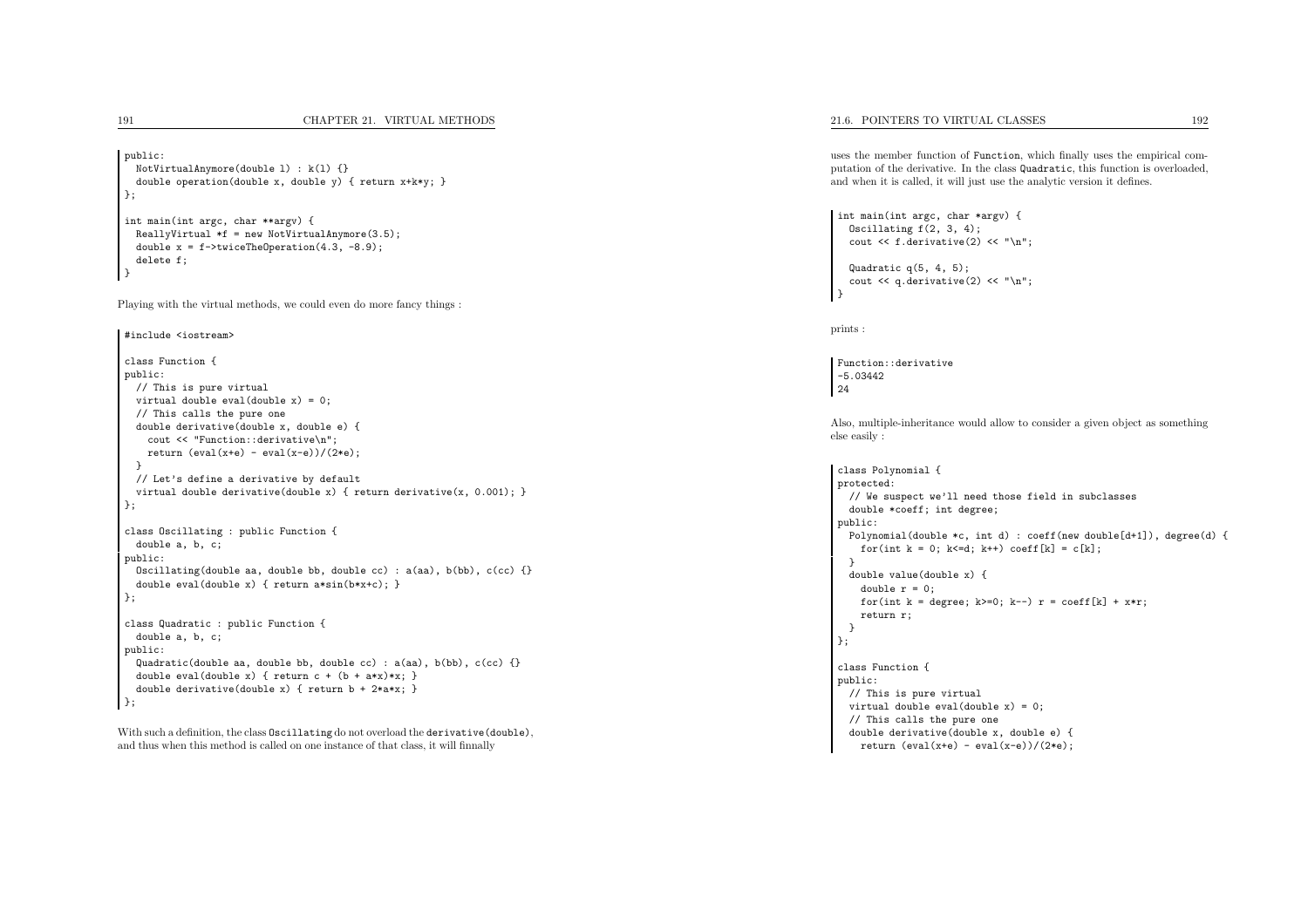```
public:
  NotVirtualAnymore(double l) : k(l) {}
  double operation(double x, double y) { return x+k*y; }
};

int main(int argc, char **argv) {
  ReallyVirtual *f = new NotVirtualAnymore(3.5);
  double x = f->twiceTheOperation(4.3, -8.9);
  delete f;
}
```

Playing with the virtual methods, we could even do more fancy things :

```
#include <iostream>

class Function {
public:
  // This is pure virtual
  virtual double eval(double x) = 0;
  // This calls the pure one
  double derivative(double x, double e) {
    cout << "Function::derivative\n";
    return (eval(x+e) - eval(x-e))/(2*e);
  }
  // Let's define a derivative by default
  virtual double derivative(double x) { return derivative(x, 0.001); }
};

class Oscillating : public Function {
  double a, b, c;
public:
  Oscillating(double aa, double bb, double cc) : a(aa), b(bb), c(cc) {}
  double eval(double x) { return a*sin(b*x+c); }
};

class Quadratic : public Function {
  double a, b, c;
public:
  Quadratic(double aa, double bb, double cc) : a(aa), b(bb), c(cc) {}
  double eval(double x) { return c + (b + a*x)*x; }
  double derivative(double x) { return b + 2*a*x; }
};
```

With such a definition, the class Oscillating do not overload the derivative(double), and thus when this method is called on one instance of that class, it will finnally uses the member function of Function, which finally uses the empirical computation of the derivative. In the class Quadratic, this function is overloaded, and when it is called, it will just use the analytic version it defines.

```
int main(int argc, char *argv) {
  Oscillating f(2, 3, 4);
  cout << f.derivative(2) << "\n";

  Quadratic q(5, 4, 5);
  cout << q.derivative(2) << "\n";
}
```

prints :

```
Function::derivative
-5.03442
24
```

Also, multiple-inheritance would allow to consider a given object as something else easily :

```
class Polynomial {
protected:
  // We suspect we'll need those field in subclasses
  double *coeff; int degree;
public:
  Polynomial(double *c, int d) : coeff(new double[d+1]), degree(d) {
    for(int k = 0; k<=d; k++) coeff[k] = c[k];
  }
  double value(double x) {
    double r = 0;
    for(int k = degree; k>=0; k--) r = coeff[k] + x*r;
    return r;
  }
};

class Function {
public:
  // This is pure virtual
  virtual double eval(double x) = 0;
  // This calls the pure one
  double derivative(double x, double e) {
    return (eval(x+e) - eval(x-e))/(2*e);
```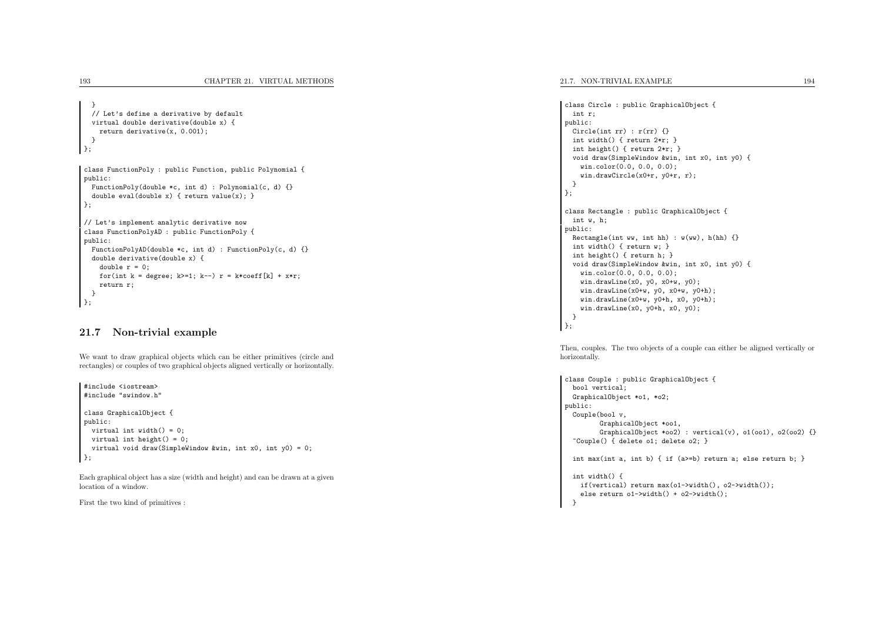```
  }
  // Let's define a derivative by default
  virtual double derivative(double x) {
    return derivative(x, 0.001);
  }
};
```

```
class FunctionPoly : public Function, public Polynomial {
public:
  FunctionPoly(double *c, int d) : Polynomial(c, d) {}
  double eval(double x) { return value(x); }
};

// Let's implement analytic derivative now
class FunctionPolyAD : public FunctionPoly {
public:
  FunctionPolyAD(double *c, int d) : FunctionPoly(c, d) {}
  double derivative(double x) {
    double r = 0;
    for(int k = degree; k>=1; k--) r = k*coeff[k] + x*r;
    return r;
  }
};
```

## 21.7 Non-trivial example

We want to draw graphical objects which can be either primitives (circle and rectangles) or couples of two graphical objects aligned vertically or horizontally.

```
#include <iostream>
#include "swindow.h"

class GraphicalObject {
public:
  virtual int width() = 0;
  virtual int height() = 0;
  virtual void draw(SimpleWindow &win, int x0, int y0) = 0;
};
```

Each graphical object has a size (width and height) and can be drawn at a given location of a window.

First the two kind of primitives :

```
class Circle : public GraphicalObject {
  int r;
public:
  Circle(int rr) : r(rr) {}
  int width() { return 2*r; }
  int height() { return 2*r; }
  void draw(SimpleWindow &win, int x0, int y0) {
    win.color(0.0, 0.0, 0.0);
    win.drawCircle(x0+r, y0+r, r);
  }
};

class Rectangle : public GraphicalObject {
  int w, h;
public:
  Rectangle(int ww, int hh) : w(ww), h(hh) {}
  int width() { return w; }
  int height() { return h; }
  void draw(SimpleWindow &win, int x0, int y0) {
    win.color(0.0, 0.0, 0.0);
    win.drawLine(x0, y0, x0+w, y0);
    win.drawLine(x0+w, y0, x0+w, y0+h);
    win.drawLine(x0+w, y0+h, x0, y0+h);
    win.drawLine(x0, y0+h, x0, y0);
  }
};
```

Then, couples. The two objects of a couple can either be aligned vertically or horizontally.

```
class Couple : public GraphicalObject {
  bool vertical;
  GraphicalObject *o1, *o2;
public:
  Couple(bool v,
         GraphicalObject *oo1,
         GraphicalObject *oo2) : vertical(v), o1(oo1), o2(oo2) {}
  ~Couple() { delete o1; delete o2; }

  int max(int a, int b) { if (a>=b) return a; else return b; }

  int width() {
    if(vertical) return max(o1->width(), o2->width());
    else return o1->width() + o2->width();
  }
```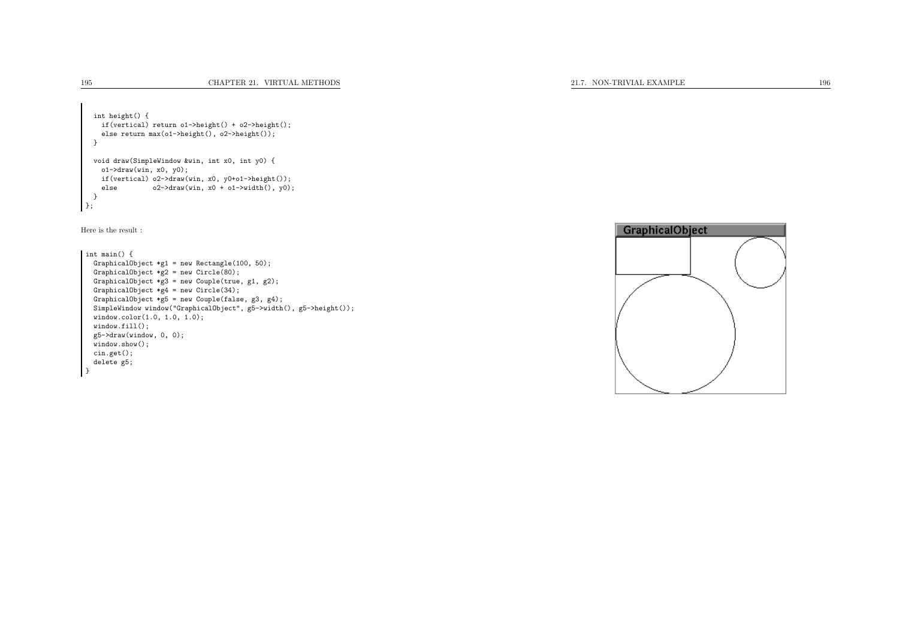```
  int height() {
    if(vertical) return o1->height() + o2->height();
    else return max(o1->height(), o2->height());
  }

  void draw(SimpleWindow &win, int x0, int y0) {
    o1->draw(win, x0, y0);
    if(vertical) o2->draw(win, x0, y0+o1->height());
    else         o2->draw(win, x0 + o1->width(), y0);
  }
};
```

Here is the result :

```
int main() {
  GraphicalObject *g1 = new Rectangle(100, 50);
  GraphicalObject *g2 = new Circle(80);
  GraphicalObject *g3 = new Couple(true, g1, g2);
  GraphicalObject *g4 = new Circle(34);
  GraphicalObject *g5 = new Couple(false, g3, g4);
  SimpleWindow window("GraphicalObject", g5->width(), g5->height());
  window.color(1.0, 1.0, 1.0);
  window.fill();
  g5->draw(window, 0, 0);
  window.show();
  cin.get();
  delete g5;
}
```

GraphicalObject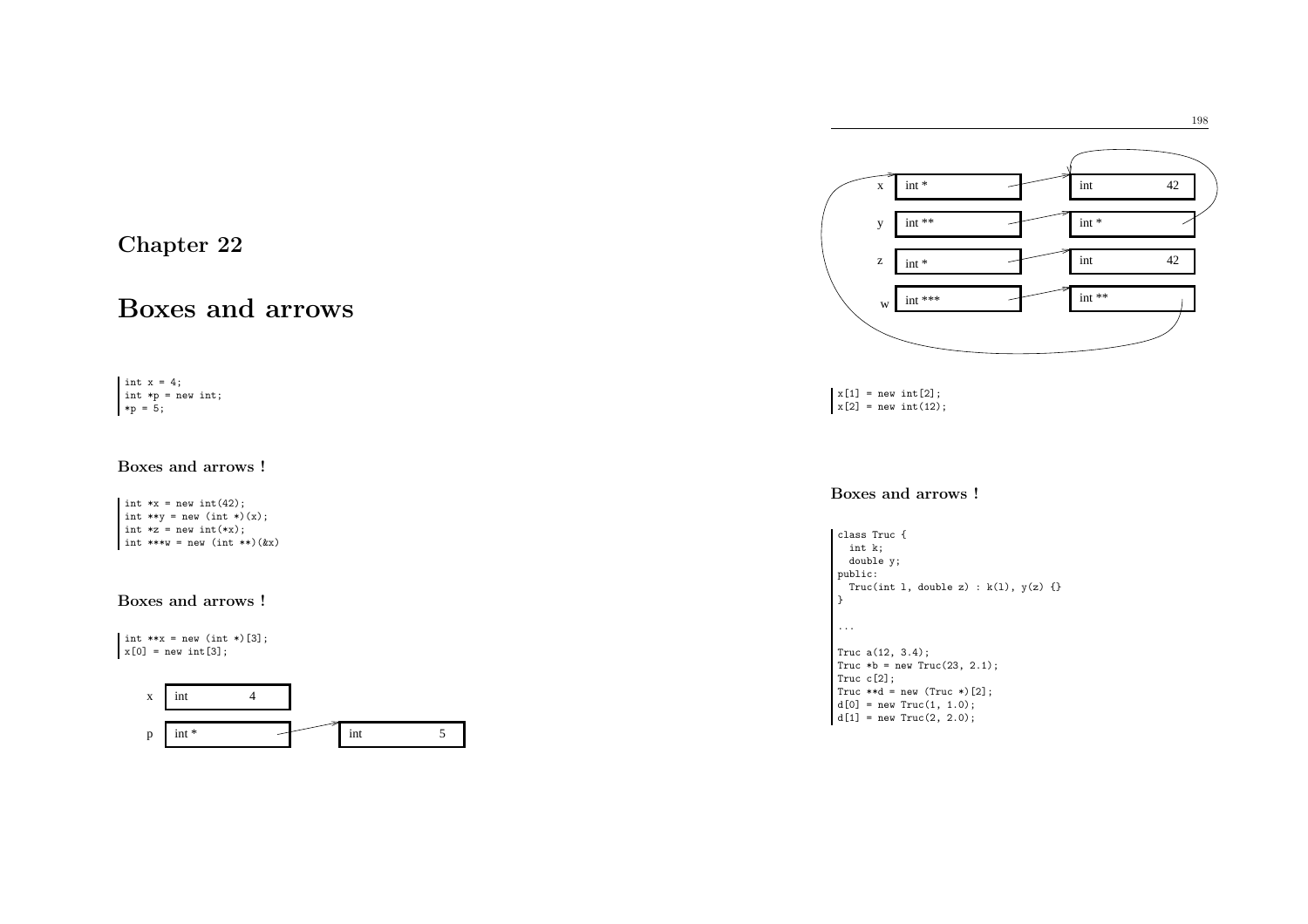# Chapter 22

# Boxes and arrows

```
int x = 4;
int *p = new int;
*p = 5;
```

### Boxes and arrows !

```
int *x = new int(42);
int **y = new (int *)(x);
int *z = new int(*x);
int ***w = new (int **)(&x)
```

### Boxes and arrows !

```
int **x = new (int *)[3];
x[0] = new int[3];
```

x int 4

p int * int 5

x int * int 42

y int ** int *

z int * int 42

w int *** int **

```
x[1] = new int[2];
x[2] = new int(12);
```

### Boxes and arrows !

```
class Truc {
  int k;
  double y;
public:
  Truc(int l, double z) : k(l), y(z) {}
}

...

Truc a(12, 3.4);
Truc *b = new Truc(23, 2.1);
Truc c[2];
Truc **d = new (Truc *)[2];
d[0] = new Truc(1, 1.0);
d[1] = new Truc(2, 2.0);
```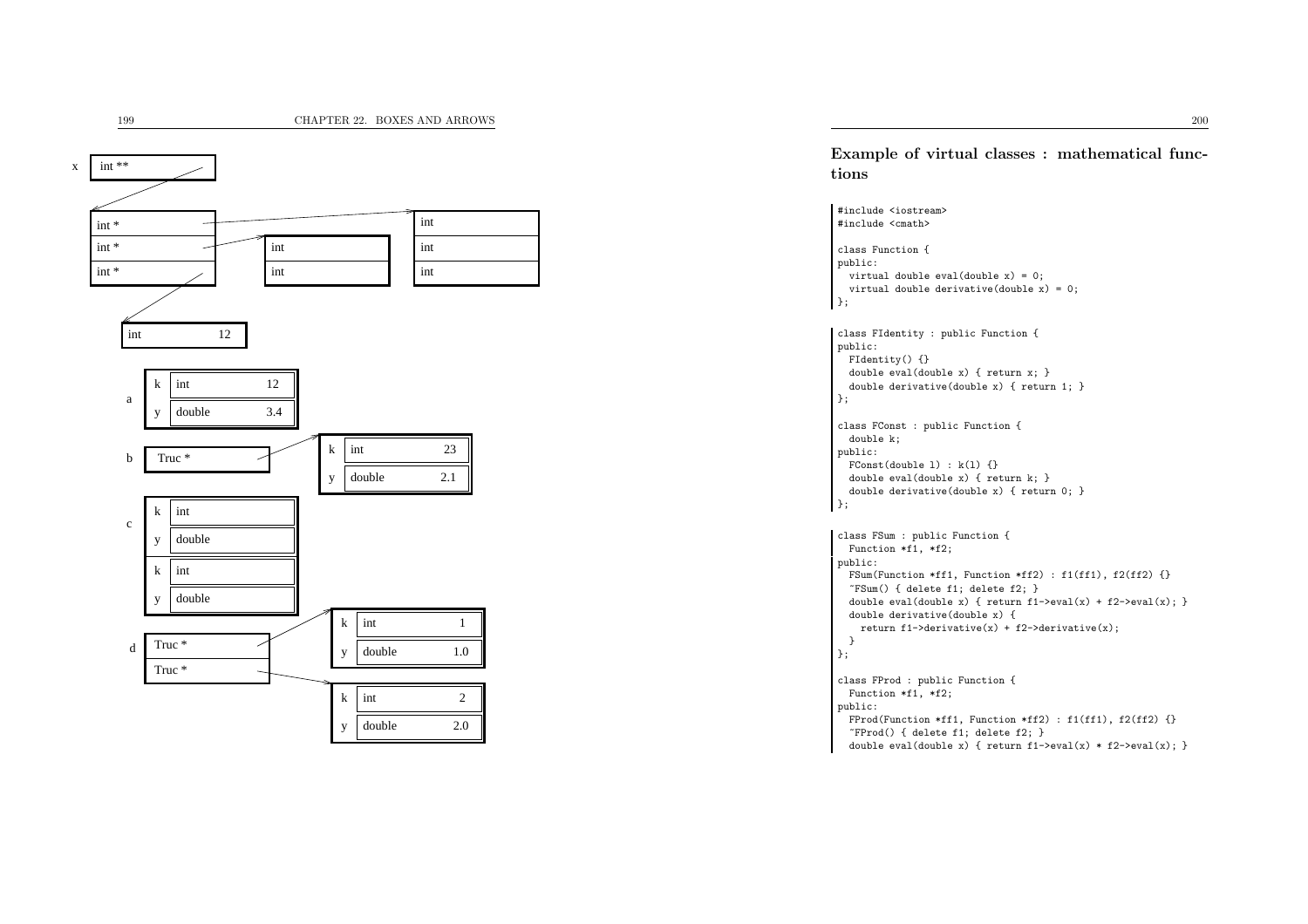x

int **

int *

int *

int *

int

int

int

int

int

int 12

a

k int 12

y double 3.4

b

Truc *

k int 23

y double 2.1

c

k int

y double

k int

y double

d

Truc *

Truc *

k int 1

y double 1.0

k int 2

y double 2.0

## Example of virtual classes : mathematical functions

```
#include <iostream>
#include <cmath>

class Function {
public:
  virtual double eval(double x) = 0;
  virtual double derivative(double x) = 0;
};
```

```
class FIdentity : public Function {
public:
  FIdentity() {}
  double eval(double x) { return x; }
  double derivative(double x) { return 1; }
};

class FConst : public Function {
  double k;
public:
  FConst(double l) : k(l) {}
  double eval(double x) { return k; }
  double derivative(double x) { return 0; }
};
```

```
class FSum : public Function {
  Function *f1, *f2;
public:
  FSum(Function *ff1, Function *ff2) : f1(ff1), f2(ff2) {}
  ~FSum() { delete f1; delete f2; }
  double eval(double x) { return f1->eval(x) + f2->eval(x); }
  double derivative(double x) {
    return f1->derivative(x) + f2->derivative(x);
  }
};

class FProd : public Function {
  Function *f1, *f2;
public:
  FProd(Function *ff1, Function *ff2) : f1(ff1), f2(ff2) {}
  ~FProd() { delete f1; delete f2; }
  double eval(double x) { return f1->eval(x) * f2->eval(x); }
```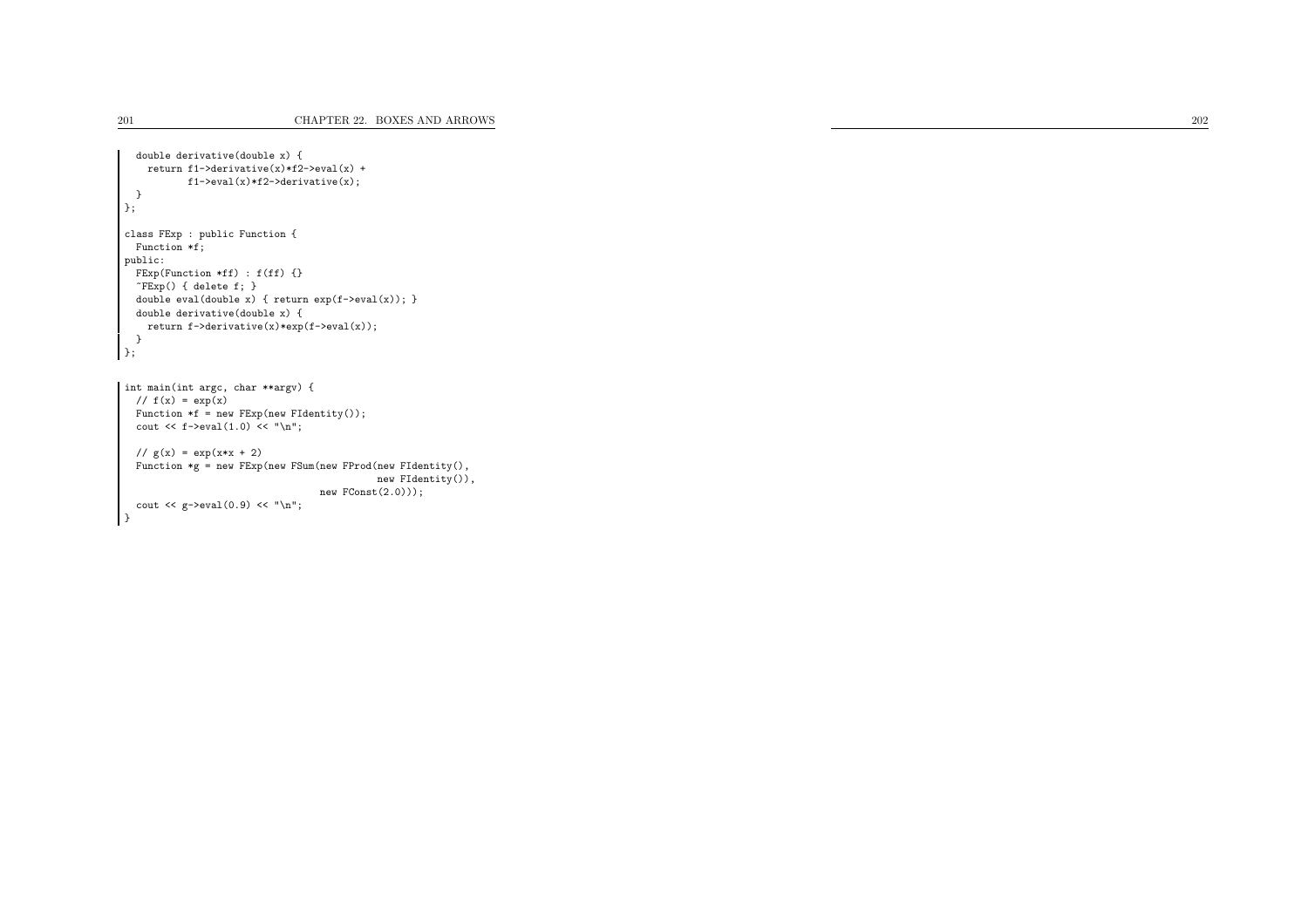```
  double derivative(double x) {
    return f1->derivative(x)*f2->eval(x) +
           f1->eval(x)*f2->derivative(x);
  }
};

class FExp : public Function {
  Function *f;
public:
  FExp(Function *ff) : f(ff) {}
  ~FExp() { delete f; }
  double eval(double x) { return exp(f->eval(x)); }
  double derivative(double x) {
    return f->derivative(x)*exp(f->eval(x));
  }
};
```

```
int main(int argc, char **argv) {
  // f(x) = exp(x)
  Function *f = new FExp(new FIdentity());
  cout << f->eval(1.0) << "\n";

  // g(x) = exp(x*x + 2)
  Function *g = new FExp(new FSum(new FProd(new FIdentity(),
                                            new FIdentity()),
                                  new FConst(2.0)));
  cout << g->eval(0.9) << "\n";
}
```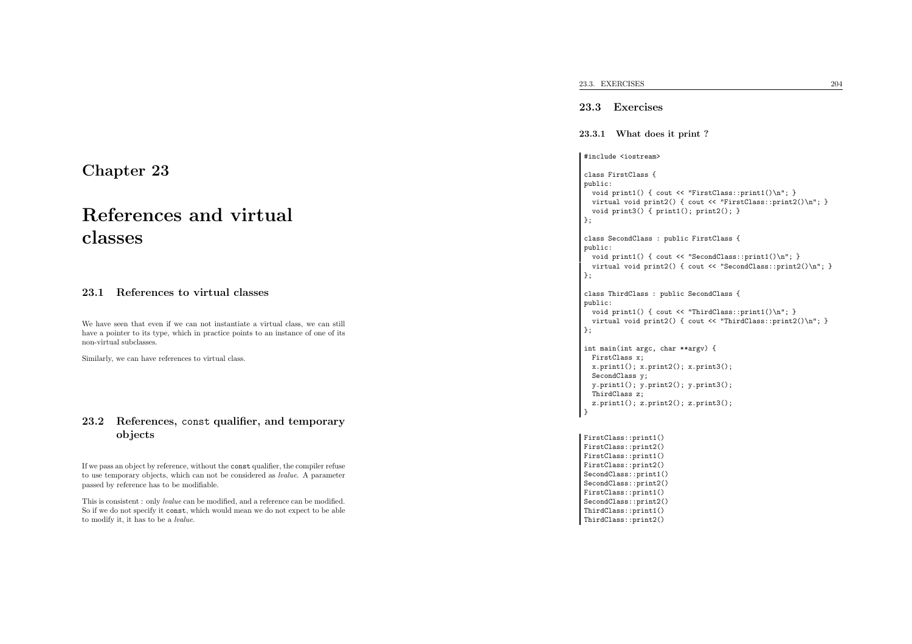# Chapter 23

# References and virtual classes

## 23.1 References to virtual classes

We have seen that even if we can not instantiate a virtual class, we can still have a pointer to its type, which in practice points to an instance of one of its non-virtual subclasses.

Similarly, we can have references to virtual class.

## 23.2 References, `const` qualifier, and temporary objects

If we pass an object by reference, without the `const` qualifier, the compiler refuse to use temporary objects, which can not be considered as *lvalue*. A parameter passed by reference has to be modifiable.

This is consistent : only *lvalue* can be modified, and a reference can be modified. So if we do not specify it `const`, which would mean we do not expect to be able to modify it, it has to be a *lvalue*.

## 23.3 Exercises

### 23.3.1 What does it print ?

```
#include <iostream>

class FirstClass {
public:
  void print1() { cout << "FirstClass::print1()\n"; }
  virtual void print2() { cout << "FirstClass::print2()\n"; }
  void print3() { print1(); print2(); }
};

class SecondClass : public FirstClass {
public:
  void print1() { cout << "SecondClass::print1()\n"; }
  virtual void print2() { cout << "SecondClass::print2()\n"; }
};

class ThirdClass : public SecondClass {
public:
  void print1() { cout << "ThirdClass::print1()\n"; }
  virtual void print2() { cout << "ThirdClass::print2()\n"; }
};

int main(int argc, char **argv) {
  FirstClass x;
  x.print1(); x.print2(); x.print3();
  SecondClass y;
  y.print1(); y.print2(); y.print3();
  ThirdClass z;
  z.print1(); z.print2(); z.print3();
}
```

```
FirstClass::print1()
FirstClass::print2()
FirstClass::print1()
FirstClass::print2()
SecondClass::print1()
SecondClass::print2()
FirstClass::print1()
SecondClass::print2()
ThirdClass::print1()
ThirdClass::print2()
```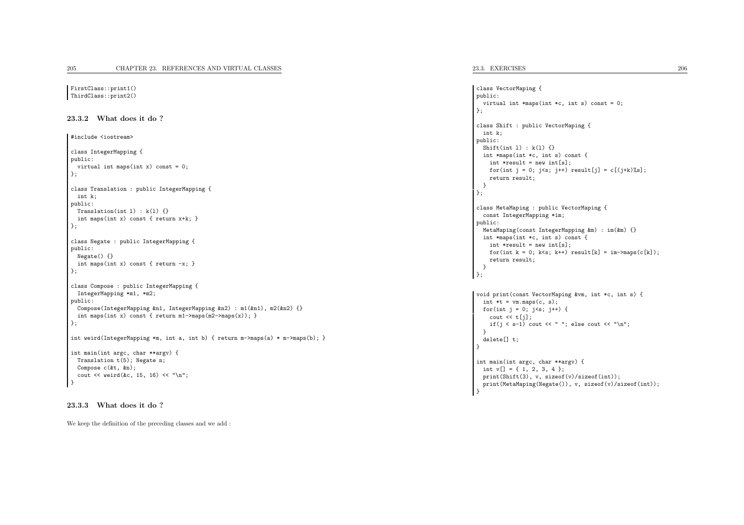```
FirstClass::print1()
ThirdClass::print2()
```

### 23.3.2 What does it do ?

```
#include <iostream>

class IntegerMapping {
public:
  virtual int maps(int x) const = 0;
};

class Translation : public IntegerMapping {
  int k;
public:
  Translation(int l) : k(l) {}
  int maps(int x) const { return x+k; }
};

class Negate : public IntegerMapping {
public:
  Negate() {}
  int maps(int x) const { return -x; }
};

class Compose : public IntegerMapping {
  IntegerMapping *m1, *m2;
public:
  Compose(IntegerMapping &n1, IntegerMapping &n2) : m1(&n1), m2(&n2) {}
  int maps(int x) const { return m1->maps(m2->maps(x)); }
};

int weird(IntegerMapping *m, int a, int b) { return m->maps(a) * m->maps(b); }

int main(int argc, char **argv) {
  Translation t(5); Negate n;
  Compose c(&t, &n);
  cout << weird(&c, 15, 16) << "\n";
}
```

### 23.3.3 What does it do ?

We keep the definition of the preceding classes and we add :

```
class VectorMaping {
public:
  virtual int *maps(int *c, int s) const = 0;
};

class Shift : public VectorMaping {
  int k;
public:
  Shift(int l) : k(l) {}
  int *maps(int *c, int s) const {
    int *result = new int[s];
    for(int j = 0; j<s; j++) result[j] = c[(j+k)%s];
    return result;
  }
};

class MetaMaping : public VectorMaping {
  const IntegerMapping *im;
public:
  MetaMaping(const IntegerMapping &m) : im(&m) {}
  int *maps(int *c, int s) const {
    int *result = new int[s];
    for(int k = 0; k<s; k++) result[k] = im->maps(c[k]);
    return result;
  }
};

void print(const VectorMaping &vm, int *c, int s) {
  int *t = vm.maps(c, s);
  for(int j = 0; j<s; j++) {
    cout << t[j];
    if(j < s-1) cout << " "; else cout << "\n";
  }
  delete[] t;
}

int main(int argc, char **argv) {
  int v[] = { 1, 2, 3, 4 };
  print(Shift(3), v, sizeof(v)/sizeof(int));
  print(MetaMaping(Negate()), v, sizeof(v)/sizeof(int));
}
```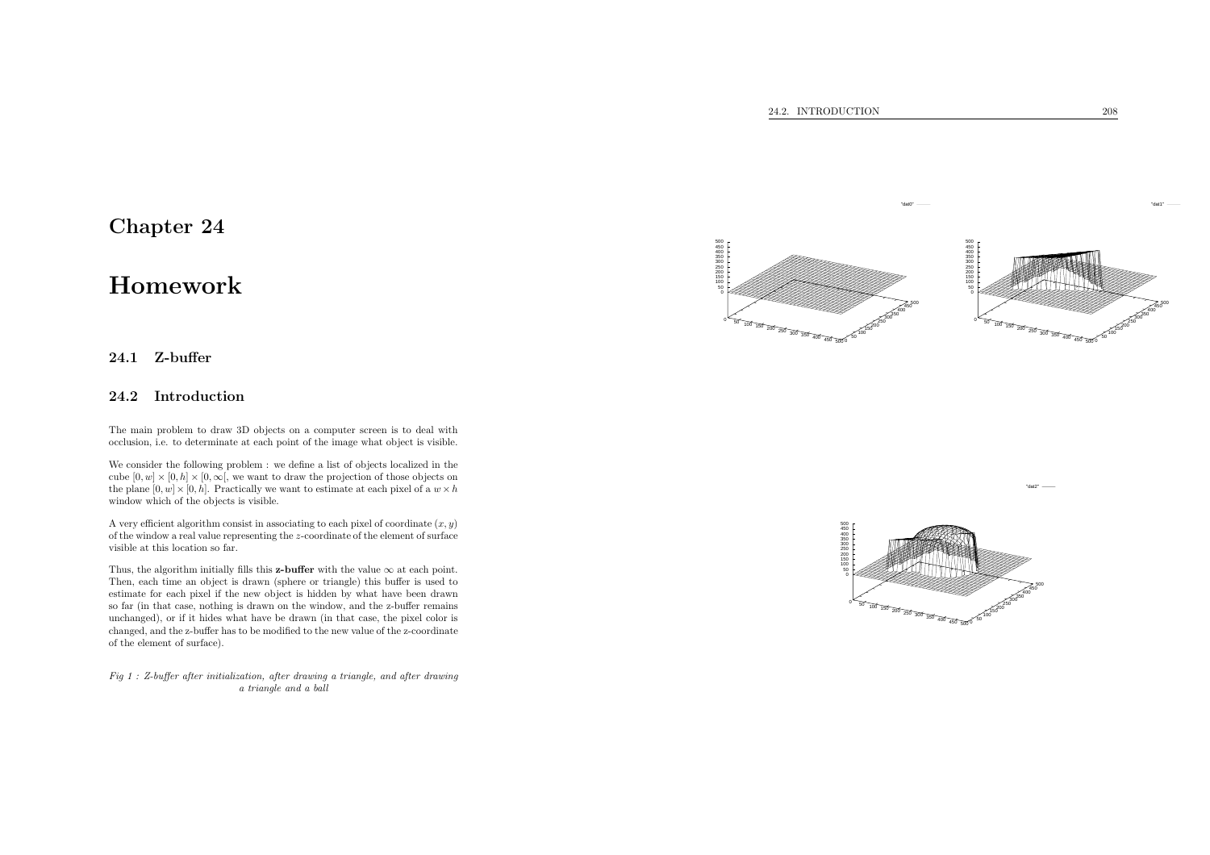# Chapter 24

# Homework

## 24.1 Z-buffer

## 24.2 Introduction

The main problem to draw 3D objects on a computer screen is to deal with occlusion, i.e. to determinate at each point of the image what object is visible.

We consider the following problem : we define a list of objects localized in the cube $[0, w] \times [0, h] \times [0, \infty[$, we want to draw the projection of those objects on the plane $[0, w] \times [0, h]$. Practically we want to estimate at each pixel of a $w \times h$ window which of the objects is visible.

A very efficient algorithm consist in associating to each pixel of coordinate $(x, y)$ of the window a real value representing the $z$-coordinate of the element of surface visible at this location so far.

Thus, the algorithm initially fills this **z-buffer** with the value $\infty$ at each point. Then, each time an object is drawn (sphere or triangle) this buffer is used to estimate for each pixel if the new object is hidden by what have been drawn so far (in that case, nothing is drawn on the window, and the z-buffer remains unchanged), or if it hides what have be drawn (in that case, the pixel color is changed, and the z-buffer has to be modified to the new value of the z-coordinate of the element of surface).

"dat0"

500
450
400
350
300
250
200
150
100
50
0

0 50 100 150 200 250 300 350 400 450 500 0 50 100 150 200 250 300 350 400 450 500

"dat1"

500
450
400
350
300
250
200
150
100
50
0

0 50 100 150 200 250 300 350 400 450 500 0 50 100 150 200 250 300 350 400 450 500

"dat2"

500
450
400
350
300
250
200
150
100
50
0

0 50 100 150 200 250 300 350 400 450 500 0 50 100 150 200 250 300 350 400 450 500

*Fig 1 : Z-buffer after initialization, after drawing a triangle, and after drawing a triangle and a ball*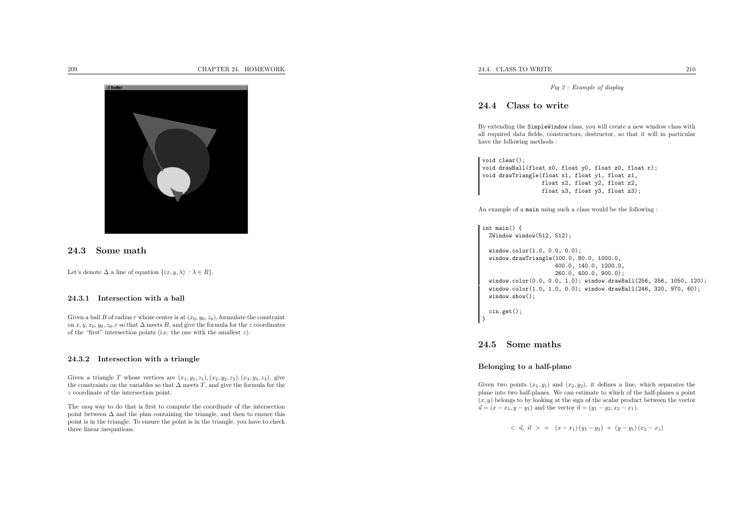Z buffer

## 24.3 Some math

Let's denote $\Delta$ a line of equation $\{(x, y, \lambda) \ : \lambda \in R\}$.

### 24.3.1 Intersection with a ball

Given a ball $B$ of radius $r$ whose center is at $(x_0, y_0, z_0)$, formulate the constraint on $x, y, x_0, y_0, z_0, r$ so that $\Delta$ meets $B$, and give the formula for the $z$ coordinates of the "first" intersection points (i.e. the one with the smallest $z$).

### 24.3.2 Intersection with a triangle

Given a triangle $T$ whose vertices are $(x_1, y_1, z_1), (x_2, y_2, z_2), (x_3, y_3, z_3)$, give the constraints on the variables so that $\Delta$ meets $T$, and give the formula for the $z$ coordinate of the intersection point.

The *easy* way to do that is first to compute the coordinate of the intersection point between $\Delta$ and the plan containing the triangle, and then to ensure this point is in the triangle. To ensure the point is in the triangle, you have to check three linear inequations.

*Fig 2 : Example of display*

## 24.4 Class to write

By extending the `SimpleWindow` class, you will create a new window class with all required data fields, constructors, destructor, so that it will in particular have the following methods :

```
void clear();
void drawBall(float x0, float y0, float z0, float r);
void drawTriangle(float x1, float y1, float z1,
                  float x2, float y2, float z2,
                  float x3, float y3, float z3);
```

An example of a `main` using such a class would be the following :

```
int main() {
  ZWindow window(512, 512);

  window.color(1.0, 0.0, 0.0);
  window.drawTriangle(100.0, 80.0, 1000.0,
                      400.0, 140.0, 1200.0,
                      260.0, 400.0, 900.0);
  window.color(0.0, 0.0, 1.0); window.drawBall(256, 256, 1050, 120);
  window.color(1.0, 1.0, 0.0); window.drawBall(246, 320, 970, 60);
  window.show();

  cin.get();
}
```

## 24.5 Some maths

#### Belonging to a half-plane

Given two points $(x_1, y_1)$ and $(x_2, y_2)$, it defines a line, which separates the plane into two half-planes. We can estimate to which of the half-planes a point $(x, y)$ belongs to by looking at the sign of the scalar product between the vector $\vec{u} = (x - x_1, y - y_1)$ and the vector $\vec{n} = (y_1 - y_2, x_2 - x_1)$.

$$< \vec{u}, \vec{n} > \ = \ (x - x_1)\,(y_1 - y_2) \ + \ (y - y_1)\,(x_2 - x_1)$$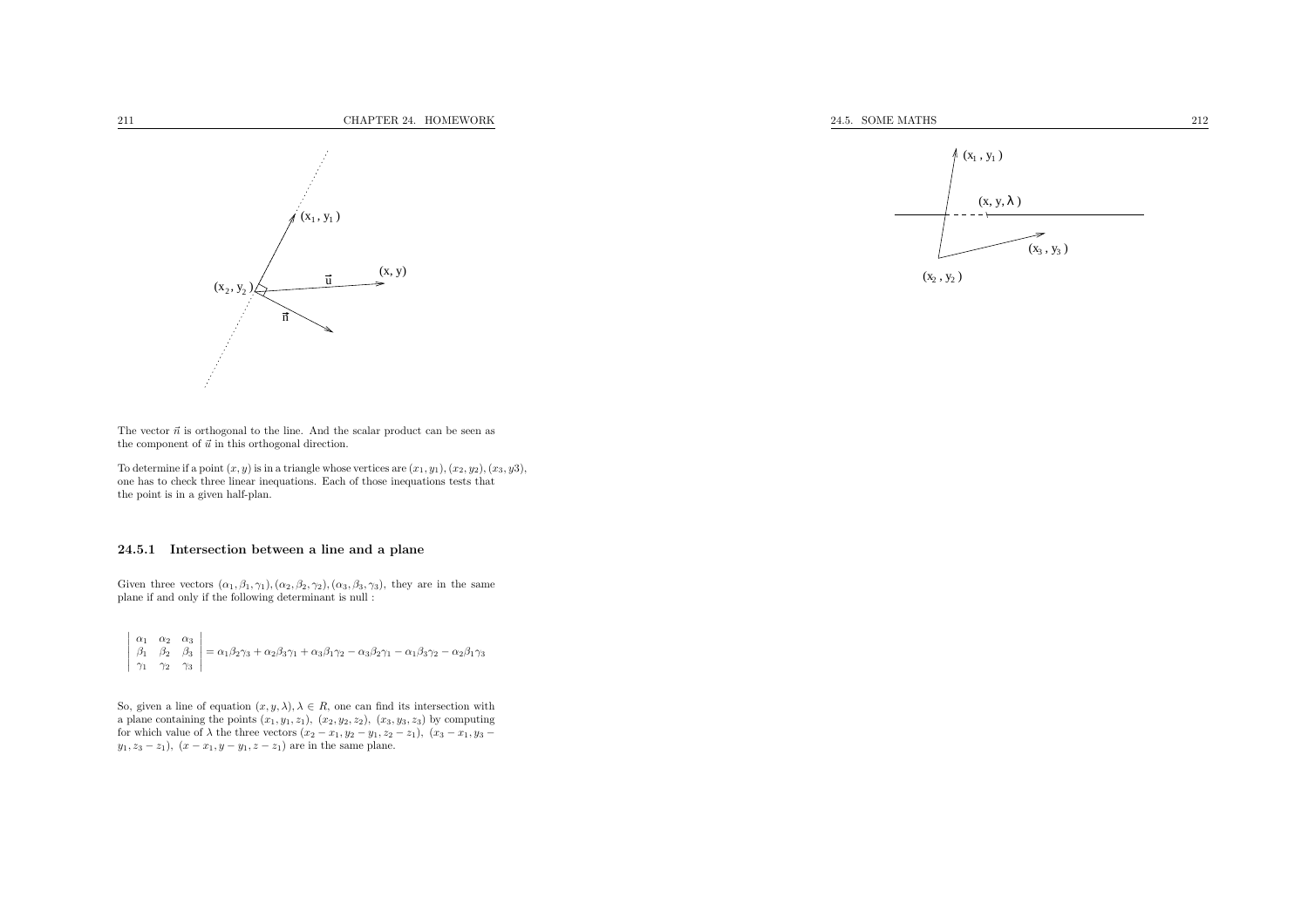(x₁ , y₁ )

The vector $\vec{n}$ is orthogonal to the line. And the scalar product can be seen as the component of $\vec{u}$ in this orthogonal direction.

To determine if a point $(x, y)$ is in a triangle whose vertices are $(x_1, y_1), (x_2, y_2), (x_3, y3)$, one has to check three linear inequations. Each of those inequations tests that the point is in a given half-plan.

### 24.5.1 Intersection between a line and a plane

Given three vectors $(\alpha_1, \beta_1, \gamma_1), (\alpha_2, \beta_2, \gamma_2), (\alpha_3, \beta_3, \gamma_3)$, they are in the same plane if and only if the following determinant is null :

$$\begin{vmatrix} \alpha_1 & \alpha_2 & \alpha_3 \\ \beta_1 & \beta_2 & \beta_3 \\ \gamma_1 & \gamma_2 & \gamma_3 \end{vmatrix} = \alpha_1\beta_2\gamma_3 + \alpha_2\beta_3\gamma_1 + \alpha_3\beta_1\gamma_2 - \alpha_3\beta_2\gamma_1 - \alpha_1\beta_3\gamma_2 - \alpha_2\beta_1\gamma_3$$

So, given a line of equation $(x, y, \lambda), \lambda \in R$, one can find its intersection with a plane containing the points $(x_1, y_1, z_1)$, $(x_2, y_2, z_2)$, $(x_3, y_3, z_3)$ by computing for which value of $\lambda$ the three vectors $(x_2 - x_1, y_2 - y_1, z_2 - z_1)$, $(x_3 - x_1, y_3 - y_1, z_3 - z_1)$, $(x - x_1, y - y_1, z - z_1)$ are in the same plane.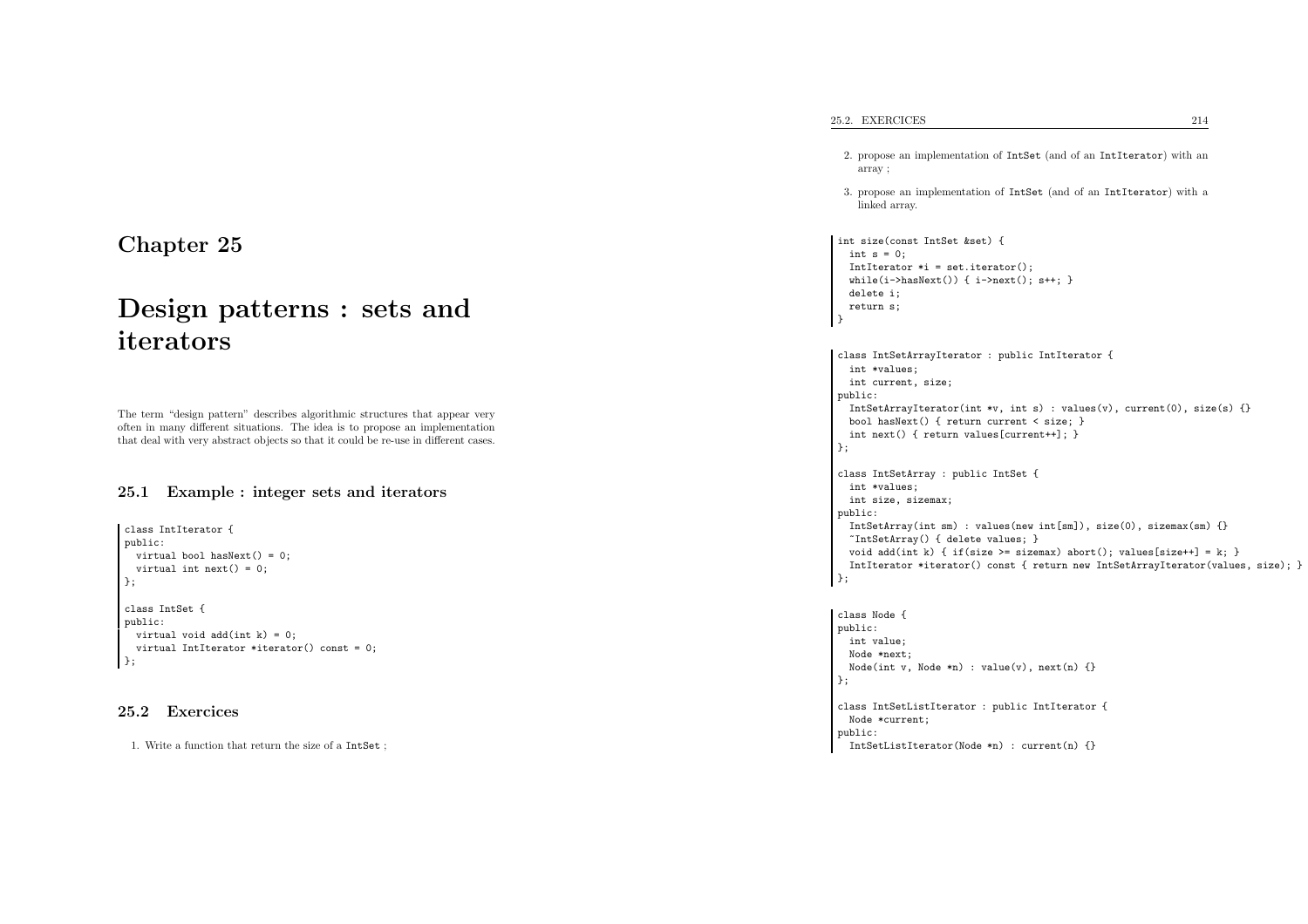# Chapter 25

# Design patterns : sets and iterators

The term "design pattern" describes algorithmic structures that appear very often in many different situations. The idea is to propose an implementation that deal with very abstract objects so that it could be re-use in different cases.

## 25.1 Example : integer sets and iterators

```
class IntIterator {
public:
  virtual bool hasNext() = 0;
  virtual int next() = 0;
};

class IntSet {
public:
  virtual void add(int k) = 0;
  virtual IntIterator *iterator() const = 0;
};
```

## 25.2 Exercices

1. Write a function that return the size of a IntSet ;
2. propose an implementation of IntSet (and of an IntIterator) with an array ;
3. propose an implementation of IntSet (and of an IntIterator) with a linked array.

```
int size(const IntSet &set) {
  int s = 0;
  IntIterator *i = set.iterator();
  while(i->hasNext()) { i->next(); s++; }
  delete i;
  return s;
}
```

```
class IntSetArrayIterator : public IntIterator {
  int *values;
  int current, size;
public:
  IntSetArrayIterator(int *v, int s) : values(v), current(0), size(s) {}
  bool hasNext() { return current < size; }
  int next() { return values[current++]; }
};

class IntSetArray : public IntSet {
  int *values;
  int size, sizemax;
public:
  IntSetArray(int sm) : values(new int[sm]), size(0), sizemax(sm) {}
  ~IntSetArray() { delete values; }
  void add(int k) { if(size >= sizemax) abort(); values[size++] = k; }
  IntIterator *iterator() const { return new IntSetArrayIterator(values, size); }
};
```

```
class Node {
public:
  int value;
  Node *next;
  Node(int v, Node *n) : value(v), next(n) {}
};

class IntSetListIterator : public IntIterator {
  Node *current;
public:
  IntSetListIterator(Node *n) : current(n) {}
```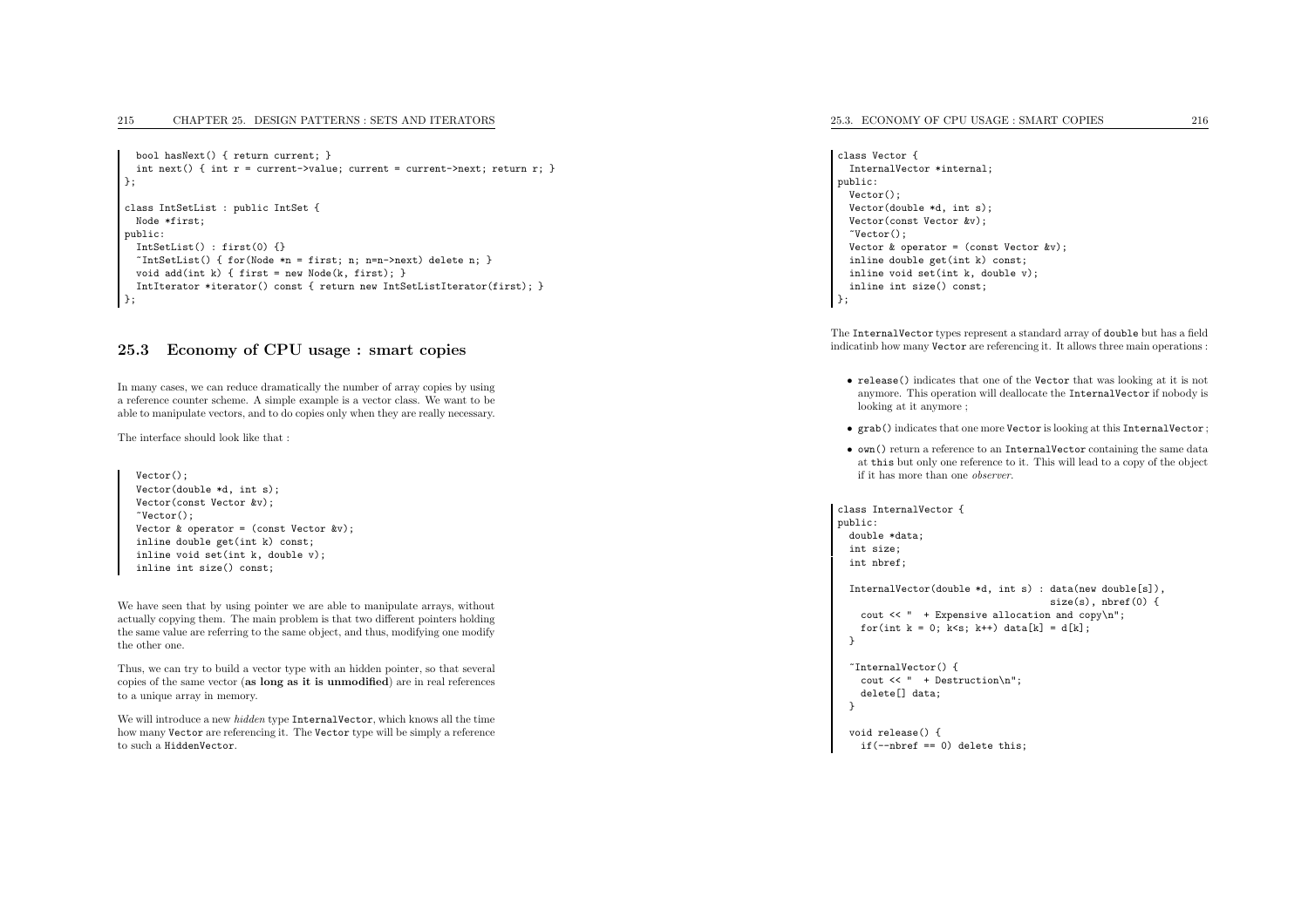```
  bool hasNext() { return current; }
  int next() { int r = current->value; current = current->next; return r; }
};

class IntSetList : public IntSet {
  Node *first;
public:
  IntSetList() : first(0) {}
  ~IntSetList() { for(Node *n = first; n; n=n->next) delete n; }
  void add(int k) { first = new Node(k, first); }
  IntIterator *iterator() const { return new IntSetListIterator(first); }
};
```

## 25.3 Economy of CPU usage : smart copies

In many cases, we can reduce dramatically the number of array copies by using a reference counter scheme. A simple example is a vector class. We want to be able to manipulate vectors, and to do copies only when they are really necessary.

The interface should look like that :

```
  Vector();
  Vector(double *d, int s);
  Vector(const Vector &v);
  ~Vector();
  Vector & operator = (const Vector &v);
  inline double get(int k) const;
  inline void set(int k, double v);
  inline int size() const;
```

We have seen that by using pointer we are able to manipulate arrays, without actually copying them. The main problem is that two different pointers holding the same value are referring to the same object, and thus, modifying one modify the other one.

Thus, we can try to build a vector type with an hidden pointer, so that several copies of the same vector (**as long as it is unmodified**) are in real references to a unique array in memory.

We will introduce a new *hidden* type `InternalVector`, which knows all the time how many `Vector` are referencing it. The `Vector` type will be simply a reference to such a `HiddenVector`.

```
class Vector {
  InternalVector *internal;
public:
  Vector();
  Vector(double *d, int s);
  Vector(const Vector &v);
  ~Vector();
  Vector & operator = (const Vector &v);
  inline double get(int k) const;
  inline void set(int k, double v);
  inline int size() const;
};
```

The `InternalVector` types represent a standard array of `double` but has a field indicatinb how many `Vector` are referencing it. It allows three main operations :

- `release()` indicates that one of the `Vector` that was looking at it is not anymore. This operation will deallocate the `InternalVector` if nobody is looking at it anymore ;
- `grab()` indicates that one more `Vector` is looking at this `InternalVector` ;
- `own()` return a reference to an `InternalVector` containing the same data at `this` but only one reference to it. This will lead to a copy of the object if it has more than one *observer*.

```
class InternalVector {
public:
  double *data;
  int size;
  int nbref;

  InternalVector(double *d, int s) : data(new double[s]),
                                     size(s), nbref(0) {
    cout << "  + Expensive allocation and copy\n";
    for(int k = 0; k<s; k++) data[k] = d[k];
  }

  ~InternalVector() {
    cout << "  + Destruction\n";
    delete[] data;
  }

  void release() {
    if(--nbref == 0) delete this;
```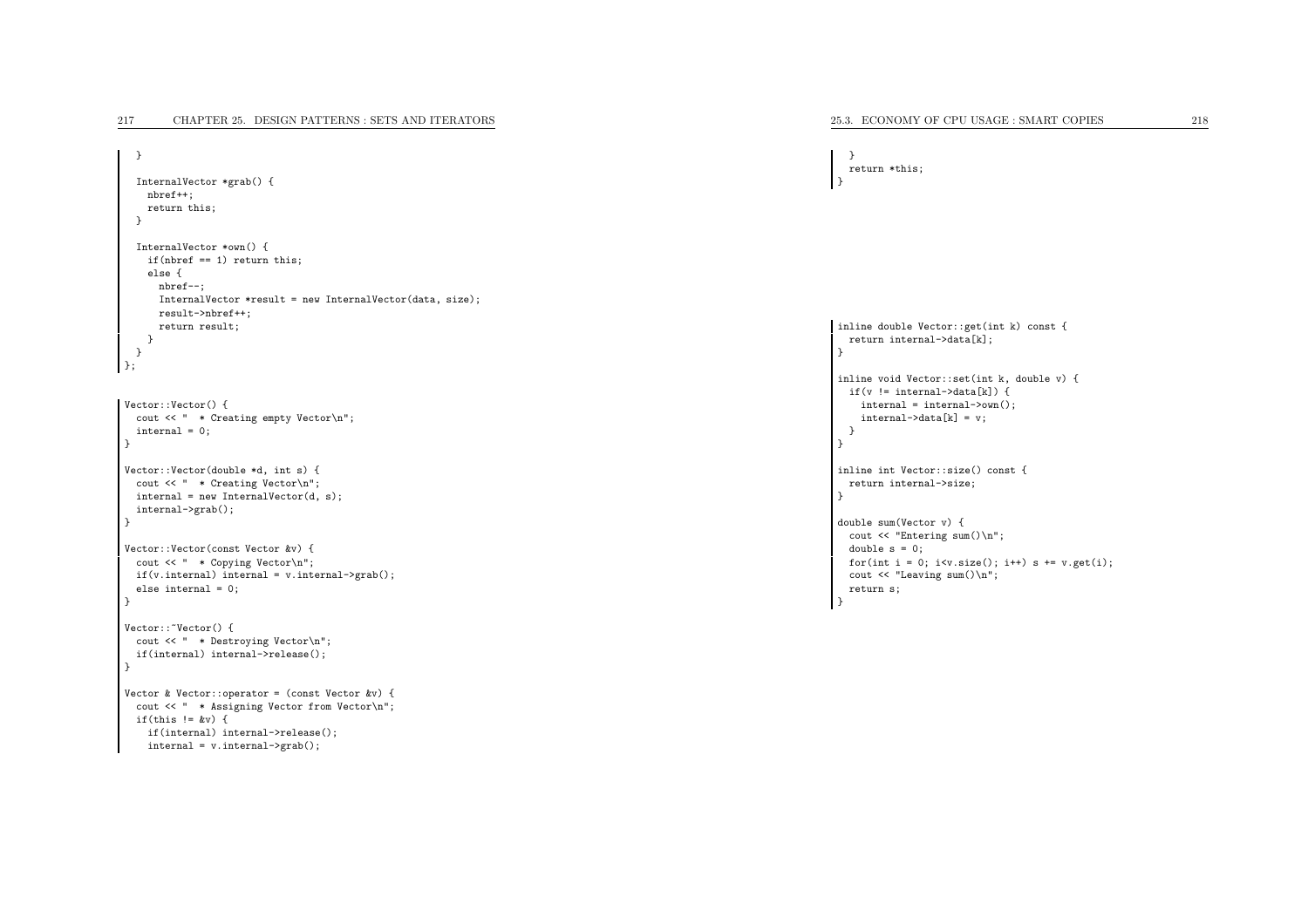```
  }

  InternalVector *grab() {
    nbref++;
    return this;
  }

  InternalVector *own() {
    if(nbref == 1) return this;
    else {
      nbref--;
      InternalVector *result = new InternalVector(data, size);
      result->nbref++;
      return result;
    }
  }
};
```

```
Vector::Vector() {
  cout << "  * Creating empty Vector\n";
  internal = 0;
}

Vector::Vector(double *d, int s) {
  cout << "  * Creating Vector\n";
  internal = new InternalVector(d, s);
  internal->grab();
}

Vector::Vector(const Vector &v) {
  cout << "  * Copying Vector\n";
  if(v.internal) internal = v.internal->grab();
  else internal = 0;
}

Vector::~Vector() {
  cout << "  * Destroying Vector\n";
  if(internal) internal->release();
}

Vector & Vector::operator = (const Vector &v) {
  cout << "  * Assigning Vector from Vector\n";
  if(this != &v) {
    if(internal) internal->release();
    internal = v.internal->grab();
  }
  return *this;
}
```

```
inline double Vector::get(int k) const {
  return internal->data[k];
}

inline void Vector::set(int k, double v) {
  if(v != internal->data[k]) {
    internal = internal->own();
    internal->data[k] = v;
  }
}

inline int Vector::size() const {
  return internal->size;
}

double sum(Vector v) {
  cout << "Entering sum()\n";
  double s = 0;
  for(int i = 0; i<v.size(); i++) s += v.get(i);
  cout << "Leaving sum()\n";
  return s;
}
```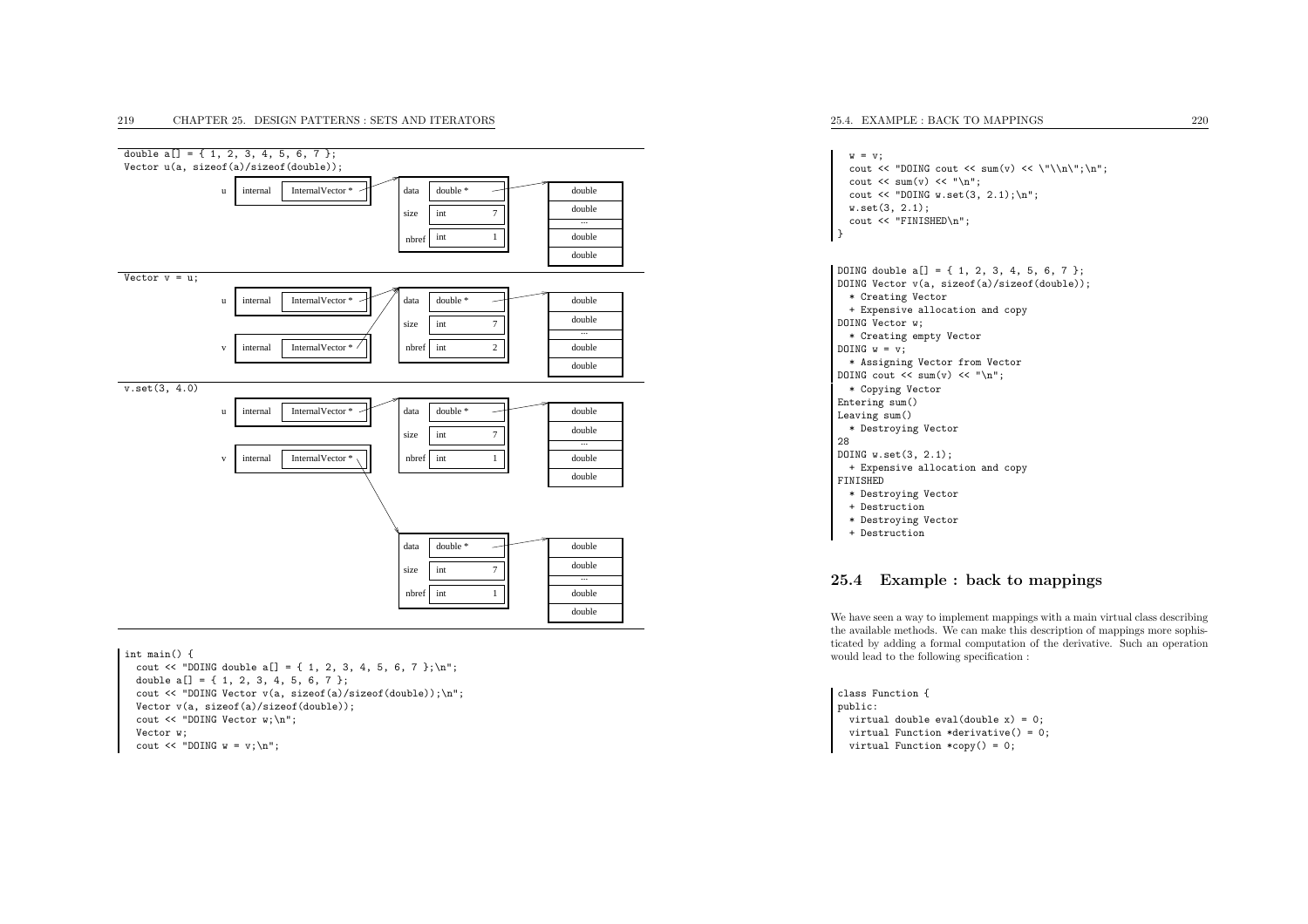```
double a[] = { 1, 2, 3, 4, 5, 6, 7 };
Vector u(a, sizeof(a)/sizeof(double));
```

| | | | | | |
|---|---|---|---|---|---|
| u | internal | InternalVector * | data | double * | double |
| | | | size | int 7 | double |
| | | | nbref | int 1 | ... double |
| | | | | | double |

```
Vector v = u;
```

| | | | | | |
|---|---|---|---|---|---|
| u | internal | InternalVector * | data | double * | double |
| | | | size | int 7 | double |
| v | internal | InternalVector * | nbref | int 2 | ... double |
| | | | | | double |

```
v.set(3, 4.0)
```

| | | | | | |
|---|---|---|---|---|---|
| u | internal | InternalVector * | data | double * | double |
| | | | size | int 7 | double |
| v | internal | InternalVector * | nbref | int 1 | ... double |
| | | | | | double |
| | | | data | double * | double |
| | | | size | int 7 | double |
| | | | nbref | int 1 | ... double |
| | | | | | double |

```
int main() {
  cout << "DOING double a[] = { 1, 2, 3, 4, 5, 6, 7 };\n";
  double a[] = { 1, 2, 3, 4, 5, 6, 7 };
  cout << "DOING Vector v(a, sizeof(a)/sizeof(double));\n";
  Vector v(a, sizeof(a)/sizeof(double));
  cout << "DOING Vector w;\n";
  Vector w;
  cout << "DOING w = v;\n";
  w = v;
  cout << "DOING cout << sum(v) << \"\\n\";\n";
  cout << sum(v) << "\n";
  cout << "DOING w.set(3, 2.1);\n";
  w.set(3, 2.1);
  cout << "FINISHED\n";
}
```

```
DOING double a[] = { 1, 2, 3, 4, 5, 6, 7 };
DOING Vector v(a, sizeof(a)/sizeof(double));
  * Creating Vector
  + Expensive allocation and copy
DOING Vector w;
  * Creating empty Vector
DOING w = v;
  * Assigning Vector from Vector
DOING cout << sum(v) << "\n";
  * Copying Vector
Entering sum()
Leaving sum()
  * Destroying Vector
28
DOING w.set(3, 2.1);
  + Expensive allocation and copy
FINISHED
  * Destroying Vector
  + Destruction
  * Destroying Vector
  + Destruction
```

## 25.4 Example : back to mappings

We have seen a way to implement mappings with a main virtual class describing the available methods. We can make this description of mappings more sophisticated by adding a formal computation of the derivative. Such an operation would lead to the following specification :

```
class Function {
public:
  virtual double eval(double x) = 0;
  virtual Function *derivative() = 0;
  virtual Function *copy() = 0;
```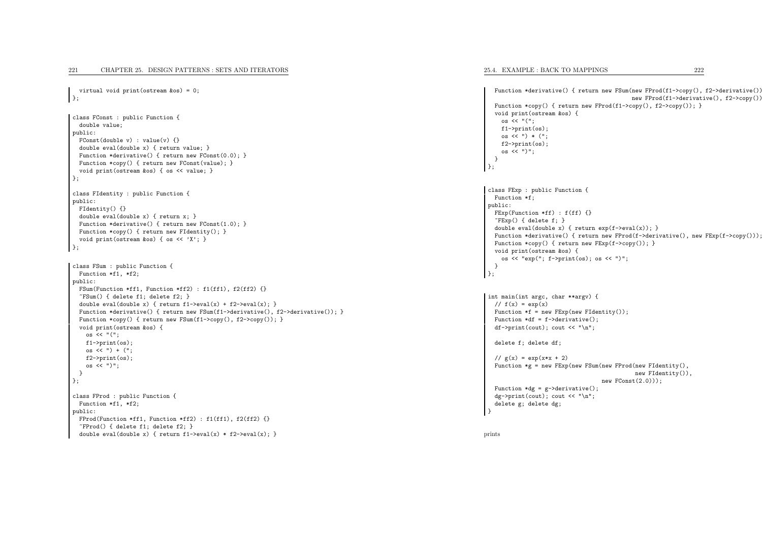```
  virtual void print(ostream &os) = 0;
};

class FConst : public Function {
  double value;
public:
  FConst(double v) : value(v) {}
  double eval(double x) { return value; }
  Function *derivative() { return new FConst(0.0); }
  Function *copy() { return new FConst(value); }
  void print(ostream &os) { os << value; }
};

class FIdentity : public Function {
public:
  FIdentity() {}
  double eval(double x) { return x; }
  Function *derivative() { return new FConst(1.0); }
  Function *copy() { return new FIdentity(); }
  void print(ostream &os) { os << 'X'; }
};

class FSum : public Function {
  Function *f1, *f2;
public:
  FSum(Function *ff1, Function *ff2) : f1(ff1), f2(ff2) {}
  ~FSum() { delete f1; delete f2; }
  double eval(double x) { return f1->eval(x) + f2->eval(x); }
  Function *derivative() { return new FSum(f1->derivative(), f2->derivative()); }
  Function *copy() { return new FSum(f1->copy(), f2->copy()); }
  void print(ostream &os) {
    os << "(";
    f1->print(os);
    os << ") + (";
    f2->print(os);
    os << ")";
  }
};

class FProd : public Function {
  Function *f1, *f2;
public:
  FProd(Function *ff1, Function *ff2) : f1(ff1), f2(ff2) {}
  ~FProd() { delete f1; delete f2; }
  double eval(double x) { return f1->eval(x) * f2->eval(x); }
  Function *derivative() { return new FSum(new FProd(f1->copy(), f2->derivative())
                                           new FProd(f1->derivative(), f2->copy())
  Function *copy() { return new FProd(f1->copy(), f2->copy()); }
  void print(ostream &os) {
    os << "(";
    f1->print(os);
    os << ") * (";
    f2->print(os);
    os << ")";
  }
};

class FExp : public Function {
  Function *f;
public:
  FExp(Function *ff) : f(ff) {}
  ~FExp() { delete f; }
  double eval(double x) { return exp(f->eval(x)); }
  Function *derivative() { return new FProd(f->derivative(), new FExp(f->copy()));
  Function *copy() { return new FExp(f->copy()); }
  void print(ostream &os) {
    os << "exp("; f->print(os); os << ")";
  }
};

int main(int argc, char **argv) {
  // f(x) = exp(x)
  Function *f = new FExp(new FIdentity());
  Function *df = f->derivative();
  df->print(cout); cout << "\n";

  delete f; delete df;

  // g(x) = exp(x*x + 2)
  Function *g = new FExp(new FSum(new FProd(new FIdentity(),
                                            new FIdentity()),
                                  new FConst(2.0)));
  Function *dg = g->derivative();
  dg->print(cout); cout << "\n";
  delete g; delete dg;
}
```

prints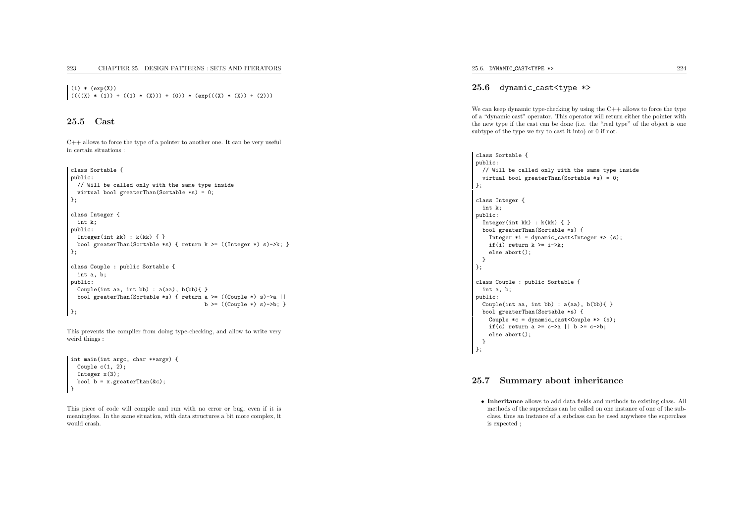```
(1) * (exp(X))
((((X) * (1)) + ((1) * (X))) + (0)) * (exp(((X) * (X)) + (2)))
```

## 25.5 Cast

C++ allows to force the type of a pointer to another one. It can be very useful in certain situations :

```
class Sortable {
public:
  // Will be called only with the same type inside
  virtual bool greaterThan(Sortable *s) = 0;
};

class Integer {
  int k;
public:
  Integer(int kk) : k(kk) { }
  bool greaterThan(Sortable *s) { return k >= ((Integer *) s)->k; }
};

class Couple : public Sortable {
  int a, b;
public:
  Couple(int aa, int bb) : a(aa), b(bb){ }
  bool greaterThan(Sortable *s) { return a >= ((Couple *) s)->a ||
                                         b >= ((Couple *) s)->b; }
};
```

This prevents the compiler from doing type-checking, and allow to write very weird things :

```
int main(int argc, char **argv) {
  Couple c(1, 2);
  Integer x(3);
  bool b = x.greaterThan(&c);
}
```

This piece of code will compile and run with no error or bug, even if it is meaningless. In the same situation, with data structures a bit more complex, it would crash.

## 25.6 dynamic_cast<type *>

We can keep dynamic type-checking by using the C++ allows to force the type of a "dynamic cast" operator. This operator will return either the pointer with the new type if the cast can be done (i.e. the "real type" of the object is one subtype of the type we try to cast it into) or 0 if not.

```
class Sortable {
public:
  // Will be called only with the same type inside
  virtual bool greaterThan(Sortable *s) = 0;
};

class Integer {
  int k;
public:
  Integer(int kk) : k(kk) { }
  bool greaterThan(Sortable *s) {
    Integer *i = dynamic_cast<Integer *> (s);
    if(i) return k >= i->k;
    else abort();
  }
};

class Couple : public Sortable {
  int a, b;
public:
  Couple(int aa, int bb) : a(aa), b(bb){ }
  bool greaterThan(Sortable *s) {
    Couple *c = dynamic_cast<Couple *> (s);
    if(c) return a >= c->a || b >= c->b;
    else abort();
  }
};
```

## 25.7 Summary about inheritance

- **Inheritance** allows to add data fields and methods to existing class. All methods of the superclass can be called on one instance of one of the subclass, thus an instance of a subclass can be used anywhere the superclass is expected ;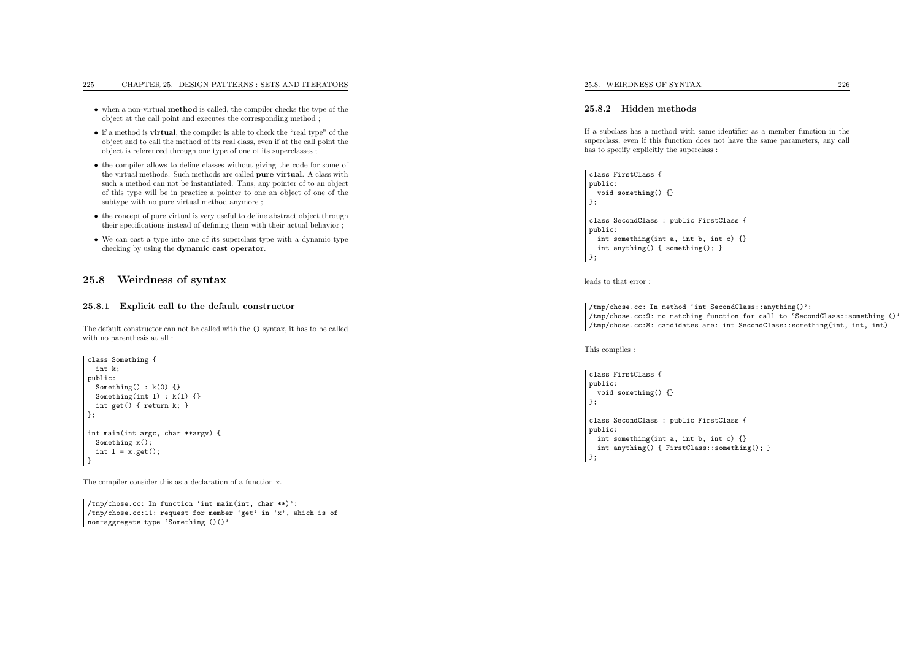- when a non-virtual **method** is called, the compiler checks the type of the object at the call point and executes the corresponding method ;
- if a method is **virtual**, the compiler is able to check the "real type" of the object and to call the method of its real class, even if at the call point the object is referenced through one type of one of its superclasses ;
- the compiler allows to define classes without giving the code for some of the virtual methods. Such methods are called **pure virtual**. A class with such a method can not be instantiated. Thus, any pointer of to an object of this type will be in practice a pointer to one an object of one of the subtype with no pure virtual method anymore ;
- the concept of pure virtual is very useful to define abstract object through their specifications instead of defining them with their actual behavior ;
- We can cast a type into one of its superclass type with a dynamic type checking by using the **dynamic cast operator**.

## 25.8 Weirdness of syntax

### 25.8.1 Explicit call to the default constructor

The default constructor can not be called with the () syntax, it has to be called with no parenthesis at all :

```
class Something {
  int k;
public:
  Something() : k(0) {}
  Something(int l) : k(l) {}
  int get() { return k; }
};

int main(int argc, char **argv) {
  Something x();
  int l = x.get();
}
```

The compiler consider this as a declaration of a function x.

```
/tmp/chose.cc: In function 'int main(int, char **)':
/tmp/chose.cc:11: request for member 'get' in 'x', which is of
non-aggregate type 'Something ()()'
```

### 25.8.2 Hidden methods

If a subclass has a method with same identifier as a member function in the superclass, even if this function does not have the same parameters, any call has to specify explicitly the superclass :

```
class FirstClass {
public:
  void something() {}
};

class SecondClass : public FirstClass {
public:
  int something(int a, int b, int c) {}
  int anything() { something(); }
};
```

leads to that error :

```
/tmp/chose.cc: In method 'int SecondClass::anything()':
/tmp/chose.cc:9: no matching function for call to 'SecondClass::something ()'
/tmp/chose.cc:8: candidates are: int SecondClass::something(int, int, int)
```

This compiles :

```
class FirstClass {
public:
  void something() {}
};

class SecondClass : public FirstClass {
public:
  int something(int a, int b, int c) {}
  int anything() { FirstClass::something(); }
};
```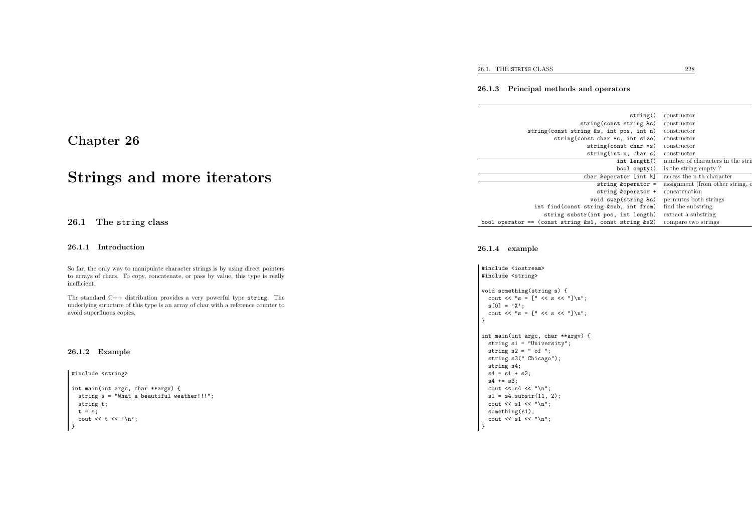# Chapter 26

# Strings and more iterators

## 26.1 The string class

### 26.1.1 Introduction

So far, the only way to manipulate character strings is by using direct pointers to arrays of chars. To copy, concatenate, or pass by value, this type is really inefficient.

The standard C++ distribution provides a very powerful type string. The underlying structure of this type is an array of char with a reference counter to avoid superfluous copies.

### 26.1.2 Example

```
#include <string>

int main(int argc, char **argv) {
  string s = "What a beautiful weather!!!";
  string t;
  t = s;
  cout << t << '\n';
}
```

### 26.1.3 Principal methods and operators

| | |
|---|---|
| `string()` | constructor |
| `string(const string &s)` | constructor |
| `string(const string &s, int pos, int n)` | constructor |
| `string(const char *s, int size)` | constructor |
| `string(const char *s)` | constructor |
| `string(int n, char c)` | constructor |
| `int length()` | number of characters in the stri |
| `bool empty()` | is the string empty ? |
| `char &operator [int k]` | access the n-th character |
| `string &operator =` | assignment (from other string, c |
| `string &operator +` | concatenation |
| `void swap(string &s)` | permutes both strings |
| `int find(const string &sub, int from)` | find the substring |
| `string substr(int pos, int length)` | extract a substring |
| `bool operator == (const string &s1, const string &s2)` | compare two strings |

### 26.1.4 example

```
#include <iostream>
#include <string>

void something(string s) {
  cout << "s = [" << s << "]\n";
  s[0] = 'X';
  cout << "s = [" << s << "]\n";
}

int main(int argc, char **argv) {
  string s1 = "University";
  string s2 = " of ";
  string s3(" Chicago");
  string s4;
  s4 = s1 + s2;
  s4 += s3;
  cout << s4 << "\n";
  s1 = s4.substr(11, 2);
  cout << s1 << "\n";
  something(s1);
  cout << s1 << "\n";
}
```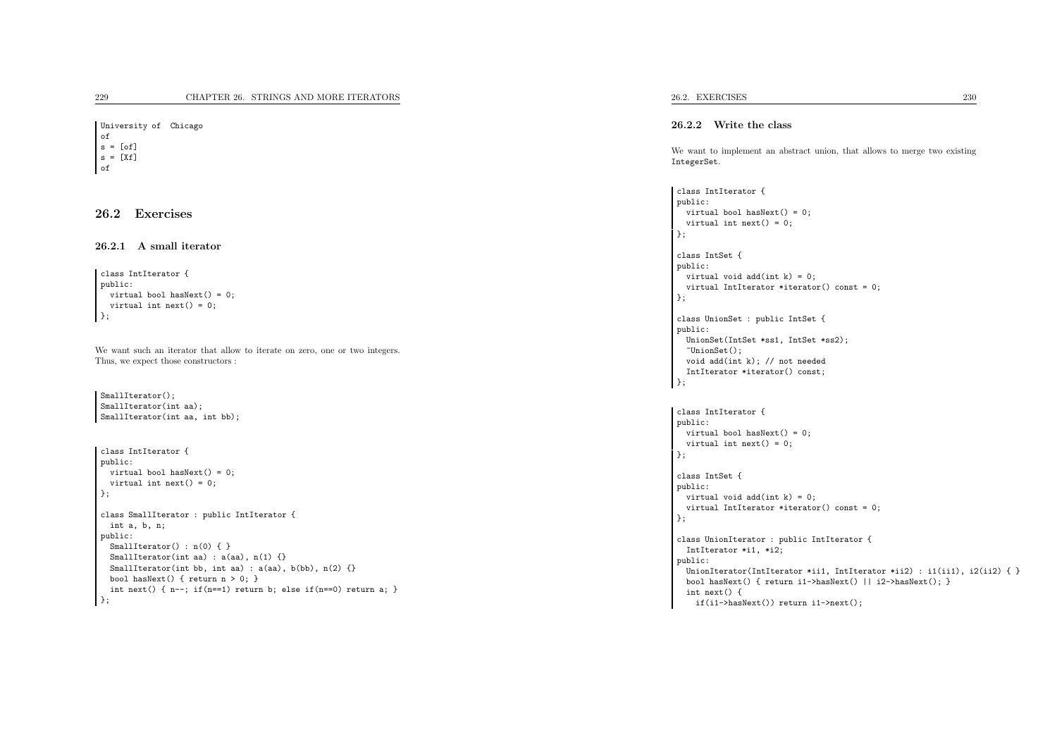```
University of  Chicago
of
s = [of]
s = [Xf]
of
```

## 26.2 Exercises

### 26.2.1 A small iterator

```
class IntIterator {
public:
  virtual bool hasNext() = 0;
  virtual int next() = 0;
};
```

We want such an iterator that allow to iterate on zero, one or two integers. Thus, we expect those constructors :

```
SmallIterator();
SmallIterator(int aa);
SmallIterator(int aa, int bb);
```

```
class IntIterator {
public:
  virtual bool hasNext() = 0;
  virtual int next() = 0;
};

class SmallIterator : public IntIterator {
  int a, b, n;
public:
  SmallIterator() : n(0) { }
  SmallIterator(int aa) : a(aa), n(1) {}
  SmallIterator(int bb, int aa) : a(aa), b(bb), n(2) {}
  bool hasNext() { return n > 0; }
  int next() { n--; if(n==1) return b; else if(n==0) return a; }
};
```

### 26.2.2 Write the class

We want to implement an abstract union, that allows to merge two existing IntegerSet.

```
class IntIterator {
public:
  virtual bool hasNext() = 0;
  virtual int next() = 0;
};

class IntSet {
public:
  virtual void add(int k) = 0;
  virtual IntIterator *iterator() const = 0;
};

class UnionSet : public IntSet {
public:
  UnionSet(IntSet *ss1, IntSet *ss2);
  ~UnionSet();
  void add(int k); // not needed
  IntIterator *iterator() const;
};
```

```
class IntIterator {
public:
  virtual bool hasNext() = 0;
  virtual int next() = 0;
};

class IntSet {
public:
  virtual void add(int k) = 0;
  virtual IntIterator *iterator() const = 0;
};

class UnionIterator : public IntIterator {
  IntIterator *i1, *i2;
public:
  UnionIterator(IntIterator *ii1, IntIterator *ii2) : i1(ii1), i2(ii2) { }
  bool hasNext() { return i1->hasNext() || i2->hasNext(); }
  int next() {
    if(i1->hasNext()) return i1->next();
```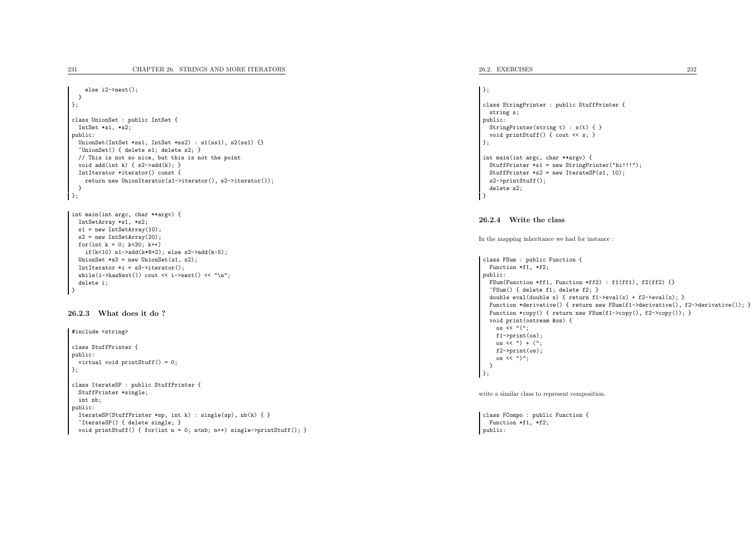```
    else i2->next();
  }
};

class UnionSet : public IntSet {
  IntSet *s1, *s2;
public:
  UnionSet(IntSet *ss1, IntSet *ss2) : s1(ss1), s2(ss1) {}
  ~UnionSet() { delete s1; delete s2; }
  // This is not so nice, but this is not the point
  void add(int k) { s2->add(k); }
  IntIterator *iterator() const {
    return new UnionIterator(s1->iterator(), s2->iterator());
  }
};
```

```
int main(int argc, char **argv) {
  IntSetArray *s1, *s2;
  s1 = new IntSetArray(10);
  s2 = new IntSetArray(20);
  for(int k = 0; k<30; k++)
    if(k<10) s1->add(k*8+2); else s2->add(k-5);
  UnionSet *s3 = new UnionSet(s1, s2);
  IntIterator *i = s3->iterator();
  while(i->hasNext()) cout << i->next() << "\n";
  delete i;
}
```

### 26.2.3 What does it do ?

```
#include <string>

class StuffPrinter {
public:
  virtual void printStuff() = 0;
};

class IterateSP : public StuffPrinter {
  StuffPrinter *single;
  int nb;
public:
  IterateSP(StuffPrinter *sp, int k) : single(sp), nb(k) { }
  ~IterateSP() { delete single; }
  void printStuff() { for(int n = 0; n<nb; n++) single->printStuff(); }
};

class StringPrinter : public StuffPrinter {
  string s;
public:
  StringPrinter(string t) : s(t) { }
  void printStuff() { cout << s; }
};

int main(int argc, char **argv) {
  StuffPrinter *s1 = new StringPrinter("hi!!!");
  StuffPrinter *s2 = new IterateSP(s1, 10);
  s2->printStuff();
  delete s2;
}
```

### 26.2.4 Write the class

In the mapping inheritance we had for instance :

```
class FSum : public Function {
  Function *f1, *f2;
public:
  FSum(Function *ff1, Function *ff2) : f1(ff1), f2(ff2) {}
  ~FSum() { delete f1; delete f2; }
  double eval(double x) { return f1->eval(x) + f2->eval(x); }
  Function *derivative() { return new FSum(f1->derivative(), f2->derivative()); }
  Function *copy() { return new FSum(f1->copy(), f2->copy()); }
  void print(ostream &os) {
    os << "(";
    f1->print(os);
    os << ") + (";
    f2->print(os);
    os << ")";
  }
};
```

write a similar class to represent composition.

```
class FCompo : public Function {
  Function *f1, *f2;
public:
```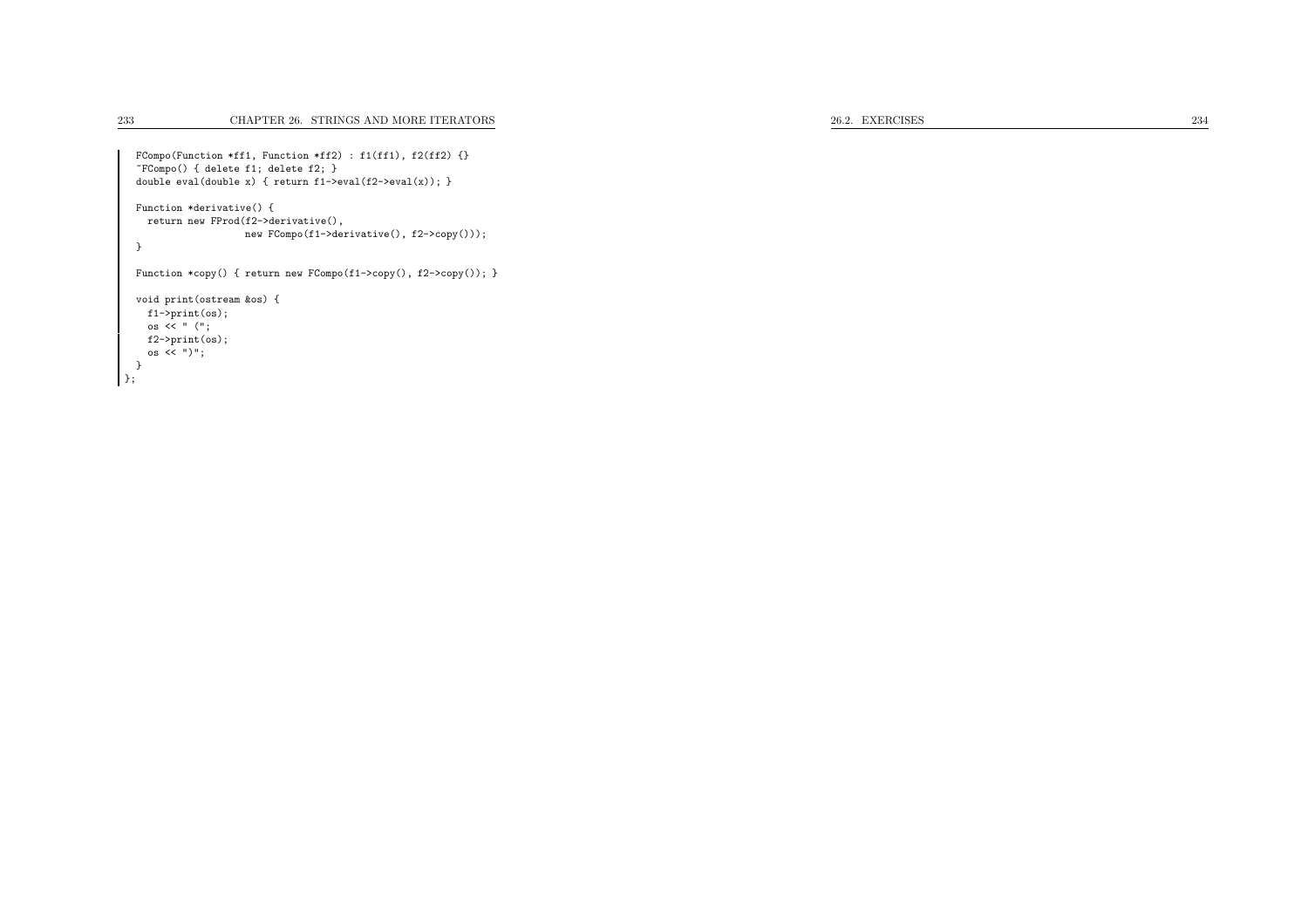```
  FCompo(Function *ff1, Function *ff2) : f1(ff1), f2(ff2) {}
  ~FCompo() { delete f1; delete f2; }
  double eval(double x) { return f1->eval(f2->eval(x)); }

  Function *derivative() {
    return new FProd(f2->derivative(),
                     new FCompo(f1->derivative(), f2->copy()));
  }

  Function *copy() { return new FCompo(f1->copy(), f2->copy()); }

  void print(ostream &os) {
    f1->print(os);
    os << " (";
    f2->print(os);
    os << ")";
  }
};
```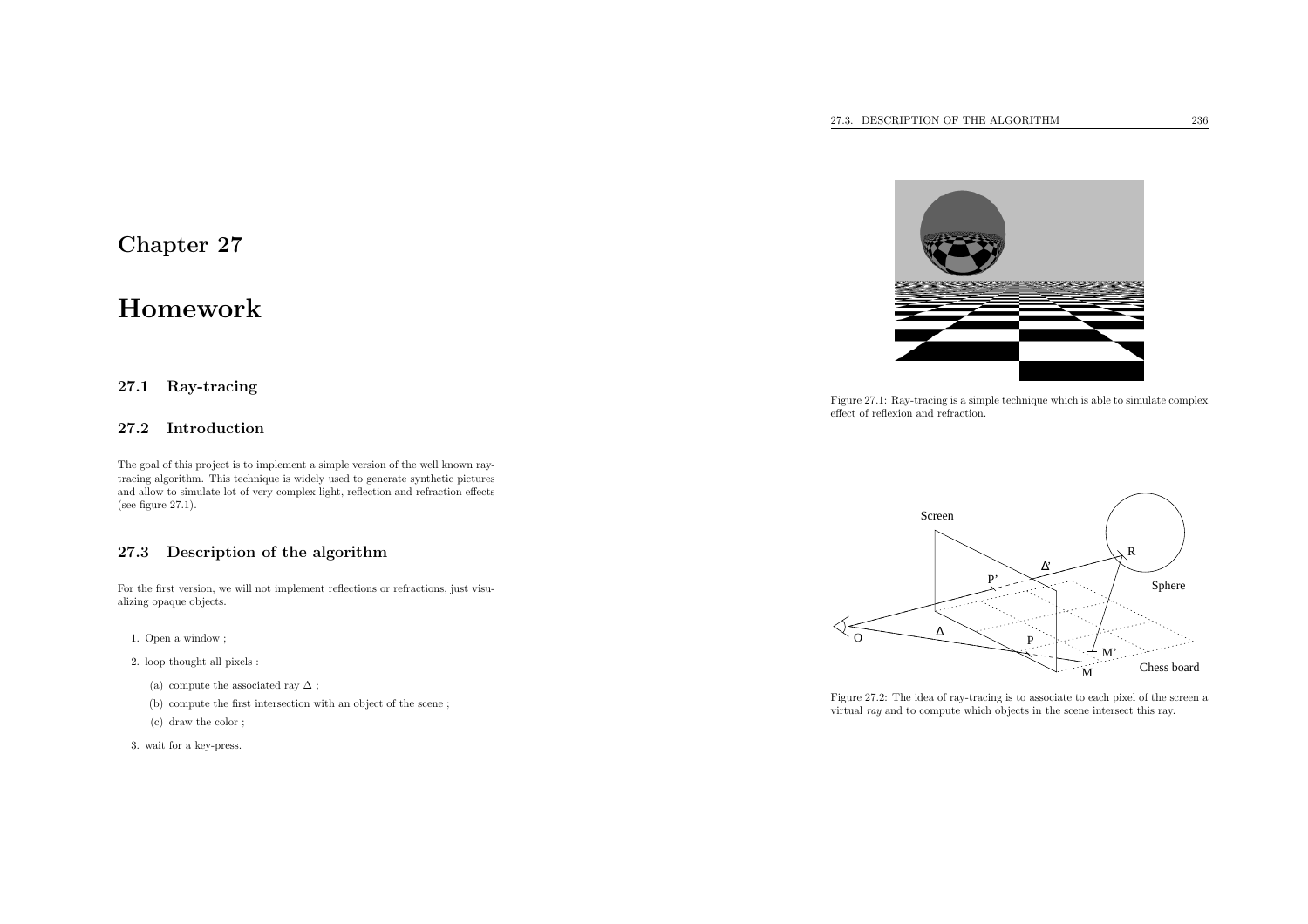# Chapter 27

# Homework

## 27.1 Ray-tracing

## 27.2 Introduction

The goal of this project is to implement a simple version of the well known ray-tracing algorithm. This technique is widely used to generate synthetic pictures and allow to simulate lot of very complex light, reflection and refraction effects (see figure 27.1).

## 27.3 Description of the algorithm

For the first version, we will not implement reflections or refractions, just visualizing opaque objects.

1. Open a window ;
2. loop thought all pixels :
   (a) compute the associated ray $\Delta$ ;
   (b) compute the first intersection with an object of the scene ;
   (c) draw the color ;
3. wait for a key-press.

Figure 27.1: Ray-tracing is a simple technique which is able to simulate complex effect of reflexion and refraction.

Screen

Sphere

Chess board

O

P

P'

M

M'

R

$\Delta$

$\Delta$'

Figure 27.2: The idea of ray-tracing is to associate to each pixel of the screen a virtual *ray* and to compute which objects in the scene intersect this ray.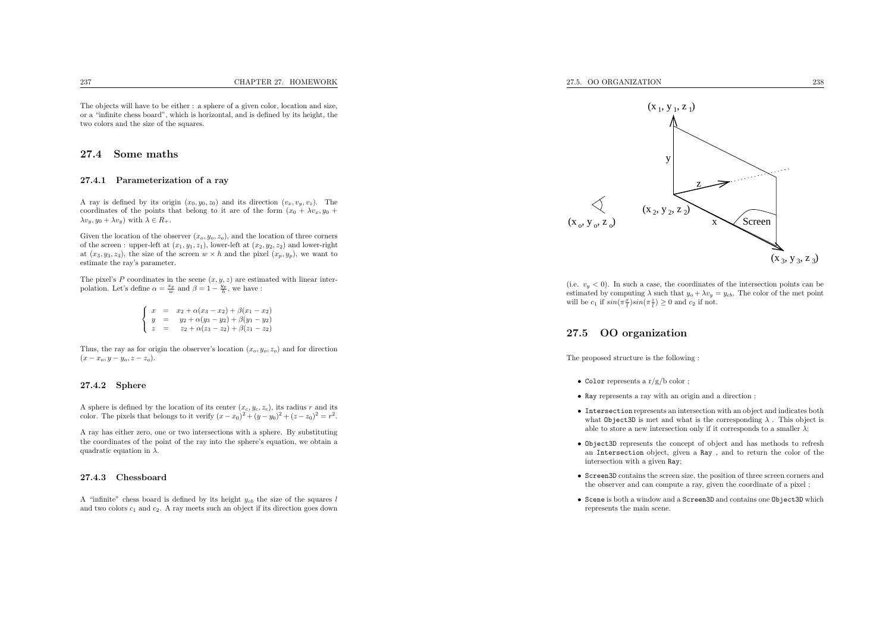The objects will have to be either : a sphere of a given color, location and size, or a "infinite chess board", which is horizontal, and is defined by its height, the two colors and the size of the squares.

## 27.4 Some maths

### 27.4.1 Parameterization of a ray

A ray is defined by its origin $(x_0, y_0, z_0)$ and its direction $(v_x, v_y, v_z)$. The coordinates of the points that belong to it are of the form $(x_0 + \lambda v_x, y_0 + \lambda v_y, y_0 + \lambda v_y)$ with $\lambda \in R_+$.

Given the location of the observer $(x_o, y_o, z_o)$, and the location of three corners of the screen : upper-left at $(x_1, y_1, z_1)$, lower-left at $(x_2, y_2, z_2)$ and lower-right at $(x_3, y_3, z_3)$, the size of the screen $w \times h$ and the pixel $(x_p, y_p)$, we want to estimate the ray's parameter.

The pixel's $P$ coordinates in the scene $(x, y, z)$ are estimated with linear interpolation. Let's define $\alpha = \frac{x_p}{w}$ and $\beta = 1 - \frac{y_p}{h}$, we have :

$$\left\{ \begin{array}{lcl} x & = & x_2 + \alpha(x_3 - x_2) + \beta(x_1 - x_2) \\ y & = & y_2 + \alpha(y_3 - y_2) + \beta(y_1 - y_2) \\ z & = & z_2 + \alpha(z_3 - z_2) + \beta(z_1 - z_2) \end{array} \right.$$

Thus, the ray as for origin the observer's location $(x_o, y_o, z_o)$ and for direction $(x - x_o, y - y_o, z - z_o)$.

### 27.4.2 Sphere

A sphere is defined by the location of its center $(x_c, y_c, z_c)$, its radius $r$ and its color. The pixels that belongs to it verify $(x - x_0)^2 + (y - y_0)^2 + (z - z_0)^2 = r^2$.

A ray has either zero, one or two intersections with a sphere. By substituting the coordinates of the point of the ray into the sphere's equation, we obtain a quadratic equation in $\lambda$.

### 27.4.3 Chessboard

A "infinite" chess board is defined by its height $y_{cb}$ the size of the squares $l$ and two colors $c_1$ and $c_2$. A ray meets such an object if its direction goes down

$(x_1, y_1, z_1)$

y

z

$(x_2, y_2, z_2)$

$(x_o, y_o, z_o)$

x

Screen

$(x_3, y_3, z_3)$

(i.e. $v_y < 0$). In such a case, the coordinates of the intersection points can be estimated by computing $\lambda$ such that $y_o + \lambda v_y = y_{cb}$. The color of the met point will be $c_1$ if $sin(\pi \frac{x}{l}) sin(\pi \frac{z}{l}) \geq 0$ and $c_2$ if not.

## 27.5 OO organization

The proposed structure is the following :

- `Color` represents a r/g/b color ;
- `Ray` represents a ray with an origin and a direction ;
- `Intersection` represents an intersection with an object and indicates both what `Object3D` is met and what is the corresponding $\lambda$ . This object is able to store a new intersection only if it corresponds to a smaller $\lambda$;
- `Object3D` represents the concept of object and has methods to refresh an `Intersection` object, given a `Ray` , and to return the color of the intersection with a given `Ray`;
- `Screen3D` contains the screen size, the position of three screen corners and the observer and can compute a ray, given the coordinate of a pixel ;
- `Scene` is both a window and a `Screen3D` and contains one `Object3D` which represents the main scene.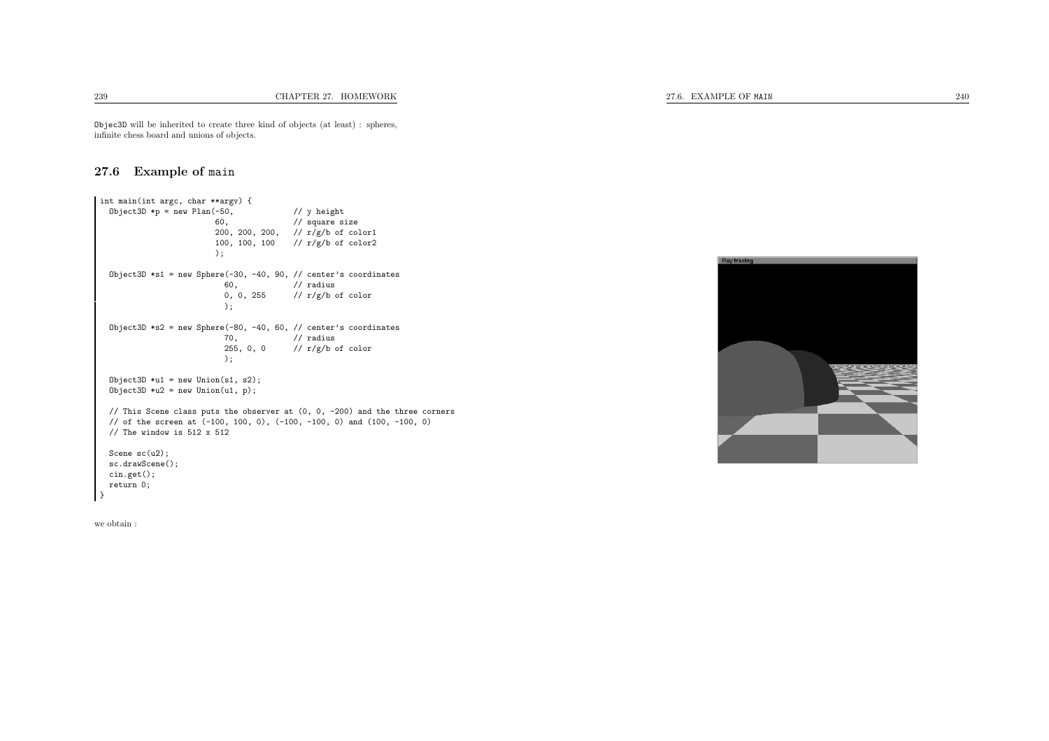Objec3D will be inherited to create three kind of objects (at least) : spheres, infinite chess board and unions of objects.

## 27.6 Example of main

```
int main(int argc, char **argv) {
  Object3D *p = new Plan(-50,              // y height
                         60,               // square size
                         200, 200, 200,    // r/g/b of color1
                         100, 100, 100     // r/g/b of color2
                         );

  Object3D *s1 = new Sphere(-30, -40, 90, // center's coordinates
                            60,           // radius
                            0, 0, 255     // r/g/b of color
                            );

  Object3D *s2 = new Sphere(-80, -40, 60, // center's coordinates
                            70,           // radius
                            255, 0, 0     // r/g/b of color
                            );

  Object3D *u1 = new Union(s1, s2);
  Object3D *u2 = new Union(u1, p);

  // This Scene class puts the observer at (0, 0, -200) and the three corners
  // of the screen at (-100, 100, 0), (-100, -100, 0) and (100, -100, 0)
  // The window is 512 x 512

  Scene sc(u2);
  sc.drawScene();
  cin.get();
  return 0;
}
```

we obtain :

Ray tracing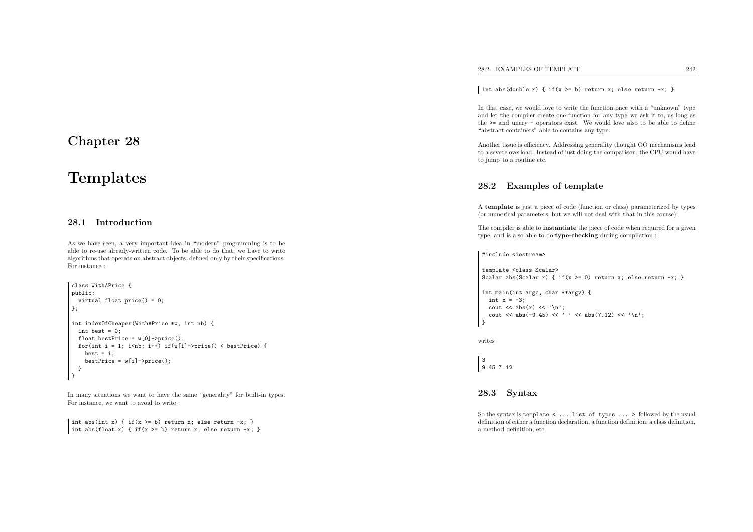# Chapter 28

# Templates

## 28.1 Introduction

As we have seen, a very important idea in "modern" programming is to be able to re-use already-written code. To be able to do that, we have to write algorithms that operate on abstract objects, defined only by their specifications. For instance :

```
class WithAPrice {
public:
  virtual float price() = 0;
};

int indexOfCheaper(WithAPrice *w, int nb) {
  int best = 0;
  float bestPrice = w[0]->price();
  for(int i = 1; i<nb; i++) if(w[i]->price() < bestPrice) {
    best = i;
    bestPrice = w[i]->price();
  }
}
```

In many situations we want to have the same "generality" for built-in types. For instance, we want to avoid to write :

```
int abs(int x) { if(x >= b) return x; else return -x; }
int abs(float x) { if(x >= b) return x; else return -x; }
int abs(double x) { if(x >= b) return x; else return -x; }
```

In that case, we would love to write the function once with a "unknown" type and let the compiler create one function for any type we ask it to, as long as the `>=` and unary `-` operators exist. We would love also to be able to define "abstract containers" able to contains any type.

Another issue is efficiency. Addressing generality thought OO mechanisms lead to a severe overload. Instead of just doing the comparison, the CPU would have to jump to a routine etc.

## 28.2 Examples of template

A **template** is just a piece of code (function or class) parameterized by types (or numerical parameters, but we will not deal with that in this course).

The compiler is able to **instantiate** the piece of code when required for a given type, and is also able to do **type-checking** during compilation :

```
#include <iostream>

template <class Scalar>
Scalar abs(Scalar x) { if(x >= 0) return x; else return -x; }

int main(int argc, char **argv) {
  int x = -3;
  cout << abs(x) << '\n';
  cout << abs(-9.45) << ' ' << abs(7.12) << '\n';
}
```

writes

```
3
9.45 7.12
```

## 28.3 Syntax

So the syntax is `template < ... list of types ... >` followed by the usual definition of either a function declaration, a function definition, a class definition, a method definition, etc.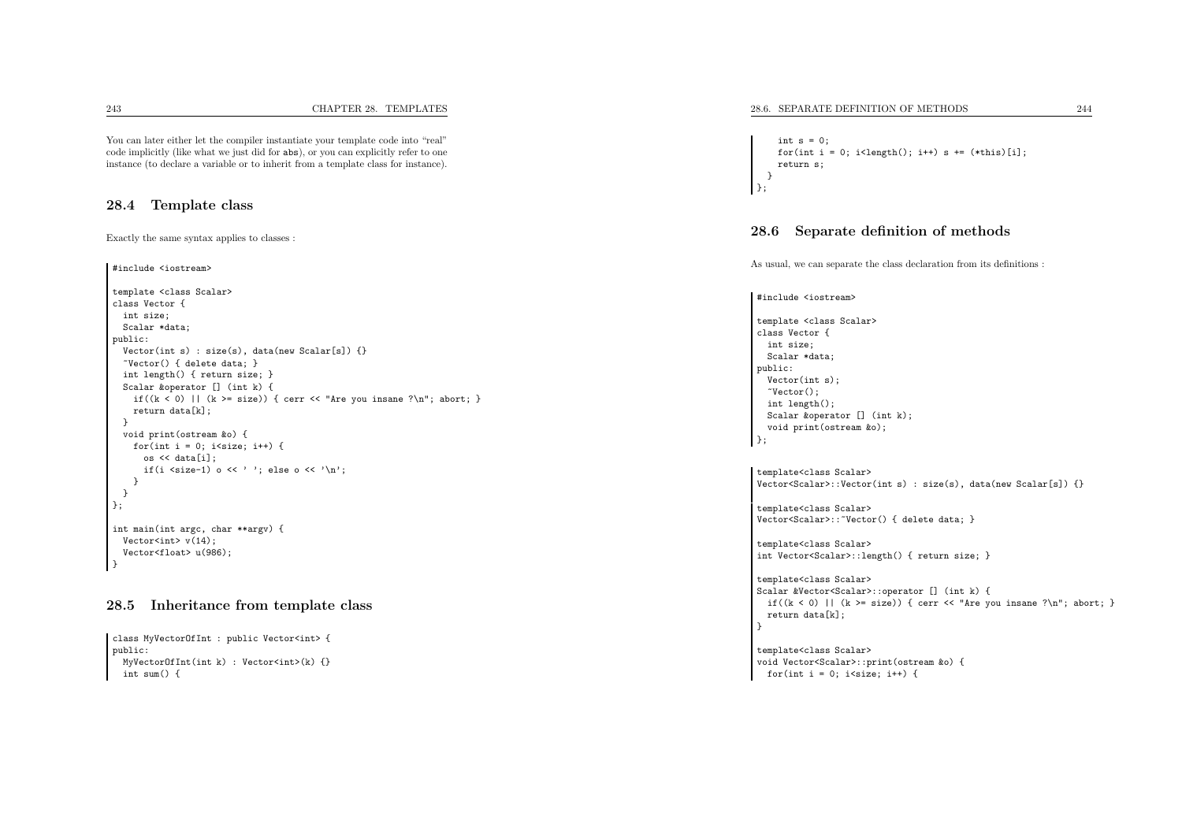You can later either let the compiler instantiate your template code into "real" code implicitly (like what we just did for abs), or you can explicitly refer to one instance (to declare a variable or to inherit from a template class for instance).

## 28.4 Template class

Exactly the same syntax applies to classes :

```
#include <iostream>

template <class Scalar>
class Vector {
  int size;
  Scalar *data;
public:
  Vector(int s) : size(s), data(new Scalar[s]) {}
  ~Vector() { delete data; }
  int length() { return size; }
  Scalar &operator [] (int k) {
    if((k < 0) || (k >= size)) { cerr << "Are you insane ?\n"; abort; }
    return data[k];
  }
  void print(ostream &o) {
    for(int i = 0; i<size; i++) {
      os << data[i];
      if(i <size-1) o << ' '; else o << '\n';
    }
  }
};

int main(int argc, char **argv) {
  Vector<int> v(14);
  Vector<float> u(986);
}
```

## 28.5 Inheritance from template class

```
class MyVectorOfInt : public Vector<int> {
public:
  MyVectorOfInt(int k) : Vector<int>(k) {}
  int sum() {
    int s = 0;
    for(int i = 0; i<length(); i++) s += (*this)[i];
    return s;
  }
};
```

## 28.6 Separate definition of methods

As usual, we can separate the class declaration from its definitions :

```
#include <iostream>

template <class Scalar>
class Vector {
  int size;
  Scalar *data;
public:
  Vector(int s);
  ~Vector();
  int length();
  Scalar &operator [] (int k);
  void print(ostream &o);
};
```

```
template<class Scalar>
Vector<Scalar>::Vector(int s) : size(s), data(new Scalar[s]) {}

template<class Scalar>
Vector<Scalar>::~Vector() { delete data; }

template<class Scalar>
int Vector<Scalar>::length() { return size; }

template<class Scalar>
Scalar &Vector<Scalar>::operator [] (int k) {
  if((k < 0) || (k >= size)) { cerr << "Are you insane ?\n"; abort; }
  return data[k];
}

template<class Scalar>
void Vector<Scalar>::print(ostream &o) {
  for(int i = 0; i<size; i++) {
```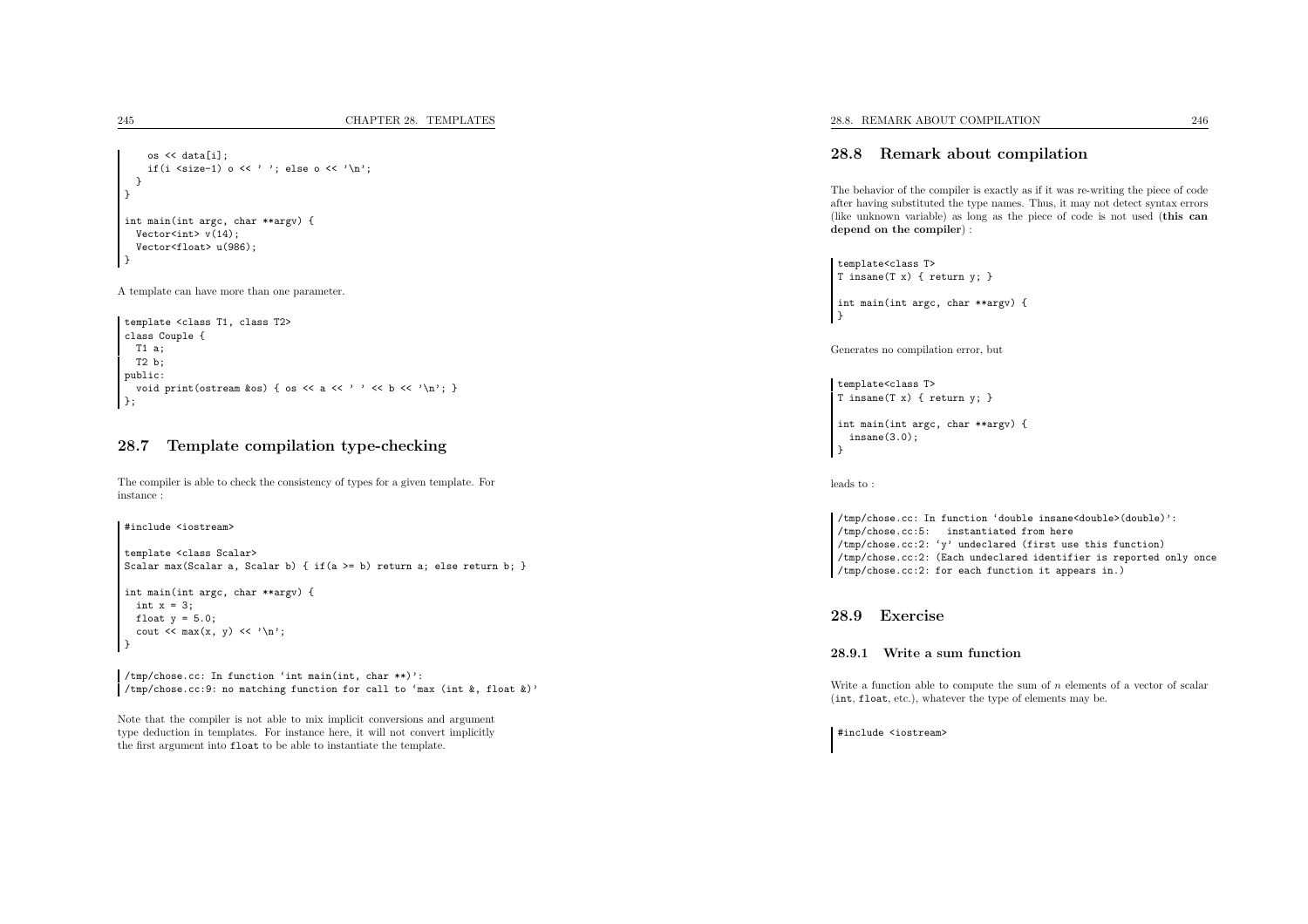```
    os << data[i];
    if(i <size-1) o << ' '; else o << '\n';
  }
}

int main(int argc, char **argv) {
  Vector<int> v(14);
  Vector<float> u(986);
}
```

A template can have more than one parameter.

```
template <class T1, class T2>
class Couple {
  T1 a;
  T2 b;
public:
  void print(ostream &os) { os << a << ' ' << b << '\n'; }
};
```

## 28.7 Template compilation type-checking

The compiler is able to check the consistency of types for a given template. For instance :

```
#include <iostream>

template <class Scalar>
Scalar max(Scalar a, Scalar b) { if(a >= b) return a; else return b; }

int main(int argc, char **argv) {
  int x = 3;
  float y = 5.0;
  cout << max(x, y) << '\n';
}
```

```
/tmp/chose.cc: In function `int main(int, char **)':
/tmp/chose.cc:9: no matching function for call to `max (int &, float &)'
```

Note that the compiler is not able to mix implicit conversions and argument type deduction in templates. For instance here, it will not convert implicitly the first argument into `float` to be able to instantiate the template.

## 28.8 Remark about compilation

The behavior of the compiler is exactly as if it was re-writing the piece of code after having substituted the type names. Thus, it may not detect syntax errors (like unknown variable) as long as the piece of code is not used (**this can depend on the compiler**) :

```
template<class T>
T insane(T x) { return y; }

int main(int argc, char **argv) {
}
```

Generates no compilation error, but

```
template<class T>
T insane(T x) { return y; }

int main(int argc, char **argv) {
  insane(3.0);
}
```

leads to :

```
/tmp/chose.cc: In function `double insane<double>(double)':
/tmp/chose.cc:5:   instantiated from here
/tmp/chose.cc:2: `y' undeclared (first use this function)
/tmp/chose.cc:2: (Each undeclared identifier is reported only once
/tmp/chose.cc:2: for each function it appears in.)
```

## 28.9 Exercise

### 28.9.1 Write a sum function

Write a function able to compute the sum of $n$ elements of a vector of scalar (`int`, `float`, etc.), whatever the type of elements may be.

```
#include <iostream>
```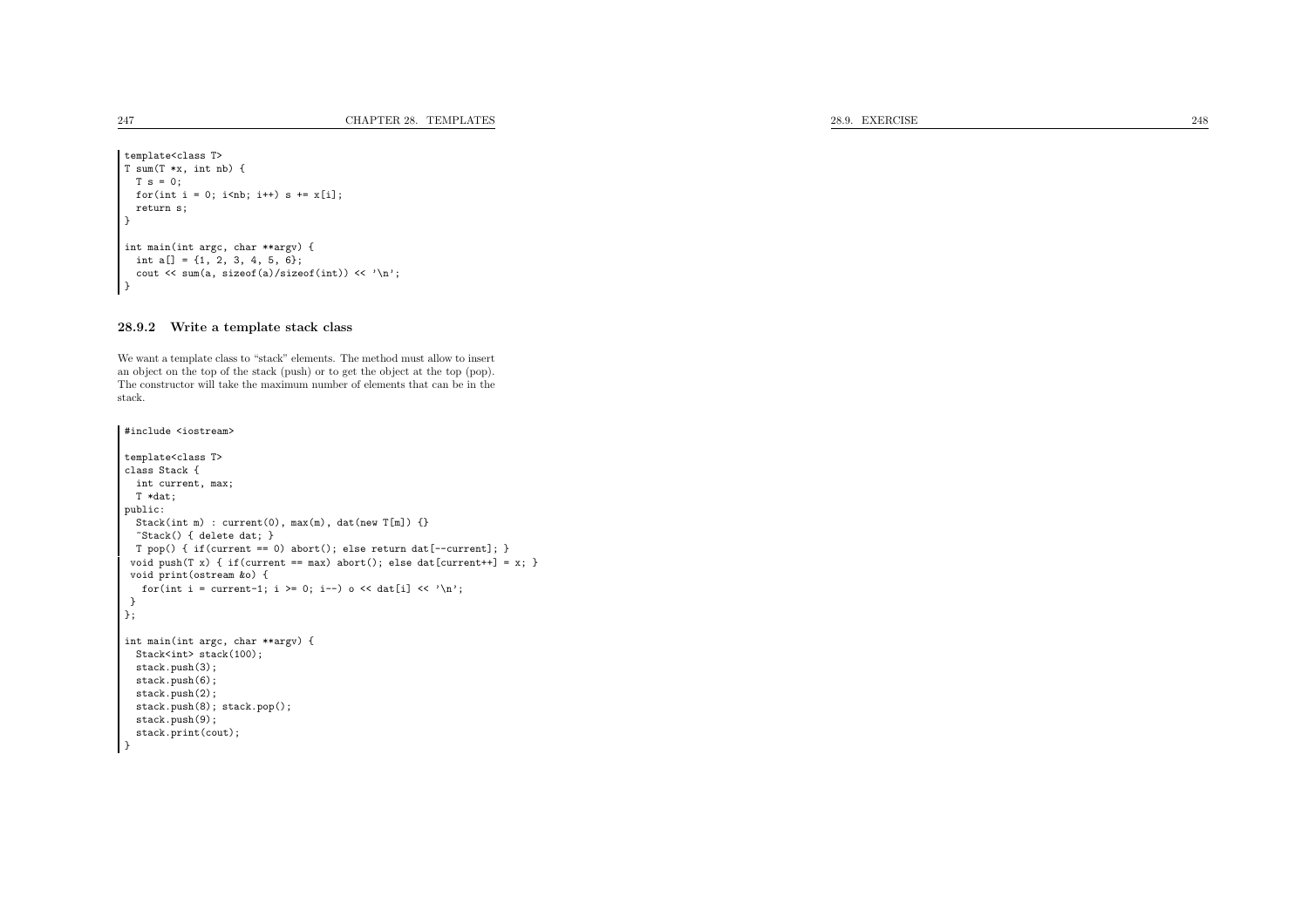```
template<class T>
T sum(T *x, int nb) {
  T s = 0;
  for(int i = 0; i<nb; i++) s += x[i];
  return s;
}

int main(int argc, char **argv) {
  int a[] = {1, 2, 3, 4, 5, 6};
  cout << sum(a, sizeof(a)/sizeof(int)) << '\n';
}
```

### 28.9.2 Write a template stack class

We want a template class to "stack" elements. The method must allow to insert an object on the top of the stack (push) or to get the object at the top (pop). The constructor will take the maximum number of elements that can be in the stack.

```
#include <iostream>

template<class T>
class Stack {
  int current, max;
  T *dat;
public:
  Stack(int m) : current(0), max(m), dat(new T[m]) {}
  ~Stack() { delete dat; }
  T pop() { if(current == 0) abort(); else return dat[--current]; }
 void push(T x) { if(current == max) abort(); else dat[current++] = x; }
 void print(ostream &o) {
   for(int i = current-1; i >= 0; i--) o << dat[i] << '\n';
 }
};

int main(int argc, char **argv) {
  Stack<int> stack(100);
  stack.push(3);
  stack.push(6);
  stack.push(2);
  stack.push(8); stack.pop();
  stack.push(9);
  stack.print(cout);
}
```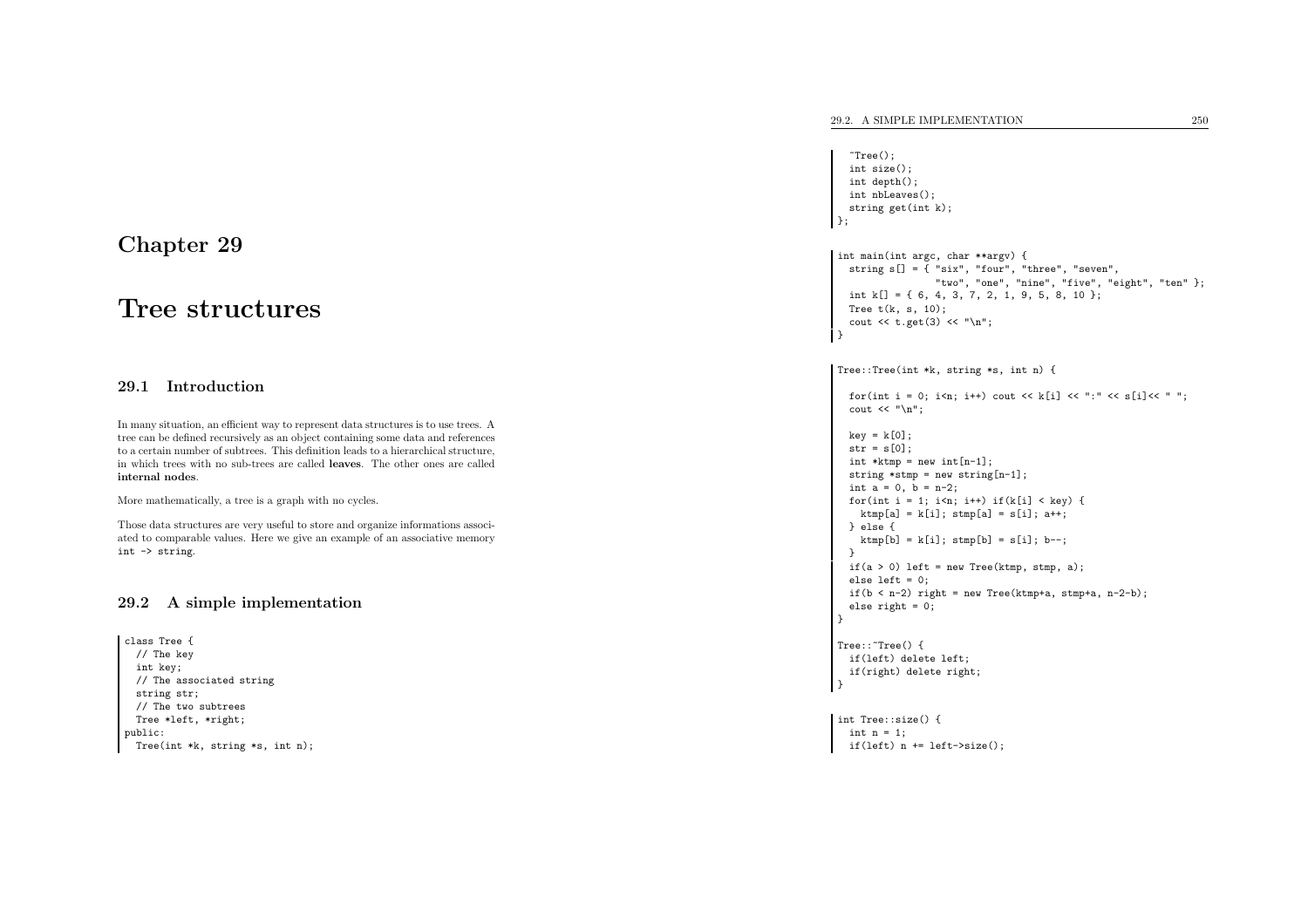# Chapter 29

# Tree structures

## 29.1 Introduction

In many situation, an efficient way to represent data structures is to use trees. A tree can be defined recursively as an object containing some data and references to a certain number of subtrees. This definition leads to a hierarchical structure, in which trees with no sub-trees are called **leaves**. The other ones are called **internal nodes**.

More mathematically, a tree is a graph with no cycles.

Those data structures are very useful to store and organize informations associated to comparable values. Here we give an example of an associative memory int -> string.

## 29.2 A simple implementation

```
class Tree {
  // The key
  int key;
  // The associated string
  string str;
  // The two subtrees
  Tree *left, *right;
public:
  Tree(int *k, string *s, int n);
  ~Tree();
  int size();
  int depth();
  int nbLeaves();
  string get(int k);
};
```

```
int main(int argc, char **argv) {
  string s[] = { "six", "four", "three", "seven",
                 "two", "one", "nine", "five", "eight", "ten" };
  int k[] = { 6, 4, 3, 7, 2, 1, 9, 5, 8, 10 };
  Tree t(k, s, 10);
  cout << t.get(3) << "\n";
}
```

```
Tree::Tree(int *k, string *s, int n) {

  for(int i = 0; i<n; i++) cout << k[i] << ":" << s[i]<< " ";
  cout << "\n";

  key = k[0];
  str = s[0];
  int *ktmp = new int[n-1];
  string *stmp = new string[n-1];
  int a = 0, b = n-2;
  for(int i = 1; i<n; i++) if(k[i] < key) {
    ktmp[a] = k[i]; stmp[a] = s[i]; a++;
  } else {
    ktmp[b] = k[i]; stmp[b] = s[i]; b--;
  }
  if(a > 0) left = new Tree(ktmp, stmp, a);
  else left = 0;
  if(b < n-2) right = new Tree(ktmp+a, stmp+a, n-2-b);
  else right = 0;
}

Tree::~Tree() {
  if(left) delete left;
  if(right) delete right;
}
```

```
int Tree::size() {
  int n = 1;
  if(left) n += left->size();
```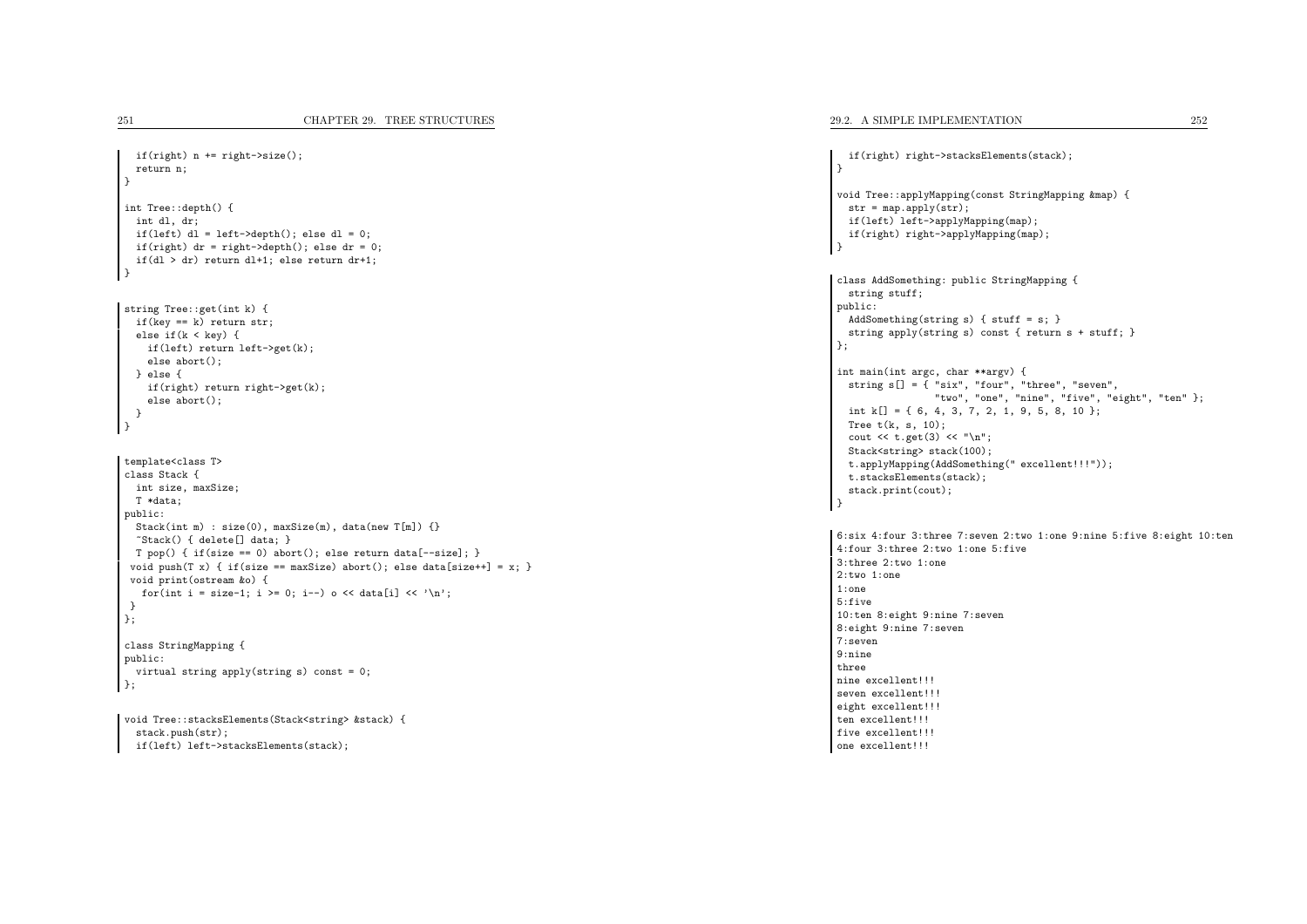```
  if(right) n += right->size();
  return n;
}

int Tree::depth() {
  int dl, dr;
  if(left) dl = left->depth(); else dl = 0;
  if(right) dr = right->depth(); else dr = 0;
  if(dl > dr) return dl+1; else return dr+1;
}
```

```
string Tree::get(int k) {
  if(key == k) return str;
  else if(k < key) {
    if(left) return left->get(k);
    else abort();
  } else {
    if(right) return right->get(k);
    else abort();
  }
}
```

```
template<class T>
class Stack {
  int size, maxSize;
  T *data;
public:
  Stack(int m) : size(0), maxSize(m), data(new T[m]) {}
  ~Stack() { delete[] data; }
  T pop() { if(size == 0) abort(); else return data[--size]; }
 void push(T x) { if(size == maxSize) abort(); else data[size++] = x; }
 void print(ostream &o) {
   for(int i = size-1; i >= 0; i--) o << data[i] << '\n';
 }
};

class StringMapping {
public:
  virtual string apply(string s) const = 0;
};
```

```
void Tree::stacksElements(Stack<string> &stack) {
  stack.push(str);
  if(left) left->stacksElements(stack);
  if(right) right->stacksElements(stack);
}

void Tree::applyMapping(const StringMapping &map) {
  str = map.apply(str);
  if(left) left->applyMapping(map);
  if(right) right->applyMapping(map);
}
```

```
class AddSomething: public StringMapping {
  string stuff;
public:
  AddSomething(string s) { stuff = s; }
  string apply(string s) const { return s + stuff; }
};

int main(int argc, char **argv) {
  string s[] = { "six", "four", "three", "seven",
                 "two", "one", "nine", "five", "eight", "ten" };
  int k[] = { 6, 4, 3, 7, 2, 1, 9, 5, 8, 10 };
  Tree t(k, s, 10);
  cout << t.get(3) << "\n";
  Stack<string> stack(100);
  t.applyMapping(AddSomething(" excellent!!!"));
  t.stacksElements(stack);
  stack.print(cout);
}
```

```
6:six 4:four 3:three 7:seven 2:two 1:one 9:nine 5:five 8:eight 10:ten
4:four 3:three 2:two 1:one 5:five
3:three 2:two 1:one
2:two 1:one
1:one
5:five
10:ten 8:eight 9:nine 7:seven
8:eight 9:nine 7:seven
7:seven
9:nine
three
nine excellent!!!
seven excellent!!!
eight excellent!!!
ten excellent!!!
five excellent!!!
one excellent!!!
```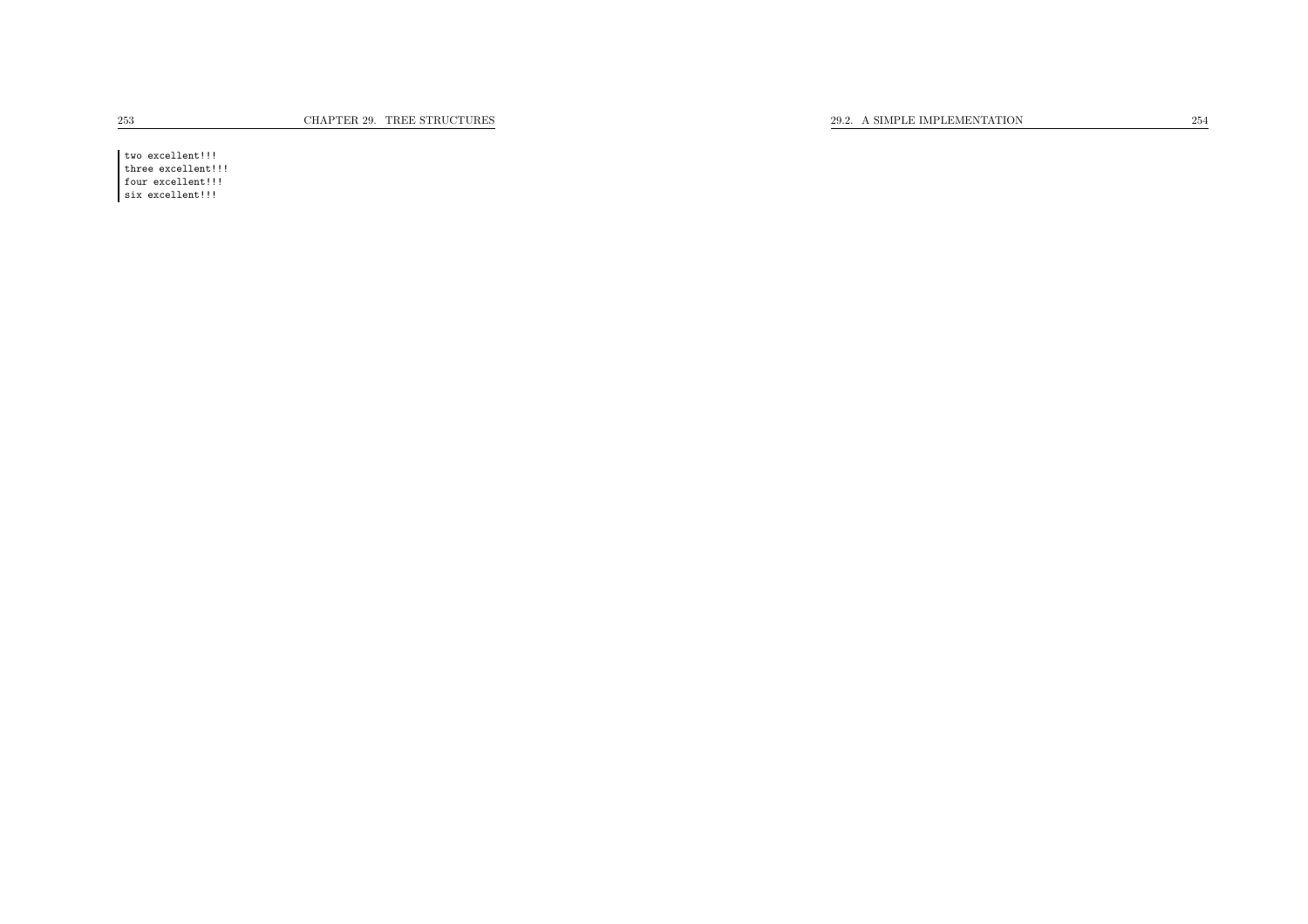```
two excellent!!!
three excellent!!!
four excellent!!!
six excellent!!!
```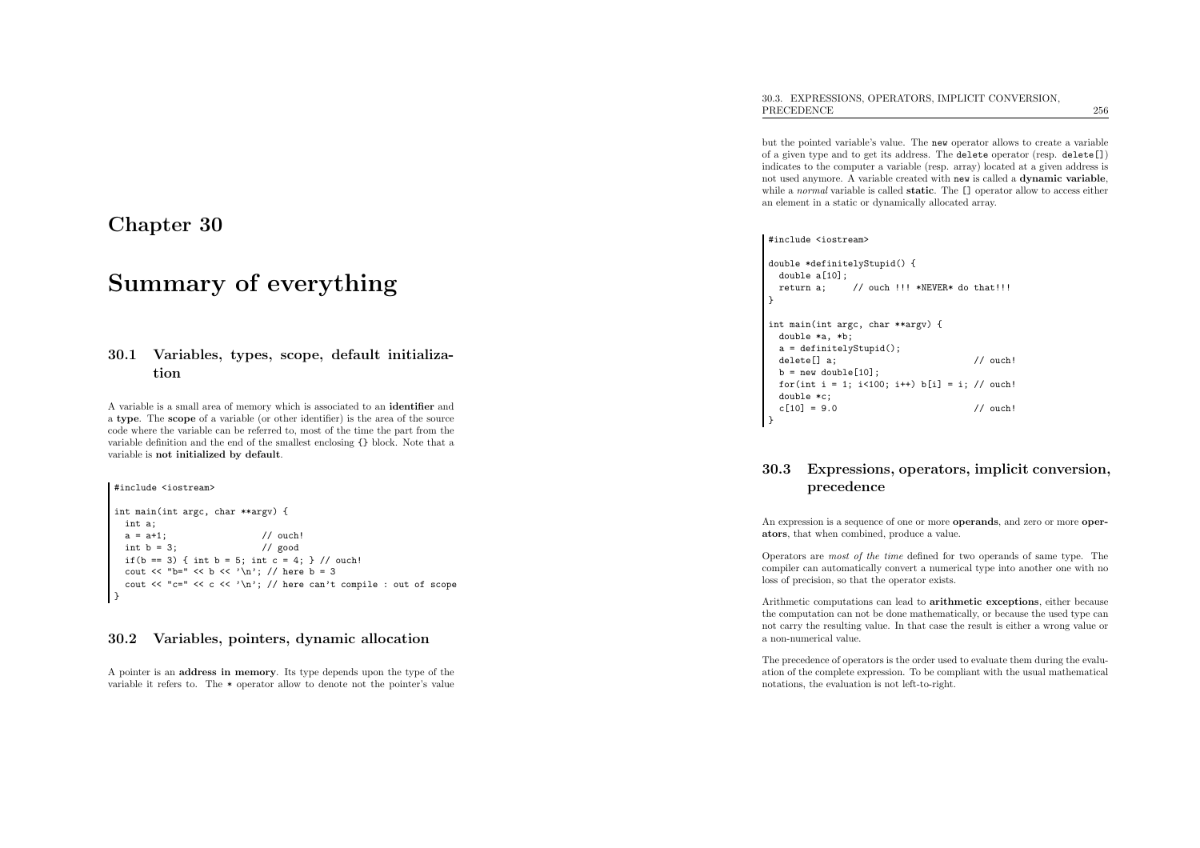# Chapter 30

# Summary of everything

## 30.1 Variables, types, scope, default initialization

A variable is a small area of memory which is associated to an **identifier** and a **type**. The **scope** of a variable (or other identifier) is the area of the source code where the variable can be referred to, most of the time the part from the variable definition and the end of the smallest enclosing {} block. Note that a variable is **not initialized by default**.

```
#include <iostream>

int main(int argc, char **argv) {
  int a;
  a = a+1;                   // ouch!
  int b = 3;                 // good
  if(b == 3) { int b = 5; int c = 4; } // ouch!
  cout << "b=" << b << '\n'; // here b = 3
  cout << "c=" << c << '\n'; // here can't compile : out of scope
}
```

## 30.2 Variables, pointers, dynamic allocation

A pointer is an **address in memory**. Its type depends upon the type of the variable it refers to. The * operator allow to denote not the pointer's value but the pointed variable's value. The new operator allows to create a variable of a given type and to get its address. The delete operator (resp. delete[]) indicates to the computer a variable (resp. array) located at a given address is not used anymore. A variable created with new is called a **dynamic variable**, while a *normal* variable is called **static**. The [] operator allow to access either an element in a static or dynamically allocated array.

```
#include <iostream>

double *definitelyStupid() {
  double a[10];
  return a;     // ouch !!! *NEVER* do that!!!
}

int main(int argc, char **argv) {
  double *a, *b;
  a = definitelyStupid();
  delete[] a;                           // ouch!
  b = new double[10];
  for(int i = 1; i<100; i++) b[i] = i; // ouch!
  double *c;
  c[10] = 9.0                           // ouch!
}
```

## 30.3 Expressions, operators, implicit conversion, precedence

An expression is a sequence of one or more **operands**, and zero or more **operators**, that when combined, produce a value.

Operators are *most of the time* defined for two operands of same type. The compiler can automatically convert a numerical type into another one with no loss of precision, so that the operator exists.

Arithmetic computations can lead to **arithmetic exceptions**, either because the computation can not be done mathematically, or because the used type can not carry the resulting value. In that case the result is either a wrong value or a non-numerical value.

The precedence of operators is the order used to evaluate them during the evaluation of the complete expression. To be compliant with the usual mathematical notations, the evaluation is not left-to-right.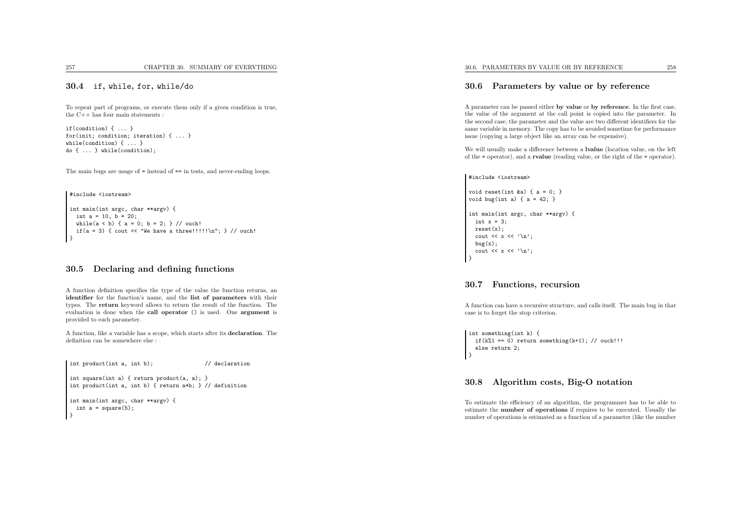## 30.4 if, while, for, while/do

To repeat part of programs, or execute them only if a given condition is true, the C++ has four main statements :

```
if(condition) { ... }
for(init; condition; iteration) { ... }
while(condition) { ... }
do { ... } while(condition);
```

The main bugs are usage of = instead of == in tests, and never-ending loops.

```
#include <iostream>

int main(int argc, char **argv) {
  int a = 10, b = 20;
  while(a < b) { a = 0; b = 2; } // ouch!
  if(a = 3) { cout << "We have a three!!!!!\n"; } // ouch!
}
```

## 30.5 Declaring and defining functions

A function definition specifies the type of the value the function returns, an **identifier** for the function's name, and the **list of parameters** with their types. The **return** keyword allows to return the result of the function. The evaluation is done when the **call operator** () is used. One **argument** is provided to each parameter.

A function, like a variable has a scope, which starts after its **declaration**. The definition can be somewhere else :

```
int product(int a, int b);                // declaration

int square(int a) { return product(a, a); }
int product(int a, int b) { return a*b; } // definition

int main(int argc, char **argv) {
  int a = square(5);
}
```

## 30.6 Parameters by value or by reference

A parameter can be passed either **by value** or **by reference**. In the first case, the value of the argument at the call point is copied into the parameter. In the second case, the parameter and the value are two different identifiers for the same variable in memory. The copy has to be avoided sometime for performance issue (copying a large object like an array can be expensive).

We will usually make a difference between a **lvalue** (location value, on the left of the = operator), and a **rvalue** (reading value, or the right of the = operator).

```
#include <iostream>

void reset(int &a) { a = 0; }
void bug(int a) { a = 42; }

int main(int argc, char **argv) {
  int x = 3;
  reset(x);
  cout << x << '\n';
  bug(x);
  cout << x << '\n';
}
```

## 30.7 Functions, recursion

A function can have a recursive structure, and calls itself. The main bug in that case is to forget the stop criterion.

```
int something(int k) {
  if(k%1 == 0) return something(k+1); // ouch!!!
  else return 2;
}
```

## 30.8 Algorithm costs, Big-O notation

To estimate the efficiency of an algorithm, the programmer has to be able to estimate the **number of operations** if requires to be executed. Usually the number of operations is estimated as a function of a parameter (like the number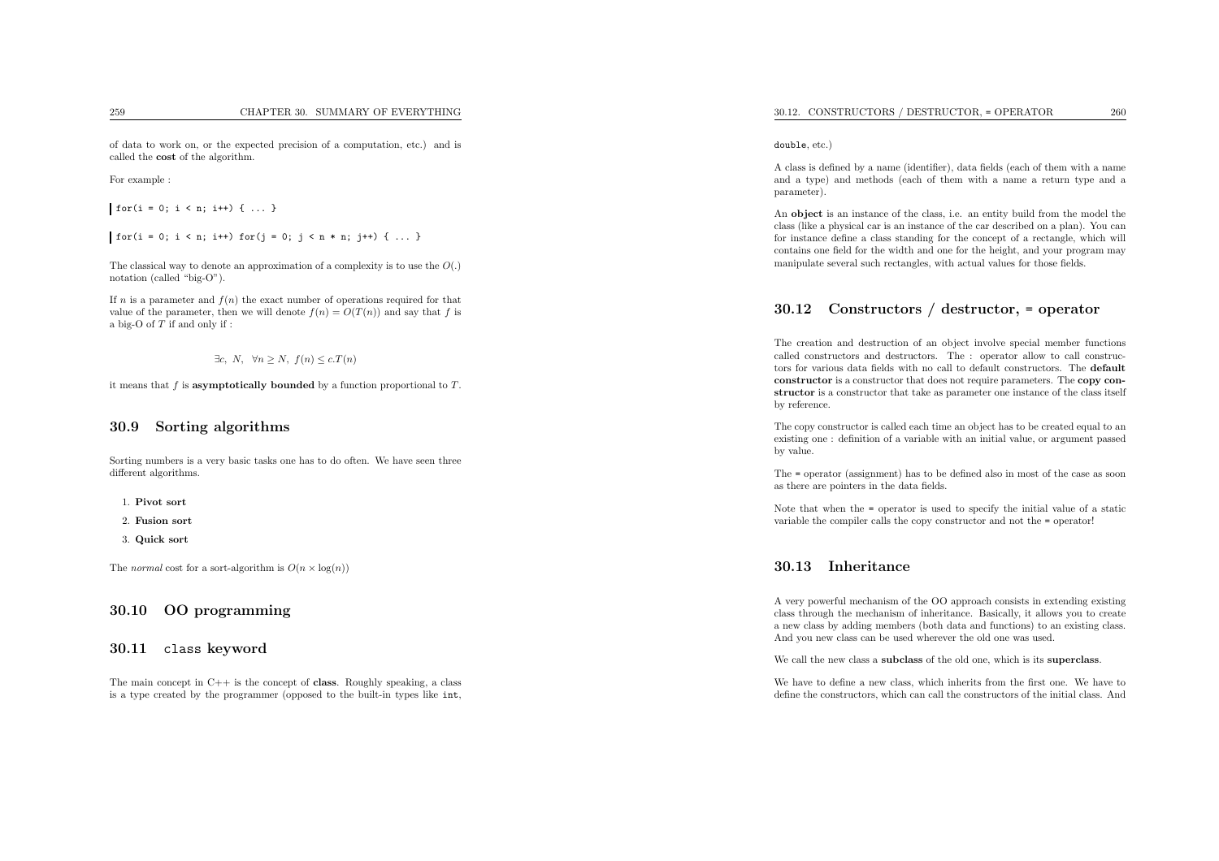of data to work on, or the expected precision of a computation, etc.) and is called the **cost** of the algorithm.

For example :

```
for(i = 0; i < n; i++) { ... }
```

```
for(i = 0; i < n; i++) for(j = 0; j < n * n; j++) { ... }
```

The classical way to denote an approximation of a complexity is to use the $O(.)$ notation (called "big-O").

If $n$ is a parameter and $f(n)$ the exact number of operations required for that value of the parameter, then we will denote $f(n) = O(T(n))$ and say that $f$ is a big-O of $T$ if and only if :

$$\exists c, \ N, \ \ \forall n \geq N, \ f(n) \leq c.T(n)$$

it means that $f$ is **asymptotically bounded** by a function proportional to $T$.

## 30.9 Sorting algorithms

Sorting numbers is a very basic tasks one has to do often. We have seen three different algorithms.

1. **Pivot sort**
2. **Fusion sort**
3. **Quick sort**

The *normal* cost for a sort-algorithm is $O(n \times \log(n))$

## 30.10 OO programming

## 30.11 `class` keyword

The main concept in C++ is the concept of **class**. Roughly speaking, a class is a type created by the programmer (opposed to the built-in types like `int`, `double`, etc.)

A class is defined by a name (identifier), data fields (each of them with a name and a type) and methods (each of them with a name a return type and a parameter).

An **object** is an instance of the class, i.e. an entity build from the model the class (like a physical car is an instance of the car described on a plan). You can for instance define a class standing for the concept of a rectangle, which will contains one field for the width and one for the height, and your program may manipulate several such rectangles, with actual values for those fields.

## 30.12 Constructors / destructor, = operator

The creation and destruction of an object involve special member functions called constructors and destructors. The `:` operator allow to call constructors for various data fields with no call to default constructors. The **default constructor** is a constructor that does not require parameters. The **copy constructor** is a constructor that take as parameter one instance of the class itself by reference.

The copy constructor is called each time an object has to be created equal to an existing one : definition of a variable with an initial value, or argument passed by value.

The `=` operator (assignment) has to be defined also in most of the case as soon as there are pointers in the data fields.

Note that when the `=` operator is used to specify the initial value of a static variable the compiler calls the copy constructor and not the `=` operator!

## 30.13 Inheritance

A very powerful mechanism of the OO approach consists in extending existing class through the mechanism of inheritance. Basically, it allows you to create a new class by adding members (both data and functions) to an existing class. And you new class can be used wherever the old one was used.

We call the new class a **subclass** of the old one, which is its **superclass**.

We have to define a new class, which inherits from the first one. We have to define the constructors, which can call the constructors of the initial class. And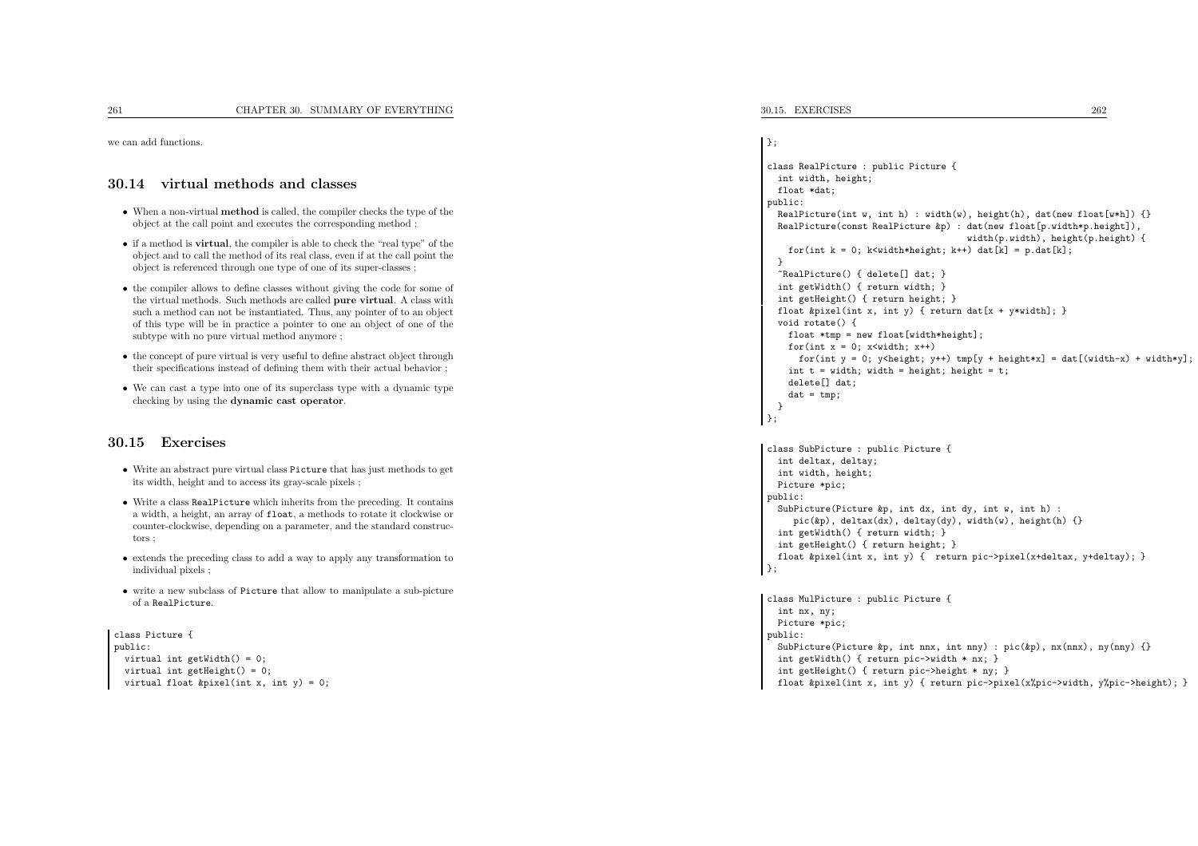we can add functions.

## 30.14 virtual methods and classes

- When a non-virtual **method** is called, the compiler checks the type of the object at the call point and executes the corresponding method ;
- if a method is **virtual**, the compiler is able to check the "real type" of the object and to call the method of its real class, even if at the call point the object is referenced through one type of one of its super-classes ;
- the compiler allows to define classes without giving the code for some of the virtual methods. Such methods are called **pure virtual**. A class with such a method can not be instantiated. Thus, any pointer of to an object of this type will be in practice a pointer to one an object of one of the subtype with no pure virtual method anymore ;
- the concept of pure virtual is very useful to define abstract object through their specifications instead of defining them with their actual behavior ;
- We can cast a type into one of its superclass type with a dynamic type checking by using the **dynamic cast operator**.

## 30.15 Exercises

- Write an abstract pure virtual class `Picture` that has just methods to get its width, height and to access its gray-scale pixels ;
- Write a class `RealPicture` which inherits from the preceding. It contains a width, a height, an array of `float`, a methods to rotate it clockwise or counter-clockwise, depending on a parameter, and the standard constructors ;
- extends the preceding class to add a way to apply any transformation to individual pixels ;
- write a new subclass of `Picture` that allow to manipulate a sub-picture of a `RealPicture`.

```
class Picture {
public:
  virtual int getWidth() = 0;
  virtual int getHeight() = 0;
  virtual float &pixel(int x, int y) = 0;
};
```

```
class RealPicture : public Picture {
  int width, height;
  float *dat;
public:
  RealPicture(int w, int h) : width(w), height(h), dat(new float[w*h]) {}
  RealPicture(const RealPicture &p) : dat(new float[p.width*p.height]),
                                      width(p.width), height(p.height) {
    for(int k = 0; k<width*height; k++) dat[k] = p.dat[k];
  }
  ~RealPicture() { delete[] dat; }
  int getWidth() { return width; }
  int getHeight() { return height; }
  float &pixel(int x, int y) { return dat[x + y*width]; }
  void rotate() {
    float *tmp = new float[width*height];
    for(int x = 0; x<width; x++)
      for(int y = 0; y<height; y++) tmp[y + height*x] = dat[(width-x) + width*y];
    int t = width; width = height; height = t;
    delete[] dat;
    dat = tmp;
  }
};
```

```
class SubPicture : public Picture {
  int deltax, deltay;
  int width, height;
  Picture *pic;
public:
  SubPicture(Picture &p, int dx, int dy, int w, int h) :
     pic(&p), deltax(dx), deltay(dy), width(w), height(h) {}
  int getWidth() { return width; }
  int getHeight() { return height; }
  float &pixel(int x, int y) {  return pic->pixel(x+deltax, y+deltay); }
};
```

```
class MulPicture : public Picture {
  int nx, ny;
  Picture *pic;
public:
  SubPicture(Picture &p, int nnx, int nny) : pic(&p), nx(nnx), ny(nny) {}
  int getWidth() { return pic->width * nx; }
  int getHeight() { return pic->height * ny; }
  float &pixel(int x, int y) { return pic->pixel(x%pic->width, y%pic->height); }
```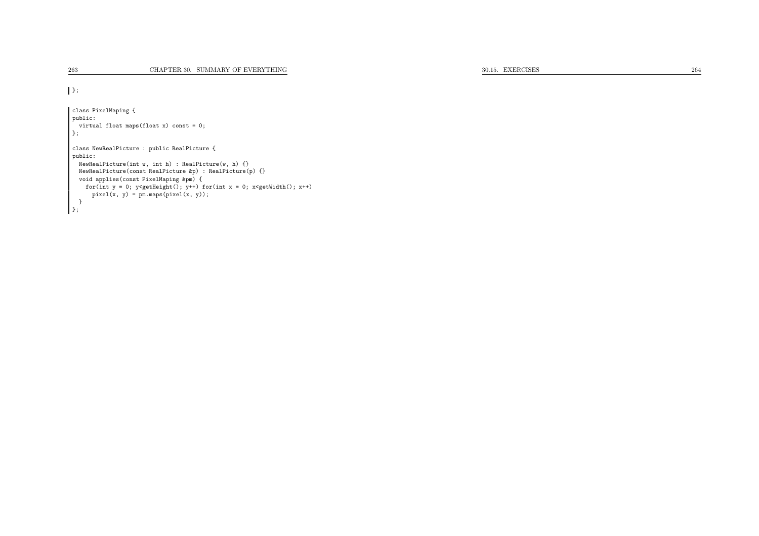```
};
```

```
class PixelMaping {
public:
  virtual float maps(float x) const = 0;
};

class NewRealPicture : public RealPicture {
public:
  NewRealPicture(int w, int h) : RealPicture(w, h) {}
  NewRealPicture(const RealPicture &p) : RealPicture(p) {}
  void applies(const PixelMaping &pm) {
    for(int y = 0; y<getHeight(); y++) for(int x = 0; x<getWidth(); x++)
      pixel(x, y) = pm.maps(pixel(x, y));
  }
};
```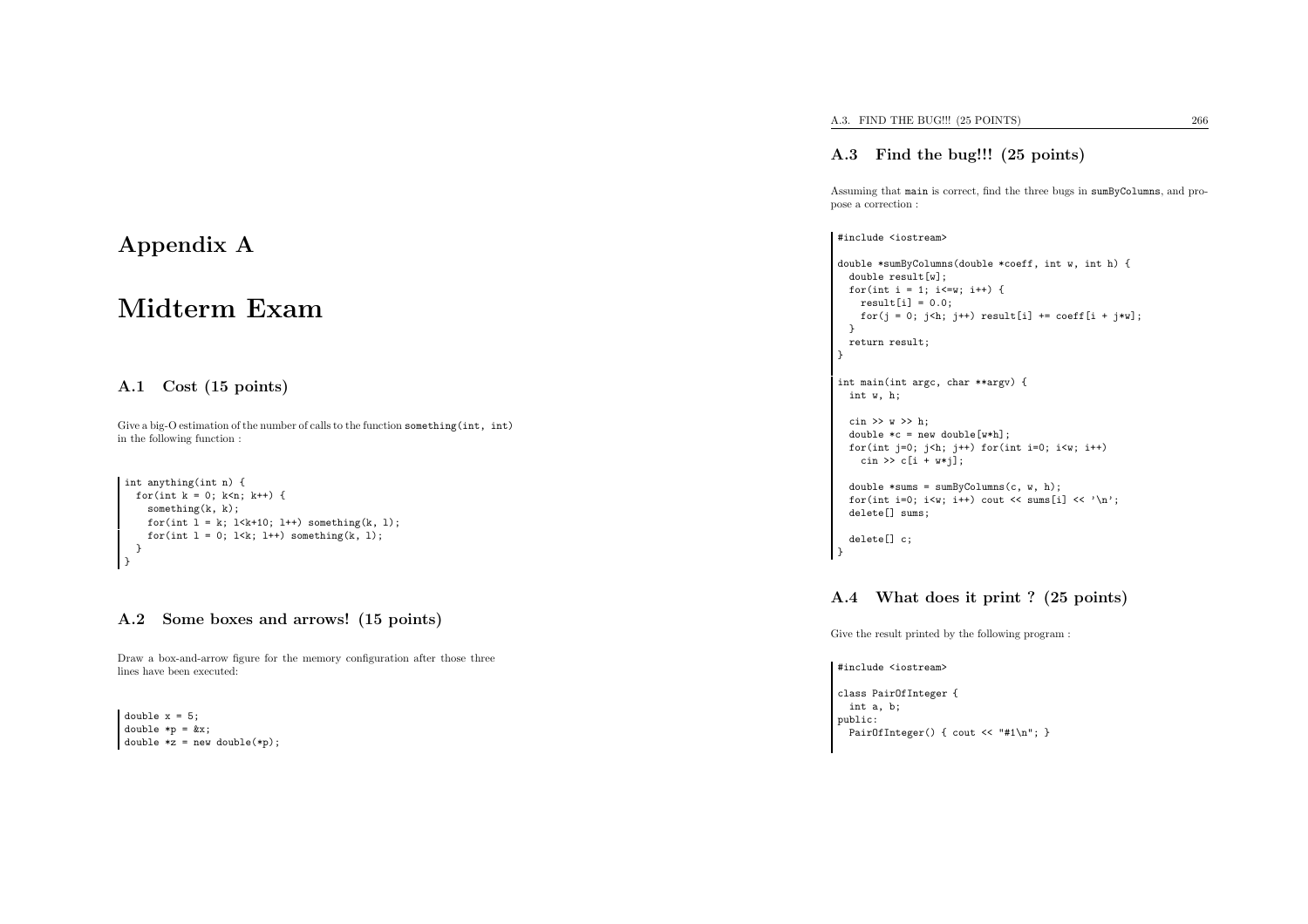# Appendix A

# Midterm Exam

## A.1 Cost (15 points)

Give a big-O estimation of the number of calls to the function `something(int, int)` in the following function :

```
int anything(int n) {
  for(int k = 0; k<n; k++) {
    something(k, k);
    for(int l = k; l<k+10; l++) something(k, l);
    for(int l = 0; l<k; l++) something(k, l);
  }
}
```

## A.2 Some boxes and arrows! (15 points)

Draw a box-and-arrow figure for the memory configuration after those three lines have been executed:

```
double x = 5;
double *p = &x;
double *z = new double(*p);
```

## A.3 Find the bug!!! (25 points)

Assuming that `main` is correct, find the three bugs in `sumByColumns`, and propose a correction :

```
#include <iostream>

double *sumByColumns(double *coeff, int w, int h) {
  double result[w];
  for(int i = 1; i<=w; i++) {
    result[i] = 0.0;
    for(j = 0; j<h; j++) result[i] += coeff[i + j*w];
  }
  return result;
}

int main(int argc, char **argv) {
  int w, h;

  cin >> w >> h;
  double *c = new double[w*h];
  for(int j=0; j<h; j++) for(int i=0; i<w; i++)
    cin >> c[i + w*j];

  double *sums = sumByColumns(c, w, h);
  for(int i=0; i<w; i++) cout << sums[i] << '\n';
  delete[] sums;

  delete[] c;
}
```

## A.4 What does it print ? (25 points)

Give the result printed by the following program :

```
#include <iostream>

class PairOfInteger {
  int a, b;
public:
  PairOfInteger() { cout << "#1\n"; }
```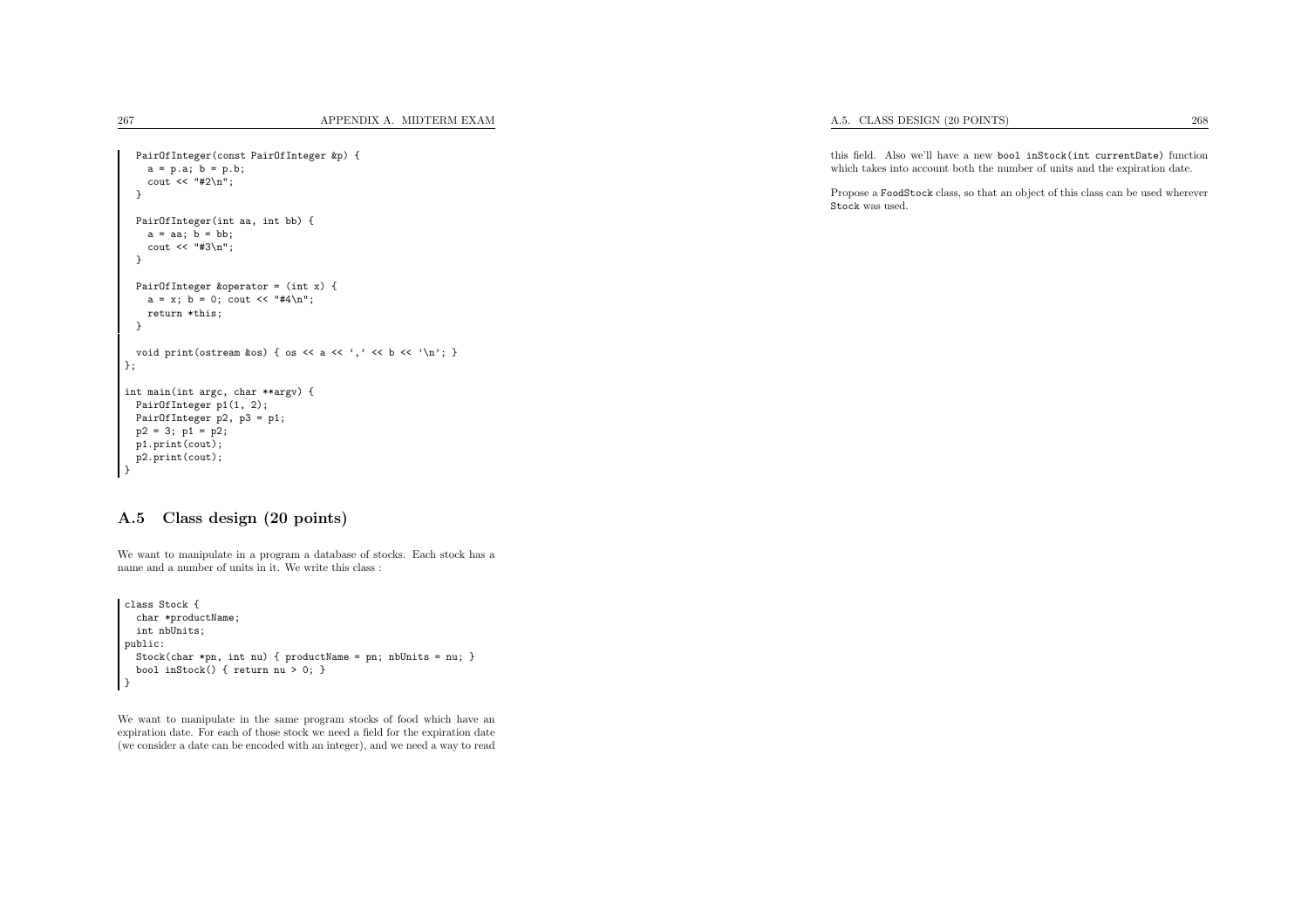```
  PairOfInteger(const PairOfInteger &p) {
    a = p.a; b = p.b;
    cout << "#2\n";
  }

  PairOfInteger(int aa, int bb) {
    a = aa; b = bb;
    cout << "#3\n";
  }

  PairOfInteger &operator = (int x) {
    a = x; b = 0; cout << "#4\n";
    return *this;
  }

  void print(ostream &os) { os << a << ',' << b << '\n'; }
};

int main(int argc, char **argv) {
  PairOfInteger p1(1, 2);
  PairOfInteger p2, p3 = p1;
  p2 = 3; p1 = p2;
  p1.print(cout);
  p2.print(cout);
}
```

## A.5 Class design (20 points)

We want to manipulate in a program a database of stocks. Each stock has a name and a number of units in it. We write this class :

```
class Stock {
  char *productName;
  int nbUnits;
public:
  Stock(char *pn, int nu) { productName = pn; nbUnits = nu; }
  bool inStock() { return nu > 0; }
}
```

We want to manipulate in the same program stocks of food which have an expiration date. For each of those stock we need a field for the expiration date (we consider a date can be encoded with an integer), and we need a way to read this field. Also we'll have a new `bool inStock(int currentDate)` function which takes into account both the number of units and the expiration date.

Propose a `FoodStock` class, so that an object of this class can be used wherever `Stock` was used.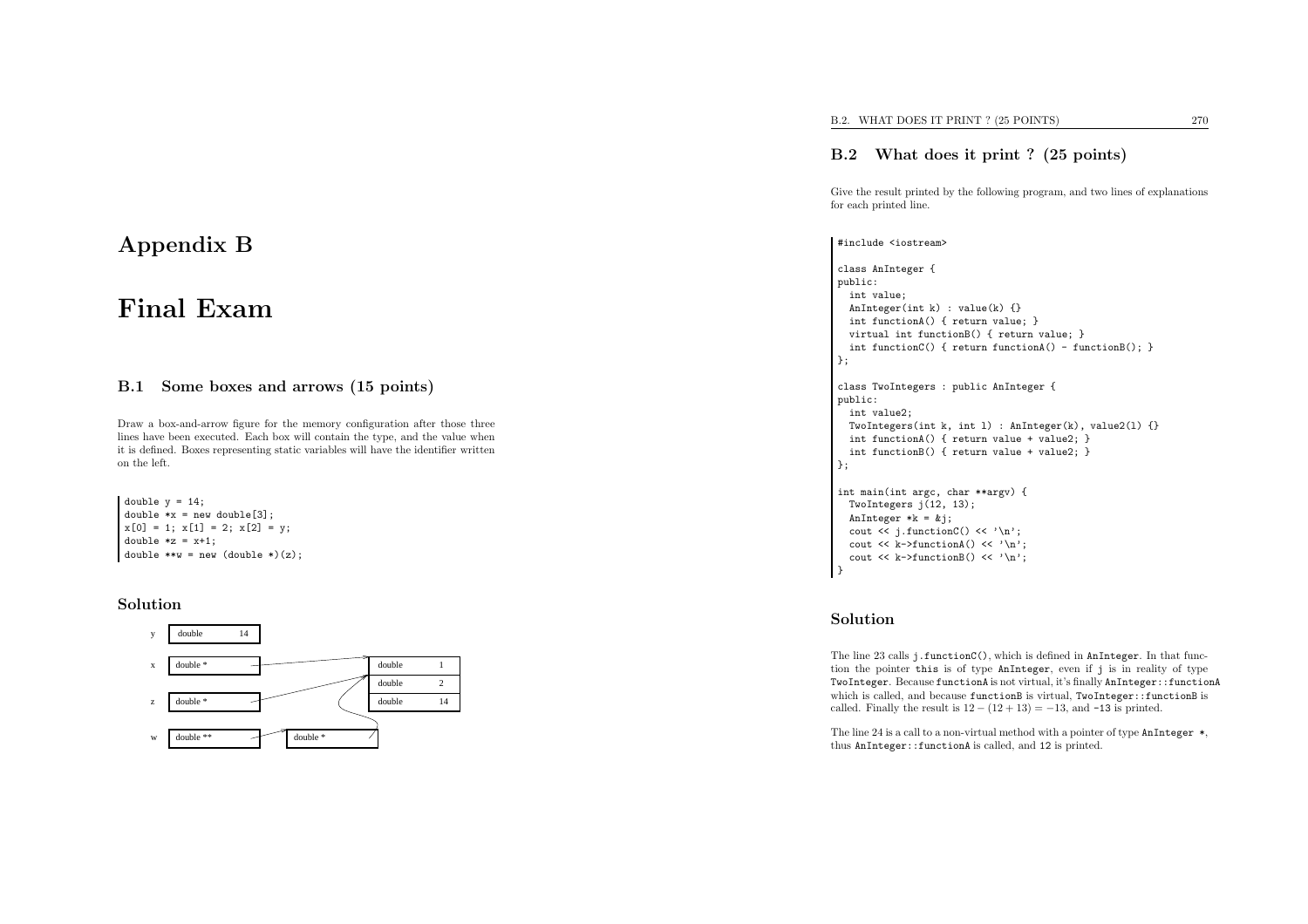# Appendix B

# Final Exam

## B.1 Some boxes and arrows (15 points)

Draw a box-and-arrow figure for the memory configuration after those three lines have been executed. Each box will contain the type, and the value when it is defined. Boxes representing static variables will have the identifier written on the left.

```
double y = 14;
double *x = new double[3];
x[0] = 1; x[1] = 2; x[2] = y;
double *z = x+1;
double **w = new (double *)(z);
```

### Solution

y double 14

x double *

z double *

w double **

double *

double 1

double 2

double 14

## B.2 What does it print ? (25 points)

Give the result printed by the following program, and two lines of explanations for each printed line.

```
#include <iostream>

class AnInteger {
public:
  int value;
  AnInteger(int k) : value(k) {}
  int functionA() { return value; }
  virtual int functionB() { return value; }
  int functionC() { return functionA() - functionB(); }
};

class TwoIntegers : public AnInteger {
public:
  int value2;
  TwoIntegers(int k, int l) : AnInteger(k), value2(l) {}
  int functionA() { return value + value2; }
  int functionB() { return value + value2; }
};

int main(int argc, char **argv) {
  TwoIntegers j(12, 13);
  AnInteger *k = &j;
  cout << j.functionC() << '\n';
  cout << k->functionA() << '\n';
  cout << k->functionB() << '\n';
}
```

### Solution

The line 23 calls `j.functionC()`, which is defined in `AnInteger`. In that function the pointer `this` is of type `AnInteger`, even if `j` is in reality of type `TwoInteger`. Because `functionA` is not virtual, it's finally `AnInteger::functionA` which is called, and because `functionB` is virtual, `TwoInteger::functionB` is called. Finally the result is $12 - (12 + 13) = -13$, and `-13` is printed.

The line 24 is a call to a non-virtual method with a pointer of type `AnInteger *`, thus `AnInteger::functionA` is called, and `12` is printed.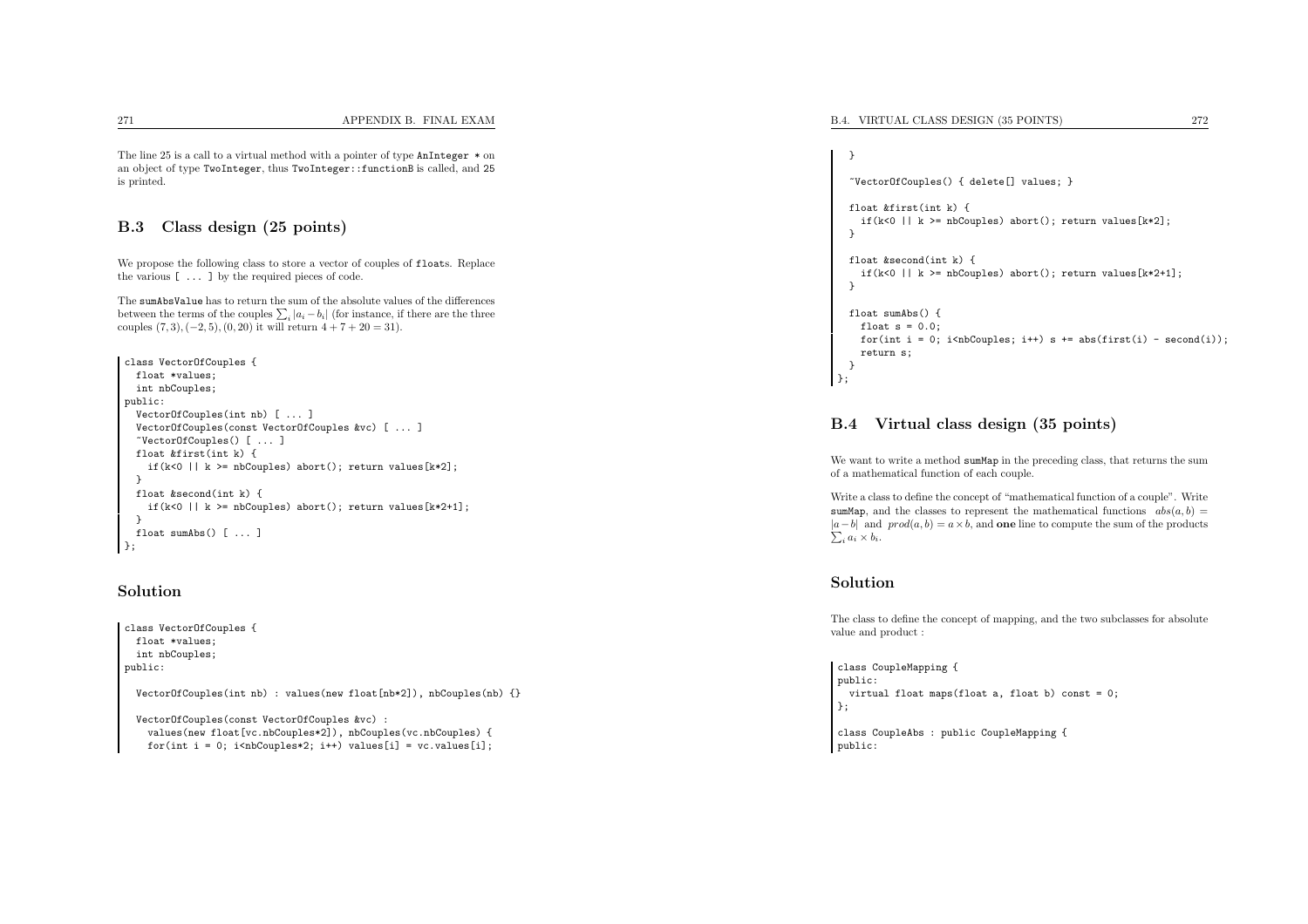The line 25 is a call to a virtual method with a pointer of type `AnInteger *` on an object of type `TwoInteger`, thus `TwoInteger::functionB` is called, and `25` is printed.

## B.3 Class design (25 points)

We propose the following class to store a vector of couples of `float`s. Replace the various `[ ... ]` by the required pieces of code.

The `sumAbsValue` has to return the sum of the absolute values of the differences between the terms of the couples $\sum_i |a_i - b_i|$ (for instance, if there are the three couples $(7, 3), (-2, 5), (0, 20)$ it will return $4 + 7 + 20 = 31$).

```
class VectorOfCouples {
  float *values;
  int nbCouples;
public:
  VectorOfCouples(int nb) [ ... ]
  VectorOfCouples(const VectorOfCouples &vc) [ ... ]
  ~VectorOfCouples() [ ... ]
  float &first(int k) {
    if(k<0 || k >= nbCouples) abort(); return values[k*2];
  }
  float &second(int k) {
    if(k<0 || k >= nbCouples) abort(); return values[k*2+1];
  }
  float sumAbs() [ ... ]
};
```

### Solution

```
class VectorOfCouples {
  float *values;
  int nbCouples;
public:

  VectorOfCouples(int nb) : values(new float[nb*2]), nbCouples(nb) {}

  VectorOfCouples(const VectorOfCouples &vc) :
    values(new float[vc.nbCouples*2]), nbCouples(vc.nbCouples) {
    for(int i = 0; i<nbCouples*2; i++) values[i] = vc.values[i];
  }

  ~VectorOfCouples() { delete[] values; }

  float &first(int k) {
    if(k<0 || k >= nbCouples) abort(); return values[k*2];
  }

  float &second(int k) {
    if(k<0 || k >= nbCouples) abort(); return values[k*2+1];
  }

  float sumAbs() {
    float s = 0.0;
    for(int i = 0; i<nbCouples; i++) s += abs(first(i) - second(i));
    return s;
  }
};
```

## B.4 Virtual class design (35 points)

We want to write a method `sumMap` in the preceding class, that returns the sum of a mathematical function of each couple.

Write a class to define the concept of "mathematical function of a couple". Write `sumMap`, and the classes to represent the mathematical functions $abs(a, b) = |a - b|$ and $prod(a, b) = a \times b$, and **one** line to compute the sum of the products $\sum_i a_i \times b_i$.

### Solution

The class to define the concept of mapping, and the two subclasses for absolute value and product :

```
class CoupleMapping {
public:
  virtual float maps(float a, float b) const = 0;
};

class CoupleAbs : public CoupleMapping {
public:
```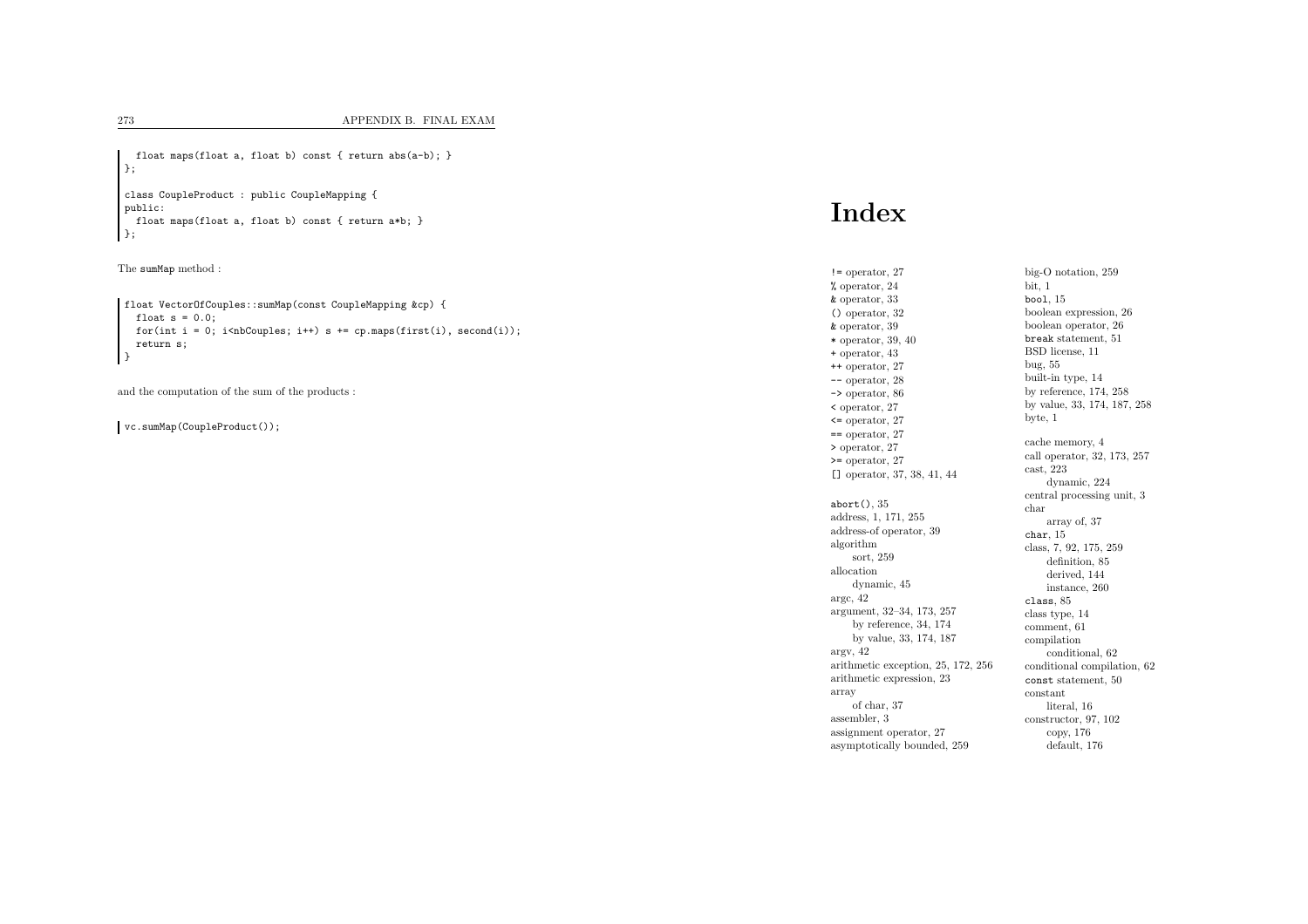```
  float maps(float a, float b) const { return abs(a-b); }
};

class CoupleProduct : public CoupleMapping {
public:
  float maps(float a, float b) const { return a*b; }
};
```

The sumMap method :

```
float VectorOfCouples::sumMap(const CoupleMapping &cp) {
  float s = 0.0;
  for(int i = 0; i<nbCouples; i++) s += cp.maps(first(i), second(i));
  return s;
}
```

and the computation of the sum of the products :

```
vc.sumMap(CoupleProduct());
```

# Index

!= operator, 27
% operator, 24
& operator, 33
() operator, 32
& operator, 39
* operator, 39, 40
+ operator, 43
++ operator, 27
-- operator, 28
-> operator, 86
< operator, 27
<= operator, 27
== operator, 27
> operator, 27
>= operator, 27
[] operator, 37, 38, 41, 44

abort(), 35
address, 1, 171, 255
address-of operator, 39
algorithm
  sort, 259
allocation
  dynamic, 45
argc, 42
argument, 32–34, 173, 257
  by reference, 34, 174
  by value, 33, 174, 187
argv, 42
arithmetic exception, 25, 172, 256
arithmetic expression, 23
array
  of char, 37
assembler, 3
assignment operator, 27
asymptotically bounded, 259

big-O notation, 259
bit, 1
bool, 15
boolean expression, 26
boolean operator, 26
break statement, 51
BSD license, 11
bug, 55
built-in type, 14
by reference, 174, 258
by value, 33, 174, 187, 258
byte, 1

cache memory, 4
call operator, 32, 173, 257
cast, 223
  dynamic, 224
central processing unit, 3
char
  array of, 37
char, 15
class, 7, 92, 175, 259
  definition, 85
  derived, 144
  instance, 260
class, 85
class type, 14
comment, 61
compilation
  conditional, 62
conditional compilation, 62
const statement, 50
constant
  literal, 16
constructor, 97, 102
  copy, 176
  default, 176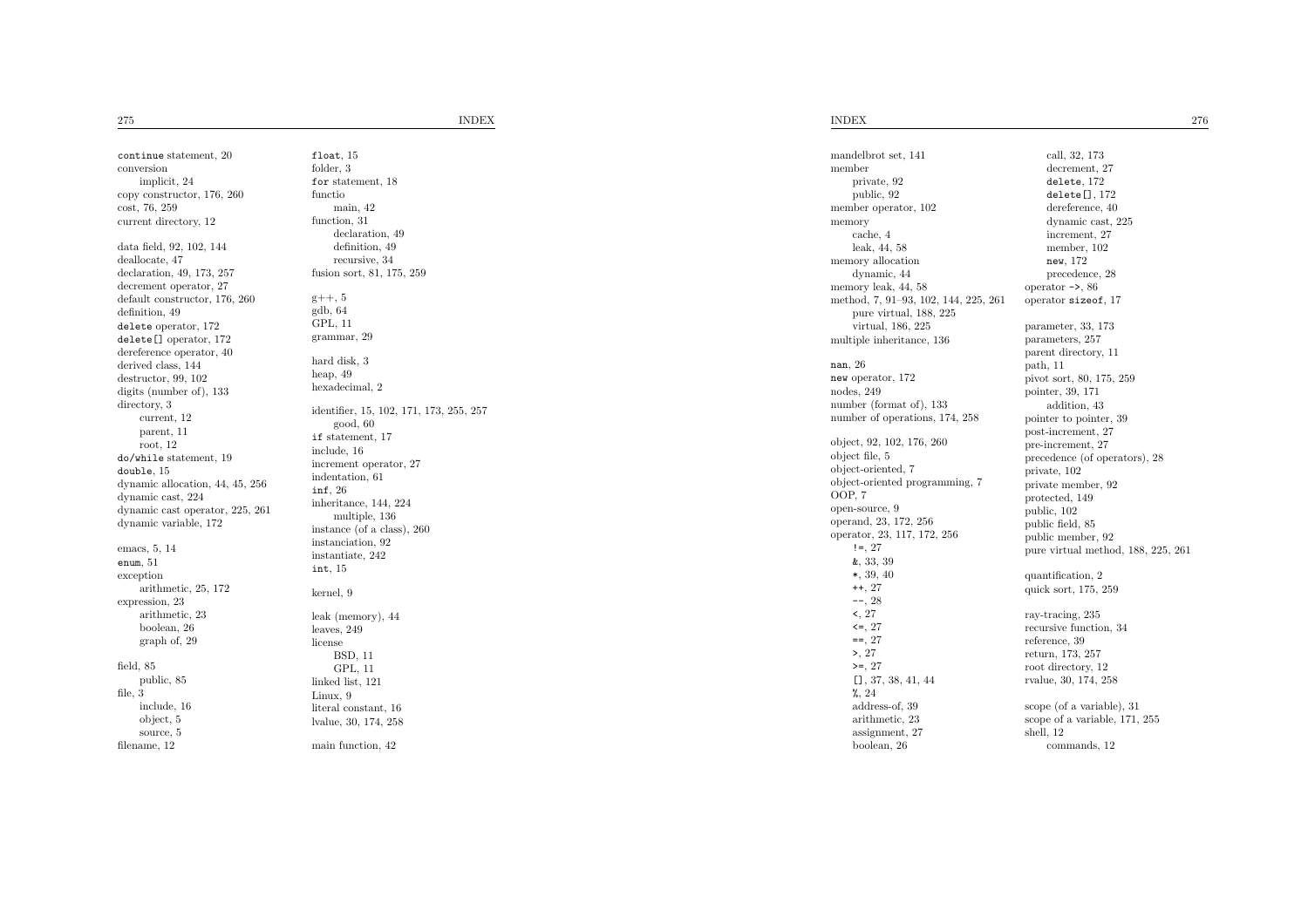continue statement, 20
conversion
  implicit, 24
copy constructor, 176, 260
cost, 76, 259
current directory, 12

data field, 92, 102, 144
deallocate, 47
declaration, 49, 173, 257
decrement operator, 27
default constructor, 176, 260
definition, 49
delete operator, 172
delete[] operator, 172
dereference operator, 40
derived class, 144
destructor, 99, 102
digits (number of), 133
directory, 3
  current, 12
  parent, 11
  root, 12
do/while statement, 19
double, 15
dynamic allocation, 44, 45, 256
dynamic cast, 224
dynamic cast operator, 225, 261
dynamic variable, 172

emacs, 5, 14
enum, 51
exception
  arithmetic, 25, 172
expression, 23
  arithmetic, 23
  boolean, 26
  graph of, 29

field, 85
  public, 85
file, 3
  include, 16
  object, 5
  source, 5
filename, 12

float, 15
folder, 3
for statement, 18
functio
  main, 42
function, 31
  declaration, 49
  definition, 49
  recursive, 34
fusion sort, 81, 175, 259

g++, 5
gdb, 64
GPL, 11
grammar, 29

hard disk, 3
heap, 49
hexadecimal, 2

identifier, 15, 102, 171, 173, 255, 257
  good, 60
if statement, 17
include, 16
increment operator, 27
indentation, 61
inf, 26
inheritance, 144, 224
  multiple, 136
instance (of a class), 260
instanciation, 92
instantiate, 242
int, 15

kernel, 9

leak (memory), 44
leaves, 249
license
  BSD, 11
  GPL, 11
linked list, 121
Linux, 9
literal constant, 16
lvalue, 30, 174, 258

main function, 42

mandelbrot set, 141
member
  private, 92
  public, 92
member operator, 102
memory
  cache, 4
  leak, 44, 58
memory allocation
  dynamic, 44
memory leak, 44, 58
method, 7, 91–93, 102, 144, 225, 261
  pure virtual, 188, 225
  virtual, 186, 225
multiple inheritance, 136

nan, 26
new operator, 172
nodes, 249
number (format of), 133
number of operations, 174, 258

object, 92, 102, 176, 260
object file, 5
object-oriented, 7
object-oriented programming, 7
OOP, 7
open-source, 9
operand, 23, 172, 256
operator, 23, 117, 172, 256
  !=, 27
  &, 33, 39
  *, 39, 40
  ++, 27
  --, 28
  <, 27
  <=, 27
  ==, 27
  >, 27
  >=, 27
  [], 37, 38, 41, 44
  %, 24
  address-of, 39
  arithmetic, 23
  assignment, 27
  boolean, 26
  call, 32, 173
  decrement, 27
  delete, 172
  delete[], 172
  dereference, 40
  dynamic cast, 225
  increment, 27
  member, 102
  new, 172
  precedence, 28
operator ->, 86
operator sizeof, 17

parameter, 33, 173
parameters, 257
parent directory, 11
path, 11
pivot sort, 80, 175, 259
pointer, 39, 171
  addition, 43
pointer to pointer, 39
post-increment, 27
pre-increment, 27
precedence (of operators), 28
private, 102
private member, 92
protected, 149
public, 102
public field, 85
public member, 92
pure virtual method, 188, 225, 261

quantification, 2
quick sort, 175, 259

ray-tracing, 235
recursive function, 34
reference, 39
return, 173, 257
root directory, 12
rvalue, 30, 174, 258

scope (of a variable), 31
scope of a variable, 171, 255
shell, 12
  commands, 12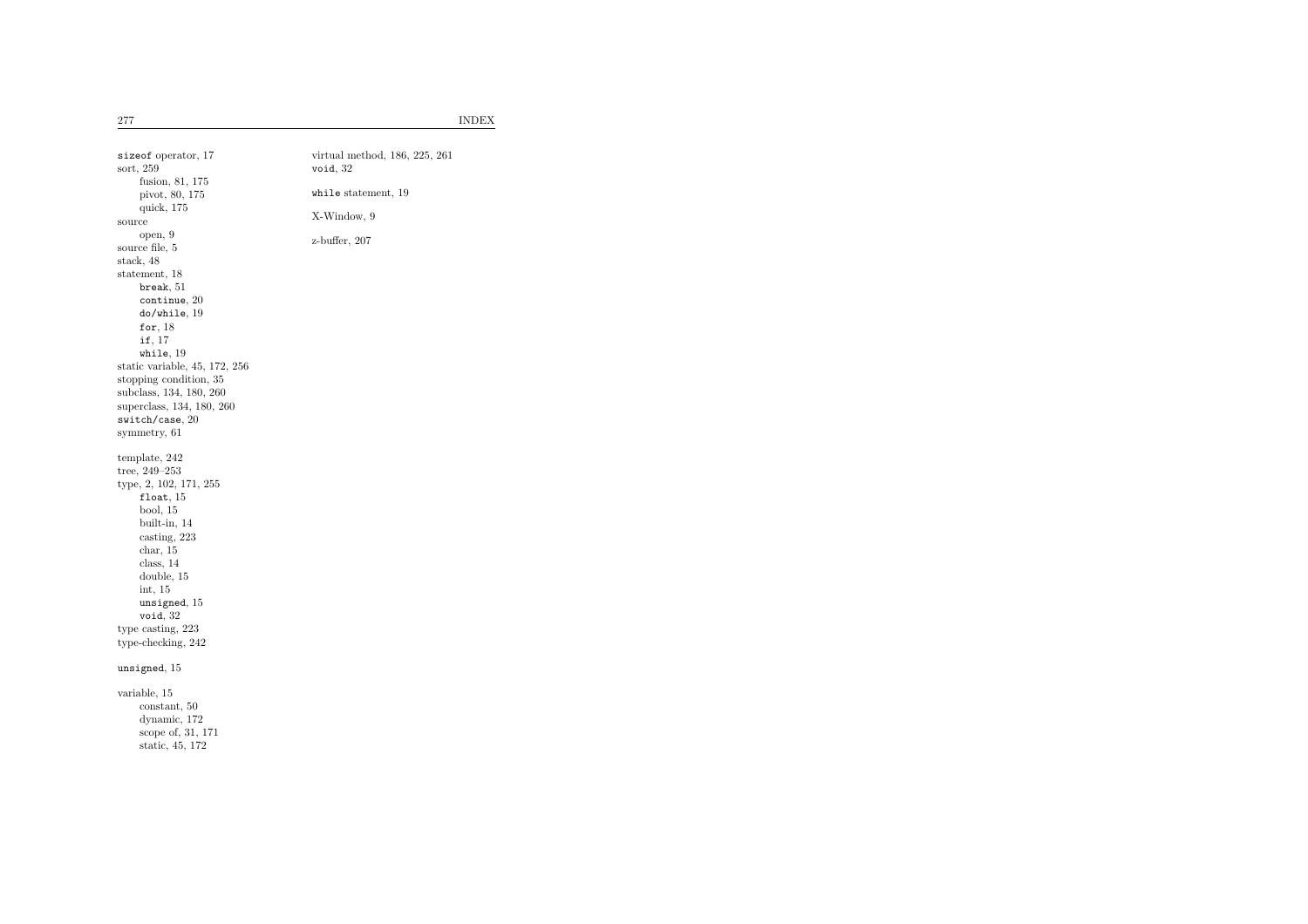`sizeof` operator, 17
sort, 259
    fusion, 81, 175
    pivot, 80, 175
    quick, 175
source
    open, 9
source file, 5
stack, 48
statement, 18
    `break`, 51
    `continue`, 20
    `do/while`, 19
    `for`, 18
    `if`, 17
    `while`, 19
static variable, 45, 172, 256
stopping condition, 35
subclass, 134, 180, 260
superclass, 134, 180, 260
`switch/case`, 20
symmetry, 61

template, 242
tree, 249–253
type, 2, 102, 171, 255
    `float`, 15
    bool, 15
    built-in, 14
    casting, 223
    char, 15
    class, 14
    double, 15
    int, 15
    `unsigned`, 15
    `void`, 32
type casting, 223
type-checking, 242

`unsigned`, 15

variable, 15
    constant, 50
    dynamic, 172
    scope of, 31, 171
    static, 45, 172

virtual method, 186, 225, 261
`void`, 32

`while` statement, 19

X-Window, 9

z-buffer, 207